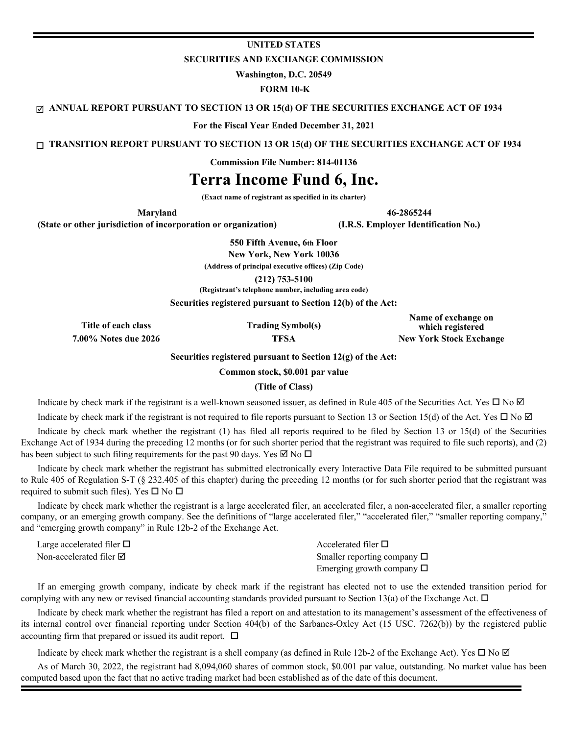**UNITED STATES**

**SECURITIES AND EXCHANGE COMMISSION**

**Washington, D.C. 20549**

**FORM 10-K**

☑ **ANNUAL REPORT PURSUANT TO SECTION 13 OR 15(d) OF THE SECURITIES EXCHANGE ACT OF 1934**

**For the Fiscal Year Ended December 31, 2021**

☐ **TRANSITION REPORT PURSUANT TO SECTION 13 OR 15(d) OF THE SECURITIES EXCHANGE ACT OF 1934**

**Commission File Number: 814-01136**

# Terra Income Fund 6, Inc.

**(Exact name of registrant as specified in its charter)**

| **Maryland** | **46-2865244** |
|---|---|
| **(State or other jurisdiction of incorporation or organization)** | **(I.R.S. Employer Identification No.)** |

**550 Fifth Avenue, 6th Floor**
**New York, New York 10036**
**(Address of principal executive offices) (Zip Code)**

**(212) 753-5100**
**(Registrant's telephone number, including area code)**

**Securities registered pursuant to Section 12(b) of the Act:**

| Title of each class | Trading Symbol(s) | Name of exchange on which registered |
|---|---|---|
| 7.00% Notes due 2026 | TFSA | New York Stock Exchange |

**Securities registered pursuant to Section 12(g) of the Act:**

**Common stock, $0.001 par value**

**(Title of Class)**

Indicate by check mark if the registrant is a well-known seasoned issuer, as defined in Rule 405 of the Securities Act. Yes ☐ No ☑

Indicate by check mark if the registrant is not required to file reports pursuant to Section 13 or Section 15(d) of the Act. Yes ☐ No ☑

Indicate by check mark whether the registrant (1) has filed all reports required to be filed by Section 13 or 15(d) of the Securities Exchange Act of 1934 during the preceding 12 months (or for such shorter period that the registrant was required to file such reports), and (2) has been subject to such filing requirements for the past 90 days. Yes ☑ No ☐

Indicate by check mark whether the registrant has submitted electronically every Interactive Data File required to be submitted pursuant to Rule 405 of Regulation S-T (§ 232.405 of this chapter) during the preceding 12 months (or for such shorter period that the registrant was required to submit such files). Yes ☐ No ☐

Indicate by check mark whether the registrant is a large accelerated filer, an accelerated filer, a non-accelerated filer, a smaller reporting company, or an emerging growth company. See the definitions of "large accelerated filer," "accelerated filer," "smaller reporting company," and "emerging growth company" in Rule 12b-2 of the Exchange Act.

| | |
|---|---|
| Large accelerated filer ☐ | Accelerated filer ☐ |
| Non-accelerated filer ☑ | Smaller reporting company ☐ |
| | Emerging growth company ☐ |

If an emerging growth company, indicate by check mark if the registrant has elected not to use the extended transition period for complying with any new or revised financial accounting standards provided pursuant to Section 13(a) of the Exchange Act. ☐

Indicate by check mark whether the registrant has filed a report on and attestation to its management's assessment of the effectiveness of its internal control over financial reporting under Section 404(b) of the Sarbanes-Oxley Act (15 USC. 7262(b)) by the registered public accounting firm that prepared or issued its audit report. ☐

Indicate by check mark whether the registrant is a shell company (as defined in Rule 12b-2 of the Exchange Act). Yes ☐ No ☑

As of March 30, 2022, the registrant had 8,094,060 shares of common stock, $0.001 par value, outstanding. No market value has been computed based upon the fact that no active trading market had been established as of the date of this document.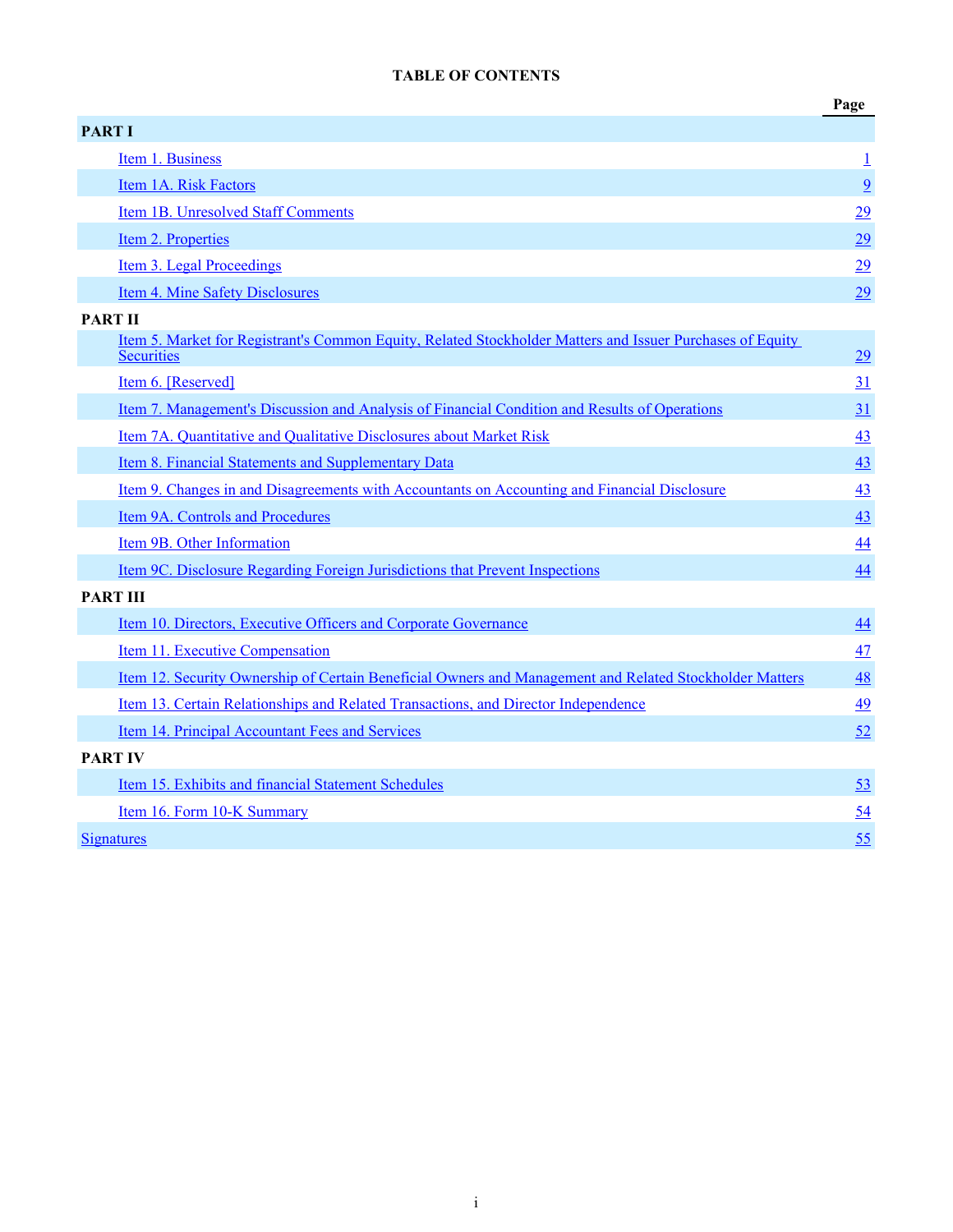**TABLE OF CONTENTS**

| | Page |
|---|---|
| **PART I** | |
| Item 1. Business | 1 |
| Item 1A. Risk Factors | 9 |
| Item 1B. Unresolved Staff Comments | 29 |
| Item 2. Properties | 29 |
| Item 3. Legal Proceedings | 29 |
| Item 4. Mine Safety Disclosures | 29 |
| **PART II** | |
| Item 5. Market for Registrant's Common Equity, Related Stockholder Matters and Issuer Purchases of Equity Securities | 29 |
| Item 6. [Reserved] | 31 |
| Item 7. Management's Discussion and Analysis of Financial Condition and Results of Operations | 31 |
| Item 7A. Quantitative and Qualitative Disclosures about Market Risk | 43 |
| Item 8. Financial Statements and Supplementary Data | 43 |
| Item 9. Changes in and Disagreements with Accountants on Accounting and Financial Disclosure | 43 |
| Item 9A. Controls and Procedures | 43 |
| Item 9B. Other Information | 44 |
| Item 9C. Disclosure Regarding Foreign Jurisdictions that Prevent Inspections | 44 |
| **PART III** | |
| Item 10. Directors, Executive Officers and Corporate Governance | 44 |
| Item 11. Executive Compensation | 47 |
| Item 12. Security Ownership of Certain Beneficial Owners and Management and Related Stockholder Matters | 48 |
| Item 13. Certain Relationships and Related Transactions, and Director Independence | 49 |
| Item 14. Principal Accountant Fees and Services | 52 |
| **PART IV** | |
| Item 15. Exhibits and financial Statement Schedules | 53 |
| Item 16. Form 10-K Summary | 54 |
| Signatures | 55 |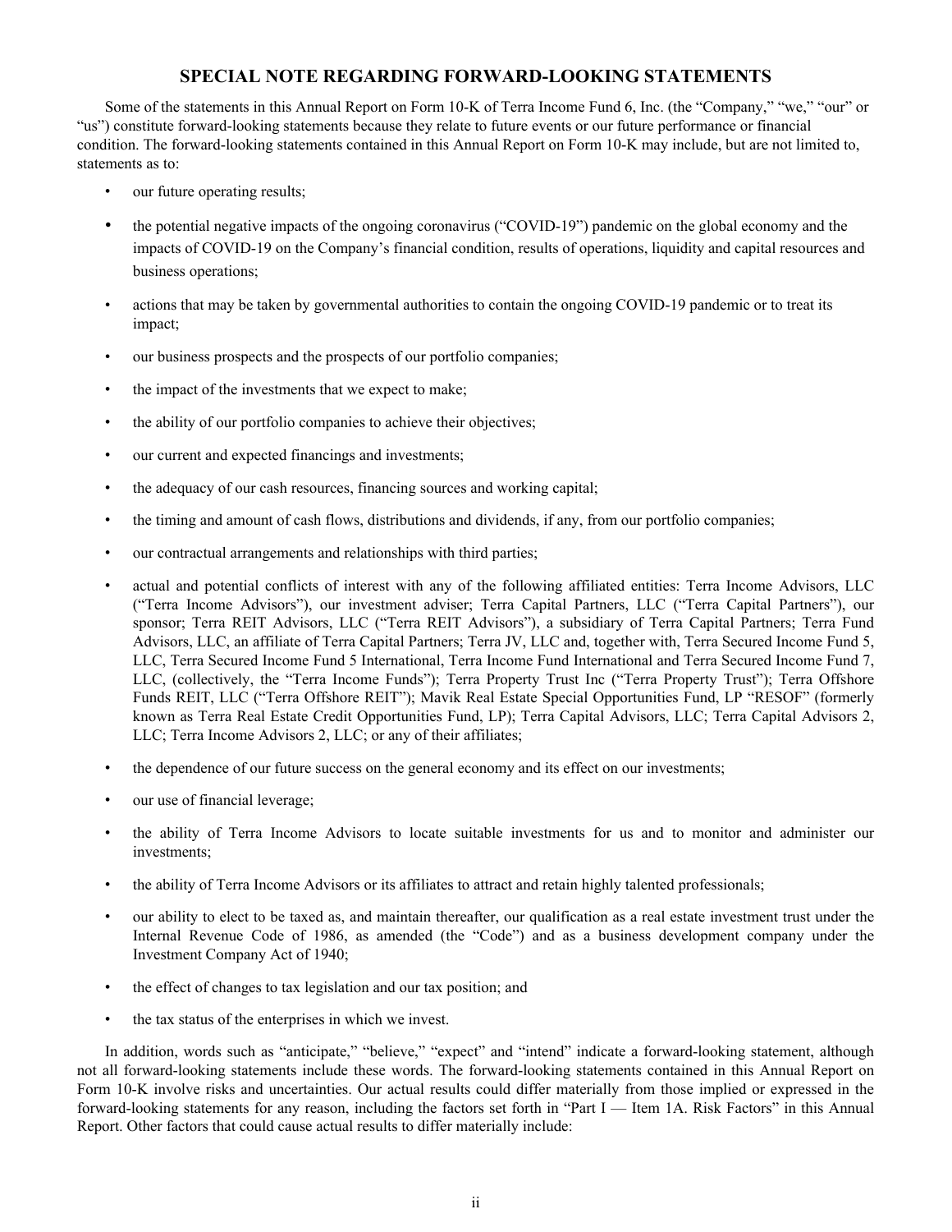## SPECIAL NOTE REGARDING FORWARD-LOOKING STATEMENTS

Some of the statements in this Annual Report on Form 10-K of Terra Income Fund 6, Inc. (the "Company," "we," "our" or "us") constitute forward-looking statements because they relate to future events or our future performance or financial condition. The forward-looking statements contained in this Annual Report on Form 10-K may include, but are not limited to, statements as to:

- our future operating results;
- the potential negative impacts of the ongoing coronavirus ("COVID-19") pandemic on the global economy and the impacts of COVID-19 on the Company's financial condition, results of operations, liquidity and capital resources and business operations;
- actions that may be taken by governmental authorities to contain the ongoing COVID-19 pandemic or to treat its impact;
- our business prospects and the prospects of our portfolio companies;
- the impact of the investments that we expect to make;
- the ability of our portfolio companies to achieve their objectives;
- our current and expected financings and investments;
- the adequacy of our cash resources, financing sources and working capital;
- the timing and amount of cash flows, distributions and dividends, if any, from our portfolio companies;
- our contractual arrangements and relationships with third parties;
- actual and potential conflicts of interest with any of the following affiliated entities: Terra Income Advisors, LLC ("Terra Income Advisors"), our investment adviser; Terra Capital Partners, LLC ("Terra Capital Partners"), our sponsor; Terra REIT Advisors, LLC ("Terra REIT Advisors"), a subsidiary of Terra Capital Partners; Terra Fund Advisors, LLC, an affiliate of Terra Capital Partners; Terra JV, LLC and, together with, Terra Secured Income Fund 5, LLC, Terra Secured Income Fund 5 International, Terra Income Fund International and Terra Secured Income Fund 7, LLC, (collectively, the "Terra Income Funds"); Terra Property Trust Inc ("Terra Property Trust"); Terra Offshore Funds REIT, LLC ("Terra Offshore REIT"); Mavik Real Estate Special Opportunities Fund, LP "RESOF" (formerly known as Terra Real Estate Credit Opportunities Fund, LP); Terra Capital Advisors, LLC; Terra Capital Advisors 2, LLC; Terra Income Advisors 2, LLC; or any of their affiliates;
- the dependence of our future success on the general economy and its effect on our investments;
- our use of financial leverage;
- the ability of Terra Income Advisors to locate suitable investments for us and to monitor and administer our investments;
- the ability of Terra Income Advisors or its affiliates to attract and retain highly talented professionals;
- our ability to elect to be taxed as, and maintain thereafter, our qualification as a real estate investment trust under the Internal Revenue Code of 1986, as amended (the "Code") and as a business development company under the Investment Company Act of 1940;
- the effect of changes to tax legislation and our tax position; and
- the tax status of the enterprises in which we invest.

In addition, words such as "anticipate," "believe," "expect" and "intend" indicate a forward-looking statement, although not all forward-looking statements include these words. The forward-looking statements contained in this Annual Report on Form 10-K involve risks and uncertainties. Our actual results could differ materially from those implied or expressed in the forward-looking statements for any reason, including the factors set forth in "Part I — Item 1A. Risk Factors" in this Annual Report. Other factors that could cause actual results to differ materially include: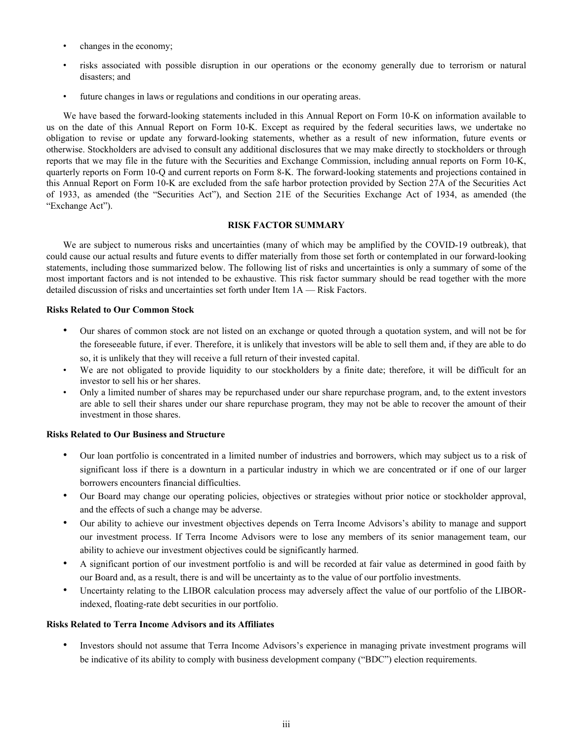- changes in the economy;
- risks associated with possible disruption in our operations or the economy generally due to terrorism or natural disasters; and
- future changes in laws or regulations and conditions in our operating areas.

We have based the forward-looking statements included in this Annual Report on Form 10-K on information available to us on the date of this Annual Report on Form 10-K. Except as required by the federal securities laws, we undertake no obligation to revise or update any forward-looking statements, whether as a result of new information, future events or otherwise. Stockholders are advised to consult any additional disclosures that we may make directly to stockholders or through reports that we may file in the future with the Securities and Exchange Commission, including annual reports on Form 10-K, quarterly reports on Form 10-Q and current reports on Form 8-K. The forward-looking statements and projections contained in this Annual Report on Form 10-K are excluded from the safe harbor protection provided by Section 27A of the Securities Act of 1933, as amended (the "Securities Act"), and Section 21E of the Securities Exchange Act of 1934, as amended (the "Exchange Act").

## RISK FACTOR SUMMARY

We are subject to numerous risks and uncertainties (many of which may be amplified by the COVID-19 outbreak), that could cause our actual results and future events to differ materially from those set forth or contemplated in our forward-looking statements, including those summarized below. The following list of risks and uncertainties is only a summary of some of the most important factors and is not intended to be exhaustive. This risk factor summary should be read together with the more detailed discussion of risks and uncertainties set forth under Item 1A — Risk Factors.

**Risks Related to Our Common Stock**

- Our shares of common stock are not listed on an exchange or quoted through a quotation system, and will not be for the foreseeable future, if ever. Therefore, it is unlikely that investors will be able to sell them and, if they are able to do so, it is unlikely that they will receive a full return of their invested capital.
- We are not obligated to provide liquidity to our stockholders by a finite date; therefore, it will be difficult for an investor to sell his or her shares.
- Only a limited number of shares may be repurchased under our share repurchase program, and, to the extent investors are able to sell their shares under our share repurchase program, they may not be able to recover the amount of their investment in those shares.

**Risks Related to Our Business and Structure**

- Our loan portfolio is concentrated in a limited number of industries and borrowers, which may subject us to a risk of significant loss if there is a downturn in a particular industry in which we are concentrated or if one of our larger borrowers encounters financial difficulties.
- Our Board may change our operating policies, objectives or strategies without prior notice or stockholder approval, and the effects of such a change may be adverse.
- Our ability to achieve our investment objectives depends on Terra Income Advisors's ability to manage and support our investment process. If Terra Income Advisors were to lose any members of its senior management team, our ability to achieve our investment objectives could be significantly harmed.
- A significant portion of our investment portfolio is and will be recorded at fair value as determined in good faith by our Board and, as a result, there is and will be uncertainty as to the value of our portfolio investments.
- Uncertainty relating to the LIBOR calculation process may adversely affect the value of our portfolio of the LIBOR-indexed, floating-rate debt securities in our portfolio.

**Risks Related to Terra Income Advisors and its Affiliates**

- Investors should not assume that Terra Income Advisors's experience in managing private investment programs will be indicative of its ability to comply with business development company ("BDC") election requirements.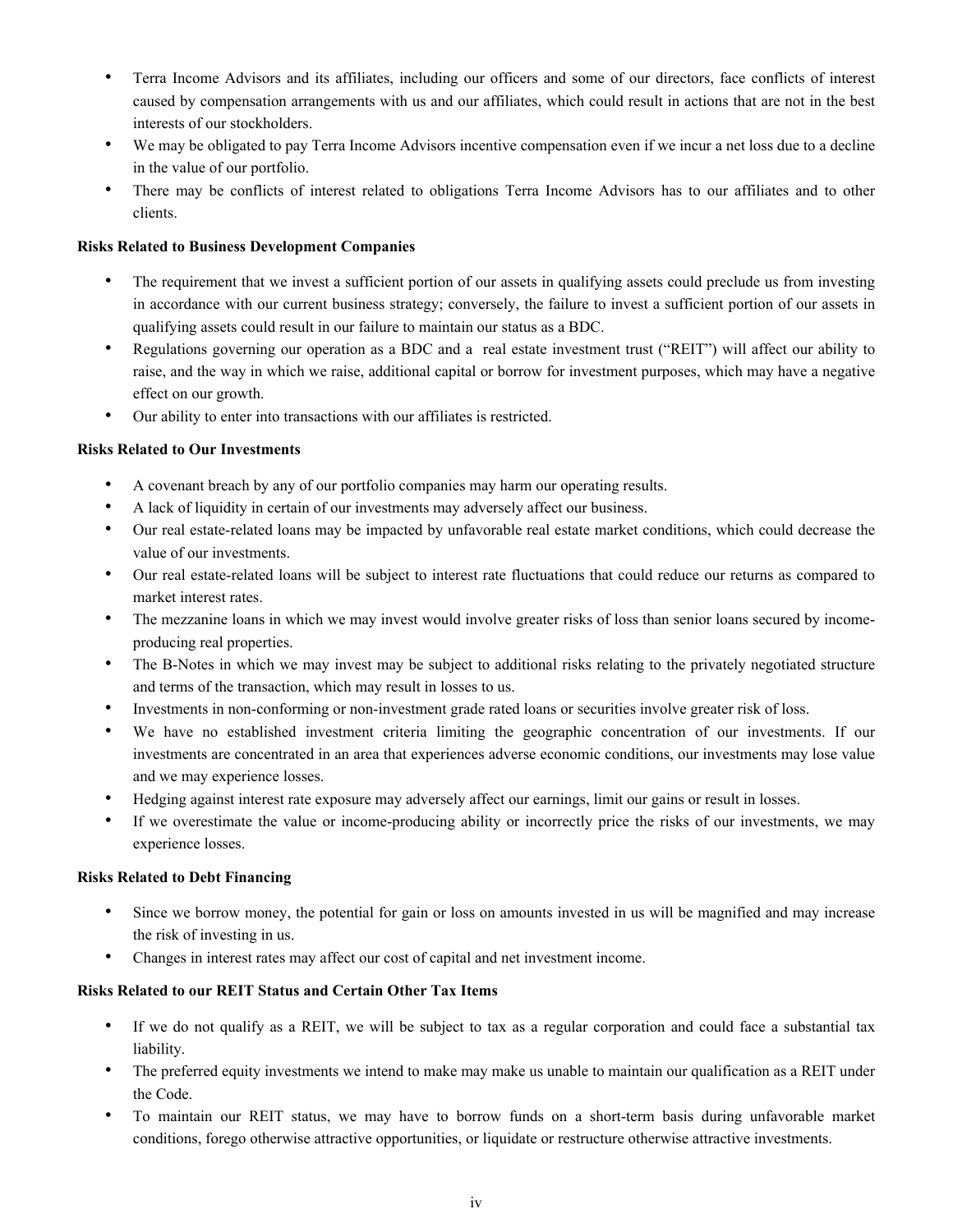- Terra Income Advisors and its affiliates, including our officers and some of our directors, face conflicts of interest caused by compensation arrangements with us and our affiliates, which could result in actions that are not in the best interests of our stockholders.
- We may be obligated to pay Terra Income Advisors incentive compensation even if we incur a net loss due to a decline in the value of our portfolio.
- There may be conflicts of interest related to obligations Terra Income Advisors has to our affiliates and to other clients.

**Risks Related to Business Development Companies**

- The requirement that we invest a sufficient portion of our assets in qualifying assets could preclude us from investing in accordance with our current business strategy; conversely, the failure to invest a sufficient portion of our assets in qualifying assets could result in our failure to maintain our status as a BDC.
- Regulations governing our operation as a BDC and a real estate investment trust ("REIT") will affect our ability to raise, and the way in which we raise, additional capital or borrow for investment purposes, which may have a negative effect on our growth.
- Our ability to enter into transactions with our affiliates is restricted.

**Risks Related to Our Investments**

- A covenant breach by any of our portfolio companies may harm our operating results.
- A lack of liquidity in certain of our investments may adversely affect our business.
- Our real estate-related loans may be impacted by unfavorable real estate market conditions, which could decrease the value of our investments.
- Our real estate-related loans will be subject to interest rate fluctuations that could reduce our returns as compared to market interest rates.
- The mezzanine loans in which we may invest would involve greater risks of loss than senior loans secured by income-producing real properties.
- The B-Notes in which we may invest may be subject to additional risks relating to the privately negotiated structure and terms of the transaction, which may result in losses to us.
- Investments in non-conforming or non-investment grade rated loans or securities involve greater risk of loss.
- We have no established investment criteria limiting the geographic concentration of our investments. If our investments are concentrated in an area that experiences adverse economic conditions, our investments may lose value and we may experience losses.
- Hedging against interest rate exposure may adversely affect our earnings, limit our gains or result in losses.
- If we overestimate the value or income-producing ability or incorrectly price the risks of our investments, we may experience losses.

**Risks Related to Debt Financing**

- Since we borrow money, the potential for gain or loss on amounts invested in us will be magnified and may increase the risk of investing in us.
- Changes in interest rates may affect our cost of capital and net investment income.

**Risks Related to our REIT Status and Certain Other Tax Items**

- If we do not qualify as a REIT, we will be subject to tax as a regular corporation and could face a substantial tax liability.
- The preferred equity investments we intend to make may make us unable to maintain our qualification as a REIT under the Code.
- To maintain our REIT status, we may have to borrow funds on a short-term basis during unfavorable market conditions, forego otherwise attractive opportunities, or liquidate or restructure otherwise attractive investments.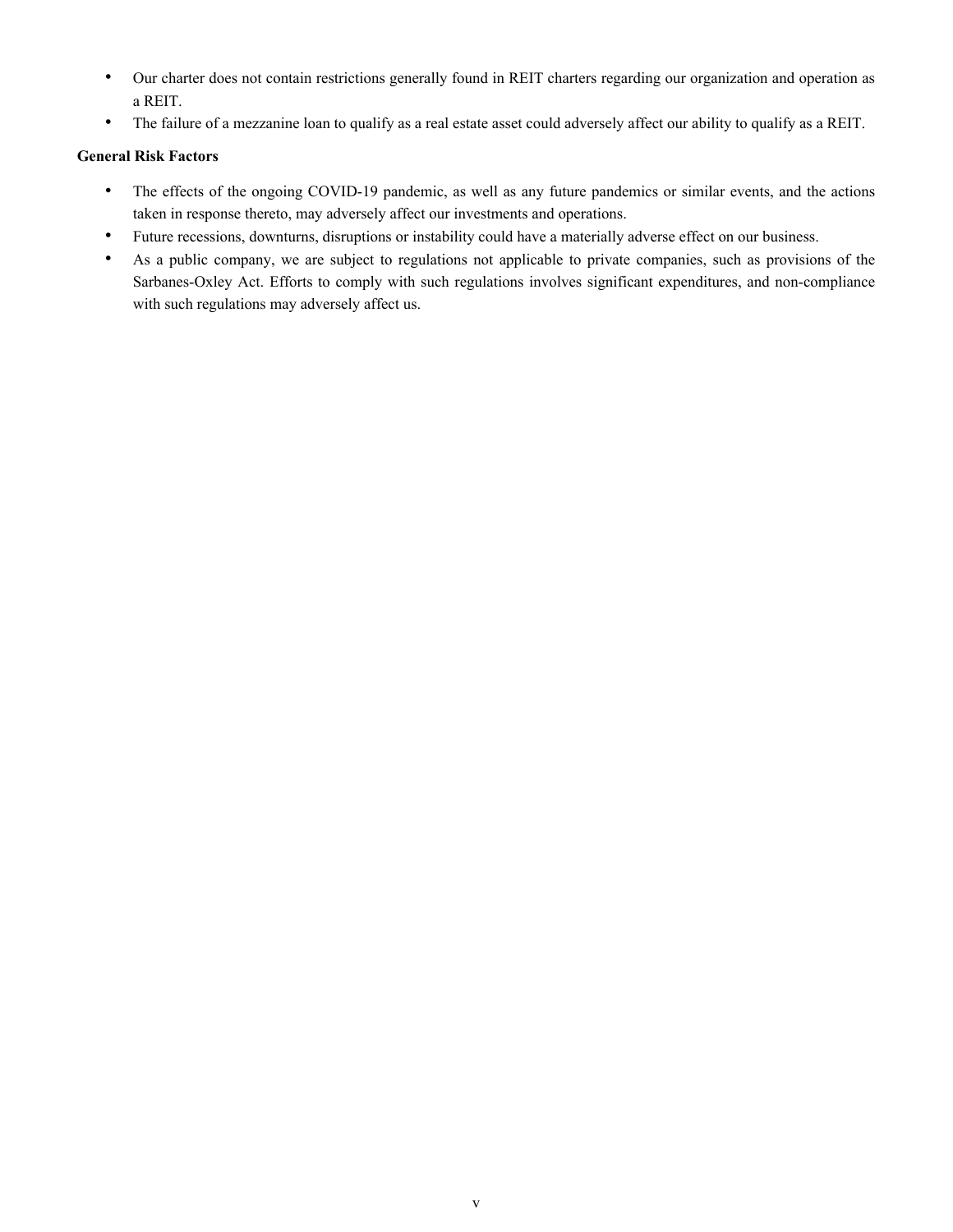- Our charter does not contain restrictions generally found in REIT charters regarding our organization and operation as a REIT.
- The failure of a mezzanine loan to qualify as a real estate asset could adversely affect our ability to qualify as a REIT.

**General Risk Factors**

- The effects of the ongoing COVID-19 pandemic, as well as any future pandemics or similar events, and the actions taken in response thereto, may adversely affect our investments and operations.
- Future recessions, downturns, disruptions or instability could have a materially adverse effect on our business.
- As a public company, we are subject to regulations not applicable to private companies, such as provisions of the Sarbanes-Oxley Act. Efforts to comply with such regulations involves significant expenditures, and non-compliance with such regulations may adversely affect us.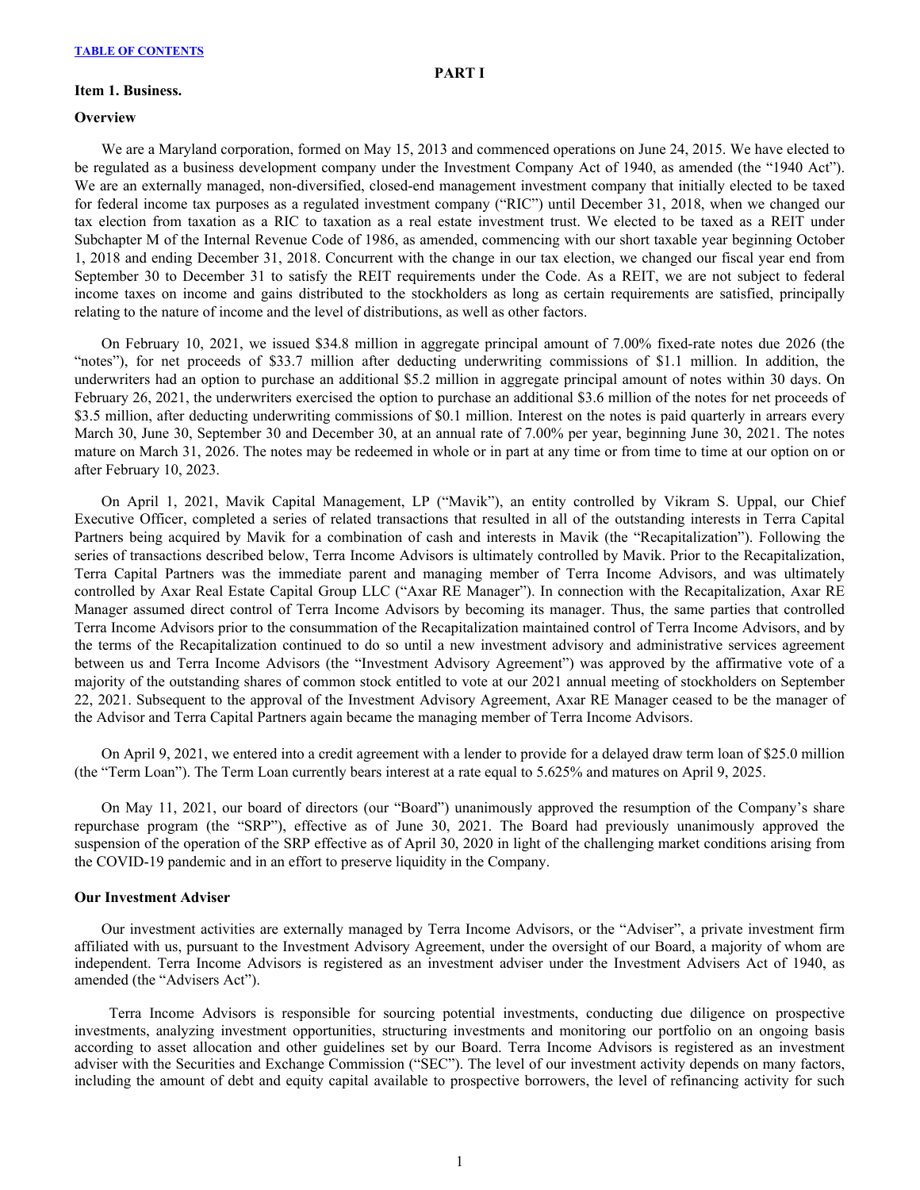# PART I

## Item 1. Business.

### Overview

We are a Maryland corporation, formed on May 15, 2013 and commenced operations on June 24, 2015. We have elected to be regulated as a business development company under the Investment Company Act of 1940, as amended (the "1940 Act"). We are an externally managed, non-diversified, closed-end management investment company that initially elected to be taxed for federal income tax purposes as a regulated investment company ("RIC") until December 31, 2018, when we changed our tax election from taxation as a RIC to taxation as a real estate investment trust. We elected to be taxed as a REIT under Subchapter M of the Internal Revenue Code of 1986, as amended, commencing with our short taxable year beginning October 1, 2018 and ending December 31, 2018. Concurrent with the change in our tax election, we changed our fiscal year end from September 30 to December 31 to satisfy the REIT requirements under the Code. As a REIT, we are not subject to federal income taxes on income and gains distributed to the stockholders as long as certain requirements are satisfied, principally relating to the nature of income and the level of distributions, as well as other factors.

On February 10, 2021, we issued $34.8 million in aggregate principal amount of 7.00% fixed-rate notes due 2026 (the "notes"), for net proceeds of $33.7 million after deducting underwriting commissions of $1.1 million. In addition, the underwriters had an option to purchase an additional $5.2 million in aggregate principal amount of notes within 30 days. On February 26, 2021, the underwriters exercised the option to purchase an additional $3.6 million of the notes for net proceeds of $3.5 million, after deducting underwriting commissions of $0.1 million. Interest on the notes is paid quarterly in arrears every March 30, June 30, September 30 and December 30, at an annual rate of 7.00% per year, beginning June 30, 2021. The notes mature on March 31, 2026. The notes may be redeemed in whole or in part at any time or from time to time at our option on or after February 10, 2023.

On April 1, 2021, Mavik Capital Management, LP ("Mavik"), an entity controlled by Vikram S. Uppal, our Chief Executive Officer, completed a series of related transactions that resulted in all of the outstanding interests in Terra Capital Partners being acquired by Mavik for a combination of cash and interests in Mavik (the "Recapitalization"). Following the series of transactions described below, Terra Income Advisors is ultimately controlled by Mavik. Prior to the Recapitalization, Terra Capital Partners was the immediate parent and managing member of Terra Income Advisors, and was ultimately controlled by Axar Real Estate Capital Group LLC ("Axar RE Manager"). In connection with the Recapitalization, Axar RE Manager assumed direct control of Terra Income Advisors by becoming its manager. Thus, the same parties that controlled Terra Income Advisors prior to the consummation of the Recapitalization maintained control of Terra Income Advisors, and by the terms of the Recapitalization continued to do so until a new investment advisory and administrative services agreement between us and Terra Income Advisors (the "Investment Advisory Agreement") was approved by the affirmative vote of a majority of the outstanding shares of common stock entitled to vote at our 2021 annual meeting of stockholders on September 22, 2021. Subsequent to the approval of the Investment Advisory Agreement, Axar RE Manager ceased to be the manager of the Advisor and Terra Capital Partners again became the managing member of Terra Income Advisors.

On April 9, 2021, we entered into a credit agreement with a lender to provide for a delayed draw term loan of $25.0 million (the "Term Loan"). The Term Loan currently bears interest at a rate equal to 5.625% and matures on April 9, 2025.

On May 11, 2021, our board of directors (our "Board") unanimously approved the resumption of the Company's share repurchase program (the "SRP"), effective as of June 30, 2021. The Board had previously unanimously approved the suspension of the operation of the SRP effective as of April 30, 2020 in light of the challenging market conditions arising from the COVID-19 pandemic and in an effort to preserve liquidity in the Company.

### Our Investment Adviser

Our investment activities are externally managed by Terra Income Advisors, or the "Adviser", a private investment firm affiliated with us, pursuant to the Investment Advisory Agreement, under the oversight of our Board, a majority of whom are independent. Terra Income Advisors is registered as an investment adviser under the Investment Advisers Act of 1940, as amended (the "Advisers Act").

Terra Income Advisors is responsible for sourcing potential investments, conducting due diligence on prospective investments, analyzing investment opportunities, structuring investments and monitoring our portfolio on an ongoing basis according to asset allocation and other guidelines set by our Board. Terra Income Advisors is registered as an investment adviser with the Securities and Exchange Commission ("SEC"). The level of our investment activity depends on many factors, including the amount of debt and equity capital available to prospective borrowers, the level of refinancing activity for such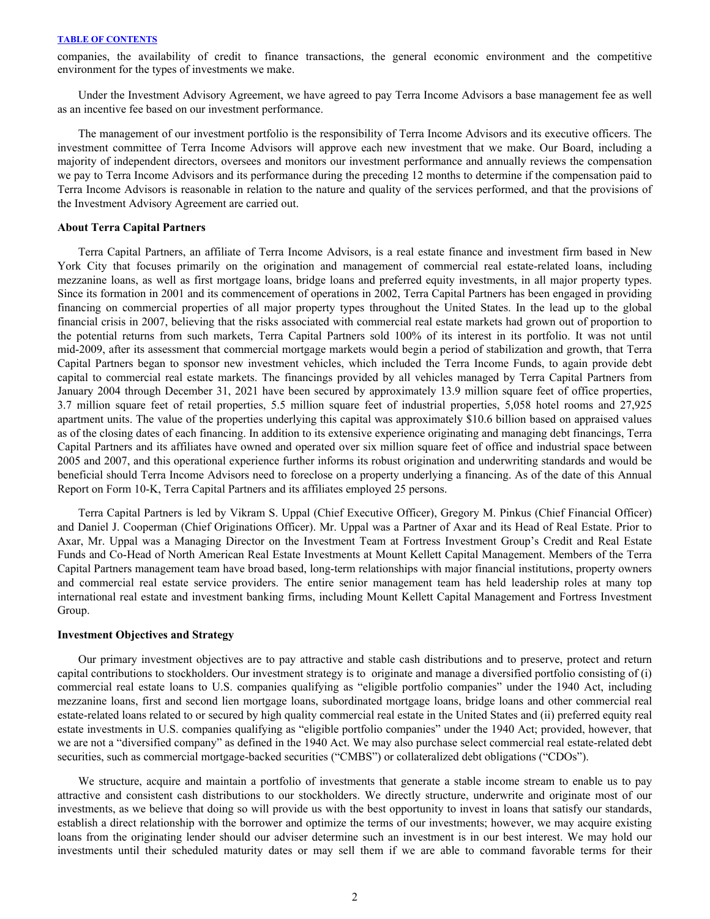companies, the availability of credit to finance transactions, the general economic environment and the competitive environment for the types of investments we make.

Under the Investment Advisory Agreement, we have agreed to pay Terra Income Advisors a base management fee as well as an incentive fee based on our investment performance.

The management of our investment portfolio is the responsibility of Terra Income Advisors and its executive officers. The investment committee of Terra Income Advisors will approve each new investment that we make. Our Board, including a majority of independent directors, oversees and monitors our investment performance and annually reviews the compensation we pay to Terra Income Advisors and its performance during the preceding 12 months to determine if the compensation paid to Terra Income Advisors is reasonable in relation to the nature and quality of the services performed, and that the provisions of the Investment Advisory Agreement are carried out.

**About Terra Capital Partners**

Terra Capital Partners, an affiliate of Terra Income Advisors, is a real estate finance and investment firm based in New York City that focuses primarily on the origination and management of commercial real estate-related loans, including mezzanine loans, as well as first mortgage loans, bridge loans and preferred equity investments, in all major property types. Since its formation in 2001 and its commencement of operations in 2002, Terra Capital Partners has been engaged in providing financing on commercial properties of all major property types throughout the United States. In the lead up to the global financial crisis in 2007, believing that the risks associated with commercial real estate markets had grown out of proportion to the potential returns from such markets, Terra Capital Partners sold 100% of its interest in its portfolio. It was not until mid-2009, after its assessment that commercial mortgage markets would begin a period of stabilization and growth, that Terra Capital Partners began to sponsor new investment vehicles, which included the Terra Income Funds, to again provide debt capital to commercial real estate markets. The financings provided by all vehicles managed by Terra Capital Partners from January 2004 through December 31, 2021 have been secured by approximately 13.9 million square feet of office properties, 3.7 million square feet of retail properties, 5.5 million square feet of industrial properties, 5,058 hotel rooms and 27,925 apartment units. The value of the properties underlying this capital was approximately $10.6 billion based on appraised values as of the closing dates of each financing. In addition to its extensive experience originating and managing debt financings, Terra Capital Partners and its affiliates have owned and operated over six million square feet of office and industrial space between 2005 and 2007, and this operational experience further informs its robust origination and underwriting standards and would be beneficial should Terra Income Advisors need to foreclose on a property underlying a financing. As of the date of this Annual Report on Form 10-K, Terra Capital Partners and its affiliates employed 25 persons.

Terra Capital Partners is led by Vikram S. Uppal (Chief Executive Officer), Gregory M. Pinkus (Chief Financial Officer) and Daniel J. Cooperman (Chief Originations Officer). Mr. Uppal was a Partner of Axar and its Head of Real Estate. Prior to Axar, Mr. Uppal was a Managing Director on the Investment Team at Fortress Investment Group's Credit and Real Estate Funds and Co-Head of North American Real Estate Investments at Mount Kellett Capital Management. Members of the Terra Capital Partners management team have broad based, long-term relationships with major financial institutions, property owners and commercial real estate service providers. The entire senior management team has held leadership roles at many top international real estate and investment banking firms, including Mount Kellett Capital Management and Fortress Investment Group.

**Investment Objectives and Strategy**

Our primary investment objectives are to pay attractive and stable cash distributions and to preserve, protect and return capital contributions to stockholders. Our investment strategy is to originate and manage a diversified portfolio consisting of (i) commercial real estate loans to U.S. companies qualifying as "eligible portfolio companies" under the 1940 Act, including mezzanine loans, first and second lien mortgage loans, subordinated mortgage loans, bridge loans and other commercial real estate-related loans related to or secured by high quality commercial real estate in the United States and (ii) preferred equity real estate investments in U.S. companies qualifying as "eligible portfolio companies" under the 1940 Act; provided, however, that we are not a "diversified company" as defined in the 1940 Act. We may also purchase select commercial real estate-related debt securities, such as commercial mortgage-backed securities ("CMBS") or collateralized debt obligations ("CDOs").

We structure, acquire and maintain a portfolio of investments that generate a stable income stream to enable us to pay attractive and consistent cash distributions to our stockholders. We directly structure, underwrite and originate most of our investments, as we believe that doing so will provide us with the best opportunity to invest in loans that satisfy our standards, establish a direct relationship with the borrower and optimize the terms of our investments; however, we may acquire existing loans from the originating lender should our adviser determine such an investment is in our best interest. We may hold our investments until their scheduled maturity dates or may sell them if we are able to command favorable terms for their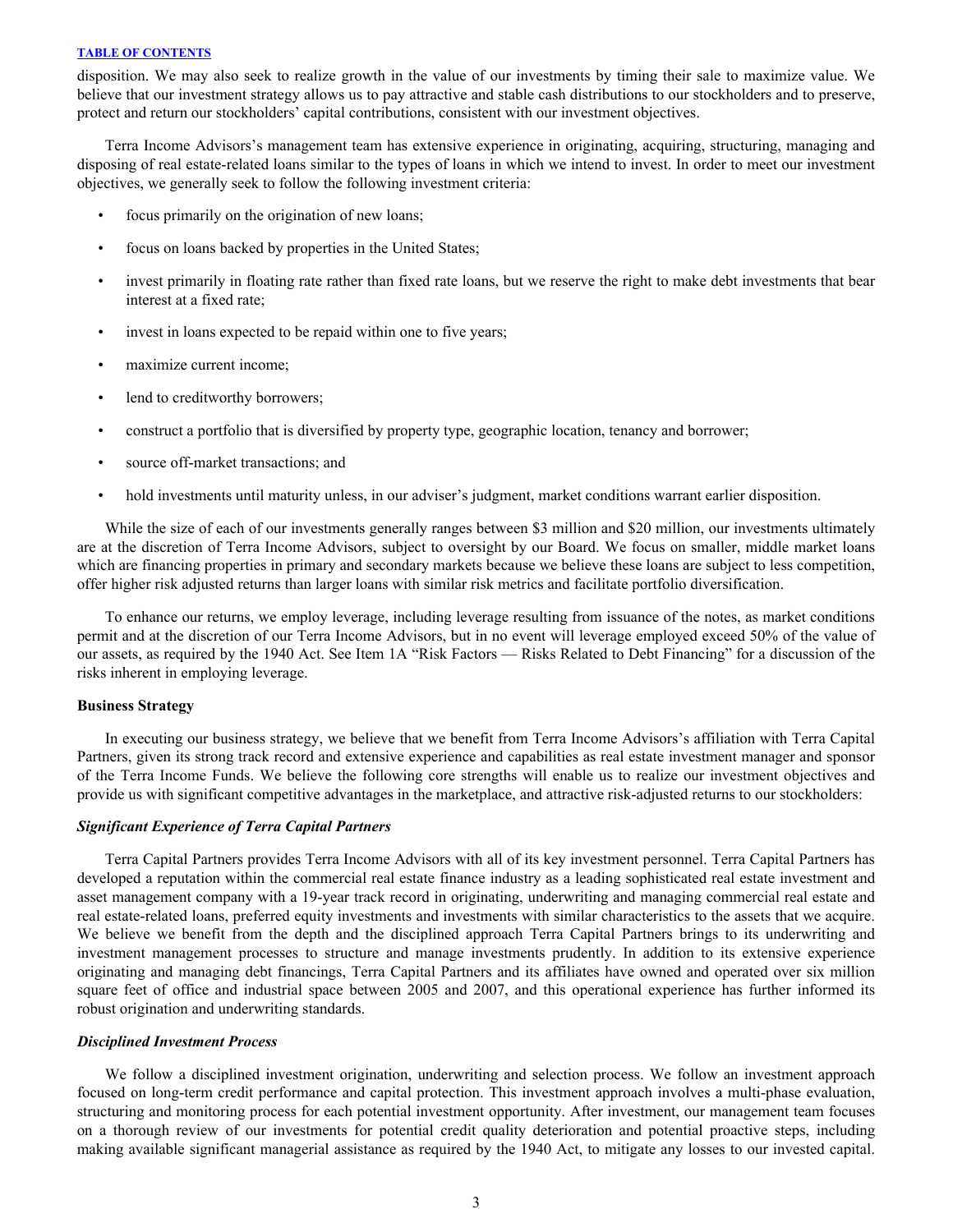disposition. We may also seek to realize growth in the value of our investments by timing their sale to maximize value. We believe that our investment strategy allows us to pay attractive and stable cash distributions to our stockholders and to preserve, protect and return our stockholders' capital contributions, consistent with our investment objectives.

Terra Income Advisors's management team has extensive experience in originating, acquiring, structuring, managing and disposing of real estate-related loans similar to the types of loans in which we intend to invest. In order to meet our investment objectives, we generally seek to follow the following investment criteria:

- focus primarily on the origination of new loans;
- focus on loans backed by properties in the United States;
- invest primarily in floating rate rather than fixed rate loans, but we reserve the right to make debt investments that bear interest at a fixed rate;
- invest in loans expected to be repaid within one to five years;
- maximize current income;
- lend to creditworthy borrowers;
- construct a portfolio that is diversified by property type, geographic location, tenancy and borrower;
- source off-market transactions; and
- hold investments until maturity unless, in our adviser's judgment, market conditions warrant earlier disposition.

While the size of each of our investments generally ranges between \$3 million and \$20 million, our investments ultimately are at the discretion of Terra Income Advisors, subject to oversight by our Board. We focus on smaller, middle market loans which are financing properties in primary and secondary markets because we believe these loans are subject to less competition, offer higher risk adjusted returns than larger loans with similar risk metrics and facilitate portfolio diversification.

To enhance our returns, we employ leverage, including leverage resulting from issuance of the notes, as market conditions permit and at the discretion of our Terra Income Advisors, but in no event will leverage employed exceed 50% of the value of our assets, as required by the 1940 Act. See Item 1A "Risk Factors — Risks Related to Debt Financing" for a discussion of the risks inherent in employing leverage.

**Business Strategy**

In executing our business strategy, we believe that we benefit from Terra Income Advisors's affiliation with Terra Capital Partners, given its strong track record and extensive experience and capabilities as real estate investment manager and sponsor of the Terra Income Funds. We believe the following core strengths will enable us to realize our investment objectives and provide us with significant competitive advantages in the marketplace, and attractive risk-adjusted returns to our stockholders:

***Significant Experience of Terra Capital Partners***

Terra Capital Partners provides Terra Income Advisors with all of its key investment personnel. Terra Capital Partners has developed a reputation within the commercial real estate finance industry as a leading sophisticated real estate investment and asset management company with a 19-year track record in originating, underwriting and managing commercial real estate and real estate-related loans, preferred equity investments and investments with similar characteristics to the assets that we acquire. We believe we benefit from the depth and the disciplined approach Terra Capital Partners brings to its underwriting and investment management processes to structure and manage investments prudently. In addition to its extensive experience originating and managing debt financings, Terra Capital Partners and its affiliates have owned and operated over six million square feet of office and industrial space between 2005 and 2007, and this operational experience has further informed its robust origination and underwriting standards.

***Disciplined Investment Process***

We follow a disciplined investment origination, underwriting and selection process. We follow an investment approach focused on long-term credit performance and capital protection. This investment approach involves a multi-phase evaluation, structuring and monitoring process for each potential investment opportunity. After investment, our management team focuses on a thorough review of our investments for potential credit quality deterioration and potential proactive steps, including making available significant managerial assistance as required by the 1940 Act, to mitigate any losses to our invested capital.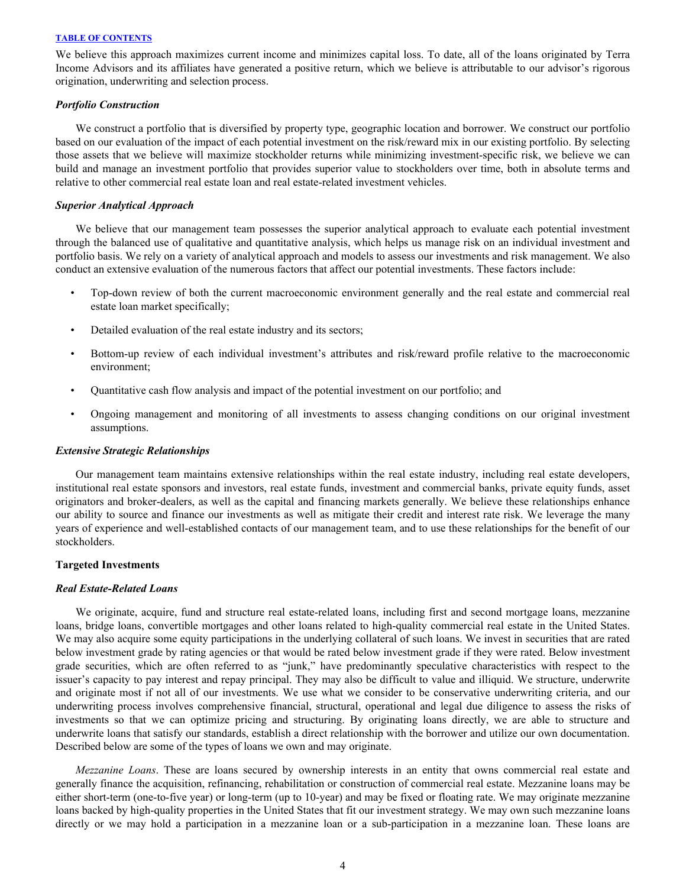We believe this approach maximizes current income and minimizes capital loss. To date, all of the loans originated by Terra Income Advisors and its affiliates have generated a positive return, which we believe is attributable to our advisor's rigorous origination, underwriting and selection process.

***Portfolio Construction***

We construct a portfolio that is diversified by property type, geographic location and borrower. We construct our portfolio based on our evaluation of the impact of each potential investment on the risk/reward mix in our existing portfolio. By selecting those assets that we believe will maximize stockholder returns while minimizing investment-specific risk, we believe we can build and manage an investment portfolio that provides superior value to stockholders over time, both in absolute terms and relative to other commercial real estate loan and real estate-related investment vehicles.

***Superior Analytical Approach***

We believe that our management team possesses the superior analytical approach to evaluate each potential investment through the balanced use of qualitative and quantitative analysis, which helps us manage risk on an individual investment and portfolio basis. We rely on a variety of analytical approach and models to assess our investments and risk management. We also conduct an extensive evaluation of the numerous factors that affect our potential investments. These factors include:

- Top-down review of both the current macroeconomic environment generally and the real estate and commercial real estate loan market specifically;
- Detailed evaluation of the real estate industry and its sectors;
- Bottom-up review of each individual investment's attributes and risk/reward profile relative to the macroeconomic environment;
- Quantitative cash flow analysis and impact of the potential investment on our portfolio; and
- Ongoing management and monitoring of all investments to assess changing conditions on our original investment assumptions.

***Extensive Strategic Relationships***

Our management team maintains extensive relationships within the real estate industry, including real estate developers, institutional real estate sponsors and investors, real estate funds, investment and commercial banks, private equity funds, asset originators and broker-dealers, as well as the capital and financing markets generally. We believe these relationships enhance our ability to source and finance our investments as well as mitigate their credit and interest rate risk. We leverage the many years of experience and well-established contacts of our management team, and to use these relationships for the benefit of our stockholders.

**Targeted Investments**

***Real Estate-Related Loans***

We originate, acquire, fund and structure real estate-related loans, including first and second mortgage loans, mezzanine loans, bridge loans, convertible mortgages and other loans related to high-quality commercial real estate in the United States. We may also acquire some equity participations in the underlying collateral of such loans. We invest in securities that are rated below investment grade by rating agencies or that would be rated below investment grade if they were rated. Below investment grade securities, which are often referred to as "junk," have predominantly speculative characteristics with respect to the issuer's capacity to pay interest and repay principal. They may also be difficult to value and illiquid. We structure, underwrite and originate most if not all of our investments. We use what we consider to be conservative underwriting criteria, and our underwriting process involves comprehensive financial, structural, operational and legal due diligence to assess the risks of investments so that we can optimize pricing and structuring. By originating loans directly, we are able to structure and underwrite loans that satisfy our standards, establish a direct relationship with the borrower and utilize our own documentation. Described below are some of the types of loans we own and may originate.

*Mezzanine Loans*. These are loans secured by ownership interests in an entity that owns commercial real estate and generally finance the acquisition, refinancing, rehabilitation or construction of commercial real estate. Mezzanine loans may be either short-term (one-to-five year) or long-term (up to 10-year) and may be fixed or floating rate. We may originate mezzanine loans backed by high-quality properties in the United States that fit our investment strategy. We may own such mezzanine loans directly or we may hold a participation in a mezzanine loan or a sub-participation in a mezzanine loan. These loans are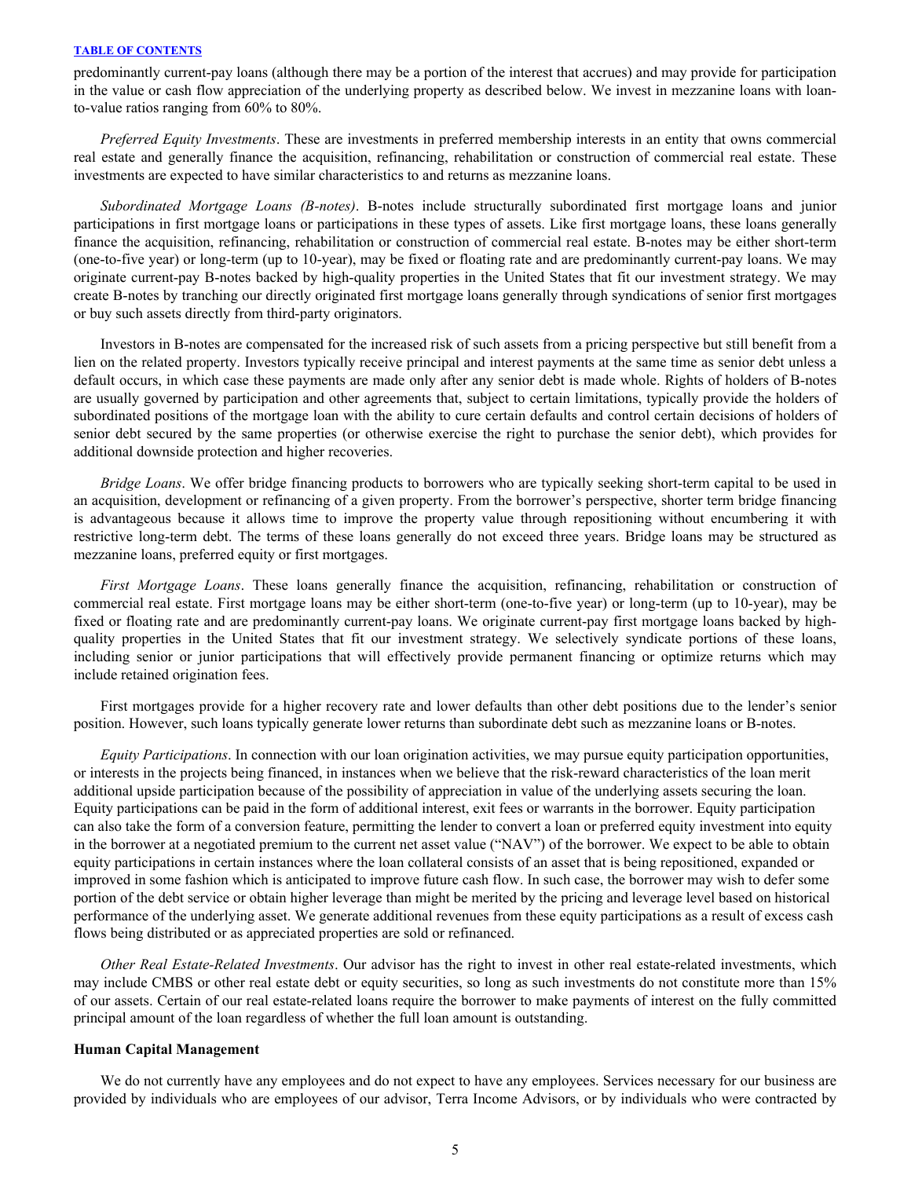predominantly current-pay loans (although there may be a portion of the interest that accrues) and may provide for participation in the value or cash flow appreciation of the underlying property as described below. We invest in mezzanine loans with loan-to-value ratios ranging from 60% to 80%.

*Preferred Equity Investments*. These are investments in preferred membership interests in an entity that owns commercial real estate and generally finance the acquisition, refinancing, rehabilitation or construction of commercial real estate. These investments are expected to have similar characteristics to and returns as mezzanine loans.

*Subordinated Mortgage Loans (B-notes)*. B-notes include structurally subordinated first mortgage loans and junior participations in first mortgage loans or participations in these types of assets. Like first mortgage loans, these loans generally finance the acquisition, refinancing, rehabilitation or construction of commercial real estate. B-notes may be either short-term (one-to-five year) or long-term (up to 10-year), may be fixed or floating rate and are predominantly current-pay loans. We may originate current-pay B-notes backed by high-quality properties in the United States that fit our investment strategy. We may create B-notes by tranching our directly originated first mortgage loans generally through syndications of senior first mortgages or buy such assets directly from third-party originators.

Investors in B-notes are compensated for the increased risk of such assets from a pricing perspective but still benefit from a lien on the related property. Investors typically receive principal and interest payments at the same time as senior debt unless a default occurs, in which case these payments are made only after any senior debt is made whole. Rights of holders of B-notes are usually governed by participation and other agreements that, subject to certain limitations, typically provide the holders of subordinated positions of the mortgage loan with the ability to cure certain defaults and control certain decisions of holders of senior debt secured by the same properties (or otherwise exercise the right to purchase the senior debt), which provides for additional downside protection and higher recoveries.

*Bridge Loans*. We offer bridge financing products to borrowers who are typically seeking short-term capital to be used in an acquisition, development or refinancing of a given property. From the borrower's perspective, shorter term bridge financing is advantageous because it allows time to improve the property value through repositioning without encumbering it with restrictive long-term debt. The terms of these loans generally do not exceed three years. Bridge loans may be structured as mezzanine loans, preferred equity or first mortgages.

*First Mortgage Loans*. These loans generally finance the acquisition, refinancing, rehabilitation or construction of commercial real estate. First mortgage loans may be either short-term (one-to-five year) or long-term (up to 10-year), may be fixed or floating rate and are predominantly current-pay loans. We originate current-pay first mortgage loans backed by high-quality properties in the United States that fit our investment strategy. We selectively syndicate portions of these loans, including senior or junior participations that will effectively provide permanent financing or optimize returns which may include retained origination fees.

First mortgages provide for a higher recovery rate and lower defaults than other debt positions due to the lender's senior position. However, such loans typically generate lower returns than subordinate debt such as mezzanine loans or B-notes.

*Equity Participations*. In connection with our loan origination activities, we may pursue equity participation opportunities, or interests in the projects being financed, in instances when we believe that the risk-reward characteristics of the loan merit additional upside participation because of the possibility of appreciation in value of the underlying assets securing the loan. Equity participations can be paid in the form of additional interest, exit fees or warrants in the borrower. Equity participation can also take the form of a conversion feature, permitting the lender to convert a loan or preferred equity investment into equity in the borrower at a negotiated premium to the current net asset value ("NAV") of the borrower. We expect to be able to obtain equity participations in certain instances where the loan collateral consists of an asset that is being repositioned, expanded or improved in some fashion which is anticipated to improve future cash flow. In such case, the borrower may wish to defer some portion of the debt service or obtain higher leverage than might be merited by the pricing and leverage level based on historical performance of the underlying asset. We generate additional revenues from these equity participations as a result of excess cash flows being distributed or as appreciated properties are sold or refinanced.

*Other Real Estate-Related Investments*. Our advisor has the right to invest in other real estate-related investments, which may include CMBS or other real estate debt or equity securities, so long as such investments do not constitute more than 15% of our assets. Certain of our real estate-related loans require the borrower to make payments of interest on the fully committed principal amount of the loan regardless of whether the full loan amount is outstanding.

**Human Capital Management**

We do not currently have any employees and do not expect to have any employees. Services necessary for our business are provided by individuals who are employees of our advisor, Terra Income Advisors, or by individuals who were contracted by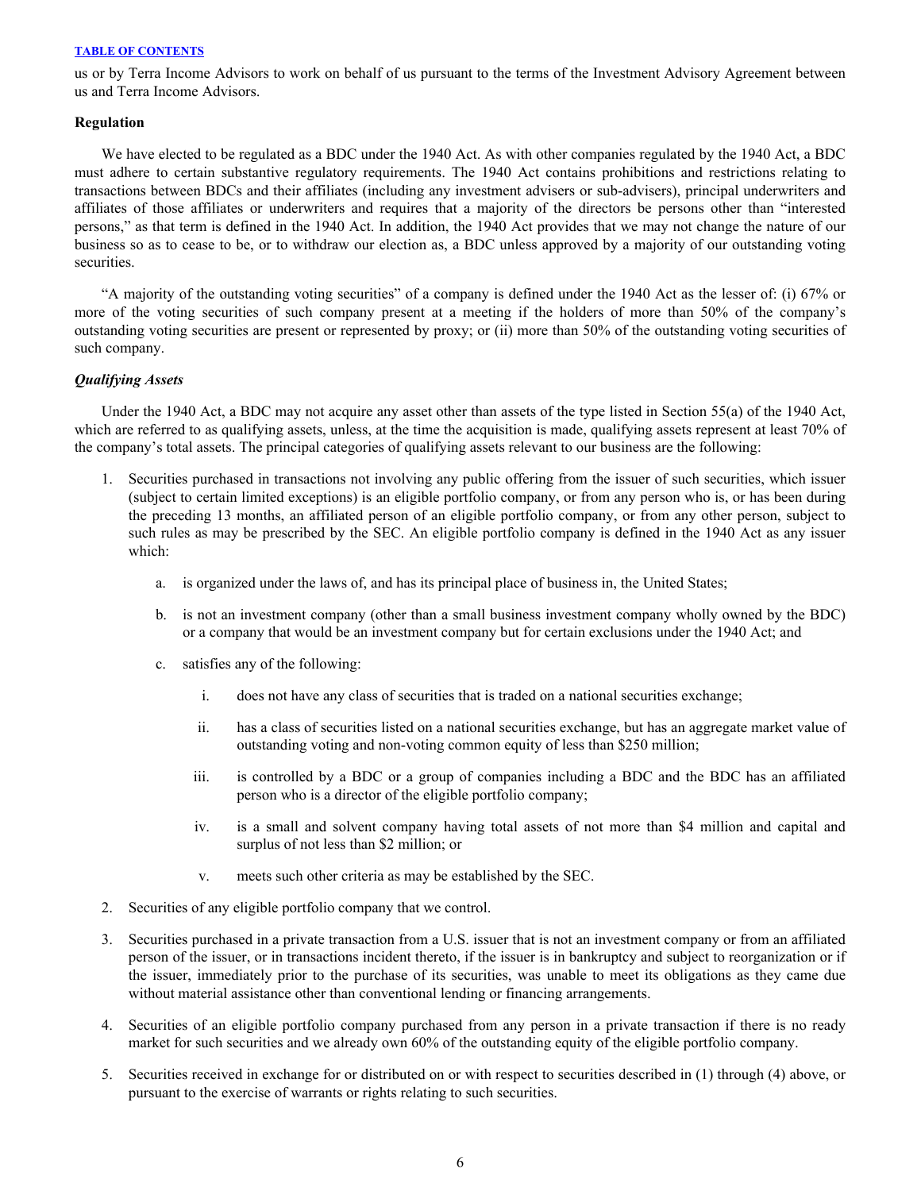us or by Terra Income Advisors to work on behalf of us pursuant to the terms of the Investment Advisory Agreement between us and Terra Income Advisors.

**Regulation**

We have elected to be regulated as a BDC under the 1940 Act. As with other companies regulated by the 1940 Act, a BDC must adhere to certain substantive regulatory requirements. The 1940 Act contains prohibitions and restrictions relating to transactions between BDCs and their affiliates (including any investment advisers or sub-advisers), principal underwriters and affiliates of those affiliates or underwriters and requires that a majority of the directors be persons other than "interested persons," as that term is defined in the 1940 Act. In addition, the 1940 Act provides that we may not change the nature of our business so as to cease to be, or to withdraw our election as, a BDC unless approved by a majority of our outstanding voting securities.

"A majority of the outstanding voting securities" of a company is defined under the 1940 Act as the lesser of: (i) 67% or more of the voting securities of such company present at a meeting if the holders of more than 50% of the company's outstanding voting securities are present or represented by proxy; or (ii) more than 50% of the outstanding voting securities of such company.

***Qualifying Assets***

Under the 1940 Act, a BDC may not acquire any asset other than assets of the type listed in Section 55(a) of the 1940 Act, which are referred to as qualifying assets, unless, at the time the acquisition is made, qualifying assets represent at least 70% of the company's total assets. The principal categories of qualifying assets relevant to our business are the following:

1. Securities purchased in transactions not involving any public offering from the issuer of such securities, which issuer (subject to certain limited exceptions) is an eligible portfolio company, or from any person who is, or has been during the preceding 13 months, an affiliated person of an eligible portfolio company, or from any other person, subject to such rules as may be prescribed by the SEC. An eligible portfolio company is defined in the 1940 Act as any issuer which:
    a. is organized under the laws of, and has its principal place of business in, the United States;
    b. is not an investment company (other than a small business investment company wholly owned by the BDC) or a company that would be an investment company but for certain exclusions under the 1940 Act; and
    c. satisfies any of the following:
        i. does not have any class of securities that is traded on a national securities exchange;
        ii. has a class of securities listed on a national securities exchange, but has an aggregate market value of outstanding voting and non-voting common equity of less than $250 million;
        iii. is controlled by a BDC or a group of companies including a BDC and the BDC has an affiliated person who is a director of the eligible portfolio company;
        iv. is a small and solvent company having total assets of not more than $4 million and capital and surplus of not less than $2 million; or
        v. meets such other criteria as may be established by the SEC.
2. Securities of any eligible portfolio company that we control.
3. Securities purchased in a private transaction from a U.S. issuer that is not an investment company or from an affiliated person of the issuer, or in transactions incident thereto, if the issuer is in bankruptcy and subject to reorganization or if the issuer, immediately prior to the purchase of its securities, was unable to meet its obligations as they came due without material assistance other than conventional lending or financing arrangements.
4. Securities of an eligible portfolio company purchased from any person in a private transaction if there is no ready market for such securities and we already own 60% of the outstanding equity of the eligible portfolio company.
5. Securities received in exchange for or distributed on or with respect to securities described in (1) through (4) above, or pursuant to the exercise of warrants or rights relating to such securities.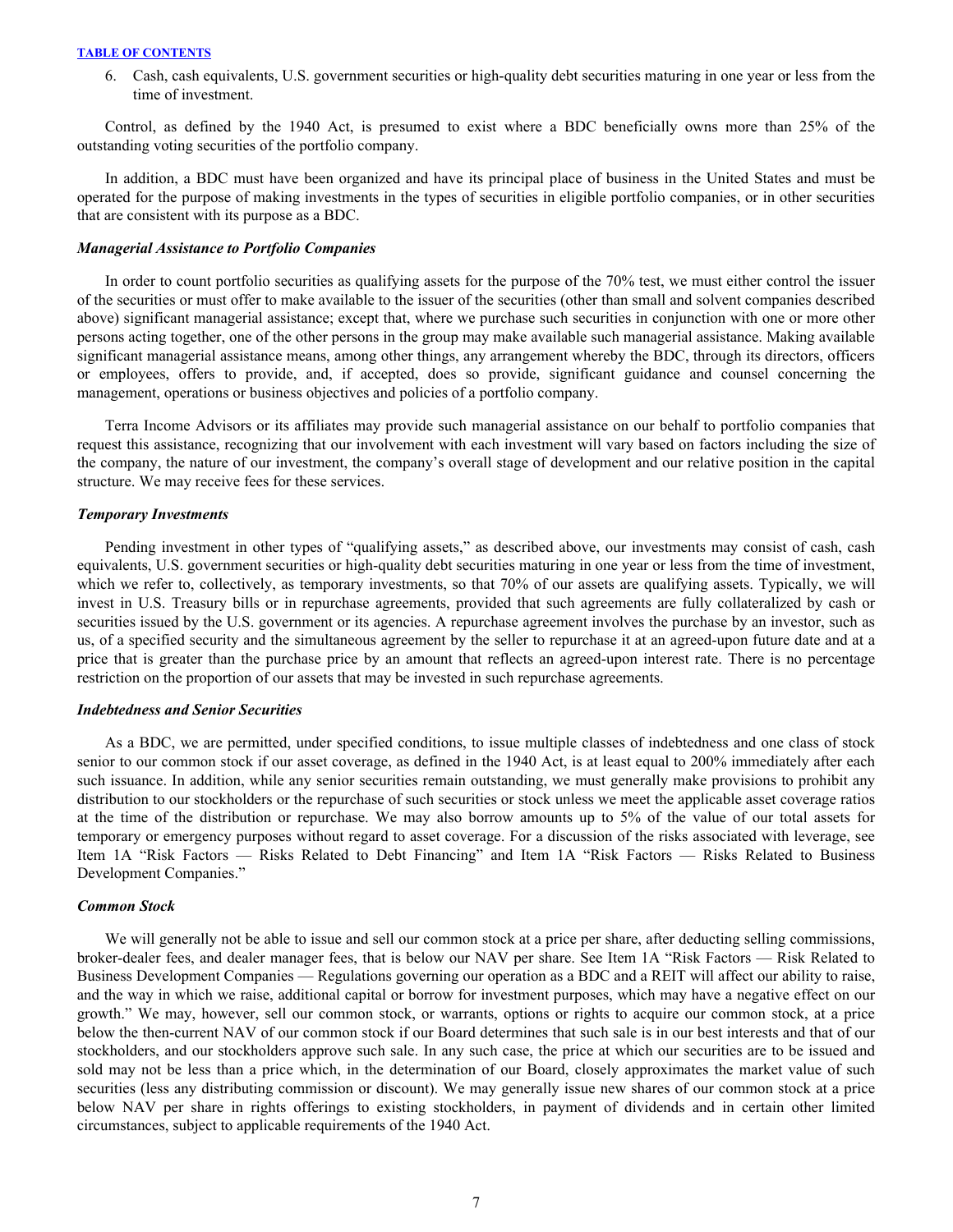6. Cash, cash equivalents, U.S. government securities or high-quality debt securities maturing in one year or less from the time of investment.

Control, as defined by the 1940 Act, is presumed to exist where a BDC beneficially owns more than 25% of the outstanding voting securities of the portfolio company.

In addition, a BDC must have been organized and have its principal place of business in the United States and must be operated for the purpose of making investments in the types of securities in eligible portfolio companies, or in other securities that are consistent with its purpose as a BDC.

***Managerial Assistance to Portfolio Companies***

In order to count portfolio securities as qualifying assets for the purpose of the 70% test, we must either control the issuer of the securities or must offer to make available to the issuer of the securities (other than small and solvent companies described above) significant managerial assistance; except that, where we purchase such securities in conjunction with one or more other persons acting together, one of the other persons in the group may make available such managerial assistance. Making available significant managerial assistance means, among other things, any arrangement whereby the BDC, through its directors, officers or employees, offers to provide, and, if accepted, does so provide, significant guidance and counsel concerning the management, operations or business objectives and policies of a portfolio company.

Terra Income Advisors or its affiliates may provide such managerial assistance on our behalf to portfolio companies that request this assistance, recognizing that our involvement with each investment will vary based on factors including the size of the company, the nature of our investment, the company's overall stage of development and our relative position in the capital structure. We may receive fees for these services.

***Temporary Investments***

Pending investment in other types of "qualifying assets," as described above, our investments may consist of cash, cash equivalents, U.S. government securities or high-quality debt securities maturing in one year or less from the time of investment, which we refer to, collectively, as temporary investments, so that 70% of our assets are qualifying assets. Typically, we will invest in U.S. Treasury bills or in repurchase agreements, provided that such agreements are fully collateralized by cash or securities issued by the U.S. government or its agencies. A repurchase agreement involves the purchase by an investor, such as us, of a specified security and the simultaneous agreement by the seller to repurchase it at an agreed-upon future date and at a price that is greater than the purchase price by an amount that reflects an agreed-upon interest rate. There is no percentage restriction on the proportion of our assets that may be invested in such repurchase agreements.

***Indebtedness and Senior Securities***

As a BDC, we are permitted, under specified conditions, to issue multiple classes of indebtedness and one class of stock senior to our common stock if our asset coverage, as defined in the 1940 Act, is at least equal to 200% immediately after each such issuance. In addition, while any senior securities remain outstanding, we must generally make provisions to prohibit any distribution to our stockholders or the repurchase of such securities or stock unless we meet the applicable asset coverage ratios at the time of the distribution or repurchase. We may also borrow amounts up to 5% of the value of our total assets for temporary or emergency purposes without regard to asset coverage. For a discussion of the risks associated with leverage, see Item 1A "Risk Factors — Risks Related to Debt Financing" and Item 1A "Risk Factors — Risks Related to Business Development Companies."

***Common Stock***

We will generally not be able to issue and sell our common stock at a price per share, after deducting selling commissions, broker-dealer fees, and dealer manager fees, that is below our NAV per share. See Item 1A "Risk Factors — Risk Related to Business Development Companies — Regulations governing our operation as a BDC and a REIT will affect our ability to raise, and the way in which we raise, additional capital or borrow for investment purposes, which may have a negative effect on our growth." We may, however, sell our common stock, or warrants, options or rights to acquire our common stock, at a price below the then-current NAV of our common stock if our Board determines that such sale is in our best interests and that of our stockholders, and our stockholders approve such sale. In any such case, the price at which our securities are to be issued and sold may not be less than a price which, in the determination of our Board, closely approximates the market value of such securities (less any distributing commission or discount). We may generally issue new shares of our common stock at a price below NAV per share in rights offerings to existing stockholders, in payment of dividends and in certain other limited circumstances, subject to applicable requirements of the 1940 Act.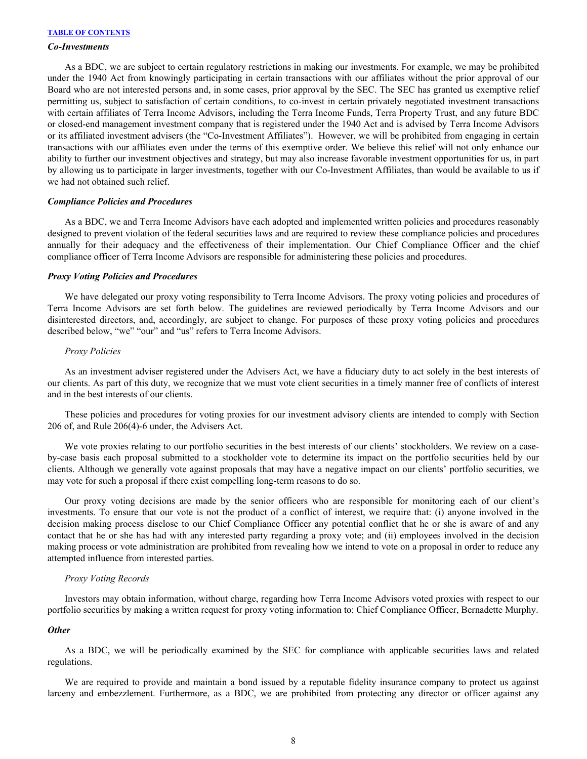### *Co-Investments*

As a BDC, we are subject to certain regulatory restrictions in making our investments. For example, we may be prohibited under the 1940 Act from knowingly participating in certain transactions with our affiliates without the prior approval of our Board who are not interested persons and, in some cases, prior approval by the SEC. The SEC has granted us exemptive relief permitting us, subject to satisfaction of certain conditions, to co-invest in certain privately negotiated investment transactions with certain affiliates of Terra Income Advisors, including the Terra Income Funds, Terra Property Trust, and any future BDC or closed-end management investment company that is registered under the 1940 Act and is advised by Terra Income Advisors or its affiliated investment advisers (the "Co-Investment Affiliates"). However, we will be prohibited from engaging in certain transactions with our affiliates even under the terms of this exemptive order. We believe this relief will not only enhance our ability to further our investment objectives and strategy, but may also increase favorable investment opportunities for us, in part by allowing us to participate in larger investments, together with our Co-Investment Affiliates, than would be available to us if we had not obtained such relief.

### *Compliance Policies and Procedures*

As a BDC, we and Terra Income Advisors have each adopted and implemented written policies and procedures reasonably designed to prevent violation of the federal securities laws and are required to review these compliance policies and procedures annually for their adequacy and the effectiveness of their implementation. Our Chief Compliance Officer and the chief compliance officer of Terra Income Advisors are responsible for administering these policies and procedures.

### *Proxy Voting Policies and Procedures*

We have delegated our proxy voting responsibility to Terra Income Advisors. The proxy voting policies and procedures of Terra Income Advisors are set forth below. The guidelines are reviewed periodically by Terra Income Advisors and our disinterested directors, and, accordingly, are subject to change. For purposes of these proxy voting policies and procedures described below, "we" "our" and "us" refers to Terra Income Advisors.

#### *Proxy Policies*

As an investment adviser registered under the Advisers Act, we have a fiduciary duty to act solely in the best interests of our clients. As part of this duty, we recognize that we must vote client securities in a timely manner free of conflicts of interest and in the best interests of our clients.

These policies and procedures for voting proxies for our investment advisory clients are intended to comply with Section 206 of, and Rule 206(4)-6 under, the Advisers Act.

We vote proxies relating to our portfolio securities in the best interests of our clients' stockholders. We review on a case-by-case basis each proposal submitted to a stockholder vote to determine its impact on the portfolio securities held by our clients. Although we generally vote against proposals that may have a negative impact on our clients' portfolio securities, we may vote for such a proposal if there exist compelling long-term reasons to do so.

Our proxy voting decisions are made by the senior officers who are responsible for monitoring each of our client's investments. To ensure that our vote is not the product of a conflict of interest, we require that: (i) anyone involved in the decision making process disclose to our Chief Compliance Officer any potential conflict that he or she is aware of and any contact that he or she has had with any interested party regarding a proxy vote; and (ii) employees involved in the decision making process or vote administration are prohibited from revealing how we intend to vote on a proposal in order to reduce any attempted influence from interested parties.

#### *Proxy Voting Records*

Investors may obtain information, without charge, regarding how Terra Income Advisors voted proxies with respect to our portfolio securities by making a written request for proxy voting information to: Chief Compliance Officer, Bernadette Murphy.

### *Other*

As a BDC, we will be periodically examined by the SEC for compliance with applicable securities laws and related regulations.

We are required to provide and maintain a bond issued by a reputable fidelity insurance company to protect us against larceny and embezzlement. Furthermore, as a BDC, we are prohibited from protecting any director or officer against any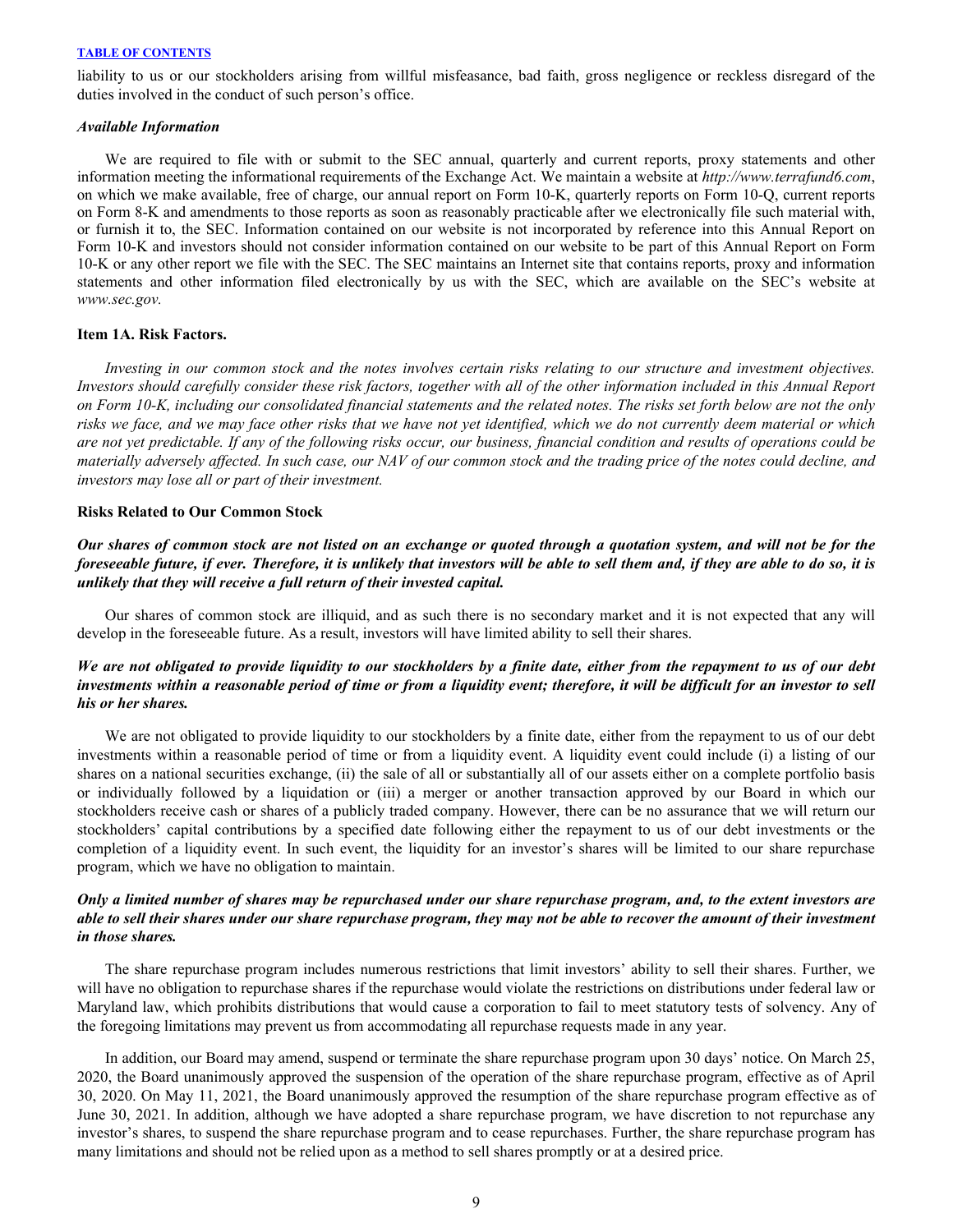liability to us or our stockholders arising from willful misfeasance, bad faith, gross negligence or reckless disregard of the duties involved in the conduct of such person's office.

***Available Information***

We are required to file with or submit to the SEC annual, quarterly and current reports, proxy statements and other information meeting the informational requirements of the Exchange Act. We maintain a website at *http://www.terrafund6.com*, on which we make available, free of charge, our annual report on Form 10-K, quarterly reports on Form 10-Q, current reports on Form 8-K and amendments to those reports as soon as reasonably practicable after we electronically file such material with, or furnish it to, the SEC. Information contained on our website is not incorporated by reference into this Annual Report on Form 10-K and investors should not consider information contained on our website to be part of this Annual Report on Form 10-K or any other report we file with the SEC. The SEC maintains an Internet site that contains reports, proxy and information statements and other information filed electronically by us with the SEC, which are available on the SEC's website at *www.sec.gov.*

## Item 1A. Risk Factors.

*Investing in our common stock and the notes involves certain risks relating to our structure and investment objectives. Investors should carefully consider these risk factors, together with all of the other information included in this Annual Report on Form 10-K, including our consolidated financial statements and the related notes. The risks set forth below are not the only risks we face, and we may face other risks that we have not yet identified, which we do not currently deem material or which are not yet predictable. If any of the following risks occur, our business, financial condition and results of operations could be materially adversely affected. In such case, our NAV of our common stock and the trading price of the notes could decline, and investors may lose all or part of their investment.*

### Risks Related to Our Common Stock

***Our shares of common stock are not listed on an exchange or quoted through a quotation system, and will not be for the foreseeable future, if ever. Therefore, it is unlikely that investors will be able to sell them and, if they are able to do so, it is unlikely that they will receive a full return of their invested capital.***

Our shares of common stock are illiquid, and as such there is no secondary market and it is not expected that any will develop in the foreseeable future. As a result, investors will have limited ability to sell their shares.

***We are not obligated to provide liquidity to our stockholders by a finite date, either from the repayment to us of our debt investments within a reasonable period of time or from a liquidity event; therefore, it will be difficult for an investor to sell his or her shares.***

We are not obligated to provide liquidity to our stockholders by a finite date, either from the repayment to us of our debt investments within a reasonable period of time or from a liquidity event. A liquidity event could include (i) a listing of our shares on a national securities exchange, (ii) the sale of all or substantially all of our assets either on a complete portfolio basis or individually followed by a liquidation or (iii) a merger or another transaction approved by our Board in which our stockholders receive cash or shares of a publicly traded company. However, there can be no assurance that we will return our stockholders' capital contributions by a specified date following either the repayment to us of our debt investments or the completion of a liquidity event. In such event, the liquidity for an investor's shares will be limited to our share repurchase program, which we have no obligation to maintain.

***Only a limited number of shares may be repurchased under our share repurchase program, and, to the extent investors are able to sell their shares under our share repurchase program, they may not be able to recover the amount of their investment in those shares.***

The share repurchase program includes numerous restrictions that limit investors' ability to sell their shares. Further, we will have no obligation to repurchase shares if the repurchase would violate the restrictions on distributions under federal law or Maryland law, which prohibits distributions that would cause a corporation to fail to meet statutory tests of solvency. Any of the foregoing limitations may prevent us from accommodating all repurchase requests made in any year.

In addition, our Board may amend, suspend or terminate the share repurchase program upon 30 days' notice. On March 25, 2020, the Board unanimously approved the suspension of the operation of the share repurchase program, effective as of April 30, 2020. On May 11, 2021, the Board unanimously approved the resumption of the share repurchase program effective as of June 30, 2021. In addition, although we have adopted a share repurchase program, we have discretion to not repurchase any investor's shares, to suspend the share repurchase program and to cease repurchases. Further, the share repurchase program has many limitations and should not be relied upon as a method to sell shares promptly or at a desired price.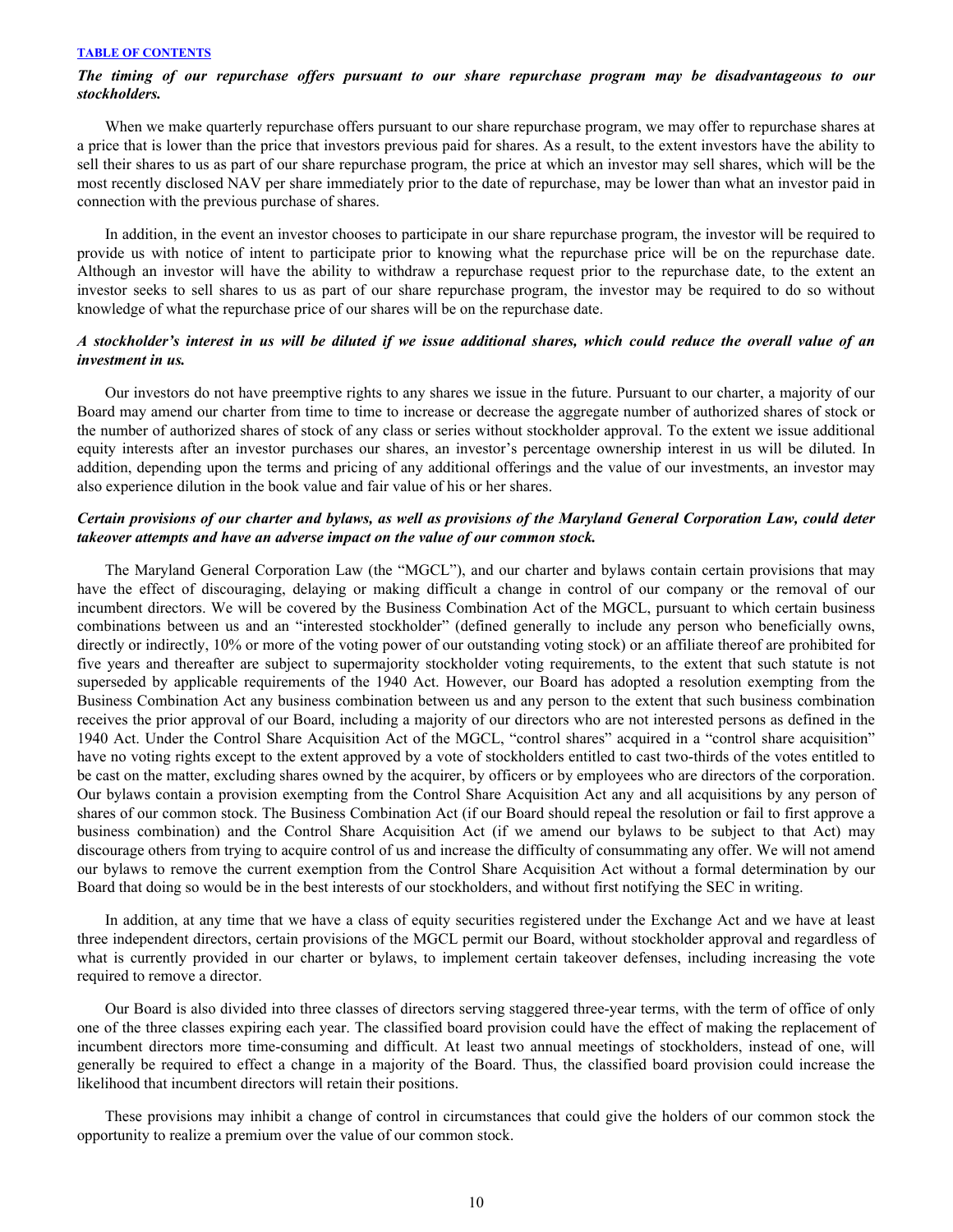*The timing of our repurchase offers pursuant to our share repurchase program may be disadvantageous to our stockholders.*

When we make quarterly repurchase offers pursuant to our share repurchase program, we may offer to repurchase shares at a price that is lower than the price that investors previous paid for shares. As a result, to the extent investors have the ability to sell their shares to us as part of our share repurchase program, the price at which an investor may sell shares, which will be the most recently disclosed NAV per share immediately prior to the date of repurchase, may be lower than what an investor paid in connection with the previous purchase of shares.

In addition, in the event an investor chooses to participate in our share repurchase program, the investor will be required to provide us with notice of intent to participate prior to knowing what the repurchase price will be on the repurchase date. Although an investor will have the ability to withdraw a repurchase request prior to the repurchase date, to the extent an investor seeks to sell shares to us as part of our share repurchase program, the investor may be required to do so without knowledge of what the repurchase price of our shares will be on the repurchase date.

*A stockholder's interest in us will be diluted if we issue additional shares, which could reduce the overall value of an investment in us.*

Our investors do not have preemptive rights to any shares we issue in the future. Pursuant to our charter, a majority of our Board may amend our charter from time to time to increase or decrease the aggregate number of authorized shares of stock or the number of authorized shares of stock of any class or series without stockholder approval. To the extent we issue additional equity interests after an investor purchases our shares, an investor's percentage ownership interest in us will be diluted. In addition, depending upon the terms and pricing of any additional offerings and the value of our investments, an investor may also experience dilution in the book value and fair value of his or her shares.

*Certain provisions of our charter and bylaws, as well as provisions of the Maryland General Corporation Law, could deter takeover attempts and have an adverse impact on the value of our common stock.*

The Maryland General Corporation Law (the "MGCL"), and our charter and bylaws contain certain provisions that may have the effect of discouraging, delaying or making difficult a change in control of our company or the removal of our incumbent directors. We will be covered by the Business Combination Act of the MGCL, pursuant to which certain business combinations between us and an "interested stockholder" (defined generally to include any person who beneficially owns, directly or indirectly, 10% or more of the voting power of our outstanding voting stock) or an affiliate thereof are prohibited for five years and thereafter are subject to supermajority stockholder voting requirements, to the extent that such statute is not superseded by applicable requirements of the 1940 Act. However, our Board has adopted a resolution exempting from the Business Combination Act any business combination between us and any person to the extent that such business combination receives the prior approval of our Board, including a majority of our directors who are not interested persons as defined in the 1940 Act. Under the Control Share Acquisition Act of the MGCL, "control shares" acquired in a "control share acquisition" have no voting rights except to the extent approved by a vote of stockholders entitled to cast two-thirds of the votes entitled to be cast on the matter, excluding shares owned by the acquirer, by officers or by employees who are directors of the corporation. Our bylaws contain a provision exempting from the Control Share Acquisition Act any and all acquisitions by any person of shares of our common stock. The Business Combination Act (if our Board should repeal the resolution or fail to first approve a business combination) and the Control Share Acquisition Act (if we amend our bylaws to be subject to that Act) may discourage others from trying to acquire control of us and increase the difficulty of consummating any offer. We will not amend our bylaws to remove the current exemption from the Control Share Acquisition Act without a formal determination by our Board that doing so would be in the best interests of our stockholders, and without first notifying the SEC in writing.

In addition, at any time that we have a class of equity securities registered under the Exchange Act and we have at least three independent directors, certain provisions of the MGCL permit our Board, without stockholder approval and regardless of what is currently provided in our charter or bylaws, to implement certain takeover defenses, including increasing the vote required to remove a director.

Our Board is also divided into three classes of directors serving staggered three-year terms, with the term of office of only one of the three classes expiring each year. The classified board provision could have the effect of making the replacement of incumbent directors more time-consuming and difficult. At least two annual meetings of stockholders, instead of one, will generally be required to effect a change in a majority of the Board. Thus, the classified board provision could increase the likelihood that incumbent directors will retain their positions.

These provisions may inhibit a change of control in circumstances that could give the holders of our common stock the opportunity to realize a premium over the value of our common stock.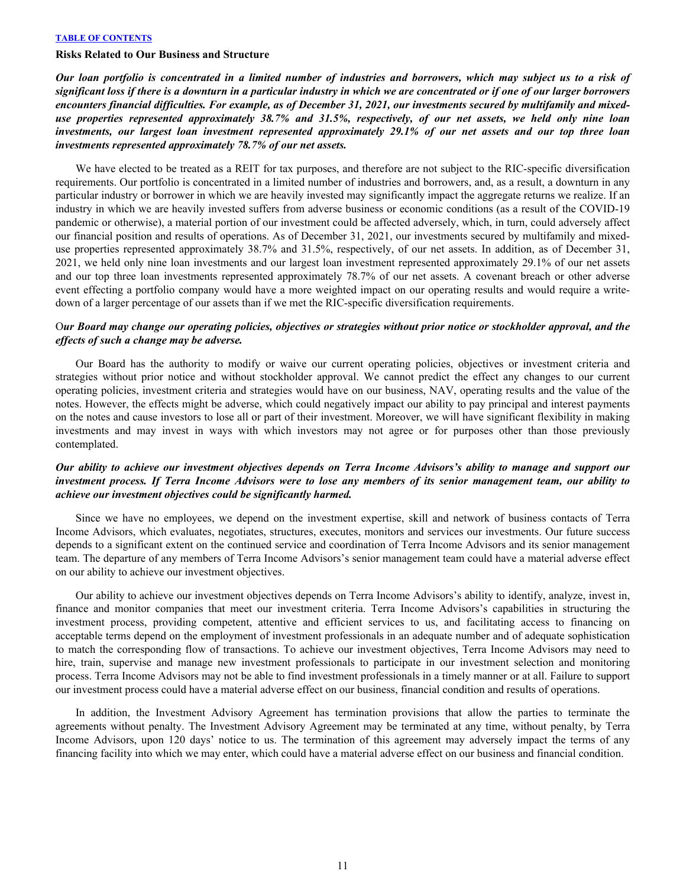### Risks Related to Our Business and Structure

***Our loan portfolio is concentrated in a limited number of industries and borrowers, which may subject us to a risk of significant loss if there is a downturn in a particular industry in which we are concentrated or if one of our larger borrowers encounters financial difficulties. For example, as of December 31, 2021, our investments secured by multifamily and mixed-use properties represented approximately 38.7% and 31.5%, respectively, of our net assets, we held only nine loan investments, our largest loan investment represented approximately 29.1% of our net assets and our top three loan investments represented approximately 78.7% of our net assets.***

We have elected to be treated as a REIT for tax purposes, and therefore are not subject to the RIC-specific diversification requirements. Our portfolio is concentrated in a limited number of industries and borrowers, and, as a result, a downturn in any particular industry or borrower in which we are heavily invested may significantly impact the aggregate returns we realize. If an industry in which we are heavily invested suffers from adverse business or economic conditions (as a result of the COVID-19 pandemic or otherwise), a material portion of our investment could be affected adversely, which, in turn, could adversely affect our financial position and results of operations. As of December 31, 2021, our investments secured by multifamily and mixed-use properties represented approximately 38.7% and 31.5%, respectively, of our net assets. In addition, as of December 31, 2021, we held only nine loan investments and our largest loan investment represented approximately 29.1% of our net assets and our top three loan investments represented approximately 78.7% of our net assets. A covenant breach or other adverse event effecting a portfolio company would have a more weighted impact on our operating results and would require a write-down of a larger percentage of our assets than if we met the RIC-specific diversification requirements.

O***ur Board may change our operating policies, objectives or strategies without prior notice or stockholder approval, and the effects of such a change may be adverse.***

Our Board has the authority to modify or waive our current operating policies, objectives or investment criteria and strategies without prior notice and without stockholder approval. We cannot predict the effect any changes to our current operating policies, investment criteria and strategies would have on our business, NAV, operating results and the value of the notes. However, the effects might be adverse, which could negatively impact our ability to pay principal and interest payments on the notes and cause investors to lose all or part of their investment. Moreover, we will have significant flexibility in making investments and may invest in ways with which investors may not agree or for purposes other than those previously contemplated.

***Our ability to achieve our investment objectives depends on Terra Income Advisors's ability to manage and support our investment process. If Terra Income Advisors were to lose any members of its senior management team, our ability to achieve our investment objectives could be significantly harmed.***

Since we have no employees, we depend on the investment expertise, skill and network of business contacts of Terra Income Advisors, which evaluates, negotiates, structures, executes, monitors and services our investments. Our future success depends to a significant extent on the continued service and coordination of Terra Income Advisors and its senior management team. The departure of any members of Terra Income Advisors's senior management team could have a material adverse effect on our ability to achieve our investment objectives.

Our ability to achieve our investment objectives depends on Terra Income Advisors's ability to identify, analyze, invest in, finance and monitor companies that meet our investment criteria. Terra Income Advisors's capabilities in structuring the investment process, providing competent, attentive and efficient services to us, and facilitating access to financing on acceptable terms depend on the employment of investment professionals in an adequate number and of adequate sophistication to match the corresponding flow of transactions. To achieve our investment objectives, Terra Income Advisors may need to hire, train, supervise and manage new investment professionals to participate in our investment selection and monitoring process. Terra Income Advisors may not be able to find investment professionals in a timely manner or at all. Failure to support our investment process could have a material adverse effect on our business, financial condition and results of operations.

In addition, the Investment Advisory Agreement has termination provisions that allow the parties to terminate the agreements without penalty. The Investment Advisory Agreement may be terminated at any time, without penalty, by Terra Income Advisors, upon 120 days' notice to us. The termination of this agreement may adversely impact the terms of any financing facility into which we may enter, which could have a material adverse effect on our business and financial condition.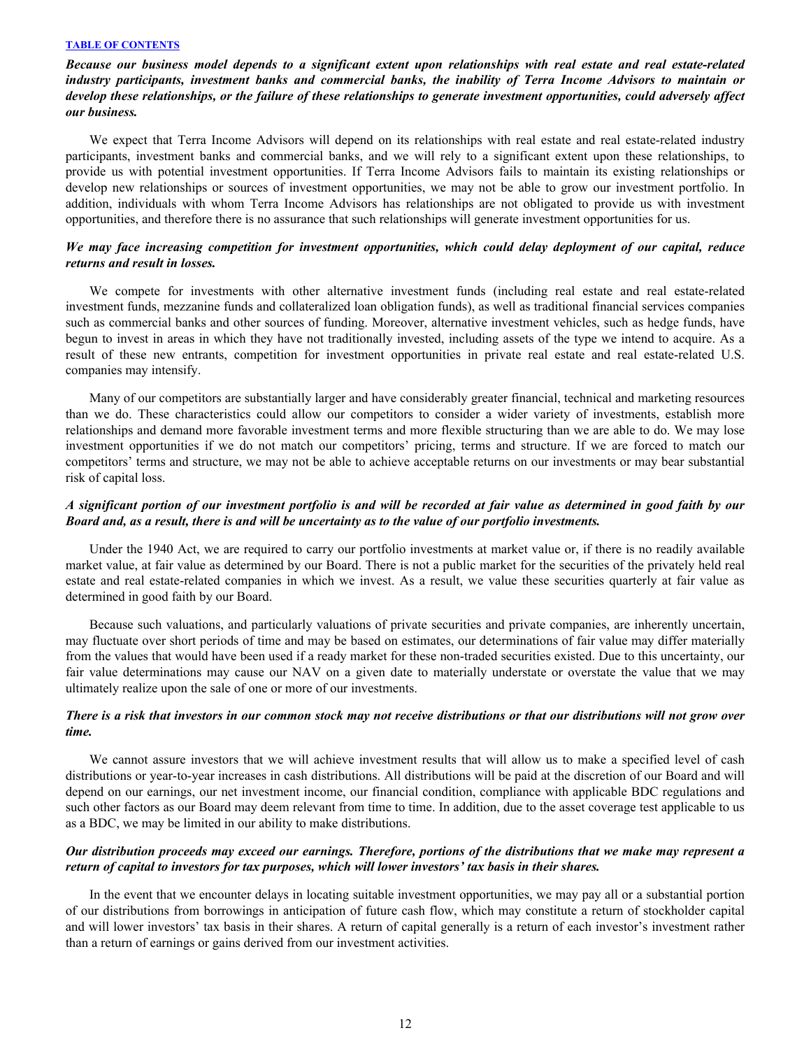***Because our business model depends to a significant extent upon relationships with real estate and real estate-related industry participants, investment banks and commercial banks, the inability of Terra Income Advisors to maintain or develop these relationships, or the failure of these relationships to generate investment opportunities, could adversely affect our business.***

We expect that Terra Income Advisors will depend on its relationships with real estate and real estate-related industry participants, investment banks and commercial banks, and we will rely to a significant extent upon these relationships, to provide us with potential investment opportunities. If Terra Income Advisors fails to maintain its existing relationships or develop new relationships or sources of investment opportunities, we may not be able to grow our investment portfolio. In addition, individuals with whom Terra Income Advisors has relationships are not obligated to provide us with investment opportunities, and therefore there is no assurance that such relationships will generate investment opportunities for us.

***We may face increasing competition for investment opportunities, which could delay deployment of our capital, reduce returns and result in losses.***

We compete for investments with other alternative investment funds (including real estate and real estate-related investment funds, mezzanine funds and collateralized loan obligation funds), as well as traditional financial services companies such as commercial banks and other sources of funding. Moreover, alternative investment vehicles, such as hedge funds, have begun to invest in areas in which they have not traditionally invested, including assets of the type we intend to acquire. As a result of these new entrants, competition for investment opportunities in private real estate and real estate-related U.S. companies may intensify.

Many of our competitors are substantially larger and have considerably greater financial, technical and marketing resources than we do. These characteristics could allow our competitors to consider a wider variety of investments, establish more relationships and demand more favorable investment terms and more flexible structuring than we are able to do. We may lose investment opportunities if we do not match our competitors' pricing, terms and structure. If we are forced to match our competitors' terms and structure, we may not be able to achieve acceptable returns on our investments or may bear substantial risk of capital loss.

***A significant portion of our investment portfolio is and will be recorded at fair value as determined in good faith by our Board and, as a result, there is and will be uncertainty as to the value of our portfolio investments.***

Under the 1940 Act, we are required to carry our portfolio investments at market value or, if there is no readily available market value, at fair value as determined by our Board. There is not a public market for the securities of the privately held real estate and real estate-related companies in which we invest. As a result, we value these securities quarterly at fair value as determined in good faith by our Board.

Because such valuations, and particularly valuations of private securities and private companies, are inherently uncertain, may fluctuate over short periods of time and may be based on estimates, our determinations of fair value may differ materially from the values that would have been used if a ready market for these non-traded securities existed. Due to this uncertainty, our fair value determinations may cause our NAV on a given date to materially understate or overstate the value that we may ultimately realize upon the sale of one or more of our investments.

***There is a risk that investors in our common stock may not receive distributions or that our distributions will not grow over time.***

We cannot assure investors that we will achieve investment results that will allow us to make a specified level of cash distributions or year-to-year increases in cash distributions. All distributions will be paid at the discretion of our Board and will depend on our earnings, our net investment income, our financial condition, compliance with applicable BDC regulations and such other factors as our Board may deem relevant from time to time. In addition, due to the asset coverage test applicable to us as a BDC, we may be limited in our ability to make distributions.

***Our distribution proceeds may exceed our earnings. Therefore, portions of the distributions that we make may represent a return of capital to investors for tax purposes, which will lower investors' tax basis in their shares.***

In the event that we encounter delays in locating suitable investment opportunities, we may pay all or a substantial portion of our distributions from borrowings in anticipation of future cash flow, which may constitute a return of stockholder capital and will lower investors' tax basis in their shares. A return of capital generally is a return of each investor's investment rather than a return of earnings or gains derived from our investment activities.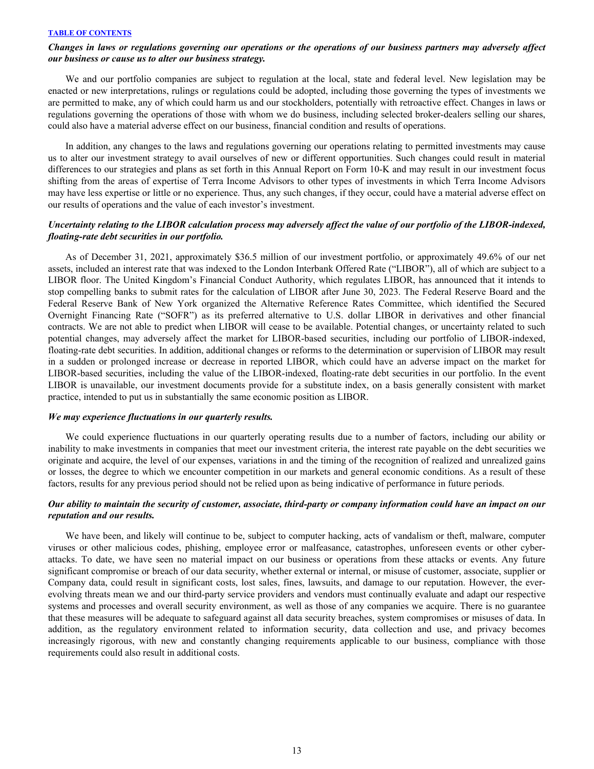*Changes in laws or regulations governing our operations or the operations of our business partners may adversely affect our business or cause us to alter our business strategy.*

We and our portfolio companies are subject to regulation at the local, state and federal level. New legislation may be enacted or new interpretations, rulings or regulations could be adopted, including those governing the types of investments we are permitted to make, any of which could harm us and our stockholders, potentially with retroactive effect. Changes in laws or regulations governing the operations of those with whom we do business, including selected broker-dealers selling our shares, could also have a material adverse effect on our business, financial condition and results of operations.

In addition, any changes to the laws and regulations governing our operations relating to permitted investments may cause us to alter our investment strategy to avail ourselves of new or different opportunities. Such changes could result in material differences to our strategies and plans as set forth in this Annual Report on Form 10-K and may result in our investment focus shifting from the areas of expertise of Terra Income Advisors to other types of investments in which Terra Income Advisors may have less expertise or little or no experience. Thus, any such changes, if they occur, could have a material adverse effect on our results of operations and the value of each investor's investment.

*Uncertainty relating to the LIBOR calculation process may adversely affect the value of our portfolio of the LIBOR-indexed, floating-rate debt securities in our portfolio.*

As of December 31, 2021, approximately $36.5 million of our investment portfolio, or approximately 49.6% of our net assets, included an interest rate that was indexed to the London Interbank Offered Rate ("LIBOR"), all of which are subject to a LIBOR floor. The United Kingdom's Financial Conduct Authority, which regulates LIBOR, has announced that it intends to stop compelling banks to submit rates for the calculation of LIBOR after June 30, 2023. The Federal Reserve Board and the Federal Reserve Bank of New York organized the Alternative Reference Rates Committee, which identified the Secured Overnight Financing Rate ("SOFR") as its preferred alternative to U.S. dollar LIBOR in derivatives and other financial contracts. We are not able to predict when LIBOR will cease to be available. Potential changes, or uncertainty related to such potential changes, may adversely affect the market for LIBOR-based securities, including our portfolio of LIBOR-indexed, floating-rate debt securities. In addition, additional changes or reforms to the determination or supervision of LIBOR may result in a sudden or prolonged increase or decrease in reported LIBOR, which could have an adverse impact on the market for LIBOR-based securities, including the value of the LIBOR-indexed, floating-rate debt securities in our portfolio. In the event LIBOR is unavailable, our investment documents provide for a substitute index, on a basis generally consistent with market practice, intended to put us in substantially the same economic position as LIBOR.

*We may experience fluctuations in our quarterly results.*

We could experience fluctuations in our quarterly operating results due to a number of factors, including our ability or inability to make investments in companies that meet our investment criteria, the interest rate payable on the debt securities we originate and acquire, the level of our expenses, variations in and the timing of the recognition of realized and unrealized gains or losses, the degree to which we encounter competition in our markets and general economic conditions. As a result of these factors, results for any previous period should not be relied upon as being indicative of performance in future periods.

*Our ability to maintain the security of customer, associate, third-party or company information could have an impact on our reputation and our results.*

We have been, and likely will continue to be, subject to computer hacking, acts of vandalism or theft, malware, computer viruses or other malicious codes, phishing, employee error or malfeasance, catastrophes, unforeseen events or other cyber-attacks. To date, we have seen no material impact on our business or operations from these attacks or events. Any future significant compromise or breach of our data security, whether external or internal, or misuse of customer, associate, supplier or Company data, could result in significant costs, lost sales, fines, lawsuits, and damage to our reputation. However, the ever-evolving threats mean we and our third-party service providers and vendors must continually evaluate and adapt our respective systems and processes and overall security environment, as well as those of any companies we acquire. There is no guarantee that these measures will be adequate to safeguard against all data security breaches, system compromises or misuses of data. In addition, as the regulatory environment related to information security, data collection and use, and privacy becomes increasingly rigorous, with new and constantly changing requirements applicable to our business, compliance with those requirements could also result in additional costs.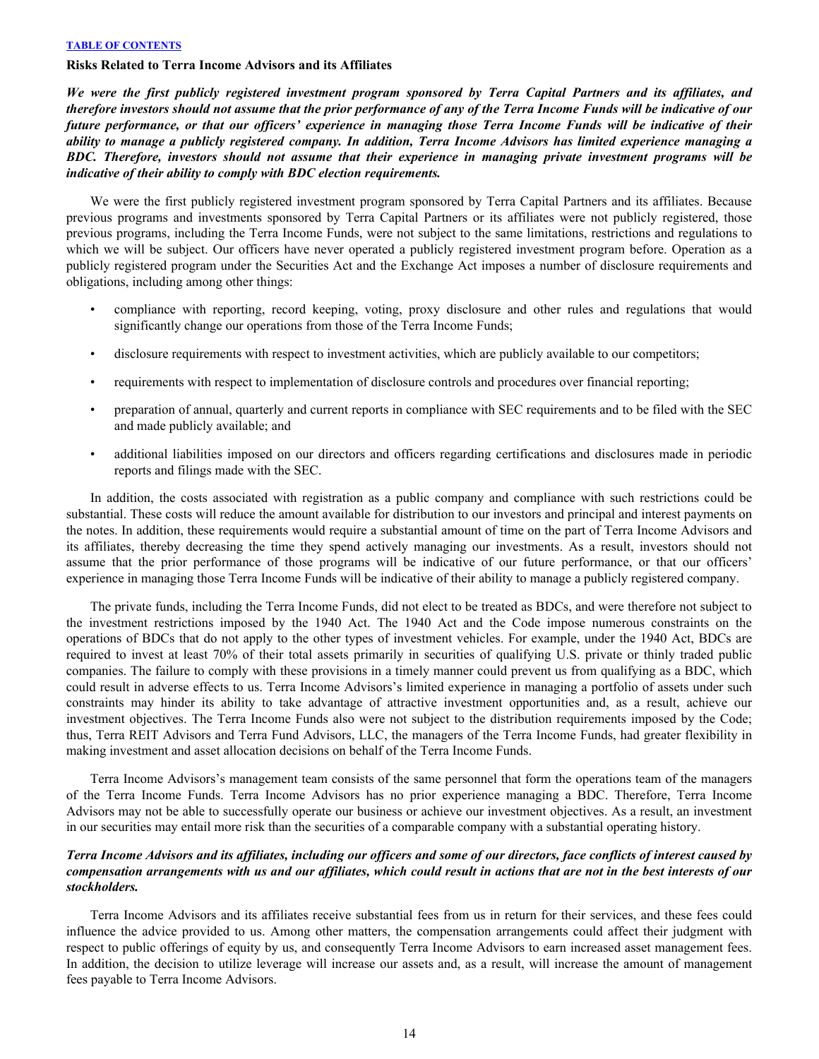### Risks Related to Terra Income Advisors and its Affiliates

***We were the first publicly registered investment program sponsored by Terra Capital Partners and its affiliates, and therefore investors should not assume that the prior performance of any of the Terra Income Funds will be indicative of our future performance, or that our officers' experience in managing those Terra Income Funds will be indicative of their ability to manage a publicly registered company. In addition, Terra Income Advisors has limited experience managing a BDC. Therefore, investors should not assume that their experience in managing private investment programs will be indicative of their ability to comply with BDC election requirements.***

We were the first publicly registered investment program sponsored by Terra Capital Partners and its affiliates. Because previous programs and investments sponsored by Terra Capital Partners or its affiliates were not publicly registered, those previous programs, including the Terra Income Funds, were not subject to the same limitations, restrictions and regulations to which we will be subject. Our officers have never operated a publicly registered investment program before. Operation as a publicly registered program under the Securities Act and the Exchange Act imposes a number of disclosure requirements and obligations, including among other things:

- compliance with reporting, record keeping, voting, proxy disclosure and other rules and regulations that would significantly change our operations from those of the Terra Income Funds;
- disclosure requirements with respect to investment activities, which are publicly available to our competitors;
- requirements with respect to implementation of disclosure controls and procedures over financial reporting;
- preparation of annual, quarterly and current reports in compliance with SEC requirements and to be filed with the SEC and made publicly available; and
- additional liabilities imposed on our directors and officers regarding certifications and disclosures made in periodic reports and filings made with the SEC.

In addition, the costs associated with registration as a public company and compliance with such restrictions could be substantial. These costs will reduce the amount available for distribution to our investors and principal and interest payments on the notes. In addition, these requirements would require a substantial amount of time on the part of Terra Income Advisors and its affiliates, thereby decreasing the time they spend actively managing our investments. As a result, investors should not assume that the prior performance of those programs will be indicative of our future performance, or that our officers' experience in managing those Terra Income Funds will be indicative of their ability to manage a publicly registered company.

The private funds, including the Terra Income Funds, did not elect to be treated as BDCs, and were therefore not subject to the investment restrictions imposed by the 1940 Act. The 1940 Act and the Code impose numerous constraints on the operations of BDCs that do not apply to the other types of investment vehicles. For example, under the 1940 Act, BDCs are required to invest at least 70% of their total assets primarily in securities of qualifying U.S. private or thinly traded public companies. The failure to comply with these provisions in a timely manner could prevent us from qualifying as a BDC, which could result in adverse effects to us. Terra Income Advisors's limited experience in managing a portfolio of assets under such constraints may hinder its ability to take advantage of attractive investment opportunities and, as a result, achieve our investment objectives. The Terra Income Funds also were not subject to the distribution requirements imposed by the Code; thus, Terra REIT Advisors and Terra Fund Advisors, LLC, the managers of the Terra Income Funds, had greater flexibility in making investment and asset allocation decisions on behalf of the Terra Income Funds.

Terra Income Advisors's management team consists of the same personnel that form the operations team of the managers of the Terra Income Funds. Terra Income Advisors has no prior experience managing a BDC. Therefore, Terra Income Advisors may not be able to successfully operate our business or achieve our investment objectives. As a result, an investment in our securities may entail more risk than the securities of a comparable company with a substantial operating history.

***Terra Income Advisors and its affiliates, including our officers and some of our directors, face conflicts of interest caused by compensation arrangements with us and our affiliates, which could result in actions that are not in the best interests of our stockholders.***

Terra Income Advisors and its affiliates receive substantial fees from us in return for their services, and these fees could influence the advice provided to us. Among other matters, the compensation arrangements could affect their judgment with respect to public offerings of equity by us, and consequently Terra Income Advisors to earn increased asset management fees. In addition, the decision to utilize leverage will increase our assets and, as a result, will increase the amount of management fees payable to Terra Income Advisors.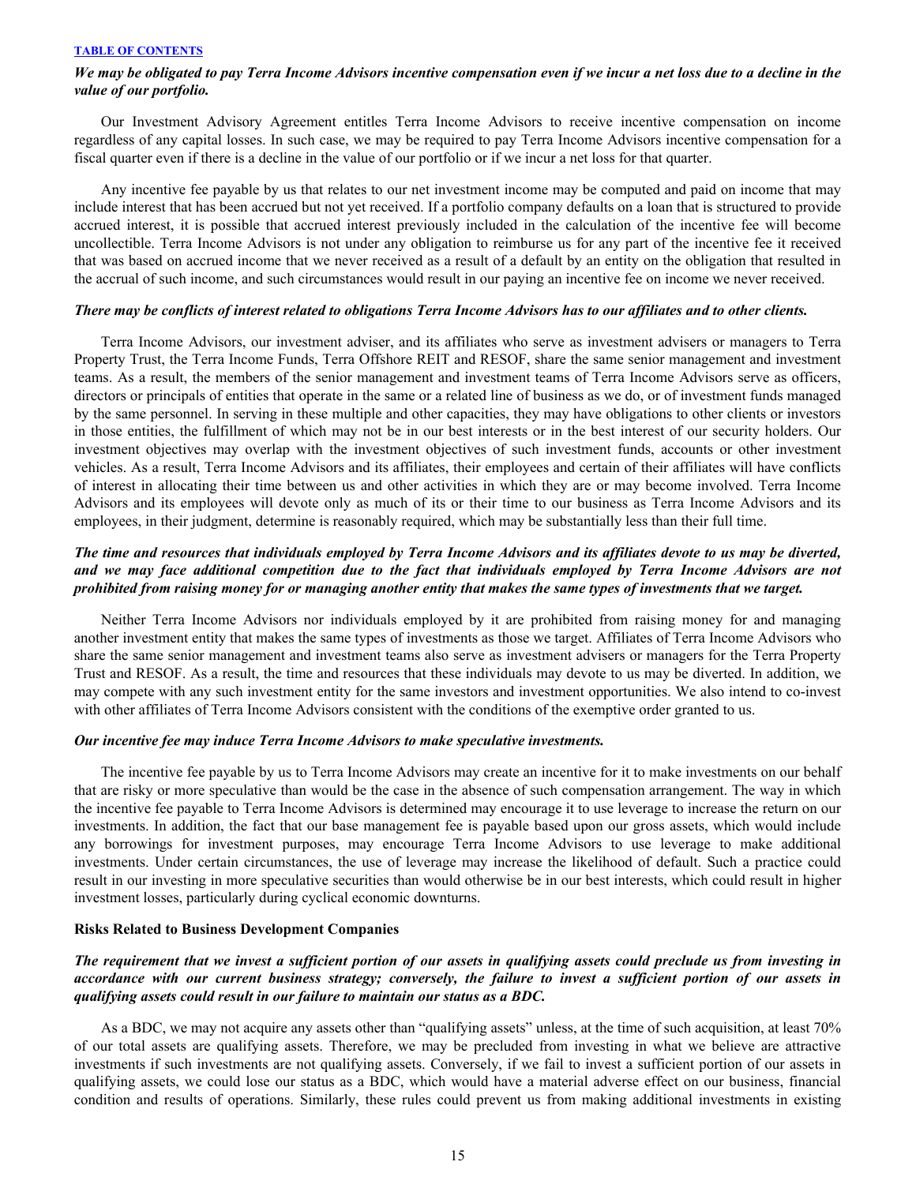***We may be obligated to pay Terra Income Advisors incentive compensation even if we incur a net loss due to a decline in the value of our portfolio.***

Our Investment Advisory Agreement entitles Terra Income Advisors to receive incentive compensation on income regardless of any capital losses. In such case, we may be required to pay Terra Income Advisors incentive compensation for a fiscal quarter even if there is a decline in the value of our portfolio or if we incur a net loss for that quarter.

Any incentive fee payable by us that relates to our net investment income may be computed and paid on income that may include interest that has been accrued but not yet received. If a portfolio company defaults on a loan that is structured to provide accrued interest, it is possible that accrued interest previously included in the calculation of the incentive fee will become uncollectible. Terra Income Advisors is not under any obligation to reimburse us for any part of the incentive fee it received that was based on accrued income that we never received as a result of a default by an entity on the obligation that resulted in the accrual of such income, and such circumstances would result in our paying an incentive fee on income we never received.

***There may be conflicts of interest related to obligations Terra Income Advisors has to our affiliates and to other clients.***

Terra Income Advisors, our investment adviser, and its affiliates who serve as investment advisers or managers to Terra Property Trust, the Terra Income Funds, Terra Offshore REIT and RESOF, share the same senior management and investment teams. As a result, the members of the senior management and investment teams of Terra Income Advisors serve as officers, directors or principals of entities that operate in the same or a related line of business as we do, or of investment funds managed by the same personnel. In serving in these multiple and other capacities, they may have obligations to other clients or investors in those entities, the fulfillment of which may not be in our best interests or in the best interest of our security holders. Our investment objectives may overlap with the investment objectives of such investment funds, accounts or other investment vehicles. As a result, Terra Income Advisors and its affiliates, their employees and certain of their affiliates will have conflicts of interest in allocating their time between us and other activities in which they are or may become involved. Terra Income Advisors and its employees will devote only as much of its or their time to our business as Terra Income Advisors and its employees, in their judgment, determine is reasonably required, which may be substantially less than their full time.

***The time and resources that individuals employed by Terra Income Advisors and its affiliates devote to us may be diverted, and we may face additional competition due to the fact that individuals employed by Terra Income Advisors are not prohibited from raising money for or managing another entity that makes the same types of investments that we target.***

Neither Terra Income Advisors nor individuals employed by it are prohibited from raising money for and managing another investment entity that makes the same types of investments as those we target. Affiliates of Terra Income Advisors who share the same senior management and investment teams also serve as investment advisers or managers for the Terra Property Trust and RESOF. As a result, the time and resources that these individuals may devote to us may be diverted. In addition, we may compete with any such investment entity for the same investors and investment opportunities. We also intend to co-invest with other affiliates of Terra Income Advisors consistent with the conditions of the exemptive order granted to us.

***Our incentive fee may induce Terra Income Advisors to make speculative investments.***

The incentive fee payable by us to Terra Income Advisors may create an incentive for it to make investments on our behalf that are risky or more speculative than would be the case in the absence of such compensation arrangement. The way in which the incentive fee payable to Terra Income Advisors is determined may encourage it to use leverage to increase the return on our investments. In addition, the fact that our base management fee is payable based upon our gross assets, which would include any borrowings for investment purposes, may encourage Terra Income Advisors to use leverage to make additional investments. Under certain circumstances, the use of leverage may increase the likelihood of default. Such a practice could result in our investing in more speculative securities than would otherwise be in our best interests, which could result in higher investment losses, particularly during cyclical economic downturns.

**Risks Related to Business Development Companies**

***The requirement that we invest a sufficient portion of our assets in qualifying assets could preclude us from investing in accordance with our current business strategy; conversely, the failure to invest a sufficient portion of our assets in qualifying assets could result in our failure to maintain our status as a BDC.***

As a BDC, we may not acquire any assets other than "qualifying assets" unless, at the time of such acquisition, at least 70% of our total assets are qualifying assets. Therefore, we may be precluded from investing in what we believe are attractive investments if such investments are not qualifying assets. Conversely, if we fail to invest a sufficient portion of our assets in qualifying assets, we could lose our status as a BDC, which would have a material adverse effect on our business, financial condition and results of operations. Similarly, these rules could prevent us from making additional investments in existing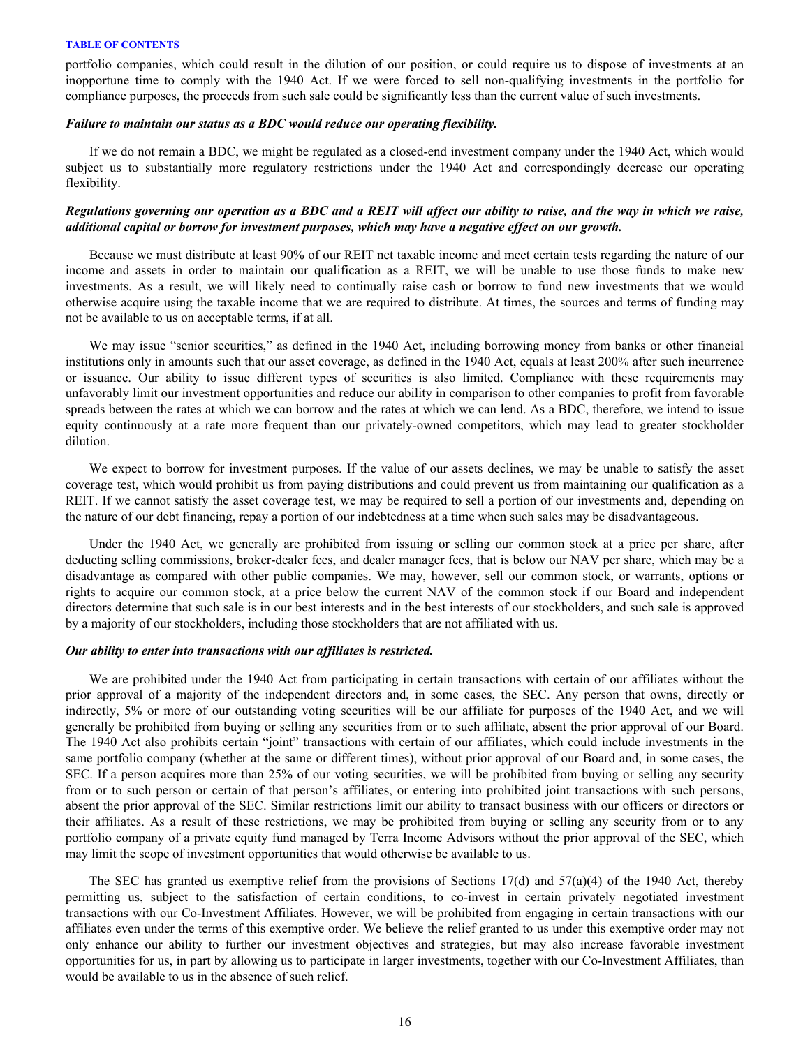portfolio companies, which could result in the dilution of our position, or could require us to dispose of investments at an inopportune time to comply with the 1940 Act. If we were forced to sell non-qualifying investments in the portfolio for compliance purposes, the proceeds from such sale could be significantly less than the current value of such investments.

***Failure to maintain our status as a BDC would reduce our operating flexibility.***

If we do not remain a BDC, we might be regulated as a closed-end investment company under the 1940 Act, which would subject us to substantially more regulatory restrictions under the 1940 Act and correspondingly decrease our operating flexibility.

***Regulations governing our operation as a BDC and a REIT will affect our ability to raise, and the way in which we raise, additional capital or borrow for investment purposes, which may have a negative effect on our growth.***

Because we must distribute at least 90% of our REIT net taxable income and meet certain tests regarding the nature of our income and assets in order to maintain our qualification as a REIT, we will be unable to use those funds to make new investments. As a result, we will likely need to continually raise cash or borrow to fund new investments that we would otherwise acquire using the taxable income that we are required to distribute. At times, the sources and terms of funding may not be available to us on acceptable terms, if at all.

We may issue "senior securities," as defined in the 1940 Act, including borrowing money from banks or other financial institutions only in amounts such that our asset coverage, as defined in the 1940 Act, equals at least 200% after such incurrence or issuance. Our ability to issue different types of securities is also limited. Compliance with these requirements may unfavorably limit our investment opportunities and reduce our ability in comparison to other companies to profit from favorable spreads between the rates at which we can borrow and the rates at which we can lend. As a BDC, therefore, we intend to issue equity continuously at a rate more frequent than our privately-owned competitors, which may lead to greater stockholder dilution.

We expect to borrow for investment purposes. If the value of our assets declines, we may be unable to satisfy the asset coverage test, which would prohibit us from paying distributions and could prevent us from maintaining our qualification as a REIT. If we cannot satisfy the asset coverage test, we may be required to sell a portion of our investments and, depending on the nature of our debt financing, repay a portion of our indebtedness at a time when such sales may be disadvantageous.

Under the 1940 Act, we generally are prohibited from issuing or selling our common stock at a price per share, after deducting selling commissions, broker-dealer fees, and dealer manager fees, that is below our NAV per share, which may be a disadvantage as compared with other public companies. We may, however, sell our common stock, or warrants, options or rights to acquire our common stock, at a price below the current NAV of the common stock if our Board and independent directors determine that such sale is in our best interests and in the best interests of our stockholders, and such sale is approved by a majority of our stockholders, including those stockholders that are not affiliated with us.

***Our ability to enter into transactions with our affiliates is restricted.***

We are prohibited under the 1940 Act from participating in certain transactions with certain of our affiliates without the prior approval of a majority of the independent directors and, in some cases, the SEC. Any person that owns, directly or indirectly, 5% or more of our outstanding voting securities will be our affiliate for purposes of the 1940 Act, and we will generally be prohibited from buying or selling any securities from or to such affiliate, absent the prior approval of our Board. The 1940 Act also prohibits certain "joint" transactions with certain of our affiliates, which could include investments in the same portfolio company (whether at the same or different times), without prior approval of our Board and, in some cases, the SEC. If a person acquires more than 25% of our voting securities, we will be prohibited from buying or selling any security from or to such person or certain of that person's affiliates, or entering into prohibited joint transactions with such persons, absent the prior approval of the SEC. Similar restrictions limit our ability to transact business with our officers or directors or their affiliates. As a result of these restrictions, we may be prohibited from buying or selling any security from or to any portfolio company of a private equity fund managed by Terra Income Advisors without the prior approval of the SEC, which may limit the scope of investment opportunities that would otherwise be available to us.

The SEC has granted us exemptive relief from the provisions of Sections 17(d) and 57(a)(4) of the 1940 Act, thereby permitting us, subject to the satisfaction of certain conditions, to co-invest in certain privately negotiated investment transactions with our Co-Investment Affiliates. However, we will be prohibited from engaging in certain transactions with our affiliates even under the terms of this exemptive order. We believe the relief granted to us under this exemptive order may not only enhance our ability to further our investment objectives and strategies, but may also increase favorable investment opportunities for us, in part by allowing us to participate in larger investments, together with our Co-Investment Affiliates, than would be available to us in the absence of such relief.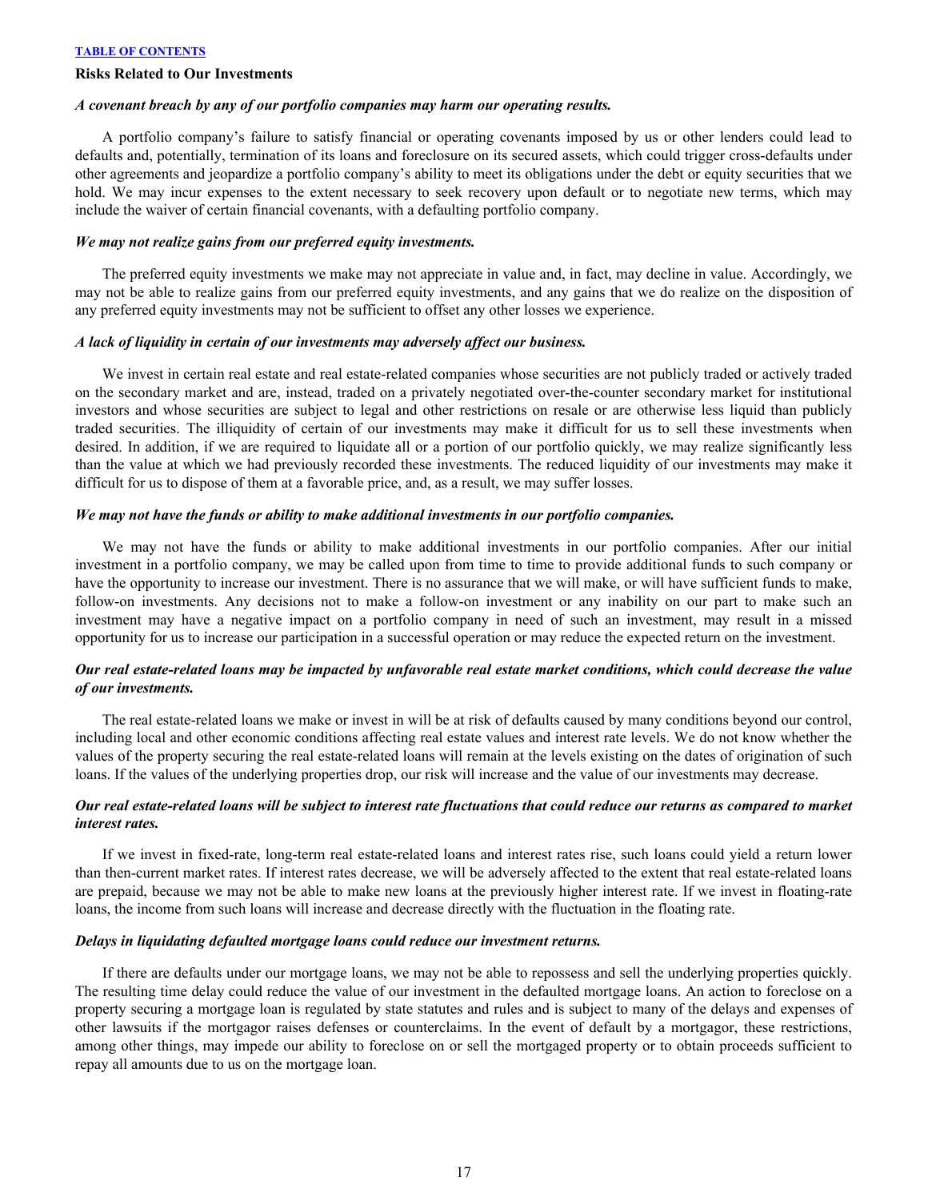## Risks Related to Our Investments

### *A covenant breach by any of our portfolio companies may harm our operating results.*

A portfolio company's failure to satisfy financial or operating covenants imposed by us or other lenders could lead to defaults and, potentially, termination of its loans and foreclosure on its secured assets, which could trigger cross-defaults under other agreements and jeopardize a portfolio company's ability to meet its obligations under the debt or equity securities that we hold. We may incur expenses to the extent necessary to seek recovery upon default or to negotiate new terms, which may include the waiver of certain financial covenants, with a defaulting portfolio company.

### *We may not realize gains from our preferred equity investments.*

The preferred equity investments we make may not appreciate in value and, in fact, may decline in value. Accordingly, we may not be able to realize gains from our preferred equity investments, and any gains that we do realize on the disposition of any preferred equity investments may not be sufficient to offset any other losses we experience.

### *A lack of liquidity in certain of our investments may adversely affect our business.*

We invest in certain real estate and real estate-related companies whose securities are not publicly traded or actively traded on the secondary market and are, instead, traded on a privately negotiated over-the-counter secondary market for institutional investors and whose securities are subject to legal and other restrictions on resale or are otherwise less liquid than publicly traded securities. The illiquidity of certain of our investments may make it difficult for us to sell these investments when desired. In addition, if we are required to liquidate all or a portion of our portfolio quickly, we may realize significantly less than the value at which we had previously recorded these investments. The reduced liquidity of our investments may make it difficult for us to dispose of them at a favorable price, and, as a result, we may suffer losses.

### *We may not have the funds or ability to make additional investments in our portfolio companies.*

We may not have the funds or ability to make additional investments in our portfolio companies. After our initial investment in a portfolio company, we may be called upon from time to time to provide additional funds to such company or have the opportunity to increase our investment. There is no assurance that we will make, or will have sufficient funds to make, follow-on investments. Any decisions not to make a follow-on investment or any inability on our part to make such an investment may have a negative impact on a portfolio company in need of such an investment, may result in a missed opportunity for us to increase our participation in a successful operation or may reduce the expected return on the investment.

### *Our real estate-related loans may be impacted by unfavorable real estate market conditions, which could decrease the value of our investments.*

The real estate-related loans we make or invest in will be at risk of defaults caused by many conditions beyond our control, including local and other economic conditions affecting real estate values and interest rate levels. We do not know whether the values of the property securing the real estate-related loans will remain at the levels existing on the dates of origination of such loans. If the values of the underlying properties drop, our risk will increase and the value of our investments may decrease.

### *Our real estate-related loans will be subject to interest rate fluctuations that could reduce our returns as compared to market interest rates.*

If we invest in fixed-rate, long-term real estate-related loans and interest rates rise, such loans could yield a return lower than then-current market rates. If interest rates decrease, we will be adversely affected to the extent that real estate-related loans are prepaid, because we may not be able to make new loans at the previously higher interest rate. If we invest in floating-rate loans, the income from such loans will increase and decrease directly with the fluctuation in the floating rate.

### *Delays in liquidating defaulted mortgage loans could reduce our investment returns.*

If there are defaults under our mortgage loans, we may not be able to repossess and sell the underlying properties quickly. The resulting time delay could reduce the value of our investment in the defaulted mortgage loans. An action to foreclose on a property securing a mortgage loan is regulated by state statutes and rules and is subject to many of the delays and expenses of other lawsuits if the mortgagor raises defenses or counterclaims. In the event of default by a mortgagor, these restrictions, among other things, may impede our ability to foreclose on or sell the mortgaged property or to obtain proceeds sufficient to repay all amounts due to us on the mortgage loan.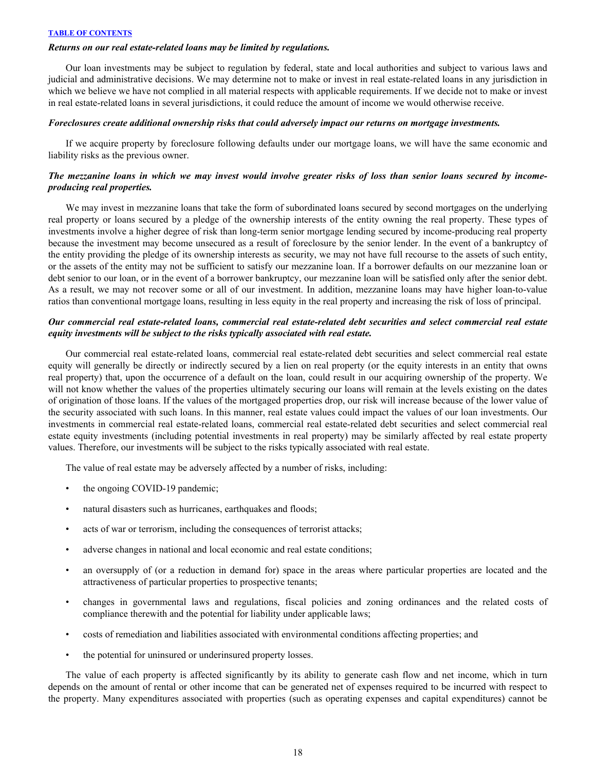***Returns on our real estate-related loans may be limited by regulations.***

Our loan investments may be subject to regulation by federal, state and local authorities and subject to various laws and judicial and administrative decisions. We may determine not to make or invest in real estate-related loans in any jurisdiction in which we believe we have not complied in all material respects with applicable requirements. If we decide not to make or invest in real estate-related loans in several jurisdictions, it could reduce the amount of income we would otherwise receive.

***Foreclosures create additional ownership risks that could adversely impact our returns on mortgage investments.***

If we acquire property by foreclosure following defaults under our mortgage loans, we will have the same economic and liability risks as the previous owner.

***The mezzanine loans in which we may invest would involve greater risks of loss than senior loans secured by income-producing real properties.***

We may invest in mezzanine loans that take the form of subordinated loans secured by second mortgages on the underlying real property or loans secured by a pledge of the ownership interests of the entity owning the real property. These types of investments involve a higher degree of risk than long-term senior mortgage lending secured by income-producing real property because the investment may become unsecured as a result of foreclosure by the senior lender. In the event of a bankruptcy of the entity providing the pledge of its ownership interests as security, we may not have full recourse to the assets of such entity, or the assets of the entity may not be sufficient to satisfy our mezzanine loan. If a borrower defaults on our mezzanine loan or debt senior to our loan, or in the event of a borrower bankruptcy, our mezzanine loan will be satisfied only after the senior debt. As a result, we may not recover some or all of our investment. In addition, mezzanine loans may have higher loan-to-value ratios than conventional mortgage loans, resulting in less equity in the real property and increasing the risk of loss of principal.

***Our commercial real estate-related loans, commercial real estate-related debt securities and select commercial real estate equity investments will be subject to the risks typically associated with real estate.***

Our commercial real estate-related loans, commercial real estate-related debt securities and select commercial real estate equity will generally be directly or indirectly secured by a lien on real property (or the equity interests in an entity that owns real property) that, upon the occurrence of a default on the loan, could result in our acquiring ownership of the property. We will not know whether the values of the properties ultimately securing our loans will remain at the levels existing on the dates of origination of those loans. If the values of the mortgaged properties drop, our risk will increase because of the lower value of the security associated with such loans. In this manner, real estate values could impact the values of our loan investments. Our investments in commercial real estate-related loans, commercial real estate-related debt securities and select commercial real estate equity investments (including potential investments in real property) may be similarly affected by real estate property values. Therefore, our investments will be subject to the risks typically associated with real estate.

The value of real estate may be adversely affected by a number of risks, including:

- the ongoing COVID-19 pandemic;
- natural disasters such as hurricanes, earthquakes and floods;
- acts of war or terrorism, including the consequences of terrorist attacks;
- adverse changes in national and local economic and real estate conditions;
- an oversupply of (or a reduction in demand for) space in the areas where particular properties are located and the attractiveness of particular properties to prospective tenants;
- changes in governmental laws and regulations, fiscal policies and zoning ordinances and the related costs of compliance therewith and the potential for liability under applicable laws;
- costs of remediation and liabilities associated with environmental conditions affecting properties; and
- the potential for uninsured or underinsured property losses.

The value of each property is affected significantly by its ability to generate cash flow and net income, which in turn depends on the amount of rental or other income that can be generated net of expenses required to be incurred with respect to the property. Many expenditures associated with properties (such as operating expenses and capital expenditures) cannot be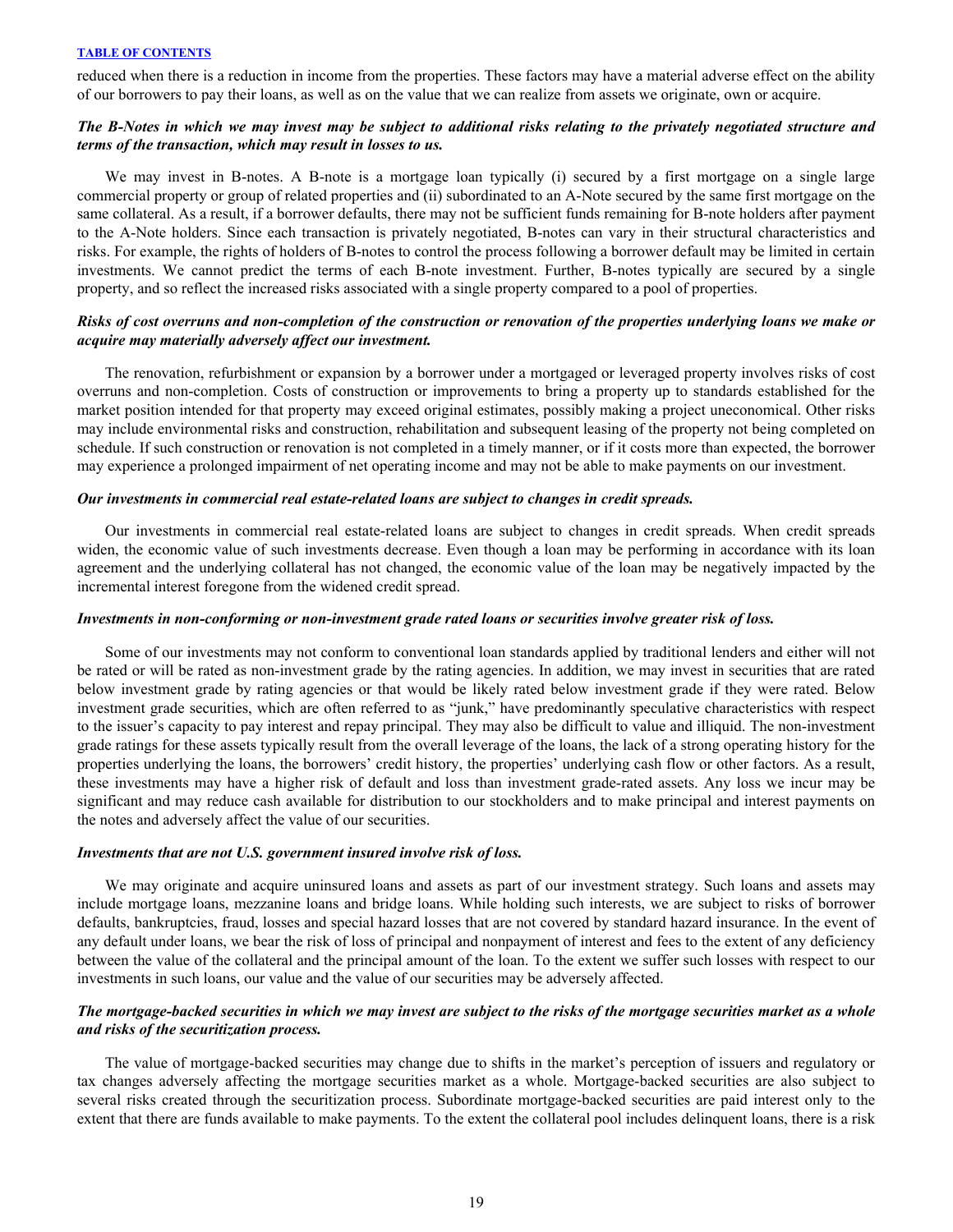reduced when there is a reduction in income from the properties. These factors may have a material adverse effect on the ability of our borrowers to pay their loans, as well as on the value that we can realize from assets we originate, own or acquire.

***The B-Notes in which we may invest may be subject to additional risks relating to the privately negotiated structure and terms of the transaction, which may result in losses to us.***

We may invest in B-notes. A B-note is a mortgage loan typically (i) secured by a first mortgage on a single large commercial property or group of related properties and (ii) subordinated to an A-Note secured by the same first mortgage on the same collateral. As a result, if a borrower defaults, there may not be sufficient funds remaining for B-note holders after payment to the A-Note holders. Since each transaction is privately negotiated, B-notes can vary in their structural characteristics and risks. For example, the rights of holders of B-notes to control the process following a borrower default may be limited in certain investments. We cannot predict the terms of each B-note investment. Further, B-notes typically are secured by a single property, and so reflect the increased risks associated with a single property compared to a pool of properties.

***Risks of cost overruns and non-completion of the construction or renovation of the properties underlying loans we make or acquire may materially adversely affect our investment.***

The renovation, refurbishment or expansion by a borrower under a mortgaged or leveraged property involves risks of cost overruns and non-completion. Costs of construction or improvements to bring a property up to standards established for the market position intended for that property may exceed original estimates, possibly making a project uneconomical. Other risks may include environmental risks and construction, rehabilitation and subsequent leasing of the property not being completed on schedule. If such construction or renovation is not completed in a timely manner, or if it costs more than expected, the borrower may experience a prolonged impairment of net operating income and may not be able to make payments on our investment.

***Our investments in commercial real estate-related loans are subject to changes in credit spreads.***

Our investments in commercial real estate-related loans are subject to changes in credit spreads. When credit spreads widen, the economic value of such investments decrease. Even though a loan may be performing in accordance with its loan agreement and the underlying collateral has not changed, the economic value of the loan may be negatively impacted by the incremental interest foregone from the widened credit spread.

***Investments in non-conforming or non-investment grade rated loans or securities involve greater risk of loss.***

Some of our investments may not conform to conventional loan standards applied by traditional lenders and either will not be rated or will be rated as non-investment grade by the rating agencies. In addition, we may invest in securities that are rated below investment grade by rating agencies or that would be likely rated below investment grade if they were rated. Below investment grade securities, which are often referred to as "junk," have predominantly speculative characteristics with respect to the issuer's capacity to pay interest and repay principal. They may also be difficult to value and illiquid. The non-investment grade ratings for these assets typically result from the overall leverage of the loans, the lack of a strong operating history for the properties underlying the loans, the borrowers' credit history, the properties' underlying cash flow or other factors. As a result, these investments may have a higher risk of default and loss than investment grade-rated assets. Any loss we incur may be significant and may reduce cash available for distribution to our stockholders and to make principal and interest payments on the notes and adversely affect the value of our securities.

***Investments that are not U.S. government insured involve risk of loss.***

We may originate and acquire uninsured loans and assets as part of our investment strategy. Such loans and assets may include mortgage loans, mezzanine loans and bridge loans. While holding such interests, we are subject to risks of borrower defaults, bankruptcies, fraud, losses and special hazard losses that are not covered by standard hazard insurance. In the event of any default under loans, we bear the risk of loss of principal and nonpayment of interest and fees to the extent of any deficiency between the value of the collateral and the principal amount of the loan. To the extent we suffer such losses with respect to our investments in such loans, our value and the value of our securities may be adversely affected.

***The mortgage-backed securities in which we may invest are subject to the risks of the mortgage securities market as a whole and risks of the securitization process.***

The value of mortgage-backed securities may change due to shifts in the market's perception of issuers and regulatory or tax changes adversely affecting the mortgage securities market as a whole. Mortgage-backed securities are also subject to several risks created through the securitization process. Subordinate mortgage-backed securities are paid interest only to the extent that there are funds available to make payments. To the extent the collateral pool includes delinquent loans, there is a risk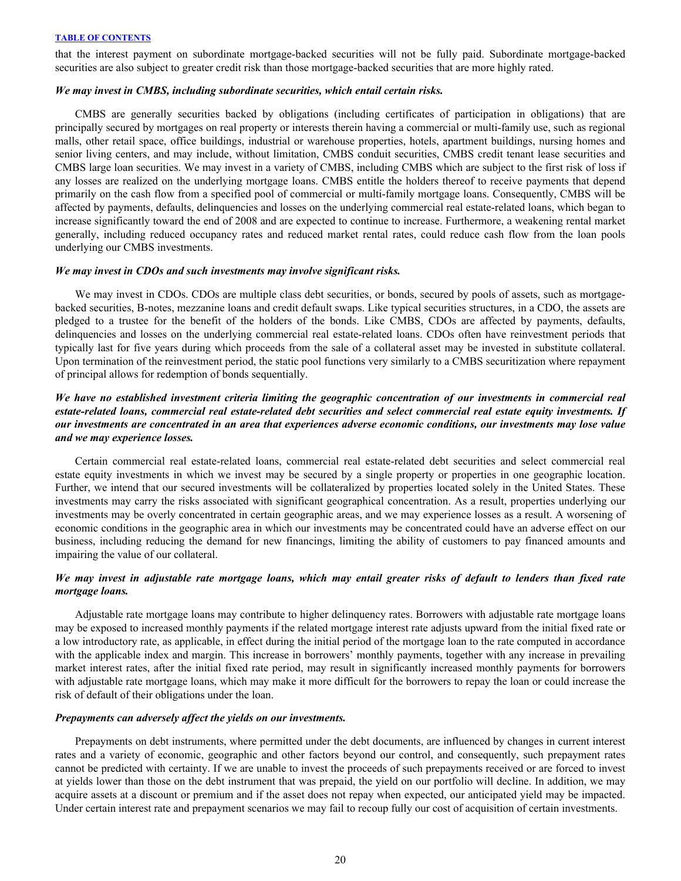that the interest payment on subordinate mortgage-backed securities will not be fully paid. Subordinate mortgage-backed securities are also subject to greater credit risk than those mortgage-backed securities that are more highly rated.

***We may invest in CMBS, including subordinate securities, which entail certain risks.***

CMBS are generally securities backed by obligations (including certificates of participation in obligations) that are principally secured by mortgages on real property or interests therein having a commercial or multi-family use, such as regional malls, other retail space, office buildings, industrial or warehouse properties, hotels, apartment buildings, nursing homes and senior living centers, and may include, without limitation, CMBS conduit securities, CMBS credit tenant lease securities and CMBS large loan securities. We may invest in a variety of CMBS, including CMBS which are subject to the first risk of loss if any losses are realized on the underlying mortgage loans. CMBS entitle the holders thereof to receive payments that depend primarily on the cash flow from a specified pool of commercial or multi-family mortgage loans. Consequently, CMBS will be affected by payments, defaults, delinquencies and losses on the underlying commercial real estate-related loans, which began to increase significantly toward the end of 2008 and are expected to continue to increase. Furthermore, a weakening rental market generally, including reduced occupancy rates and reduced market rental rates, could reduce cash flow from the loan pools underlying our CMBS investments.

***We may invest in CDOs and such investments may involve significant risks.***

We may invest in CDOs. CDOs are multiple class debt securities, or bonds, secured by pools of assets, such as mortgage-backed securities, B-notes, mezzanine loans and credit default swaps. Like typical securities structures, in a CDO, the assets are pledged to a trustee for the benefit of the holders of the bonds. Like CMBS, CDOs are affected by payments, defaults, delinquencies and losses on the underlying commercial real estate-related loans. CDOs often have reinvestment periods that typically last for five years during which proceeds from the sale of a collateral asset may be invested in substitute collateral. Upon termination of the reinvestment period, the static pool functions very similarly to a CMBS securitization where repayment of principal allows for redemption of bonds sequentially.

***We have no established investment criteria limiting the geographic concentration of our investments in commercial real estate-related loans, commercial real estate-related debt securities and select commercial real estate equity investments. If our investments are concentrated in an area that experiences adverse economic conditions, our investments may lose value and we may experience losses.***

Certain commercial real estate-related loans, commercial real estate-related debt securities and select commercial real estate equity investments in which we invest may be secured by a single property or properties in one geographic location. Further, we intend that our secured investments will be collateralized by properties located solely in the United States. These investments may carry the risks associated with significant geographical concentration. As a result, properties underlying our investments may be overly concentrated in certain geographic areas, and we may experience losses as a result. A worsening of economic conditions in the geographic area in which our investments may be concentrated could have an adverse effect on our business, including reducing the demand for new financings, limiting the ability of customers to pay financed amounts and impairing the value of our collateral.

***We may invest in adjustable rate mortgage loans, which may entail greater risks of default to lenders than fixed rate mortgage loans.***

Adjustable rate mortgage loans may contribute to higher delinquency rates. Borrowers with adjustable rate mortgage loans may be exposed to increased monthly payments if the related mortgage interest rate adjusts upward from the initial fixed rate or a low introductory rate, as applicable, in effect during the initial period of the mortgage loan to the rate computed in accordance with the applicable index and margin. This increase in borrowers' monthly payments, together with any increase in prevailing market interest rates, after the initial fixed rate period, may result in significantly increased monthly payments for borrowers with adjustable rate mortgage loans, which may make it more difficult for the borrowers to repay the loan or could increase the risk of default of their obligations under the loan.

***Prepayments can adversely affect the yields on our investments.***

Prepayments on debt instruments, where permitted under the debt documents, are influenced by changes in current interest rates and a variety of economic, geographic and other factors beyond our control, and consequently, such prepayment rates cannot be predicted with certainty. If we are unable to invest the proceeds of such prepayments received or are forced to invest at yields lower than those on the debt instrument that was prepaid, the yield on our portfolio will decline. In addition, we may acquire assets at a discount or premium and if the asset does not repay when expected, our anticipated yield may be impacted. Under certain interest rate and prepayment scenarios we may fail to recoup fully our cost of acquisition of certain investments.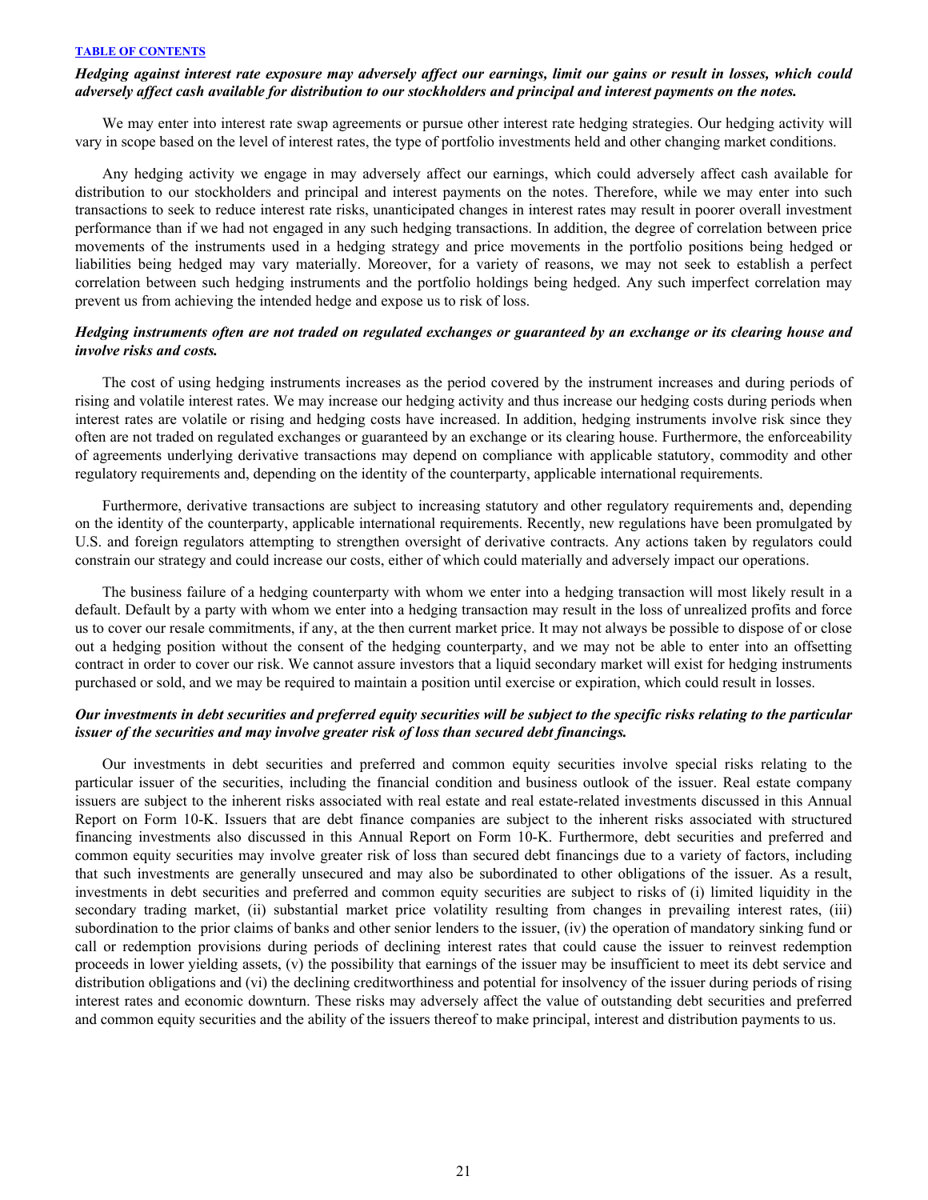***Hedging against interest rate exposure may adversely affect our earnings, limit our gains or result in losses, which could adversely affect cash available for distribution to our stockholders and principal and interest payments on the notes.***

We may enter into interest rate swap agreements or pursue other interest rate hedging strategies. Our hedging activity will vary in scope based on the level of interest rates, the type of portfolio investments held and other changing market conditions.

Any hedging activity we engage in may adversely affect our earnings, which could adversely affect cash available for distribution to our stockholders and principal and interest payments on the notes. Therefore, while we may enter into such transactions to seek to reduce interest rate risks, unanticipated changes in interest rates may result in poorer overall investment performance than if we had not engaged in any such hedging transactions. In addition, the degree of correlation between price movements of the instruments used in a hedging strategy and price movements in the portfolio positions being hedged or liabilities being hedged may vary materially. Moreover, for a variety of reasons, we may not seek to establish a perfect correlation between such hedging instruments and the portfolio holdings being hedged. Any such imperfect correlation may prevent us from achieving the intended hedge and expose us to risk of loss.

***Hedging instruments often are not traded on regulated exchanges or guaranteed by an exchange or its clearing house and involve risks and costs.***

The cost of using hedging instruments increases as the period covered by the instrument increases and during periods of rising and volatile interest rates. We may increase our hedging activity and thus increase our hedging costs during periods when interest rates are volatile or rising and hedging costs have increased. In addition, hedging instruments involve risk since they often are not traded on regulated exchanges or guaranteed by an exchange or its clearing house. Furthermore, the enforceability of agreements underlying derivative transactions may depend on compliance with applicable statutory, commodity and other regulatory requirements and, depending on the identity of the counterparty, applicable international requirements.

Furthermore, derivative transactions are subject to increasing statutory and other regulatory requirements and, depending on the identity of the counterparty, applicable international requirements. Recently, new regulations have been promulgated by U.S. and foreign regulators attempting to strengthen oversight of derivative contracts. Any actions taken by regulators could constrain our strategy and could increase our costs, either of which could materially and adversely impact our operations.

The business failure of a hedging counterparty with whom we enter into a hedging transaction will most likely result in a default. Default by a party with whom we enter into a hedging transaction may result in the loss of unrealized profits and force us to cover our resale commitments, if any, at the then current market price. It may not always be possible to dispose of or close out a hedging position without the consent of the hedging counterparty, and we may not be able to enter into an offsetting contract in order to cover our risk. We cannot assure investors that a liquid secondary market will exist for hedging instruments purchased or sold, and we may be required to maintain a position until exercise or expiration, which could result in losses.

***Our investments in debt securities and preferred equity securities will be subject to the specific risks relating to the particular issuer of the securities and may involve greater risk of loss than secured debt financings.***

Our investments in debt securities and preferred and common equity securities involve special risks relating to the particular issuer of the securities, including the financial condition and business outlook of the issuer. Real estate company issuers are subject to the inherent risks associated with real estate and real estate-related investments discussed in this Annual Report on Form 10-K. Issuers that are debt finance companies are subject to the inherent risks associated with structured financing investments also discussed in this Annual Report on Form 10-K. Furthermore, debt securities and preferred and common equity securities may involve greater risk of loss than secured debt financings due to a variety of factors, including that such investments are generally unsecured and may also be subordinated to other obligations of the issuer. As a result, investments in debt securities and preferred and common equity securities are subject to risks of (i) limited liquidity in the secondary trading market, (ii) substantial market price volatility resulting from changes in prevailing interest rates, (iii) subordination to the prior claims of banks and other senior lenders to the issuer, (iv) the operation of mandatory sinking fund or call or redemption provisions during periods of declining interest rates that could cause the issuer to reinvest redemption proceeds in lower yielding assets, (v) the possibility that earnings of the issuer may be insufficient to meet its debt service and distribution obligations and (vi) the declining creditworthiness and potential for insolvency of the issuer during periods of rising interest rates and economic downturn. These risks may adversely affect the value of outstanding debt securities and preferred and common equity securities and the ability of the issuers thereof to make principal, interest and distribution payments to us.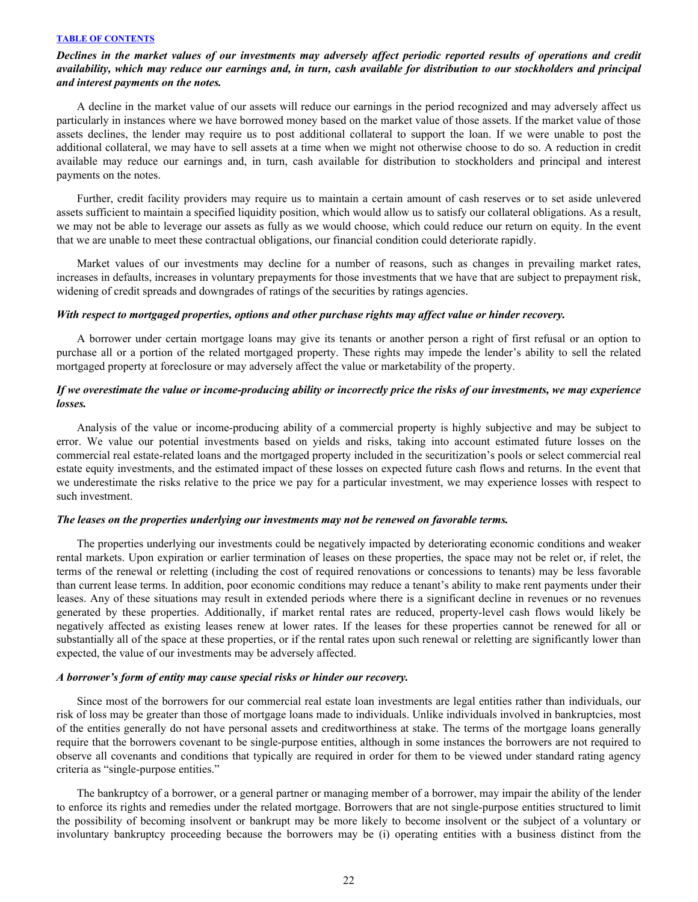***Declines in the market values of our investments may adversely affect periodic reported results of operations and credit availability, which may reduce our earnings and, in turn, cash available for distribution to our stockholders and principal and interest payments on the notes.***

A decline in the market value of our assets will reduce our earnings in the period recognized and may adversely affect us particularly in instances where we have borrowed money based on the market value of those assets. If the market value of those assets declines, the lender may require us to post additional collateral to support the loan. If we were unable to post the additional collateral, we may have to sell assets at a time when we might not otherwise choose to do so. A reduction in credit available may reduce our earnings and, in turn, cash available for distribution to stockholders and principal and interest payments on the notes.

Further, credit facility providers may require us to maintain a certain amount of cash reserves or to set aside unlevered assets sufficient to maintain a specified liquidity position, which would allow us to satisfy our collateral obligations. As a result, we may not be able to leverage our assets as fully as we would choose, which could reduce our return on equity. In the event that we are unable to meet these contractual obligations, our financial condition could deteriorate rapidly.

Market values of our investments may decline for a number of reasons, such as changes in prevailing market rates, increases in defaults, increases in voluntary prepayments for those investments that we have that are subject to prepayment risk, widening of credit spreads and downgrades of ratings of the securities by ratings agencies.

***With respect to mortgaged properties, options and other purchase rights may affect value or hinder recovery.***

A borrower under certain mortgage loans may give its tenants or another person a right of first refusal or an option to purchase all or a portion of the related mortgaged property. These rights may impede the lender's ability to sell the related mortgaged property at foreclosure or may adversely affect the value or marketability of the property.

***If we overestimate the value or income-producing ability or incorrectly price the risks of our investments, we may experience losses.***

Analysis of the value or income-producing ability of a commercial property is highly subjective and may be subject to error. We value our potential investments based on yields and risks, taking into account estimated future losses on the commercial real estate-related loans and the mortgaged property included in the securitization's pools or select commercial real estate equity investments, and the estimated impact of these losses on expected future cash flows and returns. In the event that we underestimate the risks relative to the price we pay for a particular investment, we may experience losses with respect to such investment.

***The leases on the properties underlying our investments may not be renewed on favorable terms.***

The properties underlying our investments could be negatively impacted by deteriorating economic conditions and weaker rental markets. Upon expiration or earlier termination of leases on these properties, the space may not be relet or, if relet, the terms of the renewal or reletting (including the cost of required renovations or concessions to tenants) may be less favorable than current lease terms. In addition, poor economic conditions may reduce a tenant's ability to make rent payments under their leases. Any of these situations may result in extended periods where there is a significant decline in revenues or no revenues generated by these properties. Additionally, if market rental rates are reduced, property-level cash flows would likely be negatively affected as existing leases renew at lower rates. If the leases for these properties cannot be renewed for all or substantially all of the space at these properties, or if the rental rates upon such renewal or reletting are significantly lower than expected, the value of our investments may be adversely affected.

***A borrower's form of entity may cause special risks or hinder our recovery.***

Since most of the borrowers for our commercial real estate loan investments are legal entities rather than individuals, our risk of loss may be greater than those of mortgage loans made to individuals. Unlike individuals involved in bankruptcies, most of the entities generally do not have personal assets and creditworthiness at stake. The terms of the mortgage loans generally require that the borrowers covenant to be single-purpose entities, although in some instances the borrowers are not required to observe all covenants and conditions that typically are required in order for them to be viewed under standard rating agency criteria as "single-purpose entities."

The bankruptcy of a borrower, or a general partner or managing member of a borrower, may impair the ability of the lender to enforce its rights and remedies under the related mortgage. Borrowers that are not single-purpose entities structured to limit the possibility of becoming insolvent or bankrupt may be more likely to become insolvent or the subject of a voluntary or involuntary bankruptcy proceeding because the borrowers may be (i) operating entities with a business distinct from the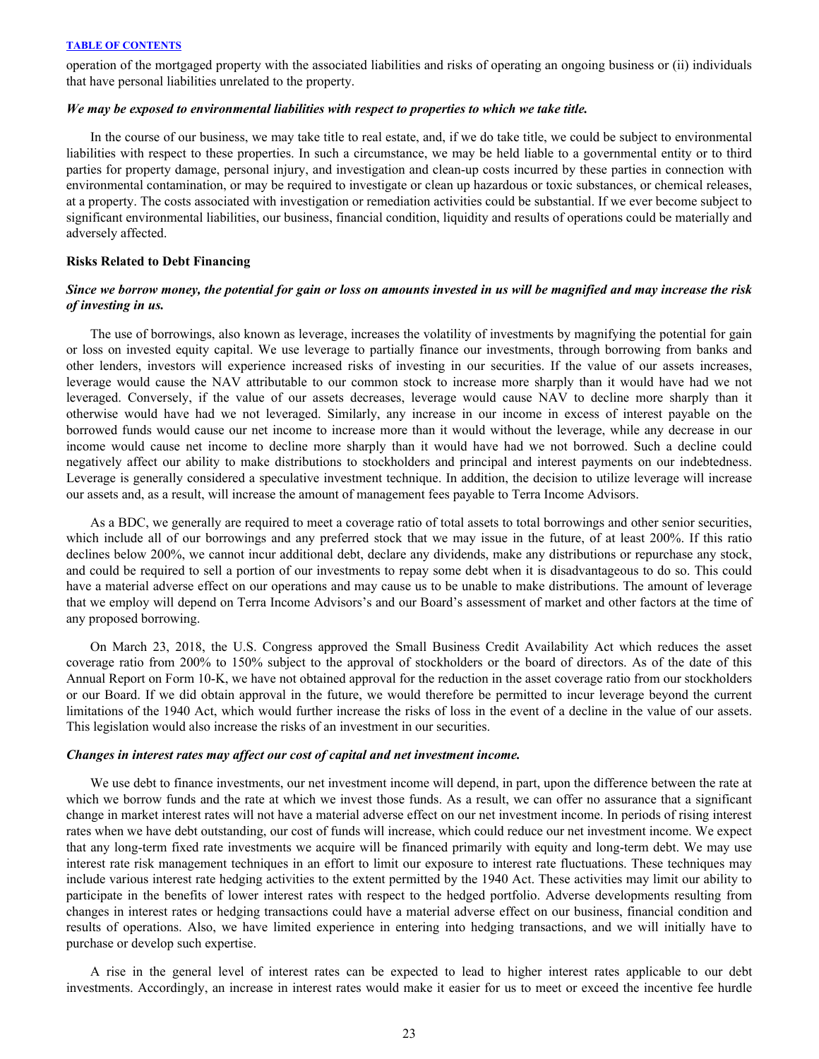operation of the mortgaged property with the associated liabilities and risks of operating an ongoing business or (ii) individuals that have personal liabilities unrelated to the property.

***We may be exposed to environmental liabilities with respect to properties to which we take title.***

In the course of our business, we may take title to real estate, and, if we do take title, we could be subject to environmental liabilities with respect to these properties. In such a circumstance, we may be held liable to a governmental entity or to third parties for property damage, personal injury, and investigation and clean-up costs incurred by these parties in connection with environmental contamination, or may be required to investigate or clean up hazardous or toxic substances, or chemical releases, at a property. The costs associated with investigation or remediation activities could be substantial. If we ever become subject to significant environmental liabilities, our business, financial condition, liquidity and results of operations could be materially and adversely affected.

**Risks Related to Debt Financing**

***Since we borrow money, the potential for gain or loss on amounts invested in us will be magnified and may increase the risk of investing in us.***

The use of borrowings, also known as leverage, increases the volatility of investments by magnifying the potential for gain or loss on invested equity capital. We use leverage to partially finance our investments, through borrowing from banks and other lenders, investors will experience increased risks of investing in our securities. If the value of our assets increases, leverage would cause the NAV attributable to our common stock to increase more sharply than it would have had we not leveraged. Conversely, if the value of our assets decreases, leverage would cause NAV to decline more sharply than it otherwise would have had we not leveraged. Similarly, any increase in our income in excess of interest payable on the borrowed funds would cause our net income to increase more than it would without the leverage, while any decrease in our income would cause net income to decline more sharply than it would have had we not borrowed. Such a decline could negatively affect our ability to make distributions to stockholders and principal and interest payments on our indebtedness. Leverage is generally considered a speculative investment technique. In addition, the decision to utilize leverage will increase our assets and, as a result, will increase the amount of management fees payable to Terra Income Advisors.

As a BDC, we generally are required to meet a coverage ratio of total assets to total borrowings and other senior securities, which include all of our borrowings and any preferred stock that we may issue in the future, of at least 200%. If this ratio declines below 200%, we cannot incur additional debt, declare any dividends, make any distributions or repurchase any stock, and could be required to sell a portion of our investments to repay some debt when it is disadvantageous to do so. This could have a material adverse effect on our operations and may cause us to be unable to make distributions. The amount of leverage that we employ will depend on Terra Income Advisors's and our Board's assessment of market and other factors at the time of any proposed borrowing.

On March 23, 2018, the U.S. Congress approved the Small Business Credit Availability Act which reduces the asset coverage ratio from 200% to 150% subject to the approval of stockholders or the board of directors. As of the date of this Annual Report on Form 10-K, we have not obtained approval for the reduction in the asset coverage ratio from our stockholders or our Board. If we did obtain approval in the future, we would therefore be permitted to incur leverage beyond the current limitations of the 1940 Act, which would further increase the risks of loss in the event of a decline in the value of our assets. This legislation would also increase the risks of an investment in our securities.

***Changes in interest rates may affect our cost of capital and net investment income.***

We use debt to finance investments, our net investment income will depend, in part, upon the difference between the rate at which we borrow funds and the rate at which we invest those funds. As a result, we can offer no assurance that a significant change in market interest rates will not have a material adverse effect on our net investment income. In periods of rising interest rates when we have debt outstanding, our cost of funds will increase, which could reduce our net investment income. We expect that any long-term fixed rate investments we acquire will be financed primarily with equity and long-term debt. We may use interest rate risk management techniques in an effort to limit our exposure to interest rate fluctuations. These techniques may include various interest rate hedging activities to the extent permitted by the 1940 Act. These activities may limit our ability to participate in the benefits of lower interest rates with respect to the hedged portfolio. Adverse developments resulting from changes in interest rates or hedging transactions could have a material adverse effect on our business, financial condition and results of operations. Also, we have limited experience in entering into hedging transactions, and we will initially have to purchase or develop such expertise.

A rise in the general level of interest rates can be expected to lead to higher interest rates applicable to our debt investments. Accordingly, an increase in interest rates would make it easier for us to meet or exceed the incentive fee hurdle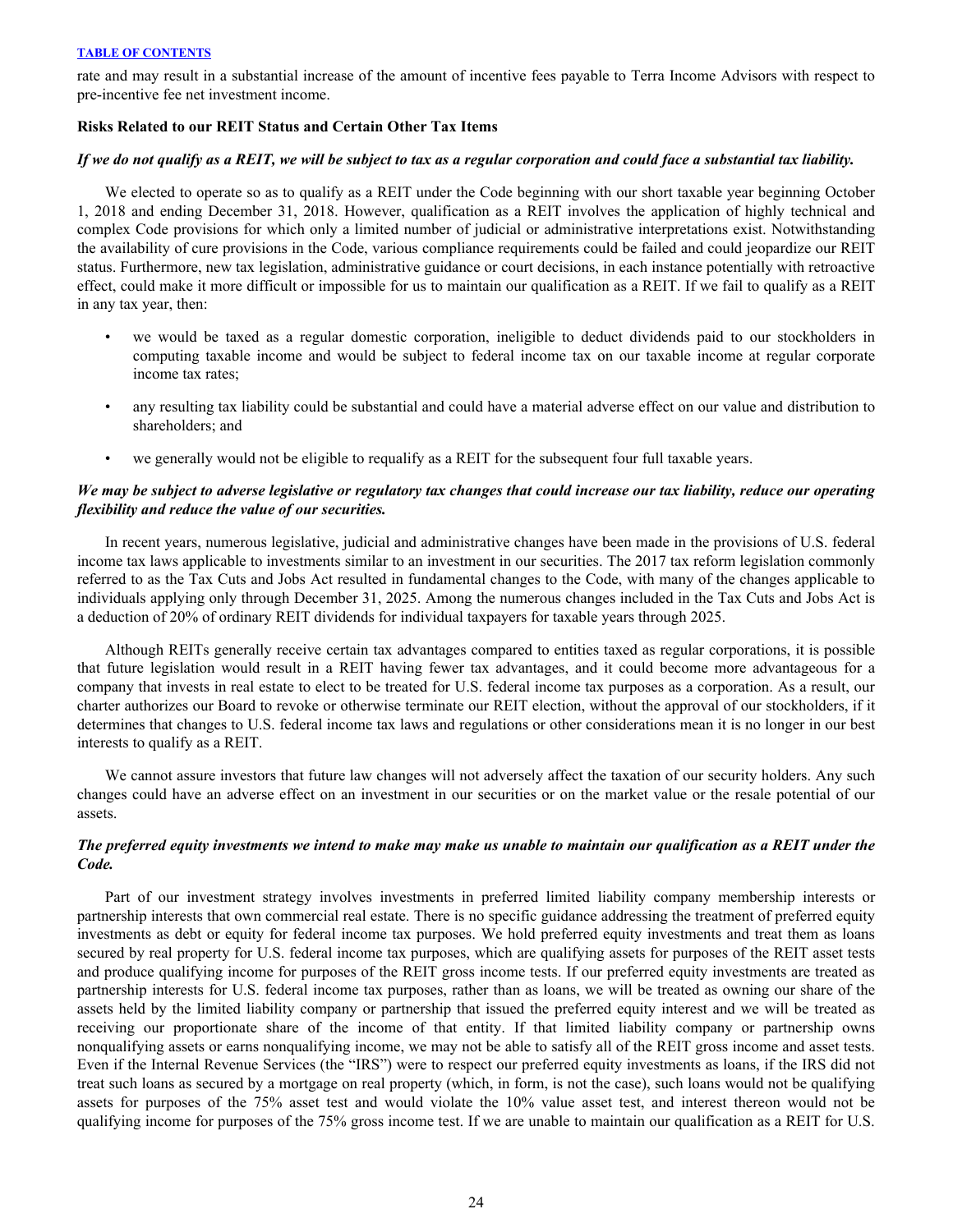rate and may result in a substantial increase of the amount of incentive fees payable to Terra Income Advisors with respect to pre-incentive fee net investment income.

**Risks Related to our REIT Status and Certain Other Tax Items**

***If we do not qualify as a REIT, we will be subject to tax as a regular corporation and could face a substantial tax liability.***

We elected to operate so as to qualify as a REIT under the Code beginning with our short taxable year beginning October 1, 2018 and ending December 31, 2018. However, qualification as a REIT involves the application of highly technical and complex Code provisions for which only a limited number of judicial or administrative interpretations exist. Notwithstanding the availability of cure provisions in the Code, various compliance requirements could be failed and could jeopardize our REIT status. Furthermore, new tax legislation, administrative guidance or court decisions, in each instance potentially with retroactive effect, could make it more difficult or impossible for us to maintain our qualification as a REIT. If we fail to qualify as a REIT in any tax year, then:

- we would be taxed as a regular domestic corporation, ineligible to deduct dividends paid to our stockholders in computing taxable income and would be subject to federal income tax on our taxable income at regular corporate income tax rates;
- any resulting tax liability could be substantial and could have a material adverse effect on our value and distribution to shareholders; and
- we generally would not be eligible to requalify as a REIT for the subsequent four full taxable years.

***We may be subject to adverse legislative or regulatory tax changes that could increase our tax liability, reduce our operating flexibility and reduce the value of our securities.***

In recent years, numerous legislative, judicial and administrative changes have been made in the provisions of U.S. federal income tax laws applicable to investments similar to an investment in our securities. The 2017 tax reform legislation commonly referred to as the Tax Cuts and Jobs Act resulted in fundamental changes to the Code, with many of the changes applicable to individuals applying only through December 31, 2025. Among the numerous changes included in the Tax Cuts and Jobs Act is a deduction of 20% of ordinary REIT dividends for individual taxpayers for taxable years through 2025.

Although REITs generally receive certain tax advantages compared to entities taxed as regular corporations, it is possible that future legislation would result in a REIT having fewer tax advantages, and it could become more advantageous for a company that invests in real estate to elect to be treated for U.S. federal income tax purposes as a corporation. As a result, our charter authorizes our Board to revoke or otherwise terminate our REIT election, without the approval of our stockholders, if it determines that changes to U.S. federal income tax laws and regulations or other considerations mean it is no longer in our best interests to qualify as a REIT.

We cannot assure investors that future law changes will not adversely affect the taxation of our security holders. Any such changes could have an adverse effect on an investment in our securities or on the market value or the resale potential of our assets.

***The preferred equity investments we intend to make may make us unable to maintain our qualification as a REIT under the Code.***

Part of our investment strategy involves investments in preferred limited liability company membership interests or partnership interests that own commercial real estate. There is no specific guidance addressing the treatment of preferred equity investments as debt or equity for federal income tax purposes. We hold preferred equity investments and treat them as loans secured by real property for U.S. federal income tax purposes, which are qualifying assets for purposes of the REIT asset tests and produce qualifying income for purposes of the REIT gross income tests. If our preferred equity investments are treated as partnership interests for U.S. federal income tax purposes, rather than as loans, we will be treated as owning our share of the assets held by the limited liability company or partnership that issued the preferred equity interest and we will be treated as receiving our proportionate share of the income of that entity. If that limited liability company or partnership owns nonqualifying assets or earns nonqualifying income, we may not be able to satisfy all of the REIT gross income and asset tests. Even if the Internal Revenue Services (the "IRS") were to respect our preferred equity investments as loans, if the IRS did not treat such loans as secured by a mortgage on real property (which, in form, is not the case), such loans would not be qualifying assets for purposes of the 75% asset test and would violate the 10% value asset test, and interest thereon would not be qualifying income for purposes of the 75% gross income test. If we are unable to maintain our qualification as a REIT for U.S.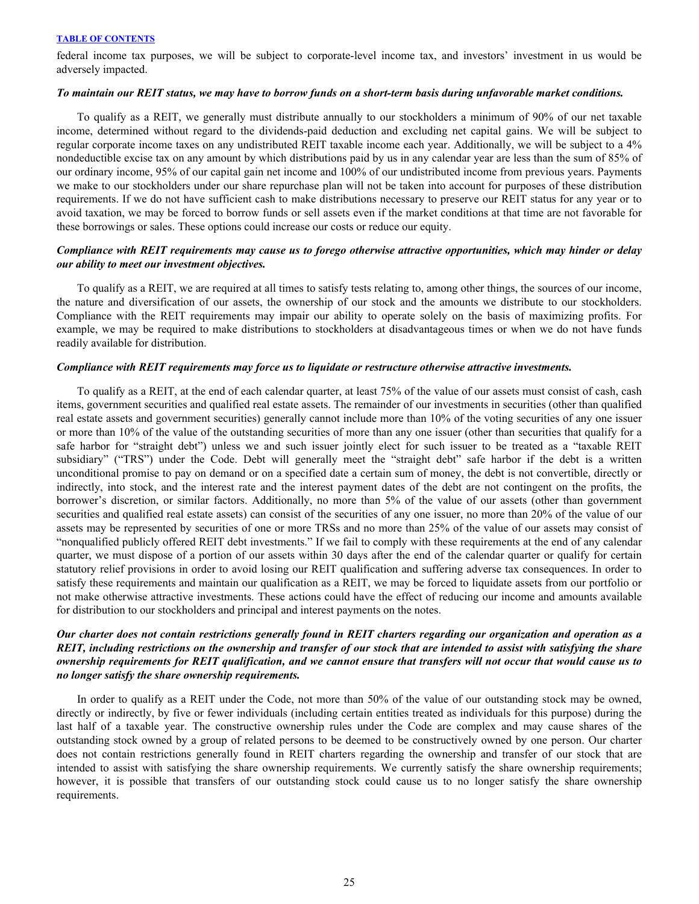federal income tax purposes, we will be subject to corporate-level income tax, and investors' investment in us would be adversely impacted.

***To maintain our REIT status, we may have to borrow funds on a short-term basis during unfavorable market conditions.***

To qualify as a REIT, we generally must distribute annually to our stockholders a minimum of 90% of our net taxable income, determined without regard to the dividends-paid deduction and excluding net capital gains. We will be subject to regular corporate income taxes on any undistributed REIT taxable income each year. Additionally, we will be subject to a 4% nondeductible excise tax on any amount by which distributions paid by us in any calendar year are less than the sum of 85% of our ordinary income, 95% of our capital gain net income and 100% of our undistributed income from previous years. Payments we make to our stockholders under our share repurchase plan will not be taken into account for purposes of these distribution requirements. If we do not have sufficient cash to make distributions necessary to preserve our REIT status for any year or to avoid taxation, we may be forced to borrow funds or sell assets even if the market conditions at that time are not favorable for these borrowings or sales. These options could increase our costs or reduce our equity.

***Compliance with REIT requirements may cause us to forego otherwise attractive opportunities, which may hinder or delay our ability to meet our investment objectives.***

To qualify as a REIT, we are required at all times to satisfy tests relating to, among other things, the sources of our income, the nature and diversification of our assets, the ownership of our stock and the amounts we distribute to our stockholders. Compliance with the REIT requirements may impair our ability to operate solely on the basis of maximizing profits. For example, we may be required to make distributions to stockholders at disadvantageous times or when we do not have funds readily available for distribution.

***Compliance with REIT requirements may force us to liquidate or restructure otherwise attractive investments.***

To qualify as a REIT, at the end of each calendar quarter, at least 75% of the value of our assets must consist of cash, cash items, government securities and qualified real estate assets. The remainder of our investments in securities (other than qualified real estate assets and government securities) generally cannot include more than 10% of the voting securities of any one issuer or more than 10% of the value of the outstanding securities of more than any one issuer (other than securities that qualify for a safe harbor for "straight debt") unless we and such issuer jointly elect for such issuer to be treated as a "taxable REIT subsidiary" ("TRS") under the Code. Debt will generally meet the "straight debt" safe harbor if the debt is a written unconditional promise to pay on demand or on a specified date a certain sum of money, the debt is not convertible, directly or indirectly, into stock, and the interest rate and the interest payment dates of the debt are not contingent on the profits, the borrower's discretion, or similar factors. Additionally, no more than 5% of the value of our assets (other than government securities and qualified real estate assets) can consist of the securities of any one issuer, no more than 20% of the value of our assets may be represented by securities of one or more TRSs and no more than 25% of the value of our assets may consist of "nonqualified publicly offered REIT debt investments." If we fail to comply with these requirements at the end of any calendar quarter, we must dispose of a portion of our assets within 30 days after the end of the calendar quarter or qualify for certain statutory relief provisions in order to avoid losing our REIT qualification and suffering adverse tax consequences. In order to satisfy these requirements and maintain our qualification as a REIT, we may be forced to liquidate assets from our portfolio or not make otherwise attractive investments. These actions could have the effect of reducing our income and amounts available for distribution to our stockholders and principal and interest payments on the notes.

***Our charter does not contain restrictions generally found in REIT charters regarding our organization and operation as a REIT, including restrictions on the ownership and transfer of our stock that are intended to assist with satisfying the share ownership requirements for REIT qualification, and we cannot ensure that transfers will not occur that would cause us to no longer satisfy the share ownership requirements.***

In order to qualify as a REIT under the Code, not more than 50% of the value of our outstanding stock may be owned, directly or indirectly, by five or fewer individuals (including certain entities treated as individuals for this purpose) during the last half of a taxable year. The constructive ownership rules under the Code are complex and may cause shares of the outstanding stock owned by a group of related persons to be deemed to be constructively owned by one person. Our charter does not contain restrictions generally found in REIT charters regarding the ownership and transfer of our stock that are intended to assist with satisfying the share ownership requirements. We currently satisfy the share ownership requirements; however, it is possible that transfers of our outstanding stock could cause us to no longer satisfy the share ownership requirements.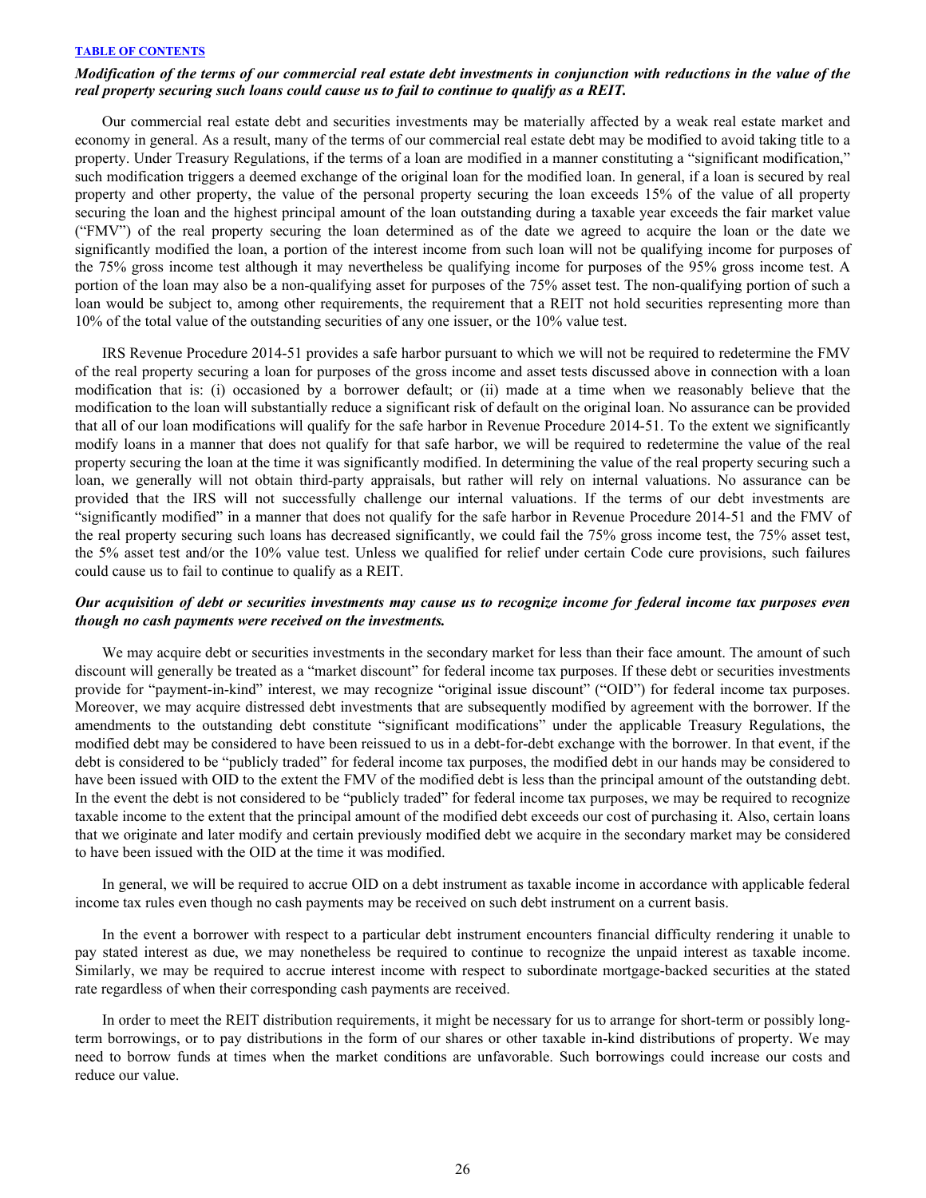*Modification of the terms of our commercial real estate debt investments in conjunction with reductions in the value of the real property securing such loans could cause us to fail to continue to qualify as a REIT.*

Our commercial real estate debt and securities investments may be materially affected by a weak real estate market and economy in general. As a result, many of the terms of our commercial real estate debt may be modified to avoid taking title to a property. Under Treasury Regulations, if the terms of a loan are modified in a manner constituting a "significant modification," such modification triggers a deemed exchange of the original loan for the modified loan. In general, if a loan is secured by real property and other property, the value of the personal property securing the loan exceeds 15% of the value of all property securing the loan and the highest principal amount of the loan outstanding during a taxable year exceeds the fair market value ("FMV") of the real property securing the loan determined as of the date we agreed to acquire the loan or the date we significantly modified the loan, a portion of the interest income from such loan will not be qualifying income for purposes of the 75% gross income test although it may nevertheless be qualifying income for purposes of the 95% gross income test. A portion of the loan may also be a non-qualifying asset for purposes of the 75% asset test. The non-qualifying portion of such a loan would be subject to, among other requirements, the requirement that a REIT not hold securities representing more than 10% of the total value of the outstanding securities of any one issuer, or the 10% value test.

IRS Revenue Procedure 2014-51 provides a safe harbor pursuant to which we will not be required to redetermine the FMV of the real property securing a loan for purposes of the gross income and asset tests discussed above in connection with a loan modification that is: (i) occasioned by a borrower default; or (ii) made at a time when we reasonably believe that the modification to the loan will substantially reduce a significant risk of default on the original loan. No assurance can be provided that all of our loan modifications will qualify for the safe harbor in Revenue Procedure 2014-51. To the extent we significantly modify loans in a manner that does not qualify for that safe harbor, we will be required to redetermine the value of the real property securing the loan at the time it was significantly modified. In determining the value of the real property securing such a loan, we generally will not obtain third-party appraisals, but rather will rely on internal valuations. No assurance can be provided that the IRS will not successfully challenge our internal valuations. If the terms of our debt investments are "significantly modified" in a manner that does not qualify for the safe harbor in Revenue Procedure 2014-51 and the FMV of the real property securing such loans has decreased significantly, we could fail the 75% gross income test, the 75% asset test, the 5% asset test and/or the 10% value test. Unless we qualified for relief under certain Code cure provisions, such failures could cause us to fail to continue to qualify as a REIT.

*Our acquisition of debt or securities investments may cause us to recognize income for federal income tax purposes even though no cash payments were received on the investments.*

We may acquire debt or securities investments in the secondary market for less than their face amount. The amount of such discount will generally be treated as a "market discount" for federal income tax purposes. If these debt or securities investments provide for "payment-in-kind" interest, we may recognize "original issue discount" ("OID") for federal income tax purposes. Moreover, we may acquire distressed debt investments that are subsequently modified by agreement with the borrower. If the amendments to the outstanding debt constitute "significant modifications" under the applicable Treasury Regulations, the modified debt may be considered to have been reissued to us in a debt-for-debt exchange with the borrower. In that event, if the debt is considered to be "publicly traded" for federal income tax purposes, the modified debt in our hands may be considered to have been issued with OID to the extent the FMV of the modified debt is less than the principal amount of the outstanding debt. In the event the debt is not considered to be "publicly traded" for federal income tax purposes, we may be required to recognize taxable income to the extent that the principal amount of the modified debt exceeds our cost of purchasing it. Also, certain loans that we originate and later modify and certain previously modified debt we acquire in the secondary market may be considered to have been issued with the OID at the time it was modified.

In general, we will be required to accrue OID on a debt instrument as taxable income in accordance with applicable federal income tax rules even though no cash payments may be received on such debt instrument on a current basis.

In the event a borrower with respect to a particular debt instrument encounters financial difficulty rendering it unable to pay stated interest as due, we may nonetheless be required to continue to recognize the unpaid interest as taxable income. Similarly, we may be required to accrue interest income with respect to subordinate mortgage-backed securities at the stated rate regardless of when their corresponding cash payments are received.

In order to meet the REIT distribution requirements, it might be necessary for us to arrange for short-term or possibly long-term borrowings, or to pay distributions in the form of our shares or other taxable in-kind distributions of property. We may need to borrow funds at times when the market conditions are unfavorable. Such borrowings could increase our costs and reduce our value.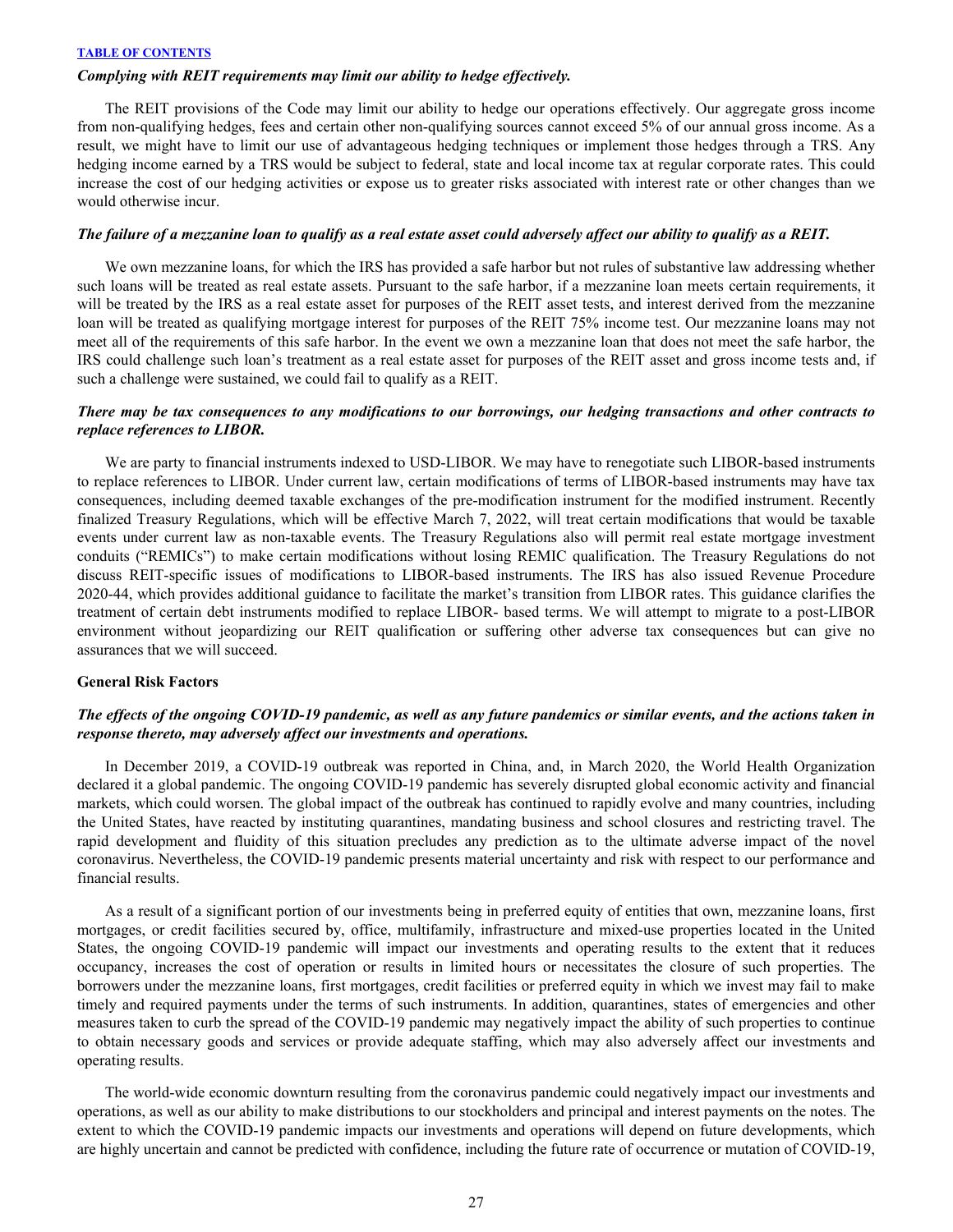*Complying with REIT requirements may limit our ability to hedge effectively.*

The REIT provisions of the Code may limit our ability to hedge our operations effectively. Our aggregate gross income from non-qualifying hedges, fees and certain other non-qualifying sources cannot exceed 5% of our annual gross income. As a result, we might have to limit our use of advantageous hedging techniques or implement those hedges through a TRS. Any hedging income earned by a TRS would be subject to federal, state and local income tax at regular corporate rates. This could increase the cost of our hedging activities or expose us to greater risks associated with interest rate or other changes than we would otherwise incur.

***The failure of a mezzanine loan to qualify as a real estate asset could adversely affect our ability to qualify as a REIT.***

We own mezzanine loans, for which the IRS has provided a safe harbor but not rules of substantive law addressing whether such loans will be treated as real estate assets. Pursuant to the safe harbor, if a mezzanine loan meets certain requirements, it will be treated by the IRS as a real estate asset for purposes of the REIT asset tests, and interest derived from the mezzanine loan will be treated as qualifying mortgage interest for purposes of the REIT 75% income test. Our mezzanine loans may not meet all of the requirements of this safe harbor. In the event we own a mezzanine loan that does not meet the safe harbor, the IRS could challenge such loan's treatment as a real estate asset for purposes of the REIT asset and gross income tests and, if such a challenge were sustained, we could fail to qualify as a REIT.

***There may be tax consequences to any modifications to our borrowings, our hedging transactions and other contracts to replace references to LIBOR.***

We are party to financial instruments indexed to USD-LIBOR. We may have to renegotiate such LIBOR-based instruments to replace references to LIBOR. Under current law, certain modifications of terms of LIBOR-based instruments may have tax consequences, including deemed taxable exchanges of the pre-modification instrument for the modified instrument. Recently finalized Treasury Regulations, which will be effective March 7, 2022, will treat certain modifications that would be taxable events under current law as non-taxable events. The Treasury Regulations also will permit real estate mortgage investment conduits ("REMICs") to make certain modifications without losing REMIC qualification. The Treasury Regulations do not discuss REIT-specific issues of modifications to LIBOR-based instruments. The IRS has also issued Revenue Procedure 2020-44, which provides additional guidance to facilitate the market's transition from LIBOR rates. This guidance clarifies the treatment of certain debt instruments modified to replace LIBOR- based terms. We will attempt to migrate to a post-LIBOR environment without jeopardizing our REIT qualification or suffering other adverse tax consequences but can give no assurances that we will succeed.

**General Risk Factors**

***The effects of the ongoing COVID-19 pandemic, as well as any future pandemics or similar events, and the actions taken in response thereto, may adversely affect our investments and operations.***

In December 2019, a COVID-19 outbreak was reported in China, and, in March 2020, the World Health Organization declared it a global pandemic. The ongoing COVID-19 pandemic has severely disrupted global economic activity and financial markets, which could worsen. The global impact of the outbreak has continued to rapidly evolve and many countries, including the United States, have reacted by instituting quarantines, mandating business and school closures and restricting travel. The rapid development and fluidity of this situation precludes any prediction as to the ultimate adverse impact of the novel coronavirus. Nevertheless, the COVID-19 pandemic presents material uncertainty and risk with respect to our performance and financial results.

As a result of a significant portion of our investments being in preferred equity of entities that own, mezzanine loans, first mortgages, or credit facilities secured by, office, multifamily, infrastructure and mixed-use properties located in the United States, the ongoing COVID-19 pandemic will impact our investments and operating results to the extent that it reduces occupancy, increases the cost of operation or results in limited hours or necessitates the closure of such properties. The borrowers under the mezzanine loans, first mortgages, credit facilities or preferred equity in which we invest may fail to make timely and required payments under the terms of such instruments. In addition, quarantines, states of emergencies and other measures taken to curb the spread of the COVID-19 pandemic may negatively impact the ability of such properties to continue to obtain necessary goods and services or provide adequate staffing, which may also adversely affect our investments and operating results.

The world-wide economic downturn resulting from the coronavirus pandemic could negatively impact our investments and operations, as well as our ability to make distributions to our stockholders and principal and interest payments on the notes. The extent to which the COVID-19 pandemic impacts our investments and operations will depend on future developments, which are highly uncertain and cannot be predicted with confidence, including the future rate of occurrence or mutation of COVID-19,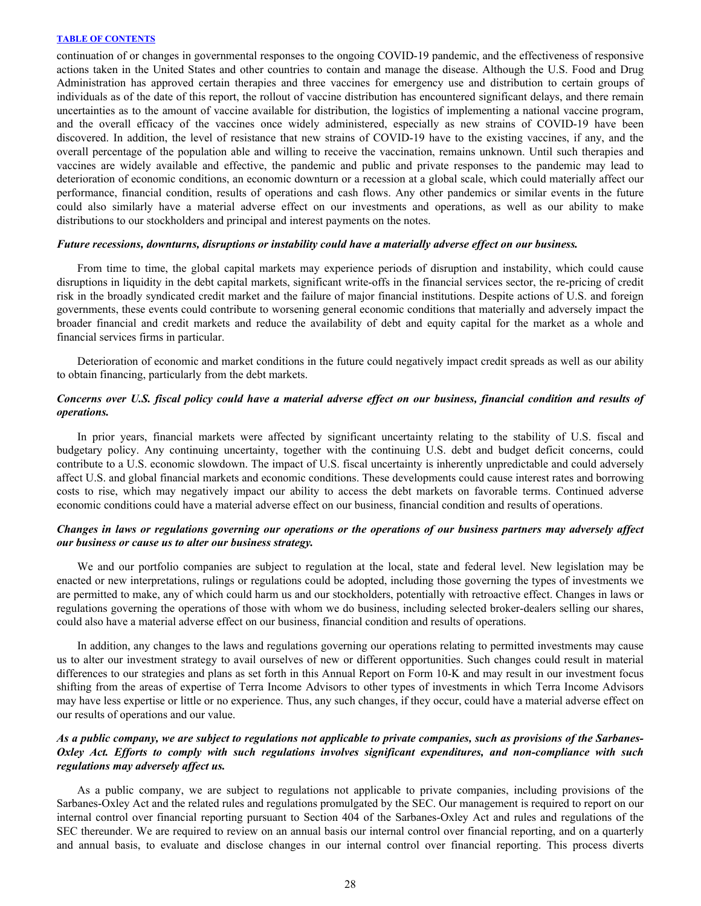continuation of or changes in governmental responses to the ongoing COVID-19 pandemic, and the effectiveness of responsive actions taken in the United States and other countries to contain and manage the disease. Although the U.S. Food and Drug Administration has approved certain therapies and three vaccines for emergency use and distribution to certain groups of individuals as of the date of this report, the rollout of vaccine distribution has encountered significant delays, and there remain uncertainties as to the amount of vaccine available for distribution, the logistics of implementing a national vaccine program, and the overall efficacy of the vaccines once widely administered, especially as new strains of COVID-19 have been discovered. In addition, the level of resistance that new strains of COVID-19 have to the existing vaccines, if any, and the overall percentage of the population able and willing to receive the vaccination, remains unknown. Until such therapies and vaccines are widely available and effective, the pandemic and public and private responses to the pandemic may lead to deterioration of economic conditions, an economic downturn or a recession at a global scale, which could materially affect our performance, financial condition, results of operations and cash flows. Any other pandemics or similar events in the future could also similarly have a material adverse effect on our investments and operations, as well as our ability to make distributions to our stockholders and principal and interest payments on the notes.

***Future recessions, downturns, disruptions or instability could have a materially adverse effect on our business.***

From time to time, the global capital markets may experience periods of disruption and instability, which could cause disruptions in liquidity in the debt capital markets, significant write-offs in the financial services sector, the re-pricing of credit risk in the broadly syndicated credit market and the failure of major financial institutions. Despite actions of U.S. and foreign governments, these events could contribute to worsening general economic conditions that materially and adversely impact the broader financial and credit markets and reduce the availability of debt and equity capital for the market as a whole and financial services firms in particular.

Deterioration of economic and market conditions in the future could negatively impact credit spreads as well as our ability to obtain financing, particularly from the debt markets.

***Concerns over U.S. fiscal policy could have a material adverse effect on our business, financial condition and results of operations.***

In prior years, financial markets were affected by significant uncertainty relating to the stability of U.S. fiscal and budgetary policy. Any continuing uncertainty, together with the continuing U.S. debt and budget deficit concerns, could contribute to a U.S. economic slowdown. The impact of U.S. fiscal uncertainty is inherently unpredictable and could adversely affect U.S. and global financial markets and economic conditions. These developments could cause interest rates and borrowing costs to rise, which may negatively impact our ability to access the debt markets on favorable terms. Continued adverse economic conditions could have a material adverse effect on our business, financial condition and results of operations.

***Changes in laws or regulations governing our operations or the operations of our business partners may adversely affect our business or cause us to alter our business strategy.***

We and our portfolio companies are subject to regulation at the local, state and federal level. New legislation may be enacted or new interpretations, rulings or regulations could be adopted, including those governing the types of investments we are permitted to make, any of which could harm us and our stockholders, potentially with retroactive effect. Changes in laws or regulations governing the operations of those with whom we do business, including selected broker-dealers selling our shares, could also have a material adverse effect on our business, financial condition and results of operations.

In addition, any changes to the laws and regulations governing our operations relating to permitted investments may cause us to alter our investment strategy to avail ourselves of new or different opportunities. Such changes could result in material differences to our strategies and plans as set forth in this Annual Report on Form 10-K and may result in our investment focus shifting from the areas of expertise of Terra Income Advisors to other types of investments in which Terra Income Advisors may have less expertise or little or no experience. Thus, any such changes, if they occur, could have a material adverse effect on our results of operations and our value.

***As a public company, we are subject to regulations not applicable to private companies, such as provisions of the Sarbanes-Oxley Act. Efforts to comply with such regulations involves significant expenditures, and non-compliance with such regulations may adversely affect us.***

As a public company, we are subject to regulations not applicable to private companies, including provisions of the Sarbanes-Oxley Act and the related rules and regulations promulgated by the SEC. Our management is required to report on our internal control over financial reporting pursuant to Section 404 of the Sarbanes-Oxley Act and rules and regulations of the SEC thereunder. We are required to review on an annual basis our internal control over financial reporting, and on a quarterly and annual basis, to evaluate and disclose changes in our internal control over financial reporting. This process diverts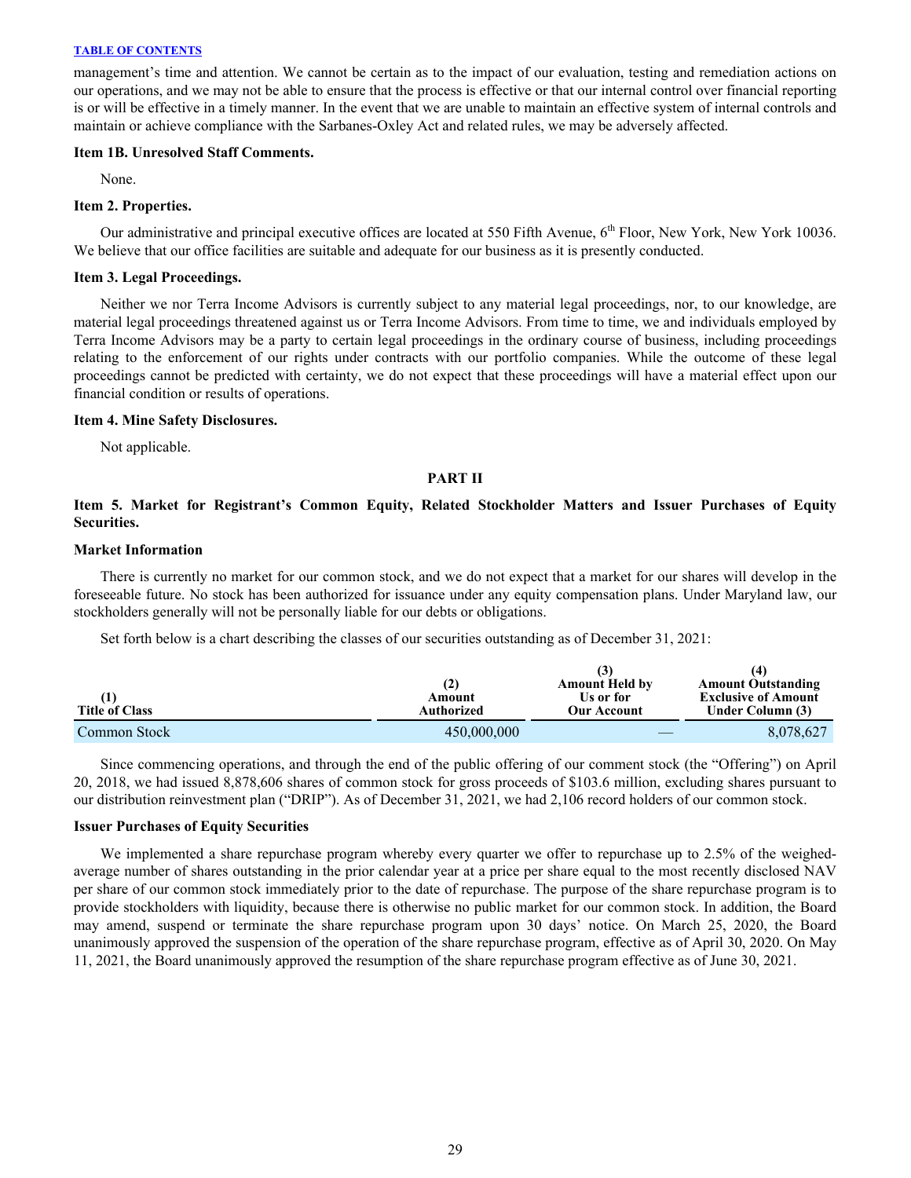management's time and attention. We cannot be certain as to the impact of our evaluation, testing and remediation actions on our operations, and we may not be able to ensure that the process is effective or that our internal control over financial reporting is or will be effective in a timely manner. In the event that we are unable to maintain an effective system of internal controls and maintain or achieve compliance with the Sarbanes-Oxley Act and related rules, we may be adversely affected.

**Item 1B. Unresolved Staff Comments.**

None.

**Item 2. Properties.**

Our administrative and principal executive offices are located at 550 Fifth Avenue, 6th Floor, New York, New York 10036. We believe that our office facilities are suitable and adequate for our business as it is presently conducted.

**Item 3. Legal Proceedings.**

Neither we nor Terra Income Advisors is currently subject to any material legal proceedings, nor, to our knowledge, are material legal proceedings threatened against us or Terra Income Advisors. From time to time, we and individuals employed by Terra Income Advisors may be a party to certain legal proceedings in the ordinary course of business, including proceedings relating to the enforcement of our rights under contracts with our portfolio companies. While the outcome of these legal proceedings cannot be predicted with certainty, we do not expect that these proceedings will have a material effect upon our financial condition or results of operations.

**Item 4. Mine Safety Disclosures.**

Not applicable.

## PART II

**Item 5. Market for Registrant's Common Equity, Related Stockholder Matters and Issuer Purchases of Equity Securities.**

**Market Information**

There is currently no market for our common stock, and we do not expect that a market for our shares will develop in the foreseeable future. No stock has been authorized for issuance under any equity compensation plans. Under Maryland law, our stockholders generally will not be personally liable for our debts or obligations.

Set forth below is a chart describing the classes of our securities outstanding as of December 31, 2021:

| (1) Title of Class | (2) Amount Authorized | (3) Amount Held by Us or for Our Account | (4) Amount Outstanding Exclusive of Amount Under Column (3) |
|---|---|---|---|
| Common Stock | 450,000,000 | — | 8,078,627 |

Since commencing operations, and through the end of the public offering of our comment stock (the "Offering") on April 20, 2018, we had issued 8,878,606 shares of common stock for gross proceeds of $103.6 million, excluding shares pursuant to our distribution reinvestment plan ("DRIP"). As of December 31, 2021, we had 2,106 record holders of our common stock.

**Issuer Purchases of Equity Securities**

We implemented a share repurchase program whereby every quarter we offer to repurchase up to 2.5% of the weighed-average number of shares outstanding in the prior calendar year at a price per share equal to the most recently disclosed NAV per share of our common stock immediately prior to the date of repurchase. The purpose of the share repurchase program is to provide stockholders with liquidity, because there is otherwise no public market for our common stock. In addition, the Board may amend, suspend or terminate the share repurchase program upon 30 days' notice. On March 25, 2020, the Board unanimously approved the suspension of the operation of the share repurchase program, effective as of April 30, 2020. On May 11, 2021, the Board unanimously approved the resumption of the share repurchase program effective as of June 30, 2021.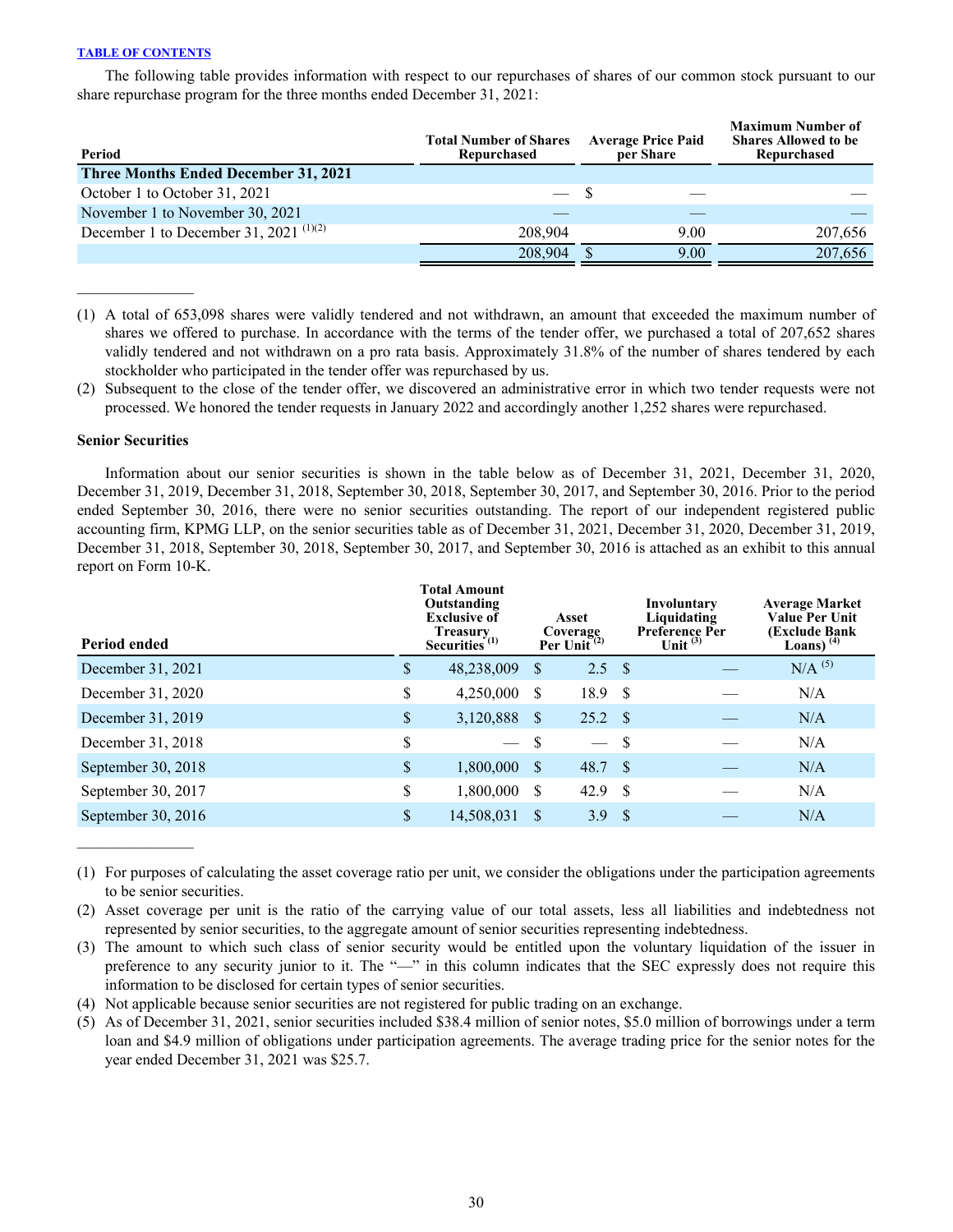The following table provides information with respect to our repurchases of shares of our common stock pursuant to our share repurchase program for the three months ended December 31, 2021:

| Period | Total Number of Shares Repurchased | Average Price Paid per Share | Maximum Number of Shares Allowed to be Repurchased |
|---|---|---|---|
| **Three Months Ended December 31, 2021** | | | |
| October 1 to October 31, 2021 | — | $ — | — |
| November 1 to November 30, 2021 | — | — | — |
| December 1 to December 31, 2021 [(1)(2)] | 208,904 | 9.00 | 207,656 |
| | 208,904 | $ 9.00 | 207,656 |

(1) A total of 653,098 shares were validly tendered and not withdrawn, an amount that exceeded the maximum number of shares we offered to purchase. In accordance with the terms of the tender offer, we purchased a total of 207,652 shares validly tendered and not withdrawn on a pro rata basis. Approximately 31.8% of the number of shares tendered by each stockholder who participated in the tender offer was repurchased by us.

(2) Subsequent to the close of the tender offer, we discovered an administrative error in which two tender requests were not processed. We honored the tender requests in January 2022 and accordingly another 1,252 shares were repurchased.

**Senior Securities**

Information about our senior securities is shown in the table below as of December 31, 2021, December 31, 2020, December 31, 2019, December 31, 2018, September 30, 2018, September 30, 2017, and September 30, 2016. Prior to the period ended September 30, 2016, there were no senior securities outstanding. The report of our independent registered public accounting firm, KPMG LLP, on the senior securities table as of December 31, 2021, December 31, 2020, December 31, 2019, December 31, 2018, September 30, 2018, September 30, 2017, and September 30, 2016 is attached as an exhibit to this annual report on Form 10-K.

| Period ended | Total Amount Outstanding Exclusive of Treasury Securities [(1)] | Asset Coverage Per Unit [(2)] | Involuntary Liquidating Preference Per Unit [(3)] | Average Market Value Per Unit (Exclude Bank Loans) [(4)] |
|---|---|---|---|---|
| December 31, 2021 | $ 48,238,009 | $ 2.5 | $ — | N/A [(5)] |
| December 31, 2020 | $ 4,250,000 | $ 18.9 | $ — | N/A |
| December 31, 2019 | $ 3,120,888 | $ 25.2 | $ — | N/A |
| December 31, 2018 | $ — | $ — | $ — | N/A |
| September 30, 2018 | $ 1,800,000 | $ 48.7 | $ — | N/A |
| September 30, 2017 | $ 1,800,000 | $ 42.9 | $ — | N/A |
| September 30, 2016 | $ 14,508,031 | $ 3.9 | $ — | N/A |

(1) For purposes of calculating the asset coverage ratio per unit, we consider the obligations under the participation agreements to be senior securities.

(2) Asset coverage per unit is the ratio of the carrying value of our total assets, less all liabilities and indebtedness not represented by senior securities, to the aggregate amount of senior securities representing indebtedness.

(3) The amount to which such class of senior security would be entitled upon the voluntary liquidation of the issuer in preference to any security junior to it. The "—" in this column indicates that the SEC expressly does not require this information to be disclosed for certain types of senior securities.

(4) Not applicable because senior securities are not registered for public trading on an exchange.

(5) As of December 31, 2021, senior securities included $38.4 million of senior notes, $5.0 million of borrowings under a term loan and $4.9 million of obligations under participation agreements. The average trading price for the senior notes for the year ended December 31, 2021 was $25.7.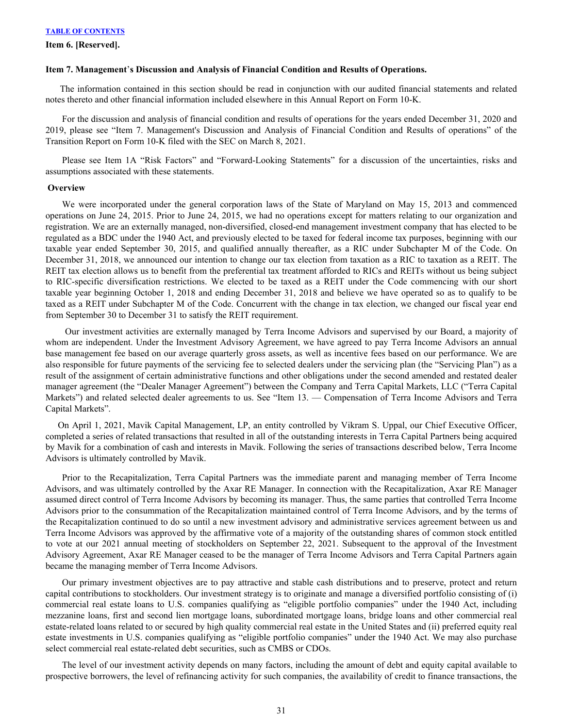**Item 6. [Reserved].**

**Item 7. Management's Discussion and Analysis of Financial Condition and Results of Operations.**

The information contained in this section should be read in conjunction with our audited financial statements and related notes thereto and other financial information included elsewhere in this Annual Report on Form 10-K.

For the discussion and analysis of financial condition and results of operations for the years ended December 31, 2020 and 2019, please see "Item 7. Management's Discussion and Analysis of Financial Condition and Results of operations" of the Transition Report on Form 10-K filed with the SEC on March 8, 2021.

Please see Item 1A "Risk Factors" and "Forward-Looking Statements" for a discussion of the uncertainties, risks and assumptions associated with these statements.

**Overview**

We were incorporated under the general corporation laws of the State of Maryland on May 15, 2013 and commenced operations on June 24, 2015. Prior to June 24, 2015, we had no operations except for matters relating to our organization and registration. We are an externally managed, non-diversified, closed-end management investment company that has elected to be regulated as a BDC under the 1940 Act, and previously elected to be taxed for federal income tax purposes, beginning with our taxable year ended September 30, 2015, and qualified annually thereafter, as a RIC under Subchapter M of the Code. On December 31, 2018, we announced our intention to change our tax election from taxation as a RIC to taxation as a REIT. The REIT tax election allows us to benefit from the preferential tax treatment afforded to RICs and REITs without us being subject to RIC-specific diversification restrictions. We elected to be taxed as a REIT under the Code commencing with our short taxable year beginning October 1, 2018 and ending December 31, 2018 and believe we have operated so as to qualify to be taxed as a REIT under Subchapter M of the Code. Concurrent with the change in tax election, we changed our fiscal year end from September 30 to December 31 to satisfy the REIT requirement.

Our investment activities are externally managed by Terra Income Advisors and supervised by our Board, a majority of whom are independent. Under the Investment Advisory Agreement, we have agreed to pay Terra Income Advisors an annual base management fee based on our average quarterly gross assets, as well as incentive fees based on our performance. We are also responsible for future payments of the servicing fee to selected dealers under the servicing plan (the "Servicing Plan") as a result of the assignment of certain administrative functions and other obligations under the second amended and restated dealer manager agreement (the "Dealer Manager Agreement") between the Company and Terra Capital Markets, LLC ("Terra Capital Markets") and related selected dealer agreements to us. See "Item 13. — Compensation of Terra Income Advisors and Terra Capital Markets".

On April 1, 2021, Mavik Capital Management, LP, an entity controlled by Vikram S. Uppal, our Chief Executive Officer, completed a series of related transactions that resulted in all of the outstanding interests in Terra Capital Partners being acquired by Mavik for a combination of cash and interests in Mavik. Following the series of transactions described below, Terra Income Advisors is ultimately controlled by Mavik.

Prior to the Recapitalization, Terra Capital Partners was the immediate parent and managing member of Terra Income Advisors, and was ultimately controlled by the Axar RE Manager. In connection with the Recapitalization, Axar RE Manager assumed direct control of Terra Income Advisors by becoming its manager. Thus, the same parties that controlled Terra Income Advisors prior to the consummation of the Recapitalization maintained control of Terra Income Advisors, and by the terms of the Recapitalization continued to do so until a new investment advisory and administrative services agreement between us and Terra Income Advisors was approved by the affirmative vote of a majority of the outstanding shares of common stock entitled to vote at our 2021 annual meeting of stockholders on September 22, 2021. Subsequent to the approval of the Investment Advisory Agreement, Axar RE Manager ceased to be the manager of Terra Income Advisors and Terra Capital Partners again became the managing member of Terra Income Advisors.

Our primary investment objectives are to pay attractive and stable cash distributions and to preserve, protect and return capital contributions to stockholders. Our investment strategy is to originate and manage a diversified portfolio consisting of (i) commercial real estate loans to U.S. companies qualifying as "eligible portfolio companies" under the 1940 Act, including mezzanine loans, first and second lien mortgage loans, subordinated mortgage loans, bridge loans and other commercial real estate-related loans related to or secured by high quality commercial real estate in the United States and (ii) preferred equity real estate investments in U.S. companies qualifying as "eligible portfolio companies" under the 1940 Act. We may also purchase select commercial real estate-related debt securities, such as CMBS or CDOs.

The level of our investment activity depends on many factors, including the amount of debt and equity capital available to prospective borrowers, the level of refinancing activity for such companies, the availability of credit to finance transactions, the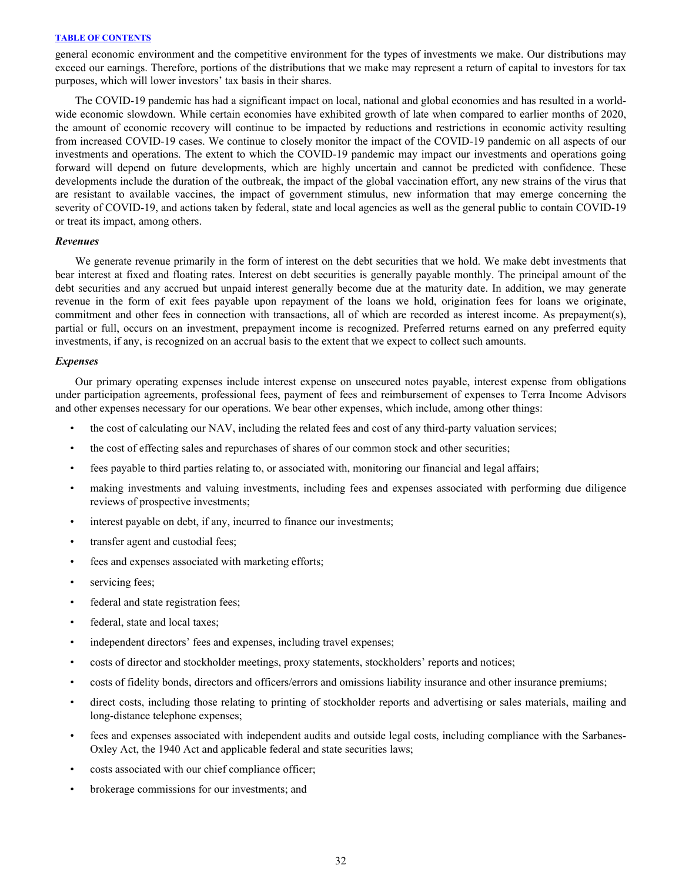general economic environment and the competitive environment for the types of investments we make. Our distributions may exceed our earnings. Therefore, portions of the distributions that we make may represent a return of capital to investors for tax purposes, which will lower investors' tax basis in their shares.

The COVID-19 pandemic has had a significant impact on local, national and global economies and has resulted in a world-wide economic slowdown. While certain economies have exhibited growth of late when compared to earlier months of 2020, the amount of economic recovery will continue to be impacted by reductions and restrictions in economic activity resulting from increased COVID-19 cases. We continue to closely monitor the impact of the COVID-19 pandemic on all aspects of our investments and operations. The extent to which the COVID-19 pandemic may impact our investments and operations going forward will depend on future developments, which are highly uncertain and cannot be predicted with confidence. These developments include the duration of the outbreak, the impact of the global vaccination effort, any new strains of the virus that are resistant to available vaccines, the impact of government stimulus, new information that may emerge concerning the severity of COVID-19, and actions taken by federal, state and local agencies as well as the general public to contain COVID-19 or treat its impact, among others.

***Revenues***

We generate revenue primarily in the form of interest on the debt securities that we hold. We make debt investments that bear interest at fixed and floating rates. Interest on debt securities is generally payable monthly. The principal amount of the debt securities and any accrued but unpaid interest generally become due at the maturity date. In addition, we may generate revenue in the form of exit fees payable upon repayment of the loans we hold, origination fees for loans we originate, commitment and other fees in connection with transactions, all of which are recorded as interest income. As prepayment(s), partial or full, occurs on an investment, prepayment income is recognized. Preferred returns earned on any preferred equity investments, if any, is recognized on an accrual basis to the extent that we expect to collect such amounts.

***Expenses***

Our primary operating expenses include interest expense on unsecured notes payable, interest expense from obligations under participation agreements, professional fees, payment of fees and reimbursement of expenses to Terra Income Advisors and other expenses necessary for our operations. We bear other expenses, which include, among other things:

- the cost of calculating our NAV, including the related fees and cost of any third-party valuation services;
- the cost of effecting sales and repurchases of shares of our common stock and other securities;
- fees payable to third parties relating to, or associated with, monitoring our financial and legal affairs;
- making investments and valuing investments, including fees and expenses associated with performing due diligence reviews of prospective investments;
- interest payable on debt, if any, incurred to finance our investments;
- transfer agent and custodial fees;
- fees and expenses associated with marketing efforts;
- servicing fees;
- federal and state registration fees;
- federal, state and local taxes;
- independent directors' fees and expenses, including travel expenses;
- costs of director and stockholder meetings, proxy statements, stockholders' reports and notices;
- costs of fidelity bonds, directors and officers/errors and omissions liability insurance and other insurance premiums;
- direct costs, including those relating to printing of stockholder reports and advertising or sales materials, mailing and long-distance telephone expenses;
- fees and expenses associated with independent audits and outside legal costs, including compliance with the Sarbanes-Oxley Act, the 1940 Act and applicable federal and state securities laws;
- costs associated with our chief compliance officer;
- brokerage commissions for our investments; and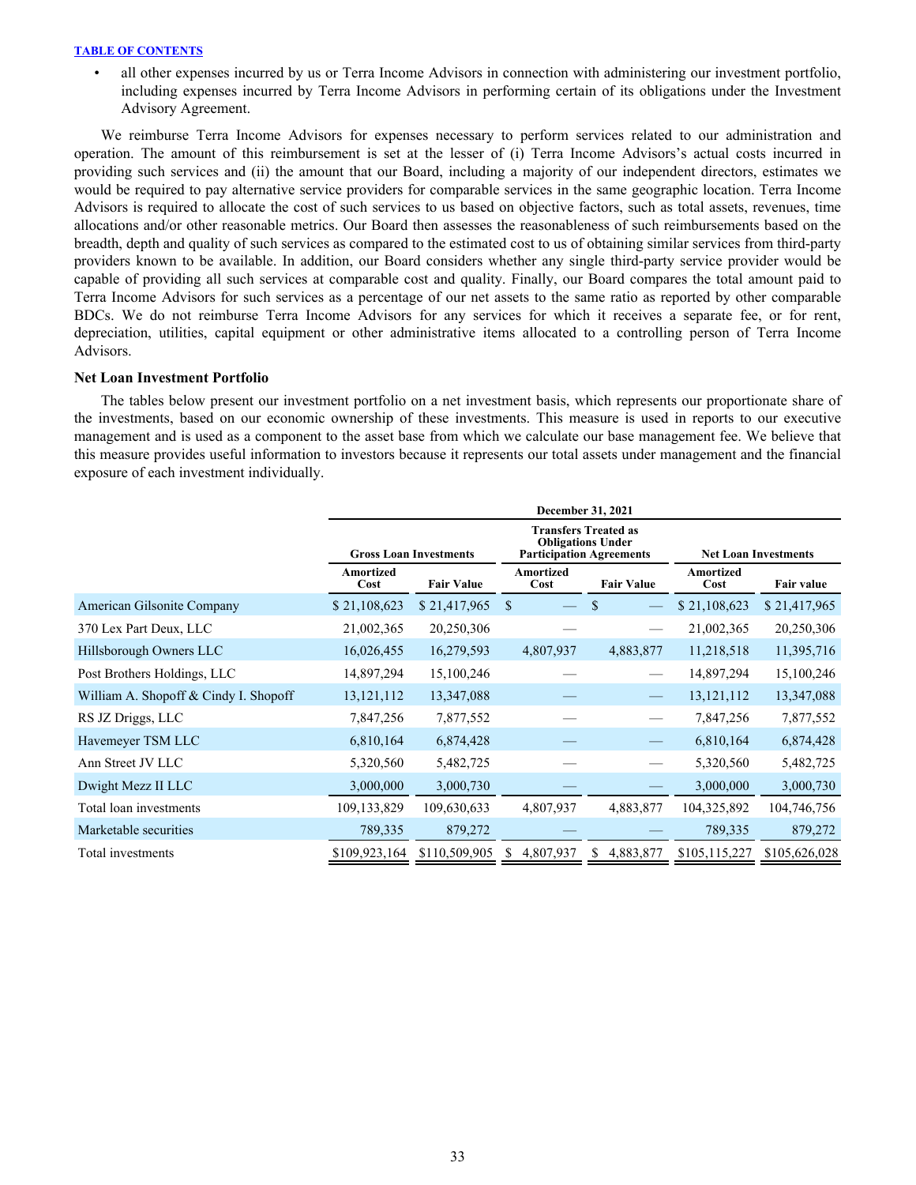- all other expenses incurred by us or Terra Income Advisors in connection with administering our investment portfolio, including expenses incurred by Terra Income Advisors in performing certain of its obligations under the Investment Advisory Agreement.

We reimburse Terra Income Advisors for expenses necessary to perform services related to our administration and operation. The amount of this reimbursement is set at the lesser of (i) Terra Income Advisors's actual costs incurred in providing such services and (ii) the amount that our Board, including a majority of our independent directors, estimates we would be required to pay alternative service providers for comparable services in the same geographic location. Terra Income Advisors is required to allocate the cost of such services to us based on objective factors, such as total assets, revenues, time allocations and/or other reasonable metrics. Our Board then assesses the reasonableness of such reimbursements based on the breadth, depth and quality of such services as compared to the estimated cost to us of obtaining similar services from third-party providers known to be available. In addition, our Board considers whether any single third-party service provider would be capable of providing all such services at comparable cost and quality. Finally, our Board compares the total amount paid to Terra Income Advisors for such services as a percentage of our net assets to the same ratio as reported by other comparable BDCs. We do not reimburse Terra Income Advisors for any services for which it receives a separate fee, or for rent, depreciation, utilities, capital equipment or other administrative items allocated to a controlling person of Terra Income Advisors.

### Net Loan Investment Portfolio

The tables below present our investment portfolio on a net investment basis, which represents our proportionate share of the investments, based on our economic ownership of these investments. This measure is used in reports to our executive management and is used as a component to the asset base from which we calculate our base management fee. We believe that this measure provides useful information to investors because it represents our total assets under management and the financial exposure of each investment individually.

| | December 31, 2021 | | | | | |
|---|---|---|---|---|---|---|
| | Gross Loan Investments | | Transfers Treated as Obligations Under Participation Agreements | | Net Loan Investments | |
| | Amortized Cost | Fair Value | Amortized Cost | Fair Value | Amortized Cost | Fair value |
| American Gilsonite Company | $ 21,108,623 | $ 21,417,965 | $ — | $ — | $ 21,108,623 | $ 21,417,965 |
| 370 Lex Part Deux, LLC | 21,002,365 | 20,250,306 | — | — | 21,002,365 | 20,250,306 |
| Hillsborough Owners LLC | 16,026,455 | 16,279,593 | 4,807,937 | 4,883,877 | 11,218,518 | 11,395,716 |
| Post Brothers Holdings, LLC | 14,897,294 | 15,100,246 | — | — | 14,897,294 | 15,100,246 |
| William A. Shopoff & Cindy I. Shopoff | 13,121,112 | 13,347,088 | — | — | 13,121,112 | 13,347,088 |
| RS JZ Driggs, LLC | 7,847,256 | 7,877,552 | — | — | 7,847,256 | 7,877,552 |
| Havemeyer TSM LLC | 6,810,164 | 6,874,428 | — | — | 6,810,164 | 6,874,428 |
| Ann Street JV LLC | 5,320,560 | 5,482,725 | — | — | 5,320,560 | 5,482,725 |
| Dwight Mezz II LLC | 3,000,000 | 3,000,730 | — | — | 3,000,000 | 3,000,730 |
| Total loan investments | 109,133,829 | 109,630,633 | 4,807,937 | 4,883,877 | 104,325,892 | 104,746,756 |
| Marketable securities | 789,335 | 879,272 | — | — | 789,335 | 879,272 |
| Total investments | $109,923,164 | $110,509,905 | $ 4,807,937 | $ 4,883,877 | $105,115,227 | $105,626,028 |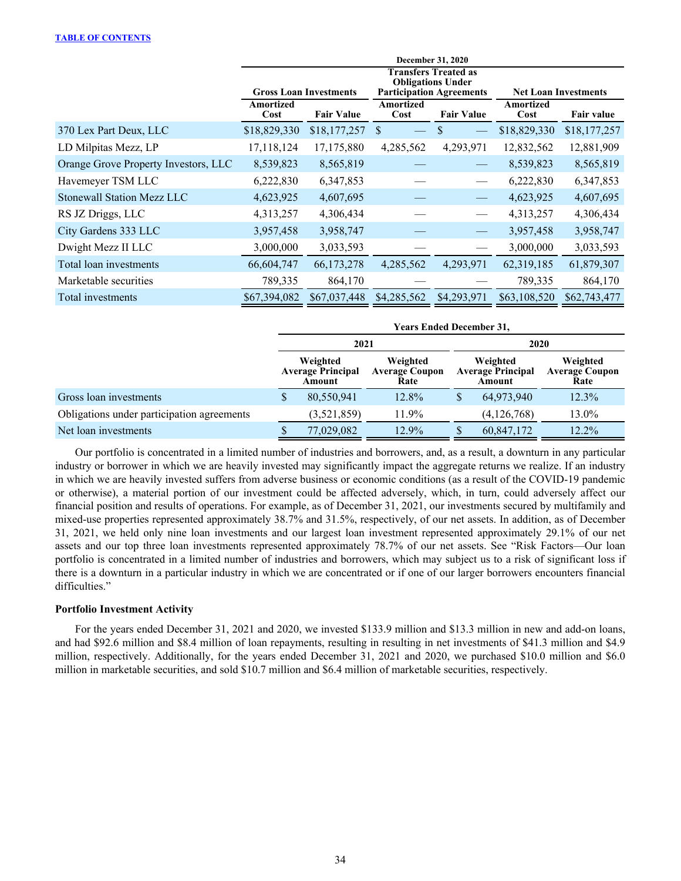| | December 31, 2020 | | | | | |
|---|---|---|---|---|---|---|
| | Gross Loan Investments | | Transfers Treated as Obligations Under Participation Agreements | | Net Loan Investments | |
| | Amortized Cost | Fair Value | Amortized Cost | Fair Value | Amortized Cost | Fair value |
| 370 Lex Part Deux, LLC | $18,829,330 | $18,177,257 | $ — | $ — | $18,829,330 | $18,177,257 |
| LD Milpitas Mezz, LP | 17,118,124 | 17,175,880 | 4,285,562 | 4,293,971 | 12,832,562 | 12,881,909 |
| Orange Grove Property Investors, LLC | 8,539,823 | 8,565,819 | — | — | 8,539,823 | 8,565,819 |
| Havemeyer TSM LLC | 6,222,830 | 6,347,853 | — | — | 6,222,830 | 6,347,853 |
| Stonewall Station Mezz LLC | 4,623,925 | 4,607,695 | — | — | 4,623,925 | 4,607,695 |
| RS JZ Driggs, LLC | 4,313,257 | 4,306,434 | — | — | 4,313,257 | 4,306,434 |
| City Gardens 333 LLC | 3,957,458 | 3,958,747 | — | — | 3,957,458 | 3,958,747 |
| Dwight Mezz II LLC | 3,000,000 | 3,033,593 | — | — | 3,000,000 | 3,033,593 |
| Total loan investments | 66,604,747 | 66,173,278 | 4,285,562 | 4,293,971 | 62,319,185 | 61,879,307 |
| Marketable securities | 789,335 | 864,170 | — | — | 789,335 | 864,170 |
| Total investments | $67,394,082 | $67,037,448 | $4,285,562 | $4,293,971 | $63,108,520 | $62,743,477 |

| | Years Ended December 31, | | | |
|---|---|---|---|---|
| | 2021 | | 2020 | |
| | Weighted Average Principal Amount | Weighted Average Coupon Rate | Weighted Average Principal Amount | Weighted Average Coupon Rate |
| Gross loan investments | $ 80,550,941 | 12.8% | $ 64,973,940 | 12.3% |
| Obligations under participation agreements | (3,521,859) | 11.9% | (4,126,768) | 13.0% |
| Net loan investments | $ 77,029,082 | 12.9% | $ 60,847,172 | 12.2% |

Our portfolio is concentrated in a limited number of industries and borrowers, and, as a result, a downturn in any particular industry or borrower in which we are heavily invested may significantly impact the aggregate returns we realize. If an industry in which we are heavily invested suffers from adverse business or economic conditions (as a result of the COVID-19 pandemic or otherwise), a material portion of our investment could be affected adversely, which, in turn, could adversely affect our financial position and results of operations. For example, as of December 31, 2021, our investments secured by multifamily and mixed-use properties represented approximately 38.7% and 31.5%, respectively, of our net assets. In addition, as of December 31, 2021, we held only nine loan investments and our largest loan investment represented approximately 29.1% of our net assets and our top three loan investments represented approximately 78.7% of our net assets. See "Risk Factors—Our loan portfolio is concentrated in a limited number of industries and borrowers, which may subject us to a risk of significant loss if there is a downturn in a particular industry in which we are concentrated or if one of our larger borrowers encounters financial difficulties."

**Portfolio Investment Activity**

For the years ended December 31, 2021 and 2020, we invested $133.9 million and $13.3 million in new and add-on loans, and had $92.6 million and $8.4 million of loan repayments, resulting in resulting in net investments of $41.3 million and $4.9 million, respectively. Additionally, for the years ended December 31, 2021 and 2020, we purchased $10.0 million and $6.0 million in marketable securities, and sold $10.7 million and $6.4 million of marketable securities, respectively.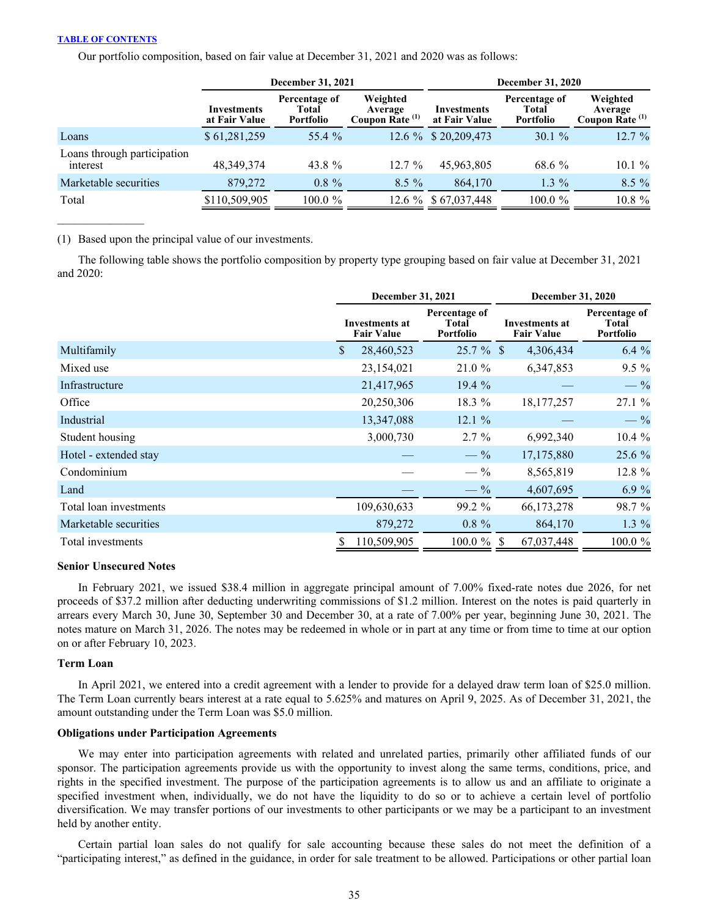TABLE OF CONTENTS

Our portfolio composition, based on fair value at December 31, 2021 and 2020 was as follows:

| | December 31, 2021 | | | December 31, 2020 | | |
|---|---|---|---|---|---|---|
| | Investments at Fair Value | Percentage of Total Portfolio | Weighted Average Coupon Rate [(1)] | Investments at Fair Value | Percentage of Total Portfolio | Weighted Average Coupon Rate [(1)] |
| Loans | $ 61,281,259 | 55.4 % | 12.6 % | $ 20,209,473 | 30.1 % | 12.7 % |
| Loans through participation interest | 48,349,374 | 43.8 % | 12.7 % | 45,963,805 | 68.6 % | 10.1 % |
| Marketable securities | 879,272 | 0.8 % | 8.5 % | 864,170 | 1.3 % | 8.5 % |
| Total | $110,509,905 | 100.0 % | 12.6 % | $ 67,037,448 | 100.0 % | 10.8 % |

(1) Based upon the principal value of our investments.

The following table shows the portfolio composition by property type grouping based on fair value at December 31, 2021 and 2020:

| | December 31, 2021 | | December 31, 2020 | |
|---|---|---|---|---|
| | Investments at Fair Value | Percentage of Total Portfolio | Investments at Fair Value | Percentage of Total Portfolio |
| Multifamily | $ 28,460,523 | 25.7 % | $ 4,306,434 | 6.4 % |
| Mixed use | 23,154,021 | 21.0 % | 6,347,853 | 9.5 % |
| Infrastructure | 21,417,965 | 19.4 % | — | — % |
| Office | 20,250,306 | 18.3 % | 18,177,257 | 27.1 % |
| Industrial | 13,347,088 | 12.1 % | — | — % |
| Student housing | 3,000,730 | 2.7 % | 6,992,340 | 10.4 % |
| Hotel - extended stay | — | — % | 17,175,880 | 25.6 % |
| Condominium | — | — % | 8,565,819 | 12.8 % |
| Land | — | — % | 4,607,695 | 6.9 % |
| Total loan investments | 109,630,633 | 99.2 % | 66,173,278 | 98.7 % |
| Marketable securities | 879,272 | 0.8 % | 864,170 | 1.3 % |
| Total investments | $ 110,509,905 | 100.0 % | $ 67,037,448 | 100.0 % |

**Senior Unsecured Notes**

In February 2021, we issued $38.4 million in aggregate principal amount of 7.00% fixed-rate notes due 2026, for net proceeds of $37.2 million after deducting underwriting commissions of $1.2 million. Interest on the notes is paid quarterly in arrears every March 30, June 30, September 30 and December 30, at a rate of 7.00% per year, beginning June 30, 2021. The notes mature on March 31, 2026. The notes may be redeemed in whole or in part at any time or from time to time at our option on or after February 10, 2023.

**Term Loan**

In April 2021, we entered into a credit agreement with a lender to provide for a delayed draw term loan of $25.0 million. The Term Loan currently bears interest at a rate equal to 5.625% and matures on April 9, 2025. As of December 31, 2021, the amount outstanding under the Term Loan was $5.0 million.

**Obligations under Participation Agreements**

We may enter into participation agreements with related and unrelated parties, primarily other affiliated funds of our sponsor. The participation agreements provide us with the opportunity to invest along the same terms, conditions, price, and rights in the specified investment. The purpose of the participation agreements is to allow us and an affiliate to originate a specified investment when, individually, we do not have the liquidity to do so or to achieve a certain level of portfolio diversification. We may transfer portions of our investments to other participants or we may be a participant to an investment held by another entity.

Certain partial loan sales do not qualify for sale accounting because these sales do not meet the definition of a "participating interest," as defined in the guidance, in order for sale treatment to be allowed. Participations or other partial loan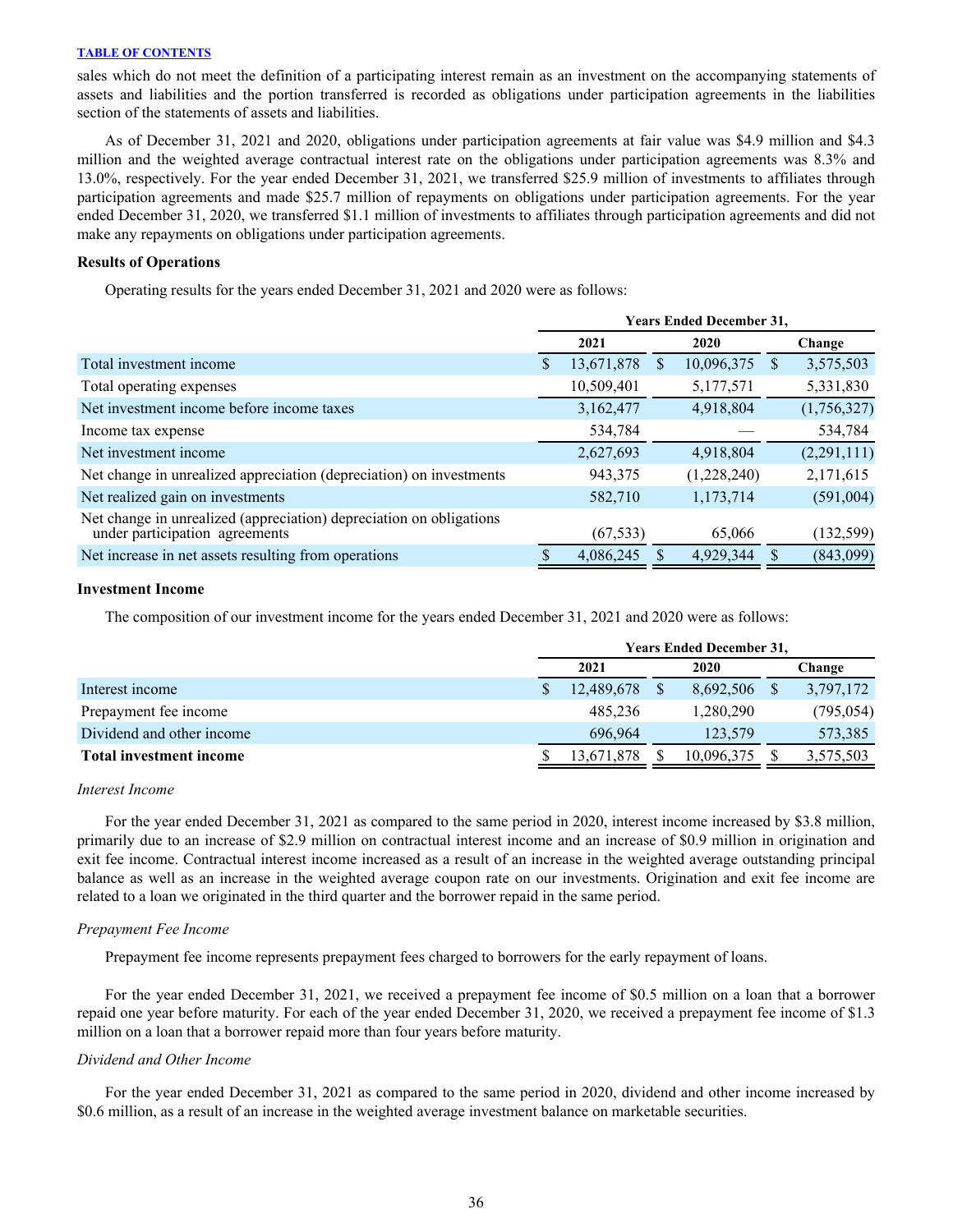sales which do not meet the definition of a participating interest remain as an investment on the accompanying statements of assets and liabilities and the portion transferred is recorded as obligations under participation agreements in the liabilities section of the statements of assets and liabilities.

As of December 31, 2021 and 2020, obligations under participation agreements at fair value was $4.9 million and $4.3 million and the weighted average contractual interest rate on the obligations under participation agreements was 8.3% and 13.0%, respectively. For the year ended December 31, 2021, we transferred $25.9 million of investments to affiliates through participation agreements and made $25.7 million of repayments on obligations under participation agreements. For the year ended December 31, 2020, we transferred $1.1 million of investments to affiliates through participation agreements and did not make any repayments on obligations under participation agreements.

**Results of Operations**

Operating results for the years ended December 31, 2021 and 2020 were as follows:

| | Years Ended December 31, | | |
|---|---|---|---|
| | 2021 | 2020 | Change |
| Total investment income | $ 13,671,878 | $ 10,096,375 | $ 3,575,503 |
| Total operating expenses | 10,509,401 | 5,177,571 | 5,331,830 |
| Net investment income before income taxes | 3,162,477 | 4,918,804 | (1,756,327) |
| Income tax expense | 534,784 | — | 534,784 |
| Net investment income | 2,627,693 | 4,918,804 | (2,291,111) |
| Net change in unrealized appreciation (depreciation) on investments | 943,375 | (1,228,240) | 2,171,615 |
| Net realized gain on investments | 582,710 | 1,173,714 | (591,004) |
| Net change in unrealized (appreciation) depreciation on obligations under participation agreements | (67,533) | 65,066 | (132,599) |
| Net increase in net assets resulting from operations | $ 4,086,245 | $ 4,929,344 | $ (843,099) |

**Investment Income**

The composition of our investment income for the years ended December 31, 2021 and 2020 were as follows:

| | Years Ended December 31, | | |
|---|---|---|---|
| | 2021 | 2020 | Change |
| Interest income | $ 12,489,678 | $ 8,692,506 | $ 3,797,172 |
| Prepayment fee income | 485,236 | 1,280,290 | (795,054) |
| Dividend and other income | 696,964 | 123,579 | 573,385 |
| **Total investment income** | $ 13,671,878 | $ 10,096,375 | $ 3,575,503 |

*Interest Income*

For the year ended December 31, 2021 as compared to the same period in 2020, interest income increased by $3.8 million, primarily due to an increase of $2.9 million on contractual interest income and an increase of $0.9 million in origination and exit fee income. Contractual interest income increased as a result of an increase in the weighted average outstanding principal balance as well as an increase in the weighted average coupon rate on our investments. Origination and exit fee income are related to a loan we originated in the third quarter and the borrower repaid in the same period.

*Prepayment Fee Income*

Prepayment fee income represents prepayment fees charged to borrowers for the early repayment of loans.

For the year ended December 31, 2021, we received a prepayment fee income of $0.5 million on a loan that a borrower repaid one year before maturity. For each of the year ended December 31, 2020, we received a prepayment fee income of $1.3 million on a loan that a borrower repaid more than four years before maturity.

*Dividend and Other Income*

For the year ended December 31, 2021 as compared to the same period in 2020, dividend and other income increased by $0.6 million, as a result of an increase in the weighted average investment balance on marketable securities.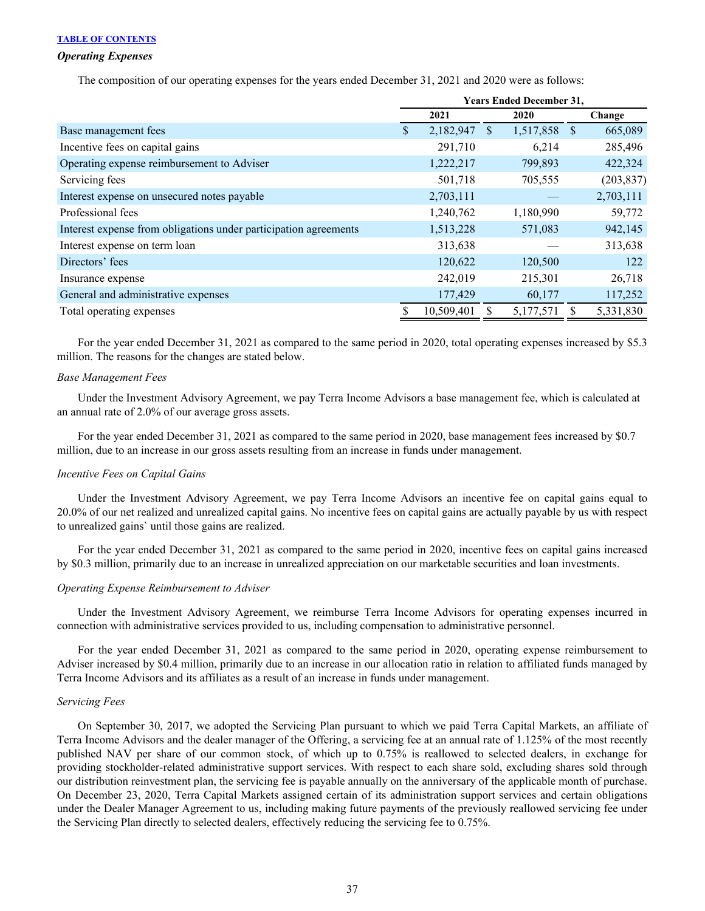### *Operating Expenses*

The composition of our operating expenses for the years ended December 31, 2021 and 2020 were as follows:

| | Years Ended December 31, | | |
|---|---|---|---|
| | 2021 | 2020 | Change |
| Base management fees | $ 2,182,947 | $ 1,517,858 | $ 665,089 |
| Incentive fees on capital gains | 291,710 | 6,214 | 285,496 |
| Operating expense reimbursement to Adviser | 1,222,217 | 799,893 | 422,324 |
| Servicing fees | 501,718 | 705,555 | (203,837) |
| Interest expense on unsecured notes payable | 2,703,111 | — | 2,703,111 |
| Professional fees | 1,240,762 | 1,180,990 | 59,772 |
| Interest expense from obligations under participation agreements | 1,513,228 | 571,083 | 942,145 |
| Interest expense on term loan | 313,638 | — | 313,638 |
| Directors' fees | 120,622 | 120,500 | 122 |
| Insurance expense | 242,019 | 215,301 | 26,718 |
| General and administrative expenses | 177,429 | 60,177 | 117,252 |
| Total operating expenses | $ 10,509,401 | $ 5,177,571 | $ 5,331,830 |

For the year ended December 31, 2021 as compared to the same period in 2020, total operating expenses increased by $5.3 million. The reasons for the changes are stated below.

*Base Management Fees*

Under the Investment Advisory Agreement, we pay Terra Income Advisors a base management fee, which is calculated at an annual rate of 2.0% of our average gross assets.

For the year ended December 31, 2021 as compared to the same period in 2020, base management fees increased by $0.7 million, due to an increase in our gross assets resulting from an increase in funds under management.

*Incentive Fees on Capital Gains*

Under the Investment Advisory Agreement, we pay Terra Income Advisors an incentive fee on capital gains equal to 20.0% of our net realized and unrealized capital gains. No incentive fees on capital gains are actually payable by us with respect to unrealized gains` until those gains are realized.

For the year ended December 31, 2021 as compared to the same period in 2020, incentive fees on capital gains increased by $0.3 million, primarily due to an increase in unrealized appreciation on our marketable securities and loan investments.

*Operating Expense Reimbursement to Adviser*

Under the Investment Advisory Agreement, we reimburse Terra Income Advisors for operating expenses incurred in connection with administrative services provided to us, including compensation to administrative personnel.

For the year ended December 31, 2021 as compared to the same period in 2020, operating expense reimbursement to Adviser increased by $0.4 million, primarily due to an increase in our allocation ratio in relation to affiliated funds managed by Terra Income Advisors and its affiliates as a result of an increase in funds under management.

*Servicing Fees*

On September 30, 2017, we adopted the Servicing Plan pursuant to which we paid Terra Capital Markets, an affiliate of Terra Income Advisors and the dealer manager of the Offering, a servicing fee at an annual rate of 1.125% of the most recently published NAV per share of our common stock, of which up to 0.75% is reallowed to selected dealers, in exchange for providing stockholder-related administrative support services. With respect to each share sold, excluding shares sold through our distribution reinvestment plan, the servicing fee is payable annually on the anniversary of the applicable month of purchase. On December 23, 2020, Terra Capital Markets assigned certain of its administration support services and certain obligations under the Dealer Manager Agreement to us, including making future payments of the previously reallowed servicing fee under the Servicing Plan directly to selected dealers, effectively reducing the servicing fee to 0.75%.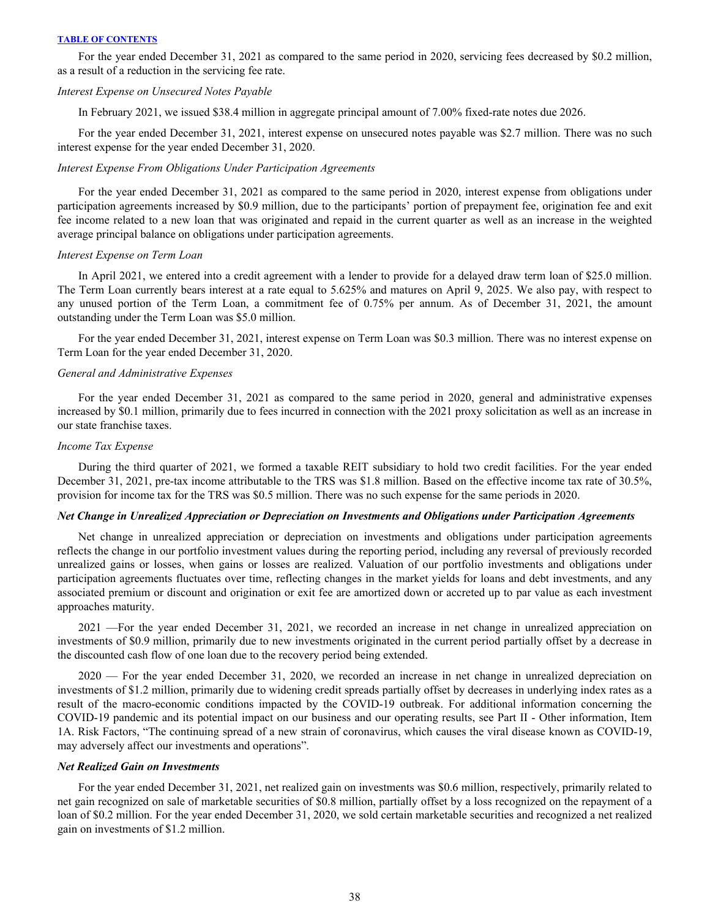For the year ended December 31, 2021 as compared to the same period in 2020, servicing fees decreased by $0.2 million, as a result of a reduction in the servicing fee rate.

*Interest Expense on Unsecured Notes Payable*

In February 2021, we issued $38.4 million in aggregate principal amount of 7.00% fixed-rate notes due 2026.

For the year ended December 31, 2021, interest expense on unsecured notes payable was $2.7 million. There was no such interest expense for the year ended December 31, 2020.

*Interest Expense From Obligations Under Participation Agreements*

For the year ended December 31, 2021 as compared to the same period in 2020, interest expense from obligations under participation agreements increased by $0.9 million, due to the participants' portion of prepayment fee, origination fee and exit fee income related to a new loan that was originated and repaid in the current quarter as well as an increase in the weighted average principal balance on obligations under participation agreements.

*Interest Expense on Term Loan*

In April 2021, we entered into a credit agreement with a lender to provide for a delayed draw term loan of $25.0 million. The Term Loan currently bears interest at a rate equal to 5.625% and matures on April 9, 2025. We also pay, with respect to any unused portion of the Term Loan, a commitment fee of 0.75% per annum. As of December 31, 2021, the amount outstanding under the Term Loan was $5.0 million.

For the year ended December 31, 2021, interest expense on Term Loan was $0.3 million. There was no interest expense on Term Loan for the year ended December 31, 2020.

*General and Administrative Expenses*

For the year ended December 31, 2021 as compared to the same period in 2020, general and administrative expenses increased by $0.1 million, primarily due to fees incurred in connection with the 2021 proxy solicitation as well as an increase in our state franchise taxes.

*Income Tax Expense*

During the third quarter of 2021, we formed a taxable REIT subsidiary to hold two credit facilities. For the year ended December 31, 2021, pre-tax income attributable to the TRS was $1.8 million. Based on the effective income tax rate of 30.5%, provision for income tax for the TRS was $0.5 million. There was no such expense for the same periods in 2020.

***Net Change in Unrealized Appreciation or Depreciation on Investments and Obligations under Participation Agreements***

Net change in unrealized appreciation or depreciation on investments and obligations under participation agreements reflects the change in our portfolio investment values during the reporting period, including any reversal of previously recorded unrealized gains or losses, when gains or losses are realized. Valuation of our portfolio investments and obligations under participation agreements fluctuates over time, reflecting changes in the market yields for loans and debt investments, and any associated premium or discount and origination or exit fee are amortized down or accreted up to par value as each investment approaches maturity.

2021 —For the year ended December 31, 2021, we recorded an increase in net change in unrealized appreciation on investments of $0.9 million, primarily due to new investments originated in the current period partially offset by a decrease in the discounted cash flow of one loan due to the recovery period being extended.

2020 — For the year ended December 31, 2020, we recorded an increase in net change in unrealized depreciation on investments of $1.2 million, primarily due to widening credit spreads partially offset by decreases in underlying index rates as a result of the macro-economic conditions impacted by the COVID-19 outbreak. For additional information concerning the COVID-19 pandemic and its potential impact on our business and our operating results, see Part II - Other information, Item 1A. Risk Factors, "The continuing spread of a new strain of coronavirus, which causes the viral disease known as COVID-19, may adversely affect our investments and operations".

***Net Realized Gain on Investments***

For the year ended December 31, 2021, net realized gain on investments was $0.6 million, respectively, primarily related to net gain recognized on sale of marketable securities of $0.8 million, partially offset by a loss recognized on the repayment of a loan of $0.2 million. For the year ended December 31, 2020, we sold certain marketable securities and recognized a net realized gain on investments of $1.2 million.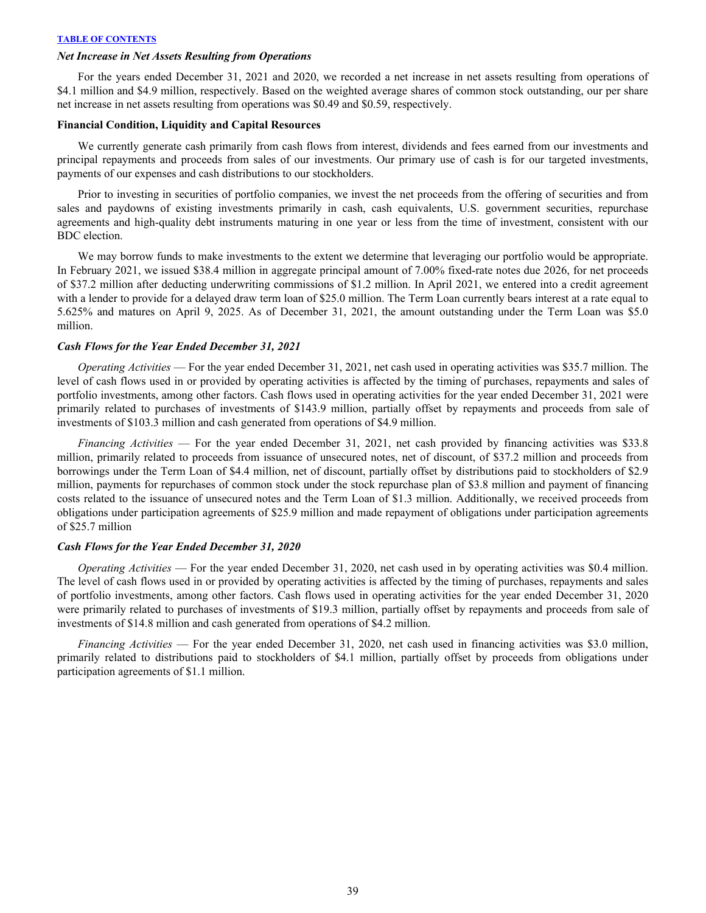*Net Increase in Net Assets Resulting from Operations*

For the years ended December 31, 2021 and 2020, we recorded a net increase in net assets resulting from operations of $4.1 million and $4.9 million, respectively. Based on the weighted average shares of common stock outstanding, our per share net increase in net assets resulting from operations was $0.49 and $0.59, respectively.

**Financial Condition, Liquidity and Capital Resources**

We currently generate cash primarily from cash flows from interest, dividends and fees earned from our investments and principal repayments and proceeds from sales of our investments. Our primary use of cash is for our targeted investments, payments of our expenses and cash distributions to our stockholders.

Prior to investing in securities of portfolio companies, we invest the net proceeds from the offering of securities and from sales and paydowns of existing investments primarily in cash, cash equivalents, U.S. government securities, repurchase agreements and high-quality debt instruments maturing in one year or less from the time of investment, consistent with our BDC election.

We may borrow funds to make investments to the extent we determine that leveraging our portfolio would be appropriate. In February 2021, we issued $38.4 million in aggregate principal amount of 7.00% fixed-rate notes due 2026, for net proceeds of $37.2 million after deducting underwriting commissions of $1.2 million. In April 2021, we entered into a credit agreement with a lender to provide for a delayed draw term loan of $25.0 million. The Term Loan currently bears interest at a rate equal to 5.625% and matures on April 9, 2025. As of December 31, 2021, the amount outstanding under the Term Loan was $5.0 million.

*Cash Flows for the Year Ended December 31, 2021*

*Operating Activities* — For the year ended December 31, 2021, net cash used in operating activities was $35.7 million. The level of cash flows used in or provided by operating activities is affected by the timing of purchases, repayments and sales of portfolio investments, among other factors. Cash flows used in operating activities for the year ended December 31, 2021 were primarily related to purchases of investments of $143.9 million, partially offset by repayments and proceeds from sale of investments of $103.3 million and cash generated from operations of $4.9 million.

*Financing Activities* — For the year ended December 31, 2021, net cash provided by financing activities was $33.8 million, primarily related to proceeds from issuance of unsecured notes, net of discount, of $37.2 million and proceeds from borrowings under the Term Loan of $4.4 million, net of discount, partially offset by distributions paid to stockholders of $2.9 million, payments for repurchases of common stock under the stock repurchase plan of $3.8 million and payment of financing costs related to the issuance of unsecured notes and the Term Loan of $1.3 million. Additionally, we received proceeds from obligations under participation agreements of $25.9 million and made repayment of obligations under participation agreements of $25.7 million

*Cash Flows for the Year Ended December 31, 2020*

*Operating Activities* — For the year ended December 31, 2020, net cash used in by operating activities was $0.4 million. The level of cash flows used in or provided by operating activities is affected by the timing of purchases, repayments and sales of portfolio investments, among other factors. Cash flows used in operating activities for the year ended December 31, 2020 were primarily related to purchases of investments of $19.3 million, partially offset by repayments and proceeds from sale of investments of $14.8 million and cash generated from operations of $4.2 million.

*Financing Activities* — For the year ended December 31, 2020, net cash used in financing activities was $3.0 million, primarily related to distributions paid to stockholders of $4.1 million, partially offset by proceeds from obligations under participation agreements of $1.1 million.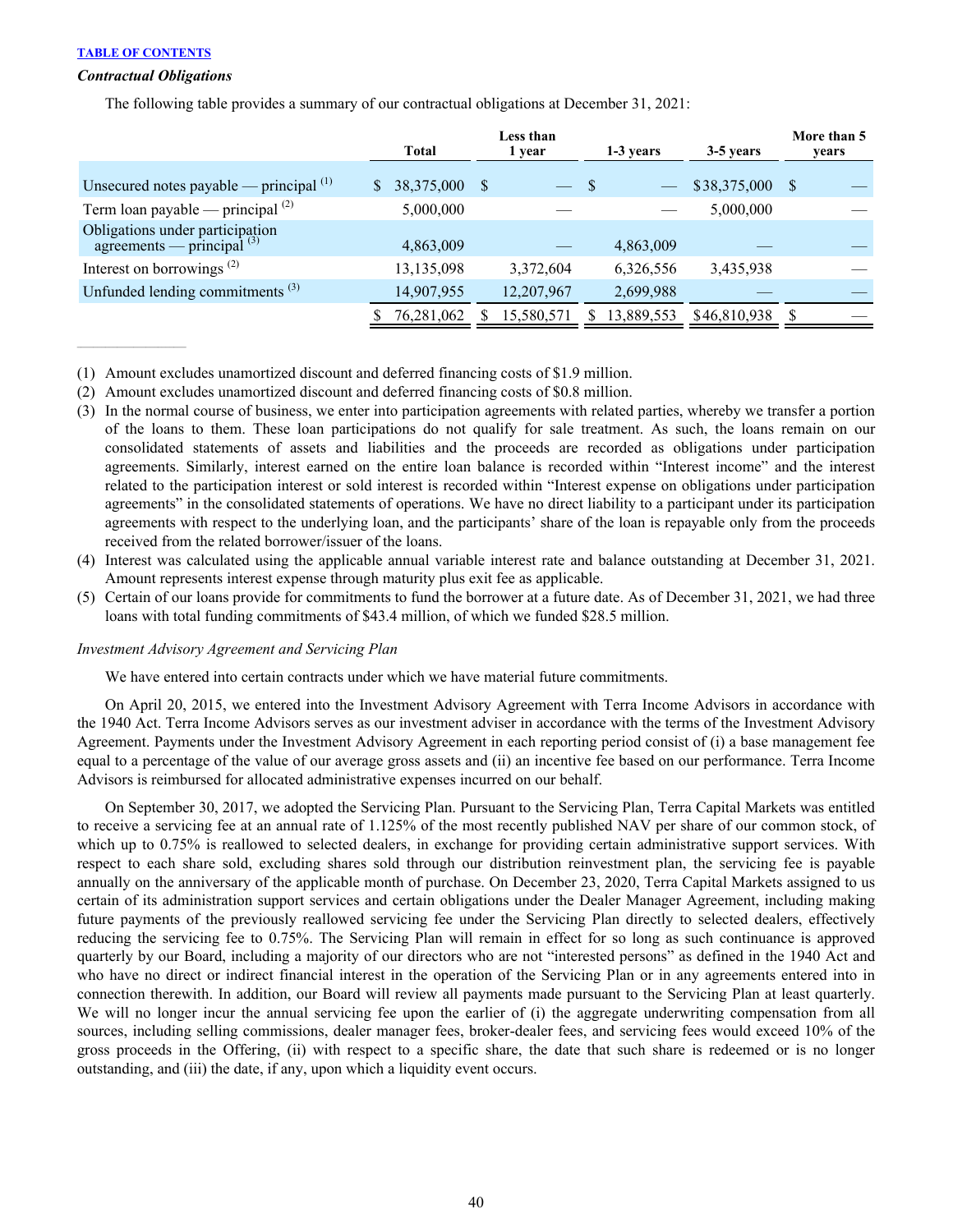[TABLE OF CONTENTS]

*Contractual Obligations*

The following table provides a summary of our contractual obligations at December 31, 2021:

| | Total | Less than 1 year | 1-3 years | 3-5 years | More than 5 years |
|---|---|---|---|---|---|
| Unsecured notes payable — principal [1] | $ 38,375,000 | $ — | $ — | $38,375,000 | $ — |
| Term loan payable — principal [2] | 5,000,000 | — | — | 5,000,000 | — |
| Obligations under participation agreements — principal [3] | 4,863,009 | — | 4,863,009 | — | — |
| Interest on borrowings [2] | 13,135,098 | 3,372,604 | 6,326,556 | 3,435,938 | — |
| Unfunded lending commitments [3] | 14,907,955 | 12,207,967 | 2,699,988 | — | — |
| | $ 76,281,062 | $ 15,580,571 | $ 13,889,553 | $46,810,938 | $ — |

______________

(1) Amount excludes unamortized discount and deferred financing costs of $1.9 million.
(2) Amount excludes unamortized discount and deferred financing costs of $0.8 million.
(3) In the normal course of business, we enter into participation agreements with related parties, whereby we transfer a portion of the loans to them. These loan participations do not qualify for sale treatment. As such, the loans remain on our consolidated statements of assets and liabilities and the proceeds are recorded as obligations under participation agreements. Similarly, interest earned on the entire loan balance is recorded within "Interest income" and the interest related to the participation interest or sold interest is recorded within "Interest expense on obligations under participation agreements" in the consolidated statements of operations. We have no direct liability to a participant under its participation agreements with respect to the underlying loan, and the participants' share of the loan is repayable only from the proceeds received from the related borrower/issuer of the loans.
(4) Interest was calculated using the applicable annual variable interest rate and balance outstanding at December 31, 2021. Amount represents interest expense through maturity plus exit fee as applicable.
(5) Certain of our loans provide for commitments to fund the borrower at a future date. As of December 31, 2021, we had three loans with total funding commitments of $43.4 million, of which we funded $28.5 million.

*Investment Advisory Agreement and Servicing Plan*

We have entered into certain contracts under which we have material future commitments.

On April 20, 2015, we entered into the Investment Advisory Agreement with Terra Income Advisors in accordance with the 1940 Act. Terra Income Advisors serves as our investment adviser in accordance with the terms of the Investment Advisory Agreement. Payments under the Investment Advisory Agreement in each reporting period consist of (i) a base management fee equal to a percentage of the value of our average gross assets and (ii) an incentive fee based on our performance. Terra Income Advisors is reimbursed for allocated administrative expenses incurred on our behalf.

On September 30, 2017, we adopted the Servicing Plan. Pursuant to the Servicing Plan, Terra Capital Markets was entitled to receive a servicing fee at an annual rate of 1.125% of the most recently published NAV per share of our common stock, of which up to 0.75% is reallowed to selected dealers, in exchange for providing certain administrative support services. With respect to each share sold, excluding shares sold through our distribution reinvestment plan, the servicing fee is payable annually on the anniversary of the applicable month of purchase. On December 23, 2020, Terra Capital Markets assigned to us certain of its administration support services and certain obligations under the Dealer Manager Agreement, including making future payments of the previously reallowed servicing fee under the Servicing Plan directly to selected dealers, effectively reducing the servicing fee to 0.75%. The Servicing Plan will remain in effect for so long as such continuance is approved quarterly by our Board, including a majority of our directors who are not "interested persons" as defined in the 1940 Act and who have no direct or indirect financial interest in the operation of the Servicing Plan or in any agreements entered into in connection therewith. In addition, our Board will review all payments made pursuant to the Servicing Plan at least quarterly. We will no longer incur the annual servicing fee upon the earlier of (i) the aggregate underwriting compensation from all sources, including selling commissions, dealer manager fees, broker-dealer fees, and servicing fees would exceed 10% of the gross proceeds in the Offering, (ii) with respect to a specific share, the date that such share is redeemed or is no longer outstanding, and (iii) the date, if any, upon which a liquidity event occurs.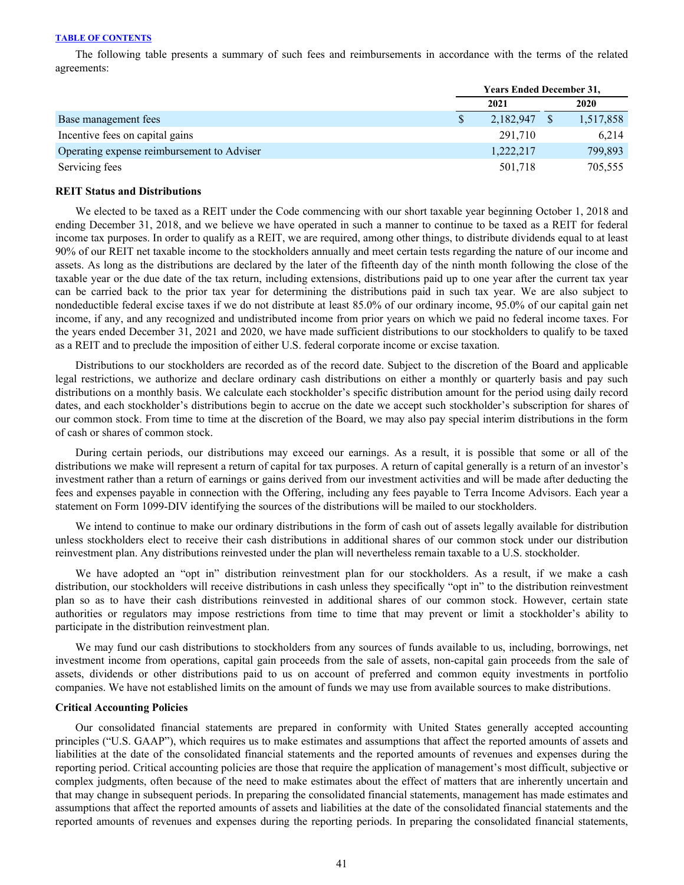The following table presents a summary of such fees and reimbursements in accordance with the terms of the related agreements:

| | Years Ended December 31, | |
|---|---|---|
| | 2021 | 2020 |
| Base management fees | $ 2,182,947 | $ 1,517,858 |
| Incentive fees on capital gains | 291,710 | 6,214 |
| Operating expense reimbursement to Adviser | 1,222,217 | 799,893 |
| Servicing fees | 501,718 | 705,555 |

### REIT Status and Distributions

We elected to be taxed as a REIT under the Code commencing with our short taxable year beginning October 1, 2018 and ending December 31, 2018, and we believe we have operated in such a manner to continue to be taxed as a REIT for federal income tax purposes. In order to qualify as a REIT, we are required, among other things, to distribute dividends equal to at least 90% of our REIT net taxable income to the stockholders annually and meet certain tests regarding the nature of our income and assets. As long as the distributions are declared by the later of the fifteenth day of the ninth month following the close of the taxable year or the due date of the tax return, including extensions, distributions paid up to one year after the current tax year can be carried back to the prior tax year for determining the distributions paid in such tax year. We are also subject to nondeductible federal excise taxes if we do not distribute at least 85.0% of our ordinary income, 95.0% of our capital gain net income, if any, and any recognized and undistributed income from prior years on which we paid no federal income taxes. For the years ended December 31, 2021 and 2020, we have made sufficient distributions to our stockholders to qualify to be taxed as a REIT and to preclude the imposition of either U.S. federal corporate income or excise taxation.

Distributions to our stockholders are recorded as of the record date. Subject to the discretion of the Board and applicable legal restrictions, we authorize and declare ordinary cash distributions on either a monthly or quarterly basis and pay such distributions on a monthly basis. We calculate each stockholder's specific distribution amount for the period using daily record dates, and each stockholder's distributions begin to accrue on the date we accept such stockholder's subscription for shares of our common stock. From time to time at the discretion of the Board, we may also pay special interim distributions in the form of cash or shares of common stock.

During certain periods, our distributions may exceed our earnings. As a result, it is possible that some or all of the distributions we make will represent a return of capital for tax purposes. A return of capital generally is a return of an investor's investment rather than a return of earnings or gains derived from our investment activities and will be made after deducting the fees and expenses payable in connection with the Offering, including any fees payable to Terra Income Advisors. Each year a statement on Form 1099-DIV identifying the sources of the distributions will be mailed to our stockholders.

We intend to continue to make our ordinary distributions in the form of cash out of assets legally available for distribution unless stockholders elect to receive their cash distributions in additional shares of our common stock under our distribution reinvestment plan. Any distributions reinvested under the plan will nevertheless remain taxable to a U.S. stockholder.

We have adopted an "opt in" distribution reinvestment plan for our stockholders. As a result, if we make a cash distribution, our stockholders will receive distributions in cash unless they specifically "opt in" to the distribution reinvestment plan so as to have their cash distributions reinvested in additional shares of our common stock. However, certain state authorities or regulators may impose restrictions from time to time that may prevent or limit a stockholder's ability to participate in the distribution reinvestment plan.

We may fund our cash distributions to stockholders from any sources of funds available to us, including, borrowings, net investment income from operations, capital gain proceeds from the sale of assets, non-capital gain proceeds from the sale of assets, dividends or other distributions paid to us on account of preferred and common equity investments in portfolio companies. We have not established limits on the amount of funds we may use from available sources to make distributions.

### Critical Accounting Policies

Our consolidated financial statements are prepared in conformity with United States generally accepted accounting principles ("U.S. GAAP"), which requires us to make estimates and assumptions that affect the reported amounts of assets and liabilities at the date of the consolidated financial statements and the reported amounts of revenues and expenses during the reporting period. Critical accounting policies are those that require the application of management's most difficult, subjective or complex judgments, often because of the need to make estimates about the effect of matters that are inherently uncertain and that may change in subsequent periods. In preparing the consolidated financial statements, management has made estimates and assumptions that affect the reported amounts of assets and liabilities at the date of the consolidated financial statements and the reported amounts of revenues and expenses during the reporting periods. In preparing the consolidated financial statements,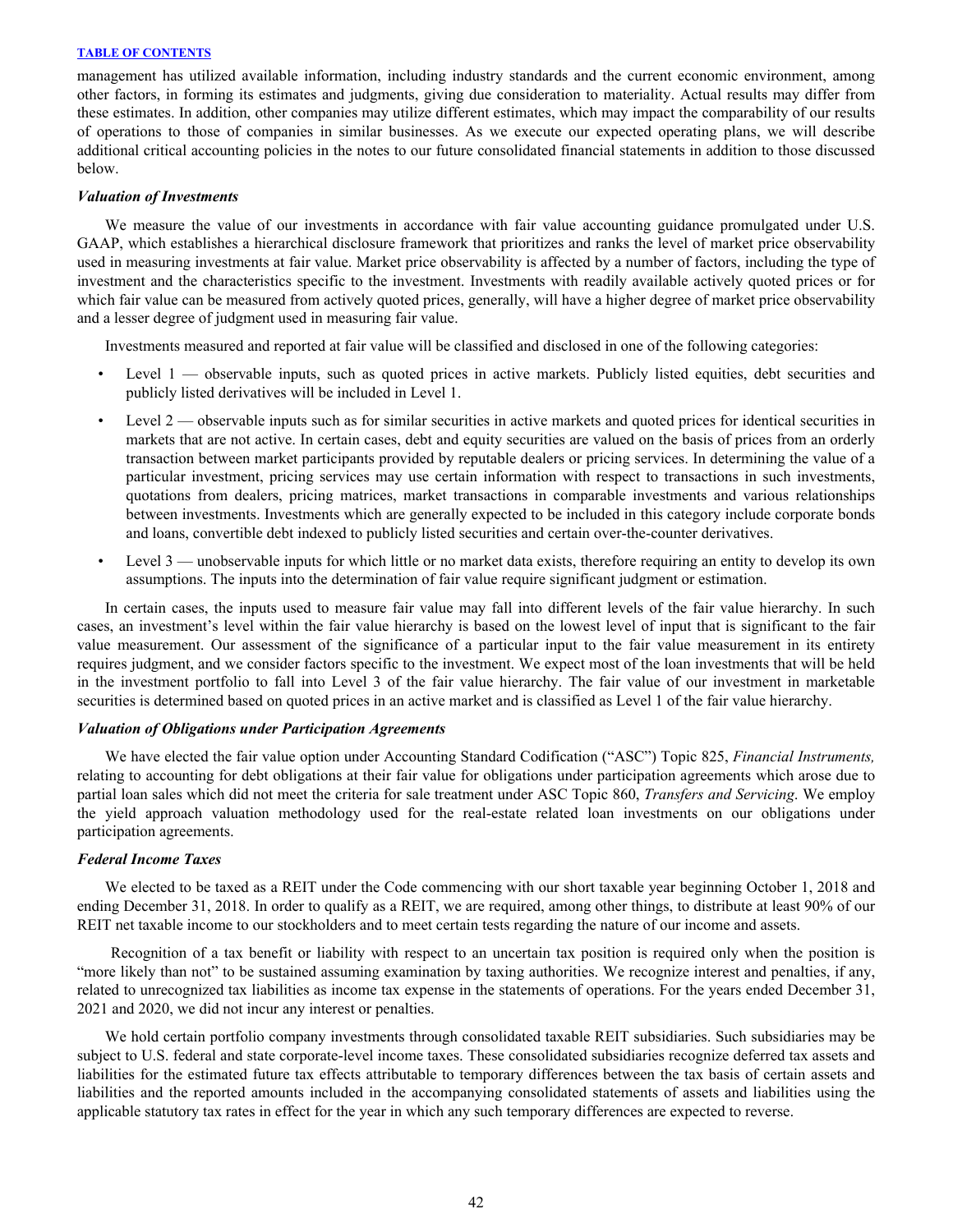management has utilized available information, including industry standards and the current economic environment, among other factors, in forming its estimates and judgments, giving due consideration to materiality. Actual results may differ from these estimates. In addition, other companies may utilize different estimates, which may impact the comparability of our results of operations to those of companies in similar businesses. As we execute our expected operating plans, we will describe additional critical accounting policies in the notes to our future consolidated financial statements in addition to those discussed below.

***Valuation of Investments***

We measure the value of our investments in accordance with fair value accounting guidance promulgated under U.S. GAAP, which establishes a hierarchical disclosure framework that prioritizes and ranks the level of market price observability used in measuring investments at fair value. Market price observability is affected by a number of factors, including the type of investment and the characteristics specific to the investment. Investments with readily available actively quoted prices or for which fair value can be measured from actively quoted prices, generally, will have a higher degree of market price observability and a lesser degree of judgment used in measuring fair value.

Investments measured and reported at fair value will be classified and disclosed in one of the following categories:

- Level 1 — observable inputs, such as quoted prices in active markets. Publicly listed equities, debt securities and publicly listed derivatives will be included in Level 1.
- Level 2 — observable inputs such as for similar securities in active markets and quoted prices for identical securities in markets that are not active. In certain cases, debt and equity securities are valued on the basis of prices from an orderly transaction between market participants provided by reputable dealers or pricing services. In determining the value of a particular investment, pricing services may use certain information with respect to transactions in such investments, quotations from dealers, pricing matrices, market transactions in comparable investments and various relationships between investments. Investments which are generally expected to be included in this category include corporate bonds and loans, convertible debt indexed to publicly listed securities and certain over-the-counter derivatives.
- Level 3 — unobservable inputs for which little or no market data exists, therefore requiring an entity to develop its own assumptions. The inputs into the determination of fair value require significant judgment or estimation.

In certain cases, the inputs used to measure fair value may fall into different levels of the fair value hierarchy. In such cases, an investment's level within the fair value hierarchy is based on the lowest level of input that is significant to the fair value measurement. Our assessment of the significance of a particular input to the fair value measurement in its entirety requires judgment, and we consider factors specific to the investment. We expect most of the loan investments that will be held in the investment portfolio to fall into Level 3 of the fair value hierarchy. The fair value of our investment in marketable securities is determined based on quoted prices in an active market and is classified as Level 1 of the fair value hierarchy.

***Valuation of Obligations under Participation Agreements***

We have elected the fair value option under Accounting Standard Codification ("ASC") Topic 825, *Financial Instruments,* relating to accounting for debt obligations at their fair value for obligations under participation agreements which arose due to partial loan sales which did not meet the criteria for sale treatment under ASC Topic 860, *Transfers and Servicing*. We employ the yield approach valuation methodology used for the real-estate related loan investments on our obligations under participation agreements.

***Federal Income Taxes***

We elected to be taxed as a REIT under the Code commencing with our short taxable year beginning October 1, 2018 and ending December 31, 2018. In order to qualify as a REIT, we are required, among other things, to distribute at least 90% of our REIT net taxable income to our stockholders and to meet certain tests regarding the nature of our income and assets.

Recognition of a tax benefit or liability with respect to an uncertain tax position is required only when the position is "more likely than not" to be sustained assuming examination by taxing authorities. We recognize interest and penalties, if any, related to unrecognized tax liabilities as income tax expense in the statements of operations. For the years ended December 31, 2021 and 2020, we did not incur any interest or penalties.

We hold certain portfolio company investments through consolidated taxable REIT subsidiaries. Such subsidiaries may be subject to U.S. federal and state corporate-level income taxes. These consolidated subsidiaries recognize deferred tax assets and liabilities for the estimated future tax effects attributable to temporary differences between the tax basis of certain assets and liabilities and the reported amounts included in the accompanying consolidated statements of assets and liabilities using the applicable statutory tax rates in effect for the year in which any such temporary differences are expected to reverse.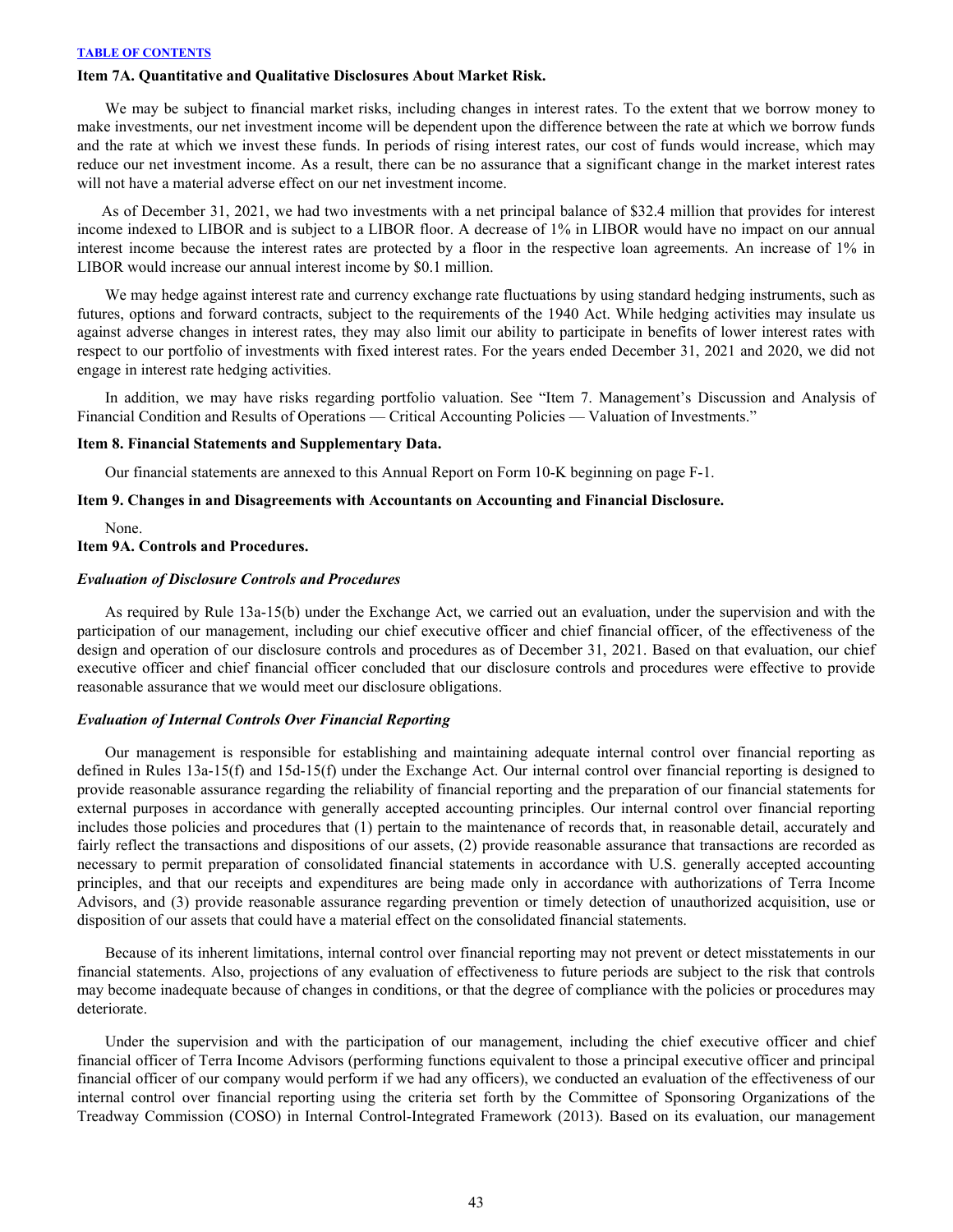### Item 7A. Quantitative and Qualitative Disclosures About Market Risk.

We may be subject to financial market risks, including changes in interest rates. To the extent that we borrow money to make investments, our net investment income will be dependent upon the difference between the rate at which we borrow funds and the rate at which we invest these funds. In periods of rising interest rates, our cost of funds would increase, which may reduce our net investment income. As a result, there can be no assurance that a significant change in the market interest rates will not have a material adverse effect on our net investment income.

As of December 31, 2021, we had two investments with a net principal balance of $32.4 million that provides for interest income indexed to LIBOR and is subject to a LIBOR floor. A decrease of 1% in LIBOR would have no impact on our annual interest income because the interest rates are protected by a floor in the respective loan agreements. An increase of 1% in LIBOR would increase our annual interest income by $0.1 million.

We may hedge against interest rate and currency exchange rate fluctuations by using standard hedging instruments, such as futures, options and forward contracts, subject to the requirements of the 1940 Act. While hedging activities may insulate us against adverse changes in interest rates, they may also limit our ability to participate in benefits of lower interest rates with respect to our portfolio of investments with fixed interest rates. For the years ended December 31, 2021 and 2020, we did not engage in interest rate hedging activities.

In addition, we may have risks regarding portfolio valuation. See "Item 7. Management's Discussion and Analysis of Financial Condition and Results of Operations — Critical Accounting Policies — Valuation of Investments."

### Item 8. Financial Statements and Supplementary Data.

Our financial statements are annexed to this Annual Report on Form 10-K beginning on page F-1.

### Item 9. Changes in and Disagreements with Accountants on Accounting and Financial Disclosure.

None.

### Item 9A. Controls and Procedures.

***Evaluation of Disclosure Controls and Procedures***

As required by Rule 13a-15(b) under the Exchange Act, we carried out an evaluation, under the supervision and with the participation of our management, including our chief executive officer and chief financial officer, of the effectiveness of the design and operation of our disclosure controls and procedures as of December 31, 2021. Based on that evaluation, our chief executive officer and chief financial officer concluded that our disclosure controls and procedures were effective to provide reasonable assurance that we would meet our disclosure obligations.

***Evaluation of Internal Controls Over Financial Reporting***

Our management is responsible for establishing and maintaining adequate internal control over financial reporting as defined in Rules 13a-15(f) and 15d-15(f) under the Exchange Act. Our internal control over financial reporting is designed to provide reasonable assurance regarding the reliability of financial reporting and the preparation of our financial statements for external purposes in accordance with generally accepted accounting principles. Our internal control over financial reporting includes those policies and procedures that (1) pertain to the maintenance of records that, in reasonable detail, accurately and fairly reflect the transactions and dispositions of our assets, (2) provide reasonable assurance that transactions are recorded as necessary to permit preparation of consolidated financial statements in accordance with U.S. generally accepted accounting principles, and that our receipts and expenditures are being made only in accordance with authorizations of Terra Income Advisors, and (3) provide reasonable assurance regarding prevention or timely detection of unauthorized acquisition, use or disposition of our assets that could have a material effect on the consolidated financial statements.

Because of its inherent limitations, internal control over financial reporting may not prevent or detect misstatements in our financial statements. Also, projections of any evaluation of effectiveness to future periods are subject to the risk that controls may become inadequate because of changes in conditions, or that the degree of compliance with the policies or procedures may deteriorate.

Under the supervision and with the participation of our management, including the chief executive officer and chief financial officer of Terra Income Advisors (performing functions equivalent to those a principal executive officer and principal financial officer of our company would perform if we had any officers), we conducted an evaluation of the effectiveness of our internal control over financial reporting using the criteria set forth by the Committee of Sponsoring Organizations of the Treadway Commission (COSO) in Internal Control-Integrated Framework (2013). Based on its evaluation, our management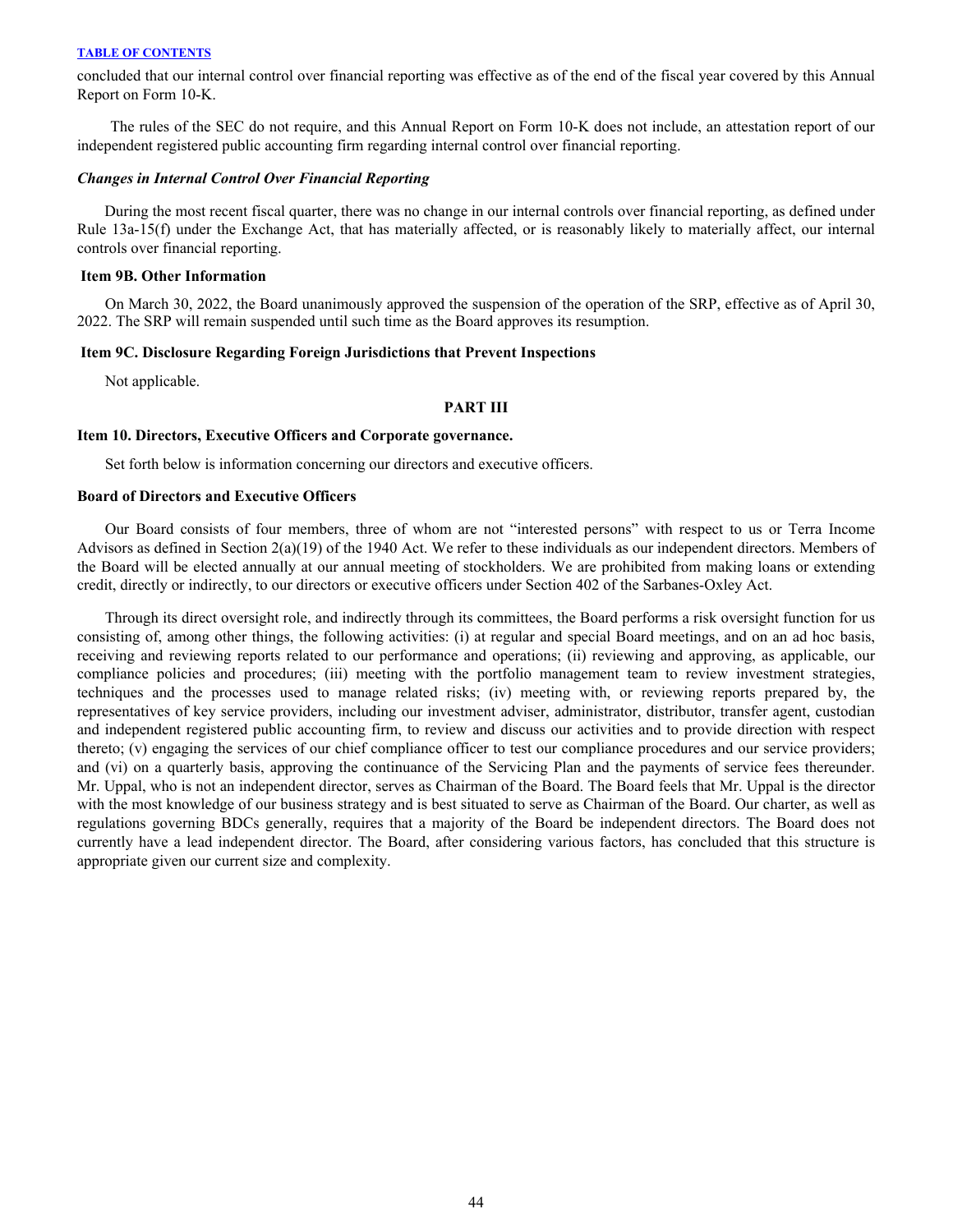concluded that our internal control over financial reporting was effective as of the end of the fiscal year covered by this Annual Report on Form 10-K.

The rules of the SEC do not require, and this Annual Report on Form 10-K does not include, an attestation report of our independent registered public accounting firm regarding internal control over financial reporting.

***Changes in Internal Control Over Financial Reporting***

During the most recent fiscal quarter, there was no change in our internal controls over financial reporting, as defined under Rule 13a-15(f) under the Exchange Act, that has materially affected, or is reasonably likely to materially affect, our internal controls over financial reporting.

**Item 9B. Other Information**

On March 30, 2022, the Board unanimously approved the suspension of the operation of the SRP, effective as of April 30, 2022. The SRP will remain suspended until such time as the Board approves its resumption.

**Item 9C. Disclosure Regarding Foreign Jurisdictions that Prevent Inspections**

Not applicable.

## PART III

**Item 10. Directors, Executive Officers and Corporate governance.**

Set forth below is information concerning our directors and executive officers.

**Board of Directors and Executive Officers**

Our Board consists of four members, three of whom are not "interested persons" with respect to us or Terra Income Advisors as defined in Section 2(a)(19) of the 1940 Act. We refer to these individuals as our independent directors. Members of the Board will be elected annually at our annual meeting of stockholders. We are prohibited from making loans or extending credit, directly or indirectly, to our directors or executive officers under Section 402 of the Sarbanes-Oxley Act.

Through its direct oversight role, and indirectly through its committees, the Board performs a risk oversight function for us consisting of, among other things, the following activities: (i) at regular and special Board meetings, and on an ad hoc basis, receiving and reviewing reports related to our performance and operations; (ii) reviewing and approving, as applicable, our compliance policies and procedures; (iii) meeting with the portfolio management team to review investment strategies, techniques and the processes used to manage related risks; (iv) meeting with, or reviewing reports prepared by, the representatives of key service providers, including our investment adviser, administrator, distributor, transfer agent, custodian and independent registered public accounting firm, to review and discuss our activities and to provide direction with respect thereto; (v) engaging the services of our chief compliance officer to test our compliance procedures and our service providers; and (vi) on a quarterly basis, approving the continuance of the Servicing Plan and the payments of service fees thereunder. Mr. Uppal, who is not an independent director, serves as Chairman of the Board. The Board feels that Mr. Uppal is the director with the most knowledge of our business strategy and is best situated to serve as Chairman of the Board. Our charter, as well as regulations governing BDCs generally, requires that a majority of the Board be independent directors. The Board does not currently have a lead independent director. The Board, after considering various factors, has concluded that this structure is appropriate given our current size and complexity.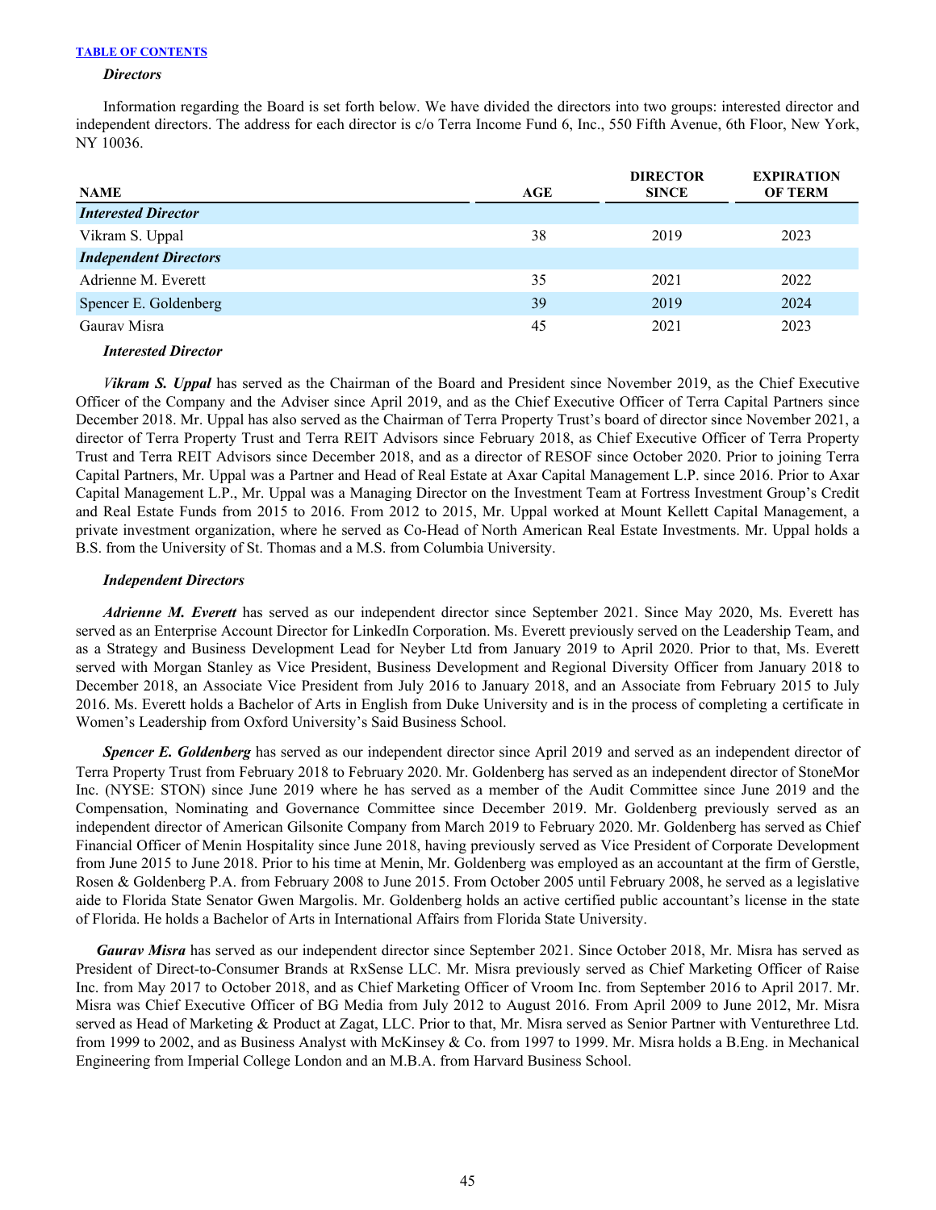TABLE OF CONTENTS

***Directors***

Information regarding the Board is set forth below. We have divided the directors into two groups: interested director and independent directors. The address for each director is c/o Terra Income Fund 6, Inc., 550 Fifth Avenue, 6th Floor, New York, NY 10036.

| NAME | AGE | DIRECTOR SINCE | EXPIRATION OF TERM |
|---|---|---|---|
| ***Interested Director*** | | | |
| Vikram S. Uppal | 38 | 2019 | 2023 |
| ***Independent Directors*** | | | |
| Adrienne M. Everett | 35 | 2021 | 2022 |
| Spencer E. Goldenberg | 39 | 2019 | 2024 |
| Gaurav Misra | 45 | 2021 | 2023 |

***Interested Director***

***Vikram S. Uppal*** has served as the Chairman of the Board and President since November 2019, as the Chief Executive Officer of the Company and the Adviser since April 2019, and as the Chief Executive Officer of Terra Capital Partners since December 2018. Mr. Uppal has also served as the Chairman of Terra Property Trust's board of director since November 2021, a director of Terra Property Trust and Terra REIT Advisors since February 2018, as Chief Executive Officer of Terra Property Trust and Terra REIT Advisors since December 2018, and as a director of RESOF since October 2020. Prior to joining Terra Capital Partners, Mr. Uppal was a Partner and Head of Real Estate at Axar Capital Management L.P. since 2016. Prior to Axar Capital Management L.P., Mr. Uppal was a Managing Director on the Investment Team at Fortress Investment Group's Credit and Real Estate Funds from 2015 to 2016. From 2012 to 2015, Mr. Uppal worked at Mount Kellett Capital Management, a private investment organization, where he served as Co-Head of North American Real Estate Investments. Mr. Uppal holds a B.S. from the University of St. Thomas and a M.S. from Columbia University.

***Independent Directors***

***Adrienne M. Everett*** has served as our independent director since September 2021. Since May 2020, Ms. Everett has served as an Enterprise Account Director for LinkedIn Corporation. Ms. Everett previously served on the Leadership Team, and as a Strategy and Business Development Lead for Neyber Ltd from January 2019 to April 2020. Prior to that, Ms. Everett served with Morgan Stanley as Vice President, Business Development and Regional Diversity Officer from January 2018 to December 2018, an Associate Vice President from July 2016 to January 2018, and an Associate from February 2015 to July 2016. Ms. Everett holds a Bachelor of Arts in English from Duke University and is in the process of completing a certificate in Women's Leadership from Oxford University's Said Business School.

***Spencer E. Goldenberg*** has served as our independent director since April 2019 and served as an independent director of Terra Property Trust from February 2018 to February 2020. Mr. Goldenberg has served as an independent director of StoneMor Inc. (NYSE: STON) since June 2019 where he has served as a member of the Audit Committee since June 2019 and the Compensation, Nominating and Governance Committee since December 2019. Mr. Goldenberg previously served as an independent director of American Gilsonite Company from March 2019 to February 2020. Mr. Goldenberg has served as Chief Financial Officer of Menin Hospitality since June 2018, having previously served as Vice President of Corporate Development from June 2015 to June 2018. Prior to his time at Menin, Mr. Goldenberg was employed as an accountant at the firm of Gerstle, Rosen & Goldenberg P.A. from February 2008 to June 2015. From October 2005 until February 2008, he served as a legislative aide to Florida State Senator Gwen Margolis. Mr. Goldenberg holds an active certified public accountant's license in the state of Florida. He holds a Bachelor of Arts in International Affairs from Florida State University.

***Gaurav Misra*** has served as our independent director since September 2021. Since October 2018, Mr. Misra has served as President of Direct-to-Consumer Brands at RxSense LLC. Mr. Misra previously served as Chief Marketing Officer of Raise Inc. from May 2017 to October 2018, and as Chief Marketing Officer of Vroom Inc. from September 2016 to April 2017. Mr. Misra was Chief Executive Officer of BG Media from July 2012 to August 2016. From April 2009 to June 2012, Mr. Misra served as Head of Marketing & Product at Zagat, LLC. Prior to that, Mr. Misra served as Senior Partner with Venturethree Ltd. from 1999 to 2002, and as Business Analyst with McKinsey & Co. from 1997 to 1999. Mr. Misra holds a B.Eng. in Mechanical Engineering from Imperial College London and an M.B.A. from Harvard Business School.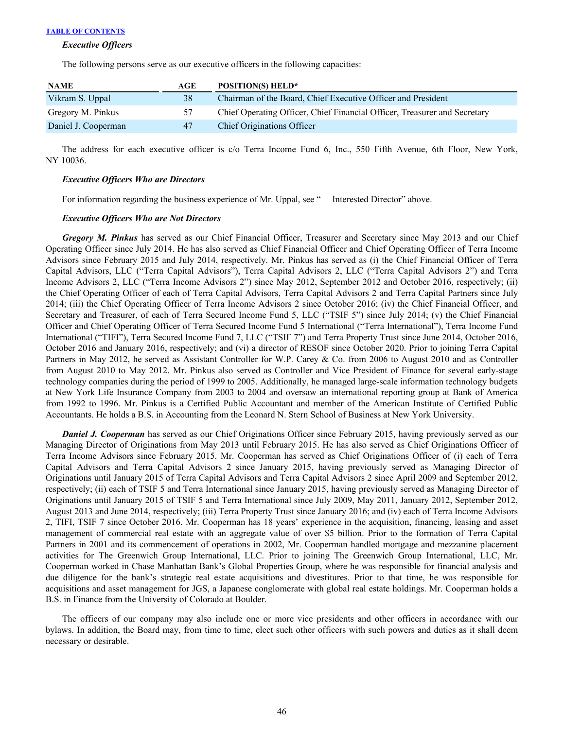### *Executive Officers*

The following persons serve as our executive officers in the following capacities:

| NAME | AGE | POSITION(S) HELD* |
|---|---|---|
| Vikram S. Uppal | 38 | Chairman of the Board, Chief Executive Officer and President |
| Gregory M. Pinkus | 57 | Chief Operating Officer, Chief Financial Officer, Treasurer and Secretary |
| Daniel J. Cooperman | 47 | Chief Originations Officer |

The address for each executive officer is c/o Terra Income Fund 6, Inc., 550 Fifth Avenue, 6th Floor, New York, NY 10036.

### *Executive Officers Who are Directors*

For information regarding the business experience of Mr. Uppal, see "— Interested Director" above.

### *Executive Officers Who are Not Directors*

***Gregory M. Pinkus*** has served as our Chief Financial Officer, Treasurer and Secretary since May 2013 and our Chief Operating Officer since July 2014. He has also served as Chief Financial Officer and Chief Operating Officer of Terra Income Advisors since February 2015 and July 2014, respectively. Mr. Pinkus has served as (i) the Chief Financial Officer of Terra Capital Advisors, LLC ("Terra Capital Advisors"), Terra Capital Advisors 2, LLC ("Terra Capital Advisors 2") and Terra Income Advisors 2, LLC ("Terra Income Advisors 2") since May 2012, September 2012 and October 2016, respectively; (ii) the Chief Operating Officer of each of Terra Capital Advisors, Terra Capital Advisors 2 and Terra Capital Partners since July 2014; (iii) the Chief Operating Officer of Terra Income Advisors 2 since October 2016; (iv) the Chief Financial Officer, and Secretary and Treasurer, of each of Terra Secured Income Fund 5, LLC ("TSIF 5") since July 2014; (v) the Chief Financial Officer and Chief Operating Officer of Terra Secured Income Fund 5 International ("Terra International"), Terra Income Fund International ("TIFI"), Terra Secured Income Fund 7, LLC ("TSIF 7") and Terra Property Trust since June 2014, October 2016, October 2016 and January 2016, respectively; and (vi) a director of RESOF since October 2020. Prior to joining Terra Capital Partners in May 2012, he served as Assistant Controller for W.P. Carey & Co. from 2006 to August 2010 and as Controller from August 2010 to May 2012. Mr. Pinkus also served as Controller and Vice President of Finance for several early-stage technology companies during the period of 1999 to 2005. Additionally, he managed large-scale information technology budgets at New York Life Insurance Company from 2003 to 2004 and oversaw an international reporting group at Bank of America from 1992 to 1996. Mr. Pinkus is a Certified Public Accountant and member of the American Institute of Certified Public Accountants. He holds a B.S. in Accounting from the Leonard N. Stern School of Business at New York University.

***Daniel J. Cooperman*** has served as our Chief Originations Officer since February 2015, having previously served as our Managing Director of Originations from May 2013 until February 2015. He has also served as Chief Originations Officer of Terra Income Advisors since February 2015. Mr. Cooperman has served as Chief Originations Officer of (i) each of Terra Capital Advisors and Terra Capital Advisors 2 since January 2015, having previously served as Managing Director of Originations until January 2015 of Terra Capital Advisors and Terra Capital Advisors 2 since April 2009 and September 2012, respectively; (ii) each of TSIF 5 and Terra International since January 2015, having previously served as Managing Director of Originations until January 2015 of TSIF 5 and Terra International since July 2009, May 2011, January 2012, September 2012, August 2013 and June 2014, respectively; (iii) Terra Property Trust since January 2016; and (iv) each of Terra Income Advisors 2, TIFI, TSIF 7 since October 2016. Mr. Cooperman has 18 years' experience in the acquisition, financing, leasing and asset management of commercial real estate with an aggregate value of over $5 billion. Prior to the formation of Terra Capital Partners in 2001 and its commencement of operations in 2002, Mr. Cooperman handled mortgage and mezzanine placement activities for The Greenwich Group International, LLC. Prior to joining The Greenwich Group International, LLC, Mr. Cooperman worked in Chase Manhattan Bank's Global Properties Group, where he was responsible for financial analysis and due diligence for the bank's strategic real estate acquisitions and divestitures. Prior to that time, he was responsible for acquisitions and asset management for JGS, a Japanese conglomerate with global real estate holdings. Mr. Cooperman holds a B.S. in Finance from the University of Colorado at Boulder.

The officers of our company may also include one or more vice presidents and other officers in accordance with our bylaws. In addition, the Board may, from time to time, elect such other officers with such powers and duties as it shall deem necessary or desirable.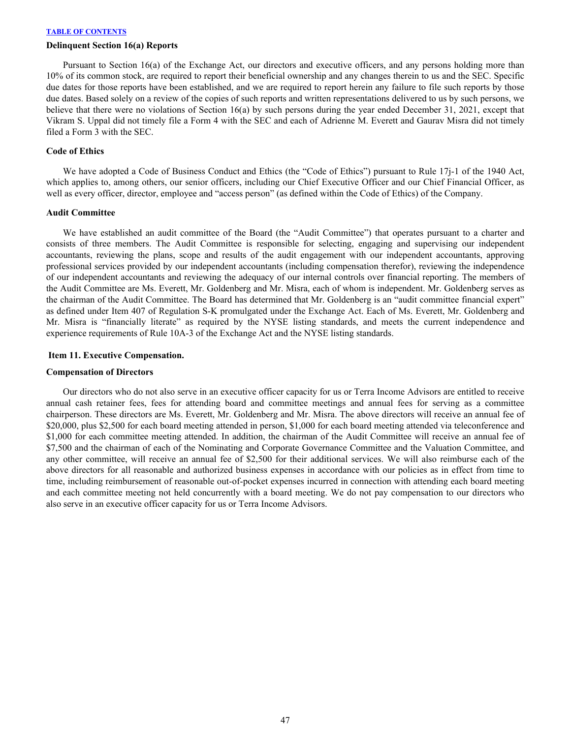### Delinquent Section 16(a) Reports

Pursuant to Section 16(a) of the Exchange Act, our directors and executive officers, and any persons holding more than 10% of its common stock, are required to report their beneficial ownership and any changes therein to us and the SEC. Specific due dates for those reports have been established, and we are required to report herein any failure to file such reports by those due dates. Based solely on a review of the copies of such reports and written representations delivered to us by such persons, we believe that there were no violations of Section 16(a) by such persons during the year ended December 31, 2021, except that Vikram S. Uppal did not timely file a Form 4 with the SEC and each of Adrienne M. Everett and Gaurav Misra did not timely filed a Form 3 with the SEC.

### Code of Ethics

We have adopted a Code of Business Conduct and Ethics (the "Code of Ethics") pursuant to Rule 17j-1 of the 1940 Act, which applies to, among others, our senior officers, including our Chief Executive Officer and our Chief Financial Officer, as well as every officer, director, employee and "access person" (as defined within the Code of Ethics) of the Company.

### Audit Committee

We have established an audit committee of the Board (the "Audit Committee") that operates pursuant to a charter and consists of three members. The Audit Committee is responsible for selecting, engaging and supervising our independent accountants, reviewing the plans, scope and results of the audit engagement with our independent accountants, approving professional services provided by our independent accountants (including compensation therefor), reviewing the independence of our independent accountants and reviewing the adequacy of our internal controls over financial reporting. The members of the Audit Committee are Ms. Everett, Mr. Goldenberg and Mr. Misra, each of whom is independent. Mr. Goldenberg serves as the chairman of the Audit Committee. The Board has determined that Mr. Goldenberg is an "audit committee financial expert" as defined under Item 407 of Regulation S-K promulgated under the Exchange Act. Each of Ms. Everett, Mr. Goldenberg and Mr. Misra is "financially literate" as required by the NYSE listing standards, and meets the current independence and experience requirements of Rule 10A-3 of the Exchange Act and the NYSE listing standards.

## Item 11. Executive Compensation.

### Compensation of Directors

Our directors who do not also serve in an executive officer capacity for us or Terra Income Advisors are entitled to receive annual cash retainer fees, fees for attending board and committee meetings and annual fees for serving as a committee chairperson. These directors are Ms. Everett, Mr. Goldenberg and Mr. Misra. The above directors will receive an annual fee of $20,000, plus $2,500 for each board meeting attended in person, $1,000 for each board meeting attended via teleconference and $1,000 for each committee meeting attended. In addition, the chairman of the Audit Committee will receive an annual fee of $7,500 and the chairman of each of the Nominating and Corporate Governance Committee and the Valuation Committee, and any other committee, will receive an annual fee of $2,500 for their additional services. We will also reimburse each of the above directors for all reasonable and authorized business expenses in accordance with our policies as in effect from time to time, including reimbursement of reasonable out-of-pocket expenses incurred in connection with attending each board meeting and each committee meeting not held concurrently with a board meeting. We do not pay compensation to our directors who also serve in an executive officer capacity for us or Terra Income Advisors.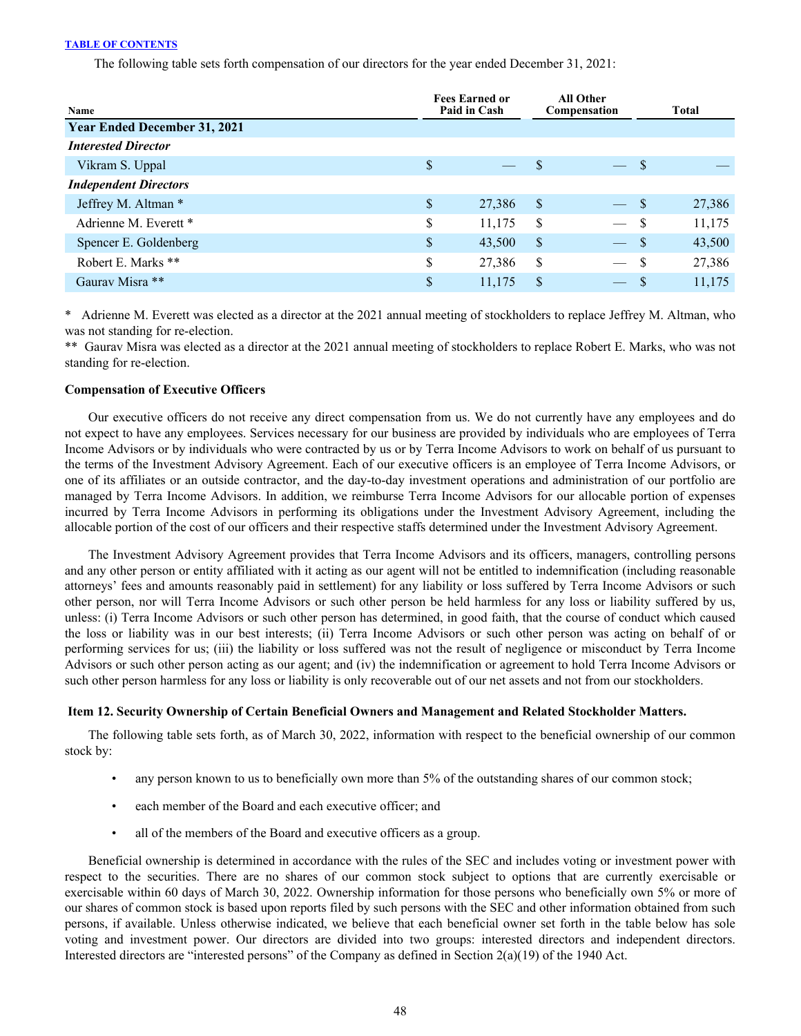The following table sets forth compensation of our directors for the year ended December 31, 2021:

| Name | Fees Earned or Paid in Cash | All Other Compensation | Total |
|---|---|---|---|
| **Year Ended December 31, 2021** | | | |
| ***Interested Director*** | | | |
| Vikram S. Uppal | $ — | $ — | $ — |
| ***Independent Directors*** | | | |
| Jeffrey M. Altman * | $ 27,386 | $ — | $ 27,386 |
| Adrienne M. Everett * | $ 11,175 | $ — | $ 11,175 |
| Spencer E. Goldenberg | $ 43,500 | $ — | $ 43,500 |
| Robert E. Marks ** | $ 27,386 | $ — | $ 27,386 |
| Gaurav Misra ** | $ 11,175 | $ — | $ 11,175 |

\* Adrienne M. Everett was elected as a director at the 2021 annual meeting of stockholders to replace Jeffrey M. Altman, who was not standing for re-election.

** Gaurav Misra was elected as a director at the 2021 annual meeting of stockholders to replace Robert E. Marks, who was not standing for re-election.

**Compensation of Executive Officers**

Our executive officers do not receive any direct compensation from us. We do not currently have any employees and do not expect to have any employees. Services necessary for our business are provided by individuals who are employees of Terra Income Advisors or by individuals who were contracted by us or by Terra Income Advisors to work on behalf of us pursuant to the terms of the Investment Advisory Agreement. Each of our executive officers is an employee of Terra Income Advisors, or one of its affiliates or an outside contractor, and the day-to-day investment operations and administration of our portfolio are managed by Terra Income Advisors. In addition, we reimburse Terra Income Advisors for our allocable portion of expenses incurred by Terra Income Advisors in performing its obligations under the Investment Advisory Agreement, including the allocable portion of the cost of our officers and their respective staffs determined under the Investment Advisory Agreement.

The Investment Advisory Agreement provides that Terra Income Advisors and its officers, managers, controlling persons and any other person or entity affiliated with it acting as our agent will not be entitled to indemnification (including reasonable attorneys' fees and amounts reasonably paid in settlement) for any liability or loss suffered by Terra Income Advisors or such other person, nor will Terra Income Advisors or such other person be held harmless for any loss or liability suffered by us, unless: (i) Terra Income Advisors or such other person has determined, in good faith, that the course of conduct which caused the loss or liability was in our best interests; (ii) Terra Income Advisors or such other person was acting on behalf of or performing services for us; (iii) the liability or loss suffered was not the result of negligence or misconduct by Terra Income Advisors or such other person acting as our agent; and (iv) the indemnification or agreement to hold Terra Income Advisors or such other person harmless for any loss or liability is only recoverable out of our net assets and not from our stockholders.

### Item 12. Security Ownership of Certain Beneficial Owners and Management and Related Stockholder Matters.

The following table sets forth, as of March 30, 2022, information with respect to the beneficial ownership of our common stock by:

- any person known to us to beneficially own more than 5% of the outstanding shares of our common stock;
- each member of the Board and each executive officer; and
- all of the members of the Board and executive officers as a group.

Beneficial ownership is determined in accordance with the rules of the SEC and includes voting or investment power with respect to the securities. There are no shares of our common stock subject to options that are currently exercisable or exercisable within 60 days of March 30, 2022. Ownership information for those persons who beneficially own 5% or more of our shares of common stock is based upon reports filed by such persons with the SEC and other information obtained from such persons, if available. Unless otherwise indicated, we believe that each beneficial owner set forth in the table below has sole voting and investment power. Our directors are divided into two groups: interested directors and independent directors. Interested directors are "interested persons" of the Company as defined in Section 2(a)(19) of the 1940 Act.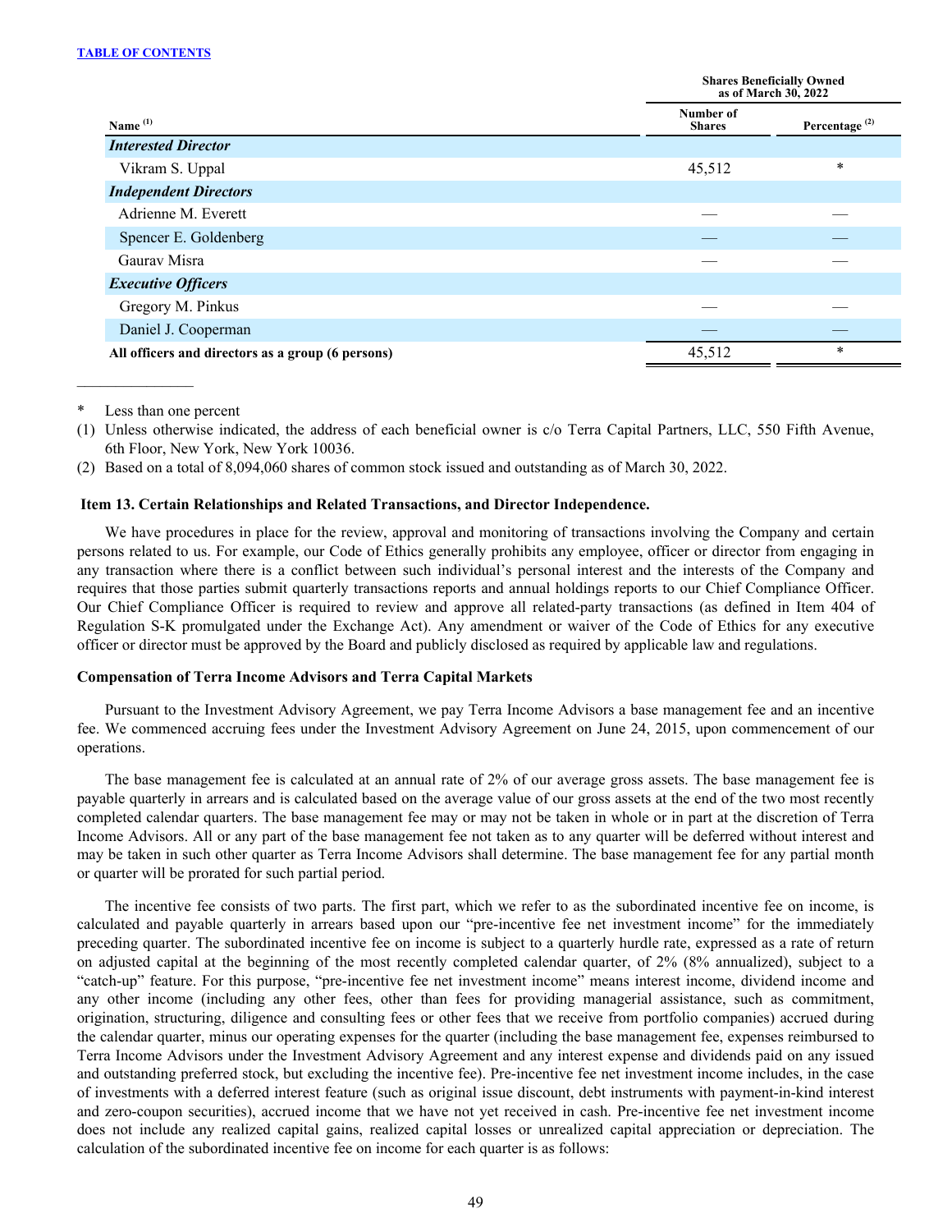[TABLE OF CONTENTS](#)

| Name [(1)] | Shares Beneficially Owned as of March 30, 2022 | |
|---|---|---|
| | Number of Shares | Percentage [(2)] |
| ***Interested Director*** | | |
| Vikram S. Uppal | 45,512 | * |
| ***Independent Directors*** | | |
| Adrienne M. Everett | — | — |
| Spencer E. Goldenberg | — | — |
| Gaurav Misra | — | — |
| ***Executive Officers*** | | |
| Gregory M. Pinkus | — | — |
| Daniel J. Cooperman | — | — |
| **All officers and directors as a group (6 persons)** | 45,512 | * |

\* Less than one percent

(1) Unless otherwise indicated, the address of each beneficial owner is c/o Terra Capital Partners, LLC, 550 Fifth Avenue, 6th Floor, New York, New York 10036.

(2) Based on a total of 8,094,060 shares of common stock issued and outstanding as of March 30, 2022.

### Item 13. Certain Relationships and Related Transactions, and Director Independence.

We have procedures in place for the review, approval and monitoring of transactions involving the Company and certain persons related to us. For example, our Code of Ethics generally prohibits any employee, officer or director from engaging in any transaction where there is a conflict between such individual's personal interest and the interests of the Company and requires that those parties submit quarterly transactions reports and annual holdings reports to our Chief Compliance Officer. Our Chief Compliance Officer is required to review and approve all related-party transactions (as defined in Item 404 of Regulation S-K promulgated under the Exchange Act). Any amendment or waiver of the Code of Ethics for any executive officer or director must be approved by the Board and publicly disclosed as required by applicable law and regulations.

#### Compensation of Terra Income Advisors and Terra Capital Markets

Pursuant to the Investment Advisory Agreement, we pay Terra Income Advisors a base management fee and an incentive fee. We commenced accruing fees under the Investment Advisory Agreement on June 24, 2015, upon commencement of our operations.

The base management fee is calculated at an annual rate of 2% of our average gross assets. The base management fee is payable quarterly in arrears and is calculated based on the average value of our gross assets at the end of the two most recently completed calendar quarters. The base management fee may or may not be taken in whole or in part at the discretion of Terra Income Advisors. All or any part of the base management fee not taken as to any quarter will be deferred without interest and may be taken in such other quarter as Terra Income Advisors shall determine. The base management fee for any partial month or quarter will be prorated for such partial period.

The incentive fee consists of two parts. The first part, which we refer to as the subordinated incentive fee on income, is calculated and payable quarterly in arrears based upon our "pre-incentive fee net investment income" for the immediately preceding quarter. The subordinated incentive fee on income is subject to a quarterly hurdle rate, expressed as a rate of return on adjusted capital at the beginning of the most recently completed calendar quarter, of 2% (8% annualized), subject to a "catch-up" feature. For this purpose, "pre-incentive fee net investment income" means interest income, dividend income and any other income (including any other fees, other than fees for providing managerial assistance, such as commitment, origination, structuring, diligence and consulting fees or other fees that we receive from portfolio companies) accrued during the calendar quarter, minus our operating expenses for the quarter (including the base management fee, expenses reimbursed to Terra Income Advisors under the Investment Advisory Agreement and any interest expense and dividends paid on any issued and outstanding preferred stock, but excluding the incentive fee). Pre-incentive fee net investment income includes, in the case of investments with a deferred interest feature (such as original issue discount, debt instruments with payment-in-kind interest and zero-coupon securities), accrued income that we have not yet received in cash. Pre-incentive fee net investment income does not include any realized capital gains, realized capital losses or unrealized capital appreciation or depreciation. The calculation of the subordinated incentive fee on income for each quarter is as follows: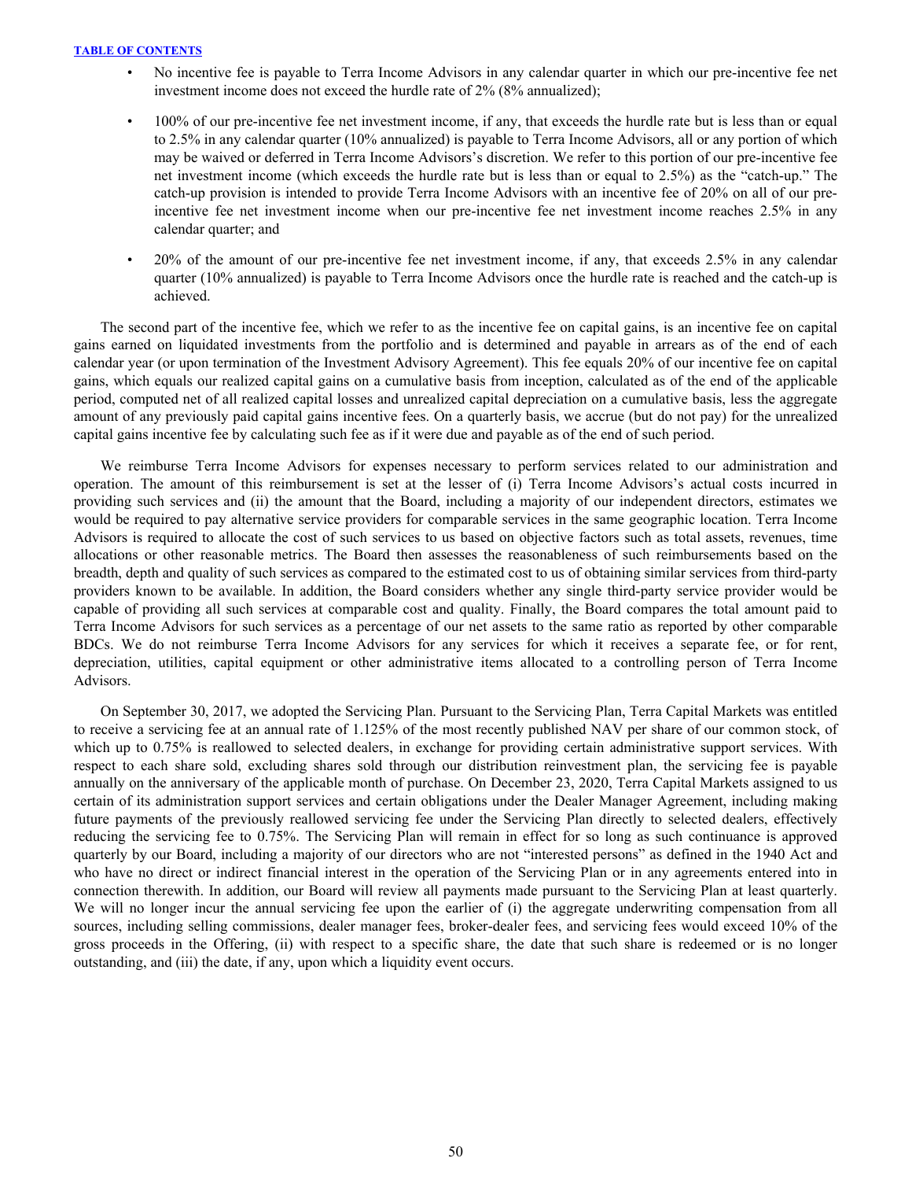- No incentive fee is payable to Terra Income Advisors in any calendar quarter in which our pre-incentive fee net investment income does not exceed the hurdle rate of 2% (8% annualized);
- 100% of our pre-incentive fee net investment income, if any, that exceeds the hurdle rate but is less than or equal to 2.5% in any calendar quarter (10% annualized) is payable to Terra Income Advisors, all or any portion of which may be waived or deferred in Terra Income Advisors's discretion. We refer to this portion of our pre-incentive fee net investment income (which exceeds the hurdle rate but is less than or equal to 2.5%) as the "catch-up." The catch-up provision is intended to provide Terra Income Advisors with an incentive fee of 20% on all of our pre-incentive fee net investment income when our pre-incentive fee net investment income reaches 2.5% in any calendar quarter; and
- 20% of the amount of our pre-incentive fee net investment income, if any, that exceeds 2.5% in any calendar quarter (10% annualized) is payable to Terra Income Advisors once the hurdle rate is reached and the catch-up is achieved.

The second part of the incentive fee, which we refer to as the incentive fee on capital gains, is an incentive fee on capital gains earned on liquidated investments from the portfolio and is determined and payable in arrears as of the end of each calendar year (or upon termination of the Investment Advisory Agreement). This fee equals 20% of our incentive fee on capital gains, which equals our realized capital gains on a cumulative basis from inception, calculated as of the end of the applicable period, computed net of all realized capital losses and unrealized capital depreciation on a cumulative basis, less the aggregate amount of any previously paid capital gains incentive fees. On a quarterly basis, we accrue (but do not pay) for the unrealized capital gains incentive fee by calculating such fee as if it were due and payable as of the end of such period.

We reimburse Terra Income Advisors for expenses necessary to perform services related to our administration and operation. The amount of this reimbursement is set at the lesser of (i) Terra Income Advisors's actual costs incurred in providing such services and (ii) the amount that the Board, including a majority of our independent directors, estimates we would be required to pay alternative service providers for comparable services in the same geographic location. Terra Income Advisors is required to allocate the cost of such services to us based on objective factors such as total assets, revenues, time allocations or other reasonable metrics. The Board then assesses the reasonableness of such reimbursements based on the breadth, depth and quality of such services as compared to the estimated cost to us of obtaining similar services from third-party providers known to be available. In addition, the Board considers whether any single third-party service provider would be capable of providing all such services at comparable cost and quality. Finally, the Board compares the total amount paid to Terra Income Advisors for such services as a percentage of our net assets to the same ratio as reported by other comparable BDCs. We do not reimburse Terra Income Advisors for any services for which it receives a separate fee, or for rent, depreciation, utilities, capital equipment or other administrative items allocated to a controlling person of Terra Income Advisors.

On September 30, 2017, we adopted the Servicing Plan. Pursuant to the Servicing Plan, Terra Capital Markets was entitled to receive a servicing fee at an annual rate of 1.125% of the most recently published NAV per share of our common stock, of which up to 0.75% is reallowed to selected dealers, in exchange for providing certain administrative support services. With respect to each share sold, excluding shares sold through our distribution reinvestment plan, the servicing fee is payable annually on the anniversary of the applicable month of purchase. On December 23, 2020, Terra Capital Markets assigned to us certain of its administration support services and certain obligations under the Dealer Manager Agreement, including making future payments of the previously reallowed servicing fee under the Servicing Plan directly to selected dealers, effectively reducing the servicing fee to 0.75%. The Servicing Plan will remain in effect for so long as such continuance is approved quarterly by our Board, including a majority of our directors who are not "interested persons" as defined in the 1940 Act and who have no direct or indirect financial interest in the operation of the Servicing Plan or in any agreements entered into in connection therewith. In addition, our Board will review all payments made pursuant to the Servicing Plan at least quarterly. We will no longer incur the annual servicing fee upon the earlier of (i) the aggregate underwriting compensation from all sources, including selling commissions, dealer manager fees, broker-dealer fees, and servicing fees would exceed 10% of the gross proceeds in the Offering, (ii) with respect to a specific share, the date that such share is redeemed or is no longer outstanding, and (iii) the date, if any, upon which a liquidity event occurs.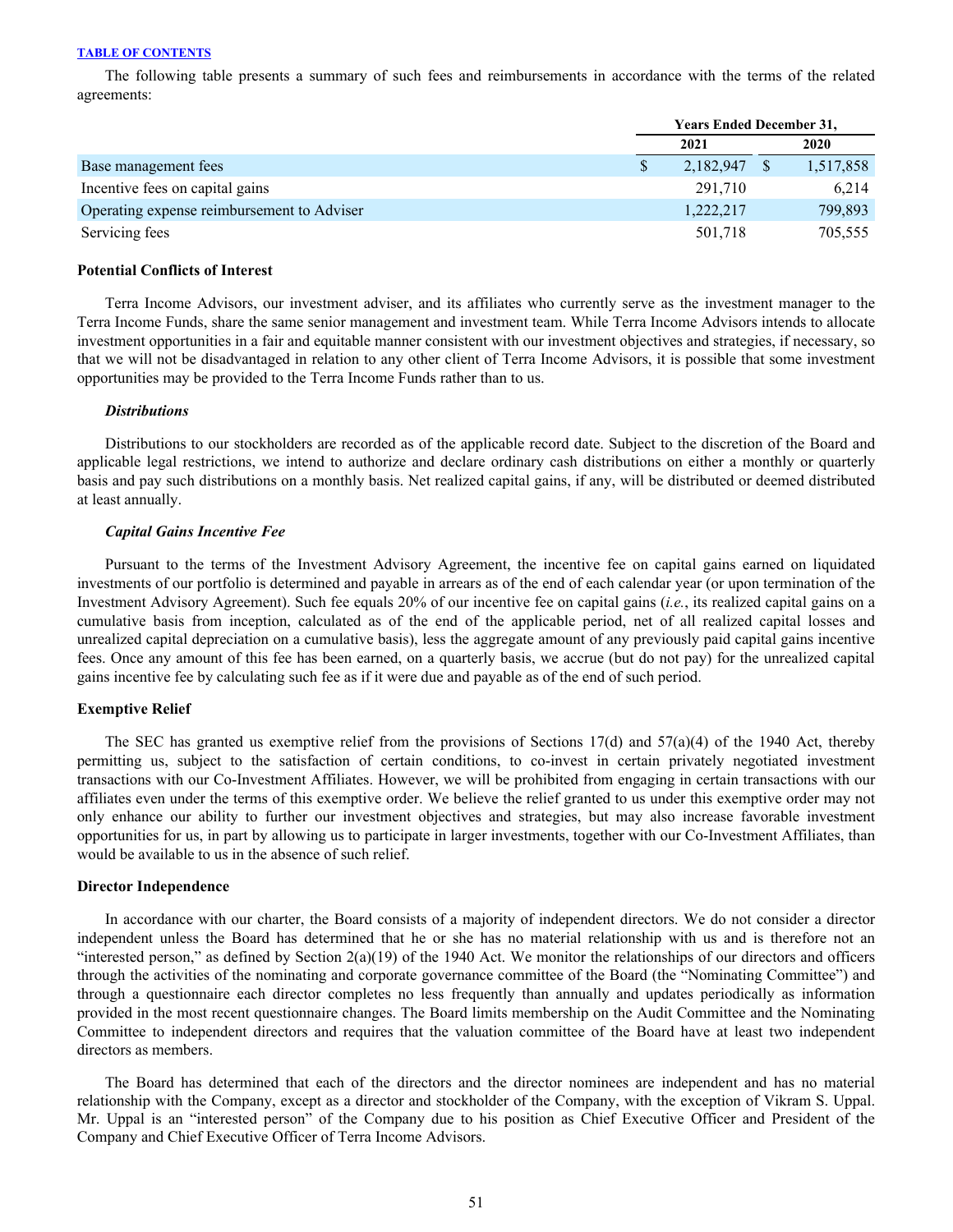The following table presents a summary of such fees and reimbursements in accordance with the terms of the related agreements:

| | Years Ended December 31, | |
|---|---|---|
| | 2021 | 2020 |
| Base management fees | $ 2,182,947 | $ 1,517,858 |
| Incentive fees on capital gains | 291,710 | 6,214 |
| Operating expense reimbursement to Adviser | 1,222,217 | 799,893 |
| Servicing fees | 501,718 | 705,555 |

**Potential Conflicts of Interest**

Terra Income Advisors, our investment adviser, and its affiliates who currently serve as the investment manager to the Terra Income Funds, share the same senior management and investment team. While Terra Income Advisors intends to allocate investment opportunities in a fair and equitable manner consistent with our investment objectives and strategies, if necessary, so that we will not be disadvantaged in relation to any other client of Terra Income Advisors, it is possible that some investment opportunities may be provided to the Terra Income Funds rather than to us.

***Distributions***

Distributions to our stockholders are recorded as of the applicable record date. Subject to the discretion of the Board and applicable legal restrictions, we intend to authorize and declare ordinary cash distributions on either a monthly or quarterly basis and pay such distributions on a monthly basis. Net realized capital gains, if any, will be distributed or deemed distributed at least annually.

***Capital Gains Incentive Fee***

Pursuant to the terms of the Investment Advisory Agreement, the incentive fee on capital gains earned on liquidated investments of our portfolio is determined and payable in arrears as of the end of each calendar year (or upon termination of the Investment Advisory Agreement). Such fee equals 20% of our incentive fee on capital gains (*i.e.*, its realized capital gains on a cumulative basis from inception, calculated as of the end of the applicable period, net of all realized capital losses and unrealized capital depreciation on a cumulative basis), less the aggregate amount of any previously paid capital gains incentive fees. Once any amount of this fee has been earned, on a quarterly basis, we accrue (but do not pay) for the unrealized capital gains incentive fee by calculating such fee as if it were due and payable as of the end of such period.

**Exemptive Relief**

The SEC has granted us exemptive relief from the provisions of Sections 17(d) and 57(a)(4) of the 1940 Act, thereby permitting us, subject to the satisfaction of certain conditions, to co-invest in certain privately negotiated investment transactions with our Co-Investment Affiliates. However, we will be prohibited from engaging in certain transactions with our affiliates even under the terms of this exemptive order. We believe the relief granted to us under this exemptive order may not only enhance our ability to further our investment objectives and strategies, but may also increase favorable investment opportunities for us, in part by allowing us to participate in larger investments, together with our Co-Investment Affiliates, than would be available to us in the absence of such relief.

**Director Independence**

In accordance with our charter, the Board consists of a majority of independent directors. We do not consider a director independent unless the Board has determined that he or she has no material relationship with us and is therefore not an "interested person," as defined by Section 2(a)(19) of the 1940 Act. We monitor the relationships of our directors and officers through the activities of the nominating and corporate governance committee of the Board (the "Nominating Committee") and through a questionnaire each director completes no less frequently than annually and updates periodically as information provided in the most recent questionnaire changes. The Board limits membership on the Audit Committee and the Nominating Committee to independent directors and requires that the valuation committee of the Board have at least two independent directors as members.

The Board has determined that each of the directors and the director nominees are independent and has no material relationship with the Company, except as a director and stockholder of the Company, with the exception of Vikram S. Uppal. Mr. Uppal is an "interested person" of the Company due to his position as Chief Executive Officer and President of the Company and Chief Executive Officer of Terra Income Advisors.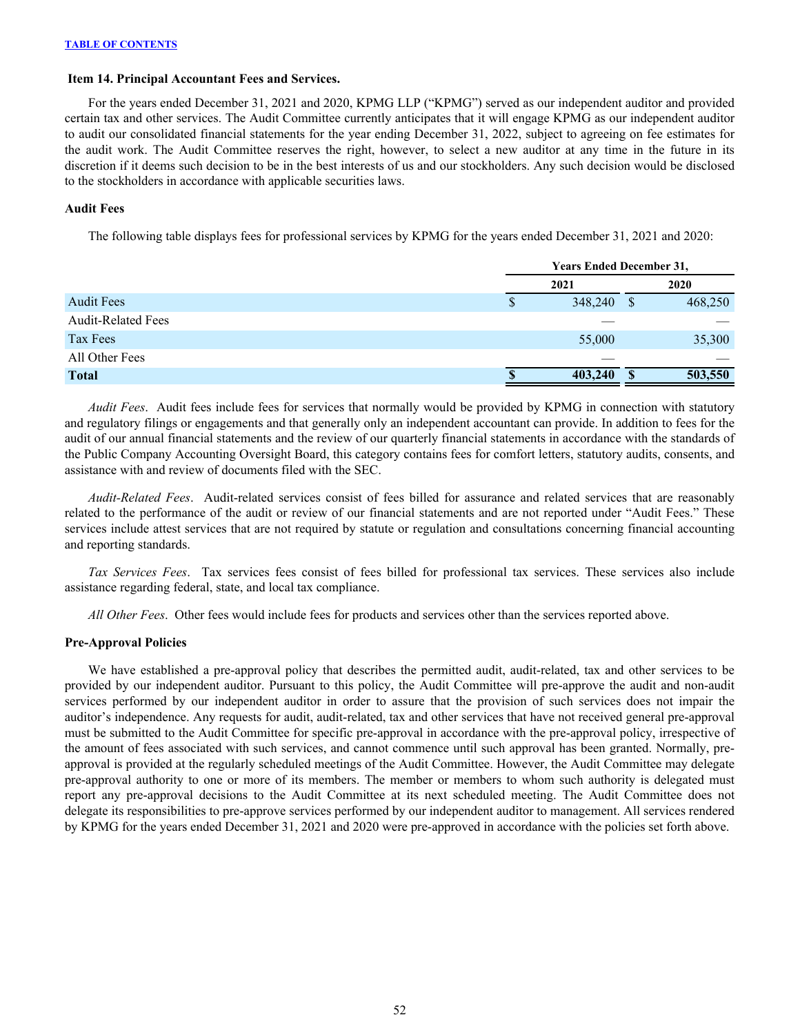### Item 14. Principal Accountant Fees and Services.

For the years ended December 31, 2021 and 2020, KPMG LLP ("KPMG") served as our independent auditor and provided certain tax and other services. The Audit Committee currently anticipates that it will engage KPMG as our independent auditor to audit our consolidated financial statements for the year ending December 31, 2022, subject to agreeing on fee estimates for the audit work. The Audit Committee reserves the right, however, to select a new auditor at any time in the future in its discretion if it deems such decision to be in the best interests of us and our stockholders. Any such decision would be disclosed to the stockholders in accordance with applicable securities laws.

#### Audit Fees

The following table displays fees for professional services by KPMG for the years ended December 31, 2021 and 2020:

| | Years Ended December 31, | |
|---|---|---|
| | 2021 | 2020 |
| Audit Fees | $ 348,240 | $ 468,250 |
| Audit-Related Fees | — | — |
| Tax Fees | 55,000 | 35,300 |
| All Other Fees | — | — |
| **Total** | **$ 403,240** | **$ 503,550** |

*Audit Fees*. Audit fees include fees for services that normally would be provided by KPMG in connection with statutory and regulatory filings or engagements and that generally only an independent accountant can provide. In addition to fees for the audit of our annual financial statements and the review of our quarterly financial statements in accordance with the standards of the Public Company Accounting Oversight Board, this category contains fees for comfort letters, statutory audits, consents, and assistance with and review of documents filed with the SEC.

*Audit-Related Fees*. Audit-related services consist of fees billed for assurance and related services that are reasonably related to the performance of the audit or review of our financial statements and are not reported under "Audit Fees." These services include attest services that are not required by statute or regulation and consultations concerning financial accounting and reporting standards.

*Tax Services Fees*. Tax services fees consist of fees billed for professional tax services. These services also include assistance regarding federal, state, and local tax compliance.

*All Other Fees*. Other fees would include fees for products and services other than the services reported above.

#### Pre-Approval Policies

We have established a pre-approval policy that describes the permitted audit, audit-related, tax and other services to be provided by our independent auditor. Pursuant to this policy, the Audit Committee will pre-approve the audit and non-audit services performed by our independent auditor in order to assure that the provision of such services does not impair the auditor's independence. Any requests for audit, audit-related, tax and other services that have not received general pre-approval must be submitted to the Audit Committee for specific pre-approval in accordance with the pre-approval policy, irrespective of the amount of fees associated with such services, and cannot commence until such approval has been granted. Normally, pre-approval is provided at the regularly scheduled meetings of the Audit Committee. However, the Audit Committee may delegate pre-approval authority to one or more of its members. The member or members to whom such authority is delegated must report any pre-approval decisions to the Audit Committee at its next scheduled meeting. The Audit Committee does not delegate its responsibilities to pre-approve services performed by our independent auditor to management. All services rendered by KPMG for the years ended December 31, 2021 and 2020 were pre-approved in accordance with the policies set forth above.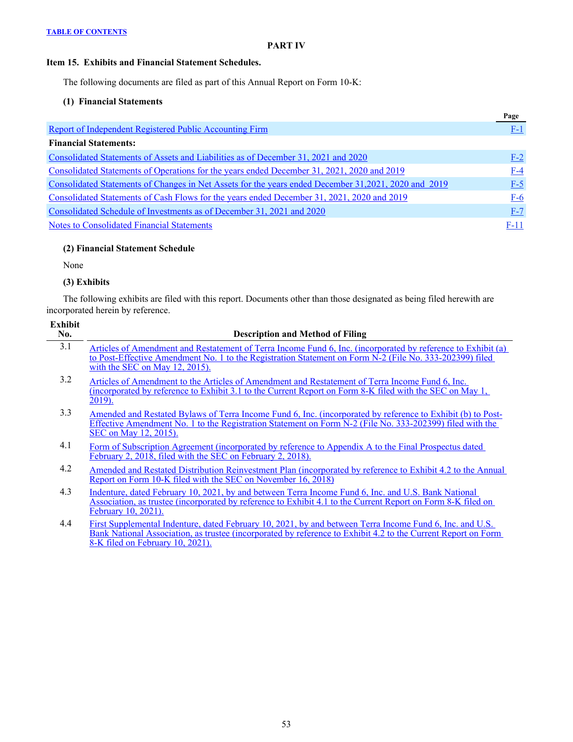[TABLE OF CONTENTS](#)

# PART IV

## Item 15. Exhibits and Financial Statement Schedules.

The following documents are filed as part of this Annual Report on Form 10-K:

**(1) Financial Statements**

| | Page |
|---|---|
| Report of Independent Registered Public Accounting Firm | F-1 |
| **Financial Statements:** | |
| Consolidated Statements of Assets and Liabilities as of December 31, 2021 and 2020 | F-2 |
| Consolidated Statements of Operations for the years ended December 31, 2021, 2020 and 2019 | F-4 |
| Consolidated Statements of Changes in Net Assets for the years ended December 31,2021, 2020 and 2019 | F-5 |
| Consolidated Statements of Cash Flows for the years ended December 31, 2021, 2020 and 2019 | F-6 |
| Consolidated Schedule of Investments as of December 31, 2021 and 2020 | F-7 |
| Notes to Consolidated Financial Statements | F-11 |

**(2) Financial Statement Schedule**

None

**(3) Exhibits**

The following exhibits are filed with this report. Documents other than those designated as being filed herewith are incorporated herein by reference.

| Exhibit No. | Description and Method of Filing |
|---|---|
| 3.1 | Articles of Amendment and Restatement of Terra Income Fund 6, Inc. (incorporated by reference to Exhibit (a) to Post-Effective Amendment No. 1 to the Registration Statement on Form N-2 (File No. 333-202399) filed with the SEC on May 12, 2015). |
| 3.2 | Articles of Amendment to the Articles of Amendment and Restatement of Terra Income Fund 6, Inc. (incorporated by reference to Exhibit 3.1 to the Current Report on Form 8-K filed with the SEC on May 1, 2019). |
| 3.3 | Amended and Restated Bylaws of Terra Income Fund 6, Inc. (incorporated by reference to Exhibit (b) to Post-Effective Amendment No. 1 to the Registration Statement on Form N-2 (File No. 333-202399) filed with the SEC on May 12, 2015). |
| 4.1 | Form of Subscription Agreement (incorporated by reference to Appendix A to the Final Prospectus dated February 2, 2018, filed with the SEC on February 2, 2018). |
| 4.2 | Amended and Restated Distribution Reinvestment Plan (incorporated by reference to Exhibit 4.2 to the Annual Report on Form 10-K filed with the SEC on November 16, 2018) |
| 4.3 | Indenture, dated February 10, 2021, by and between Terra Income Fund 6, Inc. and U.S. Bank National Association, as trustee (incorporated by reference to Exhibit 4.1 to the Current Report on Form 8-K filed on February 10, 2021). |
| 4.4 | First Supplemental Indenture, dated February 10, 2021, by and between Terra Income Fund 6, Inc. and U.S. Bank National Association, as trustee (incorporated by reference to Exhibit 4.2 to the Current Report on Form 8-K filed on February 10, 2021). |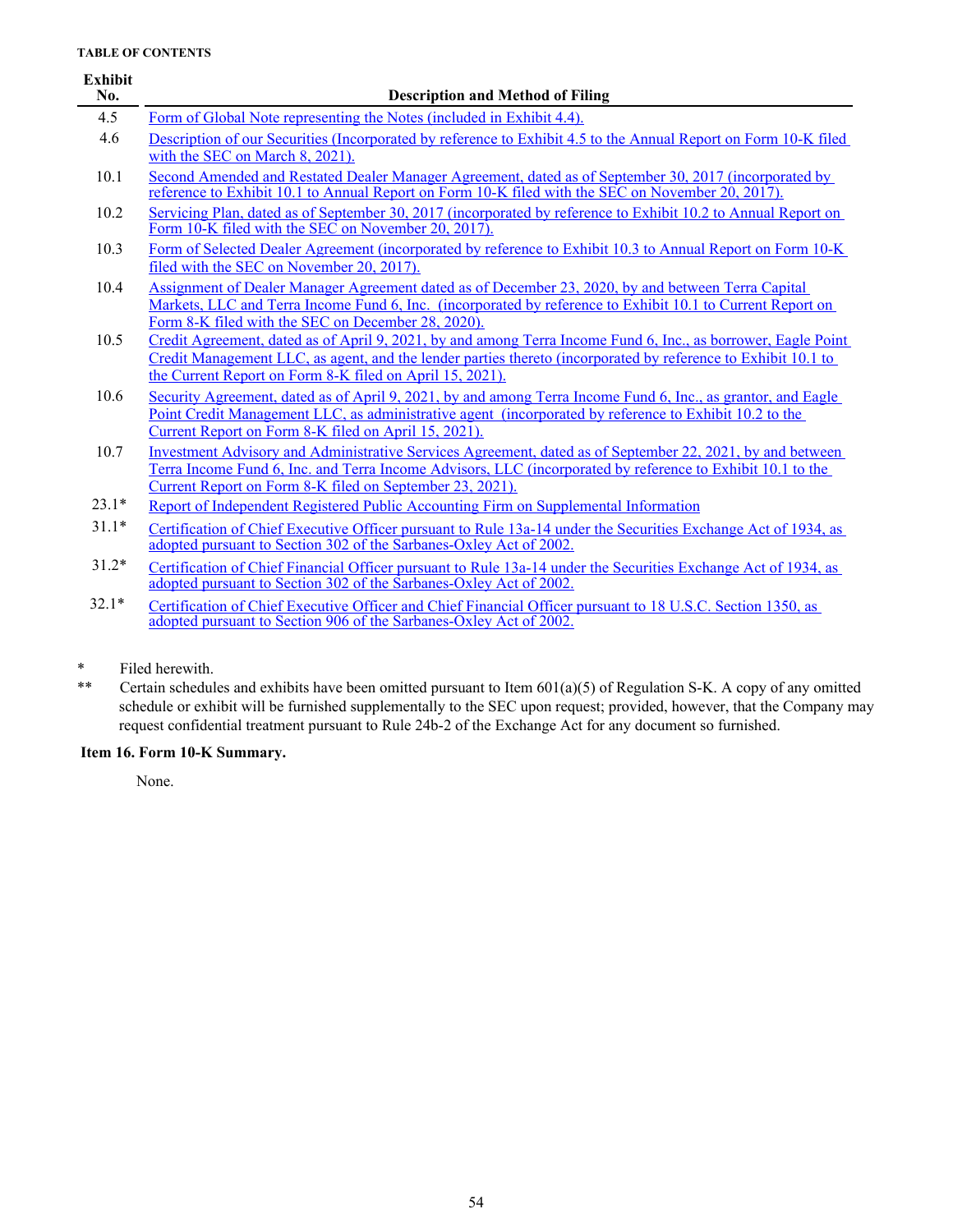TABLE OF CONTENTS

| Exhibit No. | Description and Method of Filing |
|---|---|
| 4.5 | Form of Global Note representing the Notes (included in Exhibit 4.4). |
| 4.6 | Description of our Securities (Incorporated by reference to Exhibit 4.5 to the Annual Report on Form 10-K filed with the SEC on March 8, 2021). |
| 10.1 | Second Amended and Restated Dealer Manager Agreement, dated as of September 30, 2017 (incorporated by reference to Exhibit 10.1 to Annual Report on Form 10-K filed with the SEC on November 20, 2017). |
| 10.2 | Servicing Plan, dated as of September 30, 2017 (incorporated by reference to Exhibit 10.2 to Annual Report on Form 10-K filed with the SEC on November 20, 2017). |
| 10.3 | Form of Selected Dealer Agreement (incorporated by reference to Exhibit 10.3 to Annual Report on Form 10-K filed with the SEC on November 20, 2017). |
| 10.4 | Assignment of Dealer Manager Agreement dated as of December 23, 2020, by and between Terra Capital Markets, LLC and Terra Income Fund 6, Inc. (incorporated by reference to Exhibit 10.1 to Current Report on Form 8-K filed with the SEC on December 28, 2020). |
| 10.5 | Credit Agreement, dated as of April 9, 2021, by and among Terra Income Fund 6, Inc., as borrower, Eagle Point Credit Management LLC, as agent, and the lender parties thereto (incorporated by reference to Exhibit 10.1 to the Current Report on Form 8-K filed on April 15, 2021). |
| 10.6 | Security Agreement, dated as of April 9, 2021, by and among Terra Income Fund 6, Inc., as grantor, and Eagle Point Credit Management LLC, as administrative agent (incorporated by reference to Exhibit 10.2 to the Current Report on Form 8-K filed on April 15, 2021). |
| 10.7 | Investment Advisory and Administrative Services Agreement, dated as of September 22, 2021, by and between Terra Income Fund 6, Inc. and Terra Income Advisors, LLC (incorporated by reference to Exhibit 10.1 to the Current Report on Form 8-K filed on September 23, 2021). |
| 23.1* | Report of Independent Registered Public Accounting Firm on Supplemental Information |
| 31.1* | Certification of Chief Executive Officer pursuant to Rule 13a-14 under the Securities Exchange Act of 1934, as adopted pursuant to Section 302 of the Sarbanes-Oxley Act of 2002. |
| 31.2* | Certification of Chief Financial Officer pursuant to Rule 13a-14 under the Securities Exchange Act of 1934, as adopted pursuant to Section 302 of the Sarbanes-Oxley Act of 2002. |
| 32.1* | Certification of Chief Executive Officer and Chief Financial Officer pursuant to 18 U.S.C. Section 1350, as adopted pursuant to Section 906 of the Sarbanes-Oxley Act of 2002. |

\* Filed herewith.

\** Certain schedules and exhibits have been omitted pursuant to Item 601(a)(5) of Regulation S-K. A copy of any omitted schedule or exhibit will be furnished supplementally to the SEC upon request; provided, however, that the Company may request confidential treatment pursuant to Rule 24b-2 of the Exchange Act for any document so furnished.

**Item 16. Form 10-K Summary.**

None.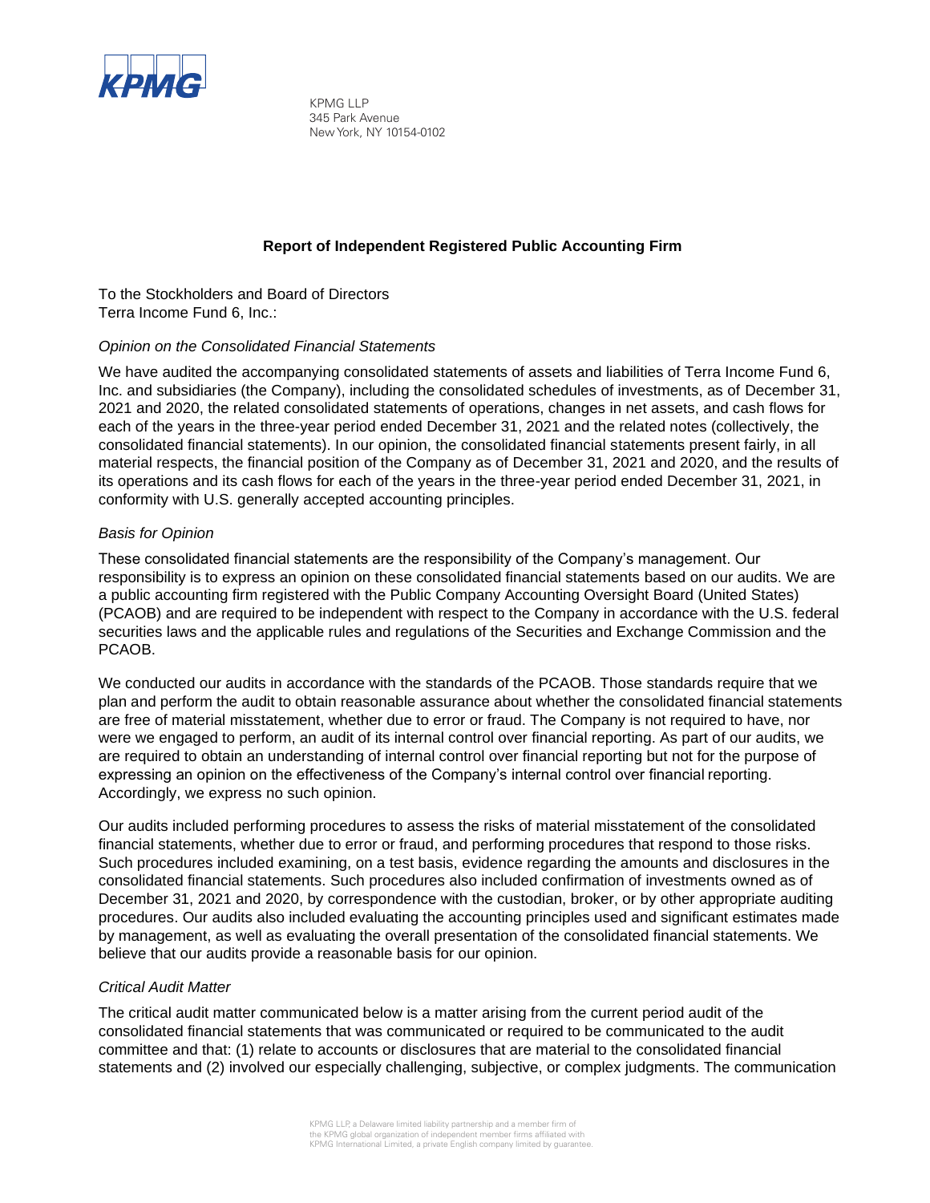KPMG LLP
345 Park Avenue
New York, NY 10154-0102

## Report of Independent Registered Public Accounting Firm

To the Stockholders and Board of Directors
Terra Income Fund 6, Inc.:

*Opinion on the Consolidated Financial Statements*

We have audited the accompanying consolidated statements of assets and liabilities of Terra Income Fund 6, Inc. and subsidiaries (the Company), including the consolidated schedules of investments, as of December 31, 2021 and 2020, the related consolidated statements of operations, changes in net assets, and cash flows for each of the years in the three-year period ended December 31, 2021 and the related notes (collectively, the consolidated financial statements). In our opinion, the consolidated financial statements present fairly, in all material respects, the financial position of the Company as of December 31, 2021 and 2020, and the results of its operations and its cash flows for each of the years in the three-year period ended December 31, 2021, in conformity with U.S. generally accepted accounting principles.

*Basis for Opinion*

These consolidated financial statements are the responsibility of the Company's management. Our responsibility is to express an opinion on these consolidated financial statements based on our audits. We are a public accounting firm registered with the Public Company Accounting Oversight Board (United States) (PCAOB) and are required to be independent with respect to the Company in accordance with the U.S. federal securities laws and the applicable rules and regulations of the Securities and Exchange Commission and the PCAOB.

We conducted our audits in accordance with the standards of the PCAOB. Those standards require that we plan and perform the audit to obtain reasonable assurance about whether the consolidated financial statements are free of material misstatement, whether due to error or fraud. The Company is not required to have, nor were we engaged to perform, an audit of its internal control over financial reporting. As part of our audits, we are required to obtain an understanding of internal control over financial reporting but not for the purpose of expressing an opinion on the effectiveness of the Company's internal control over financial reporting. Accordingly, we express no such opinion.

Our audits included performing procedures to assess the risks of material misstatement of the consolidated financial statements, whether due to error or fraud, and performing procedures that respond to those risks. Such procedures included examining, on a test basis, evidence regarding the amounts and disclosures in the consolidated financial statements. Such procedures also included confirmation of investments owned as of December 31, 2021 and 2020, by correspondence with the custodian, broker, or by other appropriate auditing procedures. Our audits also included evaluating the accounting principles used and significant estimates made by management, as well as evaluating the overall presentation of the consolidated financial statements. We believe that our audits provide a reasonable basis for our opinion.

*Critical Audit Matter*

The critical audit matter communicated below is a matter arising from the current period audit of the consolidated financial statements that was communicated or required to be communicated to the audit committee and that: (1) relate to accounts or disclosures that are material to the consolidated financial statements and (2) involved our especially challenging, subjective, or complex judgments. The communication

KPMG LLP, a Delaware limited liability partnership and a member firm of the KPMG global organization of independent member firms affiliated with KPMG International Limited, a private English company limited by guarantee.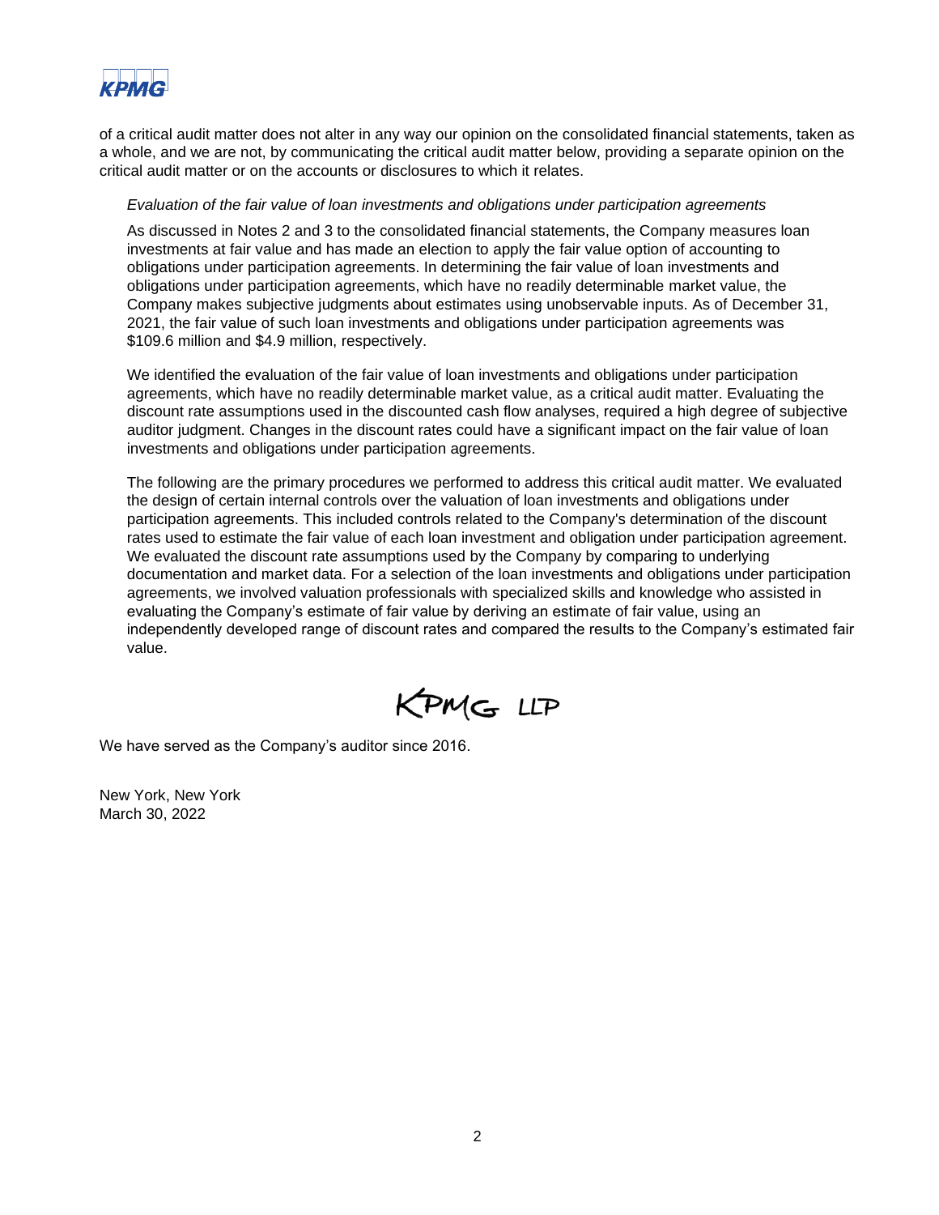of a critical audit matter does not alter in any way our opinion on the consolidated financial statements, taken as a whole, and we are not, by communicating the critical audit matter below, providing a separate opinion on the critical audit matter or on the accounts or disclosures to which it relates.

*Evaluation of the fair value of loan investments and obligations under participation agreements*

As discussed in Notes 2 and 3 to the consolidated financial statements, the Company measures loan investments at fair value and has made an election to apply the fair value option of accounting to obligations under participation agreements. In determining the fair value of loan investments and obligations under participation agreements, which have no readily determinable market value, the Company makes subjective judgments about estimates using unobservable inputs. As of December 31, 2021, the fair value of such loan investments and obligations under participation agreements was $109.6 million and $4.9 million, respectively.

We identified the evaluation of the fair value of loan investments and obligations under participation agreements, which have no readily determinable market value, as a critical audit matter. Evaluating the discount rate assumptions used in the discounted cash flow analyses, required a high degree of subjective auditor judgment. Changes in the discount rates could have a significant impact on the fair value of loan investments and obligations under participation agreements.

The following are the primary procedures we performed to address this critical audit matter. We evaluated the design of certain internal controls over the valuation of loan investments and obligations under participation agreements. This included controls related to the Company's determination of the discount rates used to estimate the fair value of each loan investment and obligation under participation agreement. We evaluated the discount rate assumptions used by the Company by comparing to underlying documentation and market data. For a selection of the loan investments and obligations under participation agreements, we involved valuation professionals with specialized skills and knowledge who assisted in evaluating the Company's estimate of fair value by deriving an estimate of fair value, using an independently developed range of discount rates and compared the results to the Company's estimated fair value.

KPMG LLP

We have served as the Company's auditor since 2016.

New York, New York
March 30, 2022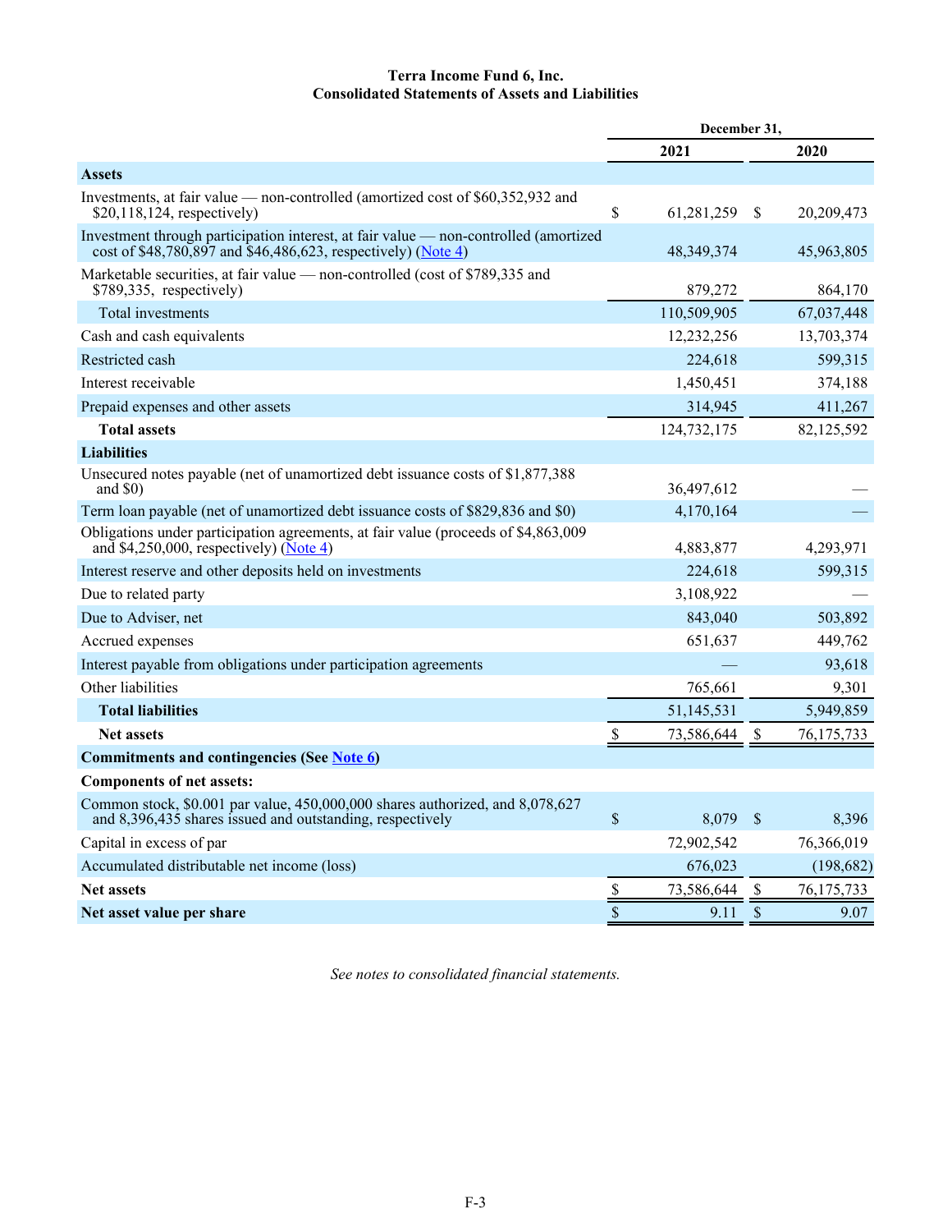**Terra Income Fund 6, Inc.**
**Consolidated Statements of Assets and Liabilities**

| | December 31, | |
|---|---|---|
| | 2021 | 2020 |
| **Assets** | | |
| Investments, at fair value — non-controlled (amortized cost of $60,352,932 and $20,118,124, respectively) | $ 61,281,259 | $ 20,209,473 |
| Investment through participation interest, at fair value — non-controlled (amortized cost of $48,780,897 and $46,486,623, respectively) (Note 4) | 48,349,374 | 45,963,805 |
| Marketable securities, at fair value — non-controlled (cost of $789,335 and $789,335, respectively) | 879,272 | 864,170 |
| Total investments | 110,509,905 | 67,037,448 |
| Cash and cash equivalents | 12,232,256 | 13,703,374 |
| Restricted cash | 224,618 | 599,315 |
| Interest receivable | 1,450,451 | 374,188 |
| Prepaid expenses and other assets | 314,945 | 411,267 |
| **Total assets** | 124,732,175 | 82,125,592 |
| **Liabilities** | | |
| Unsecured notes payable (net of unamortized debt issuance costs of $1,877,388 and $0) | 36,497,612 | — |
| Term loan payable (net of unamortized debt issuance costs of $829,836 and $0) | 4,170,164 | — |
| Obligations under participation agreements, at fair value (proceeds of $4,863,009 and $4,250,000, respectively) (Note 4) | 4,883,877 | 4,293,971 |
| Interest reserve and other deposits held on investments | 224,618 | 599,315 |
| Due to related party | 3,108,922 | — |
| Due to Adviser, net | 843,040 | 503,892 |
| Accrued expenses | 651,637 | 449,762 |
| Interest payable from obligations under participation agreements | — | 93,618 |
| Other liabilities | 765,661 | 9,301 |
| **Total liabilities** | 51,145,531 | 5,949,859 |
| **Net assets** | $ 73,586,644 | $ 76,175,733 |
| **Commitments and contingencies (See Note 6)** | | |
| **Components of net assets:** | | |
| Common stock, $0.001 par value, 450,000,000 shares authorized, and 8,078,627 and 8,396,435 shares issued and outstanding, respectively | $ 8,079 | $ 8,396 |
| Capital in excess of par | 72,902,542 | 76,366,019 |
| Accumulated distributable net income (loss) | 676,023 | (198,682) |
| **Net assets** | $ 73,586,644 | $ 76,175,733 |
| **Net asset value per share** | $ 9.11 | $ 9.07 |

*See notes to consolidated financial statements.*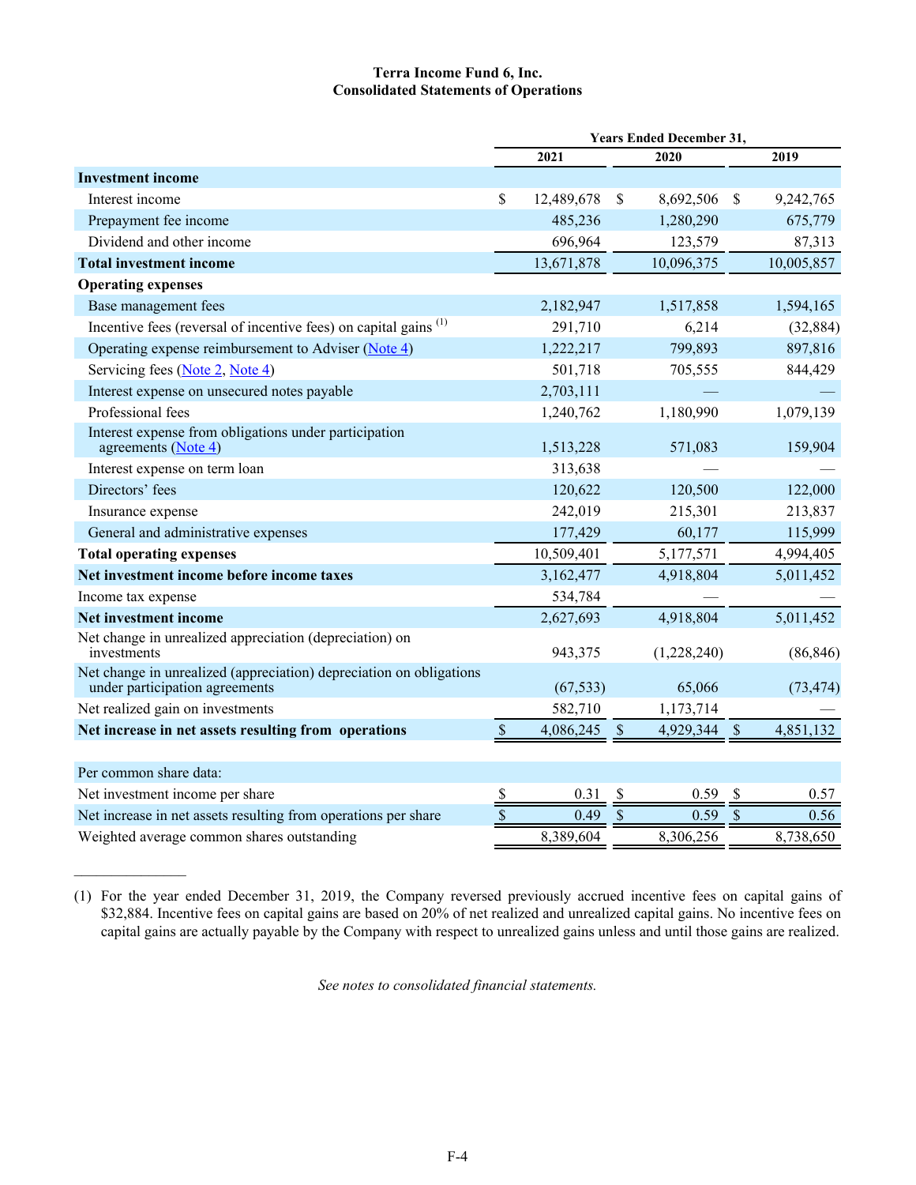**Terra Income Fund 6, Inc.**
**Consolidated Statements of Operations**

| | Years Ended December 31, | | |
|---|---|---|---|
| | 2021 | 2020 | 2019 |
| **Investment income** | | | |
| Interest income | $ 12,489,678 | $ 8,692,506 | $ 9,242,765 |
| Prepayment fee income | 485,236 | 1,280,290 | 675,779 |
| Dividend and other income | 696,964 | 123,579 | 87,313 |
| **Total investment income** | 13,671,878 | 10,096,375 | 10,005,857 |
| **Operating expenses** | | | |
| Base management fees | 2,182,947 | 1,517,858 | 1,594,165 |
| Incentive fees (reversal of incentive fees) on capital gains (1) | 291,710 | 6,214 | (32,884) |
| Operating expense reimbursement to Adviser (Note 4) | 1,222,217 | 799,893 | 897,816 |
| Servicing fees (Note 2, Note 4) | 501,718 | 705,555 | 844,429 |
| Interest expense on unsecured notes payable | 2,703,111 | — | — |
| Professional fees | 1,240,762 | 1,180,990 | 1,079,139 |
| Interest expense from obligations under participation agreements (Note 4) | 1,513,228 | 571,083 | 159,904 |
| Interest expense on term loan | 313,638 | — | — |
| Directors' fees | 120,622 | 120,500 | 122,000 |
| Insurance expense | 242,019 | 215,301 | 213,837 |
| General and administrative expenses | 177,429 | 60,177 | 115,999 |
| **Total operating expenses** | 10,509,401 | 5,177,571 | 4,994,405 |
| **Net investment income before income taxes** | 3,162,477 | 4,918,804 | 5,011,452 |
| Income tax expense | 534,784 | — | — |
| **Net investment income** | 2,627,693 | 4,918,804 | 5,011,452 |
| Net change in unrealized appreciation (depreciation) on investments | 943,375 | (1,228,240) | (86,846) |
| Net change in unrealized (appreciation) depreciation on obligations under participation agreements | (67,533) | 65,066 | (73,474) |
| Net realized gain on investments | 582,710 | 1,173,714 | — |
| **Net increase in net assets resulting from operations** | $ 4,086,245 | $ 4,929,344 | $ 4,851,132 |
| | | | |
| Per common share data: | | | |
| Net investment income per share | $ 0.31 | $ 0.59 | $ 0.57 |
| Net increase in net assets resulting from operations per share | $ 0.49 | $ 0.59 | $ 0.56 |
| Weighted average common shares outstanding | 8,389,604 | 8,306,256 | 8,738,650 |

---

(1) For the year ended December 31, 2019, the Company reversed previously accrued incentive fees on capital gains of $32,884. Incentive fees on capital gains are based on 20% of net realized and unrealized capital gains. No incentive fees on capital gains are actually payable by the Company with respect to unrealized gains unless and until those gains are realized.

*See notes to consolidated financial statements.*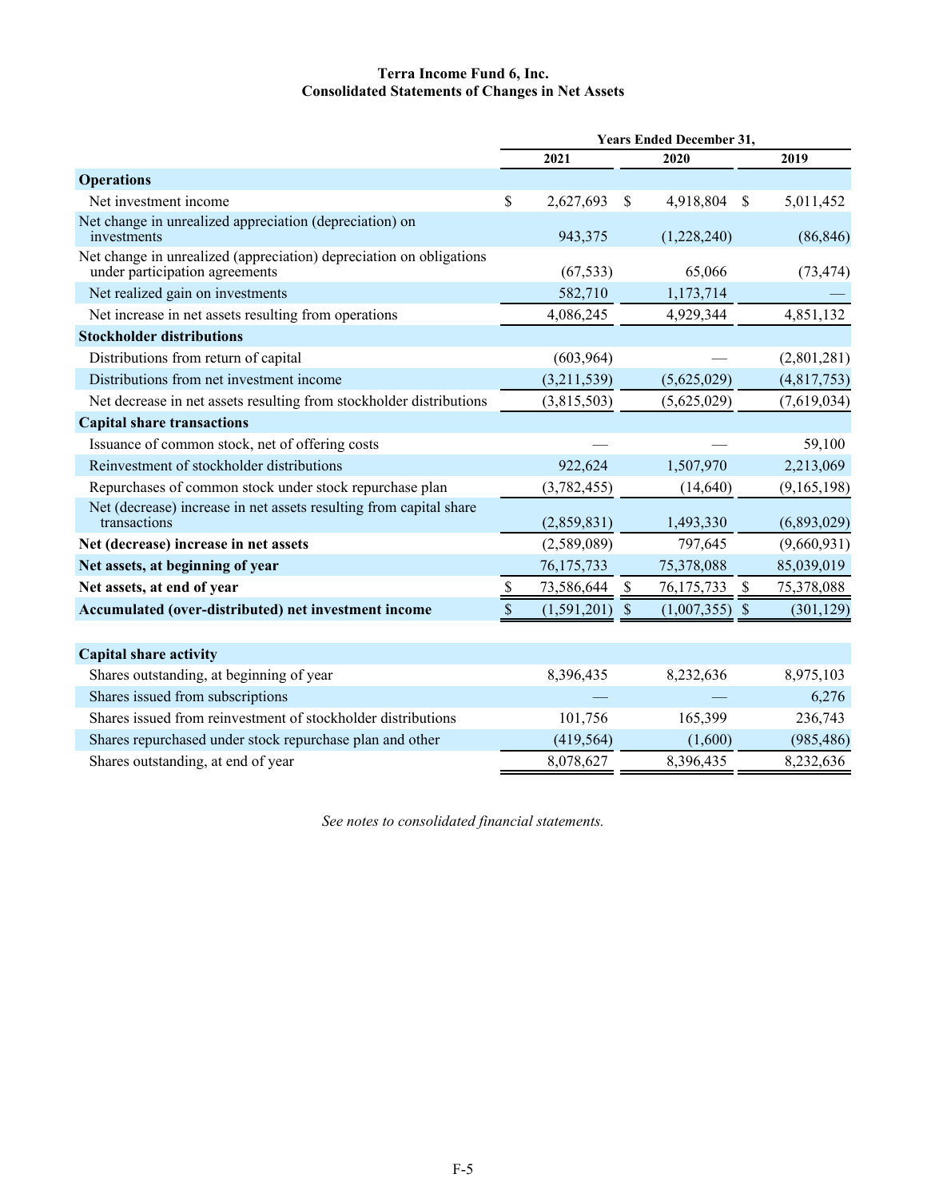**Terra Income Fund 6, Inc.**
**Consolidated Statements of Changes in Net Assets**

| | Years Ended December 31, | | |
|---|---|---|---|
| | 2021 | 2020 | 2019 |
| **Operations** | | | |
| Net investment income | $ 2,627,693 | $ 4,918,804 | $ 5,011,452 |
| Net change in unrealized appreciation (depreciation) on investments | 943,375 | (1,228,240) | (86,846) |
| Net change in unrealized (appreciation) depreciation on obligations under participation agreements | (67,533) | 65,066 | (73,474) |
| Net realized gain on investments | 582,710 | 1,173,714 | — |
| Net increase in net assets resulting from operations | 4,086,245 | 4,929,344 | 4,851,132 |
| **Stockholder distributions** | | | |
| Distributions from return of capital | (603,964) | — | (2,801,281) |
| Distributions from net investment income | (3,211,539) | (5,625,029) | (4,817,753) |
| Net decrease in net assets resulting from stockholder distributions | (3,815,503) | (5,625,029) | (7,619,034) |
| **Capital share transactions** | | | |
| Issuance of common stock, net of offering costs | — | — | 59,100 |
| Reinvestment of stockholder distributions | 922,624 | 1,507,970 | 2,213,069 |
| Repurchases of common stock under stock repurchase plan | (3,782,455) | (14,640) | (9,165,198) |
| Net (decrease) increase in net assets resulting from capital share transactions | (2,859,831) | 1,493,330 | (6,893,029) |
| **Net (decrease) increase in net assets** | (2,589,089) | 797,645 | (9,660,931) |
| **Net assets, at beginning of year** | 76,175,733 | 75,378,088 | 85,039,019 |
| **Net assets, at end of year** | $ 73,586,644 | $ 76,175,733 | $ 75,378,088 |
| **Accumulated (over-distributed) net investment income** | $ (1,591,201) | $ (1,007,355) | $ (301,129) |
| | | | |
| **Capital share activity** | | | |
| Shares outstanding, at beginning of year | 8,396,435 | 8,232,636 | 8,975,103 |
| Shares issued from subscriptions | — | — | 6,276 |
| Shares issued from reinvestment of stockholder distributions | 101,756 | 165,399 | 236,743 |
| Shares repurchased under stock repurchase plan and other | (419,564) | (1,600) | (985,486) |
| Shares outstanding, at end of year | 8,078,627 | 8,396,435 | 8,232,636 |

*See notes to consolidated financial statements.*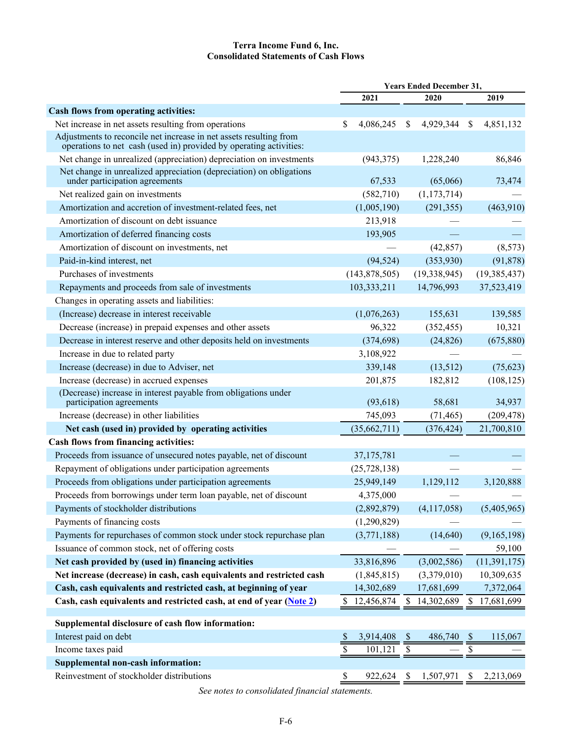**Terra Income Fund 6, Inc.**
**Consolidated Statements of Cash Flows**

| | Years Ended December 31, | | |
|---|---|---|---|
| | 2021 | 2020 | 2019 |
| **Cash flows from operating activities:** | | | |
| Net increase in net assets resulting from operations | $ 4,086,245 | $ 4,929,344 | $ 4,851,132 |
| Adjustments to reconcile net increase in net assets resulting from operations to net cash (used in) provided by operating activities: | | | |
| Net change in unrealized (appreciation) depreciation on investments | (943,375) | 1,228,240 | 86,846 |
| Net change in unrealized appreciation (depreciation) on obligations under participation agreements | 67,533 | (65,066) | 73,474 |
| Net realized gain on investments | (582,710) | (1,173,714) | — |
| Amortization and accretion of investment-related fees, net | (1,005,190) | (291,355) | (463,910) |
| Amortization of discount on debt issuance | 213,918 | — | — |
| Amortization of deferred financing costs | 193,905 | — | — |
| Amortization of discount on investments, net | — | (42,857) | (8,573) |
| Paid-in-kind interest, net | (94,524) | (353,930) | (91,878) |
| Purchases of investments | (143,878,505) | (19,338,945) | (19,385,437) |
| Repayments and proceeds from sale of investments | 103,333,211 | 14,796,993 | 37,523,419 |
| Changes in operating assets and liabilities: | | | |
| (Increase) decrease in interest receivable | (1,076,263) | 155,631 | 139,585 |
| Decrease (increase) in prepaid expenses and other assets | 96,322 | (352,455) | 10,321 |
| Decrease in interest reserve and other deposits held on investments | (374,698) | (24,826) | (675,880) |
| Increase in due to related party | 3,108,922 | — | — |
| Increase (decrease) in due to Adviser, net | 339,148 | (13,512) | (75,623) |
| Increase (decrease) in accrued expenses | 201,875 | 182,812 | (108,125) |
| (Decrease) increase in interest payable from obligations under participation agreements | (93,618) | 58,681 | 34,937 |
| Increase (decrease) in other liabilities | 745,093 | (71,465) | (209,478) |
| **Net cash (used in) provided by operating activities** | (35,662,711) | (376,424) | 21,700,810 |
| **Cash flows from financing activities:** | | | |
| Proceeds from issuance of unsecured notes payable, net of discount | 37,175,781 | — | — |
| Repayment of obligations under participation agreements | (25,728,138) | — | — |
| Proceeds from obligations under participation agreements | 25,949,149 | 1,129,112 | 3,120,888 |
| Proceeds from borrowings under term loan payable, net of discount | 4,375,000 | — | — |
| Payments of stockholder distributions | (2,892,879) | (4,117,058) | (5,405,965) |
| Payments of financing costs | (1,290,829) | — | — |
| Payments for repurchases of common stock under stock repurchase plan | (3,771,188) | (14,640) | (9,165,198) |
| Issuance of common stock, net of offering costs | — | — | 59,100 |
| **Net cash provided by (used in) financing activities** | 33,816,896 | (3,002,586) | (11,391,175) |
| **Net increase (decrease) in cash, cash equivalents and restricted cash** | (1,845,815) | (3,379,010) | 10,309,635 |
| **Cash, cash equivalents and restricted cash, at beginning of year** | 14,302,689 | 17,681,699 | 7,372,064 |
| **Cash, cash equivalents and restricted cash, at end of year (Note 2)** | $ 12,456,874 | $ 14,302,689 | $ 17,681,699 |
| | | | |
| **Supplemental disclosure of cash flow information:** | | | |
| Interest paid on debt | $ 3,914,408 | $ 486,740 | $ 115,067 |
| Income taxes paid | $ 101,121 | $ — | $ — |
| **Supplemental non-cash information:** | | | |
| Reinvestment of stockholder distributions | $ 922,624 | $ 1,507,971 | $ 2,213,069 |

*See notes to consolidated financial statements.*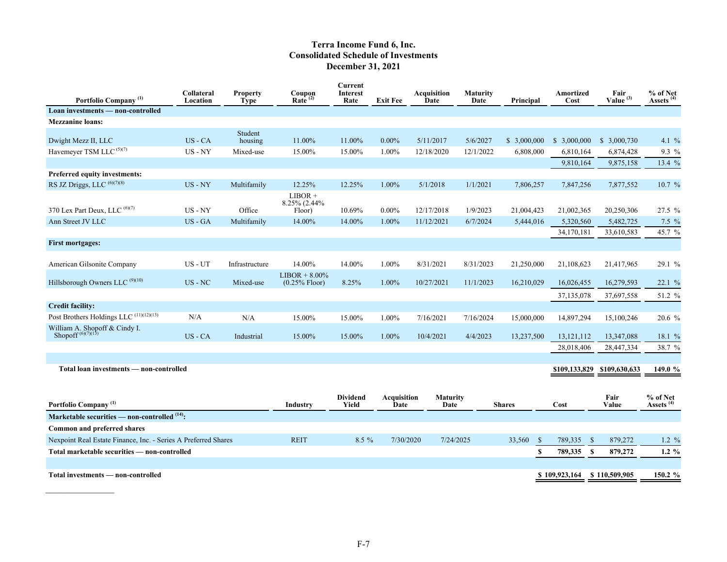# Terra Income Fund 6, Inc.
## Consolidated Schedule of Investments
## December 31, 2021

| Portfolio Company (1) | Collateral Location | Property Type | Coupon Rate (2) | Current Interest Rate | Exit Fee | Acquisition Date | Maturity Date | Principal | Amortized Cost | Fair Value (3) | % of Net Assets (4) |
|---|---|---|---|---|---|---|---|---|---|---|---|
| **Loan investments — non-controlled** | | | | | | | | | | | |
| **Mezzanine loans:** | | | | | | | | | | | |
| Dwight Mezz II, LLC | US - CA | Student housing | 11.00% | 11.00% | 0.00% | 5/11/2017 | 5/6/2027 | $ 3,000,000 | $ 3,000,000 | $ 3,000,730 | 4.1 % |
| Havemeyer TSM LLC (5)(7) | US - NY | Mixed-use | 15.00% | 15.00% | 1.00% | 12/18/2020 | 12/1/2022 | 6,808,000 | 6,810,164 | 6,874,428 | 9.3 % |
| | | | | | | | | | 9,810,164 | 9,875,158 | 13.4 % |
| **Preferred equity investments:** | | | | | | | | | | | |
| RS JZ Driggs, LLC (6)(7)(8) | US - NY | Multifamily | 12.25% | 12.25% | 1.00% | 5/1/2018 | 1/1/2021 | 7,806,257 | 7,847,256 | 7,877,552 | 10.7 % |
| 370 Lex Part Deux, LLC (6)(7) | US - NY | Office | LIBOR + 8.25% (2.44% Floor) | 10.69% | 0.00% | 12/17/2018 | 1/9/2023 | 21,004,423 | 21,002,365 | 20,250,306 | 27.5 % |
| Ann Street JV LLC | US - GA | Multifamily | 14.00% | 14.00% | 1.00% | 11/12/2021 | 6/7/2024 | 5,444,016 | 5,320,560 | 5,482,725 | 7.5 % |
| | | | | | | | | | 34,170,181 | 33,610,583 | 45.7 % |
| **First mortgages:** | | | | | | | | | | | |
| American Gilsonite Company | US - UT | Infrastructure | 14.00% | 14.00% | 1.00% | 8/31/2021 | 8/31/2023 | 21,250,000 | 21,108,623 | 21,417,965 | 29.1 % |
| Hillsborough Owners LLC (9)(10) | US - NC | Mixed-use | LIBOR + 8.00% (0.25% Floor) | 8.25% | 1.00% | 10/27/2021 | 11/1/2023 | 16,210,029 | 16,026,455 | 16,279,593 | 22.1 % |
| | | | | | | | | | 37,135,078 | 37,697,558 | 51.2 % |
| **Credit facility:** | | | | | | | | | | | |
| Post Brothers Holdings LLC (11)(12)(13) | N/A | N/A | 15.00% | 15.00% | 1.00% | 7/16/2021 | 7/16/2024 | 15,000,000 | 14,897,294 | 15,100,246 | 20.6 % |
| William A. Shopoff & Cindy I. Shopoff (6)(7)(13) | US - CA | Industrial | 15.00% | 15.00% | 1.00% | 10/4/2021 | 4/4/2023 | 13,237,500 | 13,121,112 | 13,347,088 | 18.1 % |
| | | | | | | | | | 28,018,406 | 28,447,334 | 38.7 % |
| **Total loan investments — non-controlled** | | | | | | | | | **$109,133,829** | **$109,630,633** | **149.0 %** |

| Portfolio Company (1) | Industry | Dividend Yield | Acquisition Date | Maturity Date | Shares | Cost | Fair Value | % of Net Assets (4) |
|---|---|---|---|---|---|---|---|---|
| **Marketable securities — non-controlled (14):** | | | | | | | | |
| **Common and preferred shares** | | | | | | | | |
| Nexpoint Real Estate Finance, Inc. - Series A Preferred Shares | REIT | 8.5 % | 7/30/2020 | 7/24/2025 | 33,560 | $ 789,335 | $ 879,272 | 1.2 % |
| **Total marketable securities — non-controlled** | | | | | | **$ 789,335** | **$ 879,272** | **1.2 %** |
| **Total investments — non-controlled** | | | | | | **$ 109,923,164** | **$ 110,509,905** | **150.2 %** |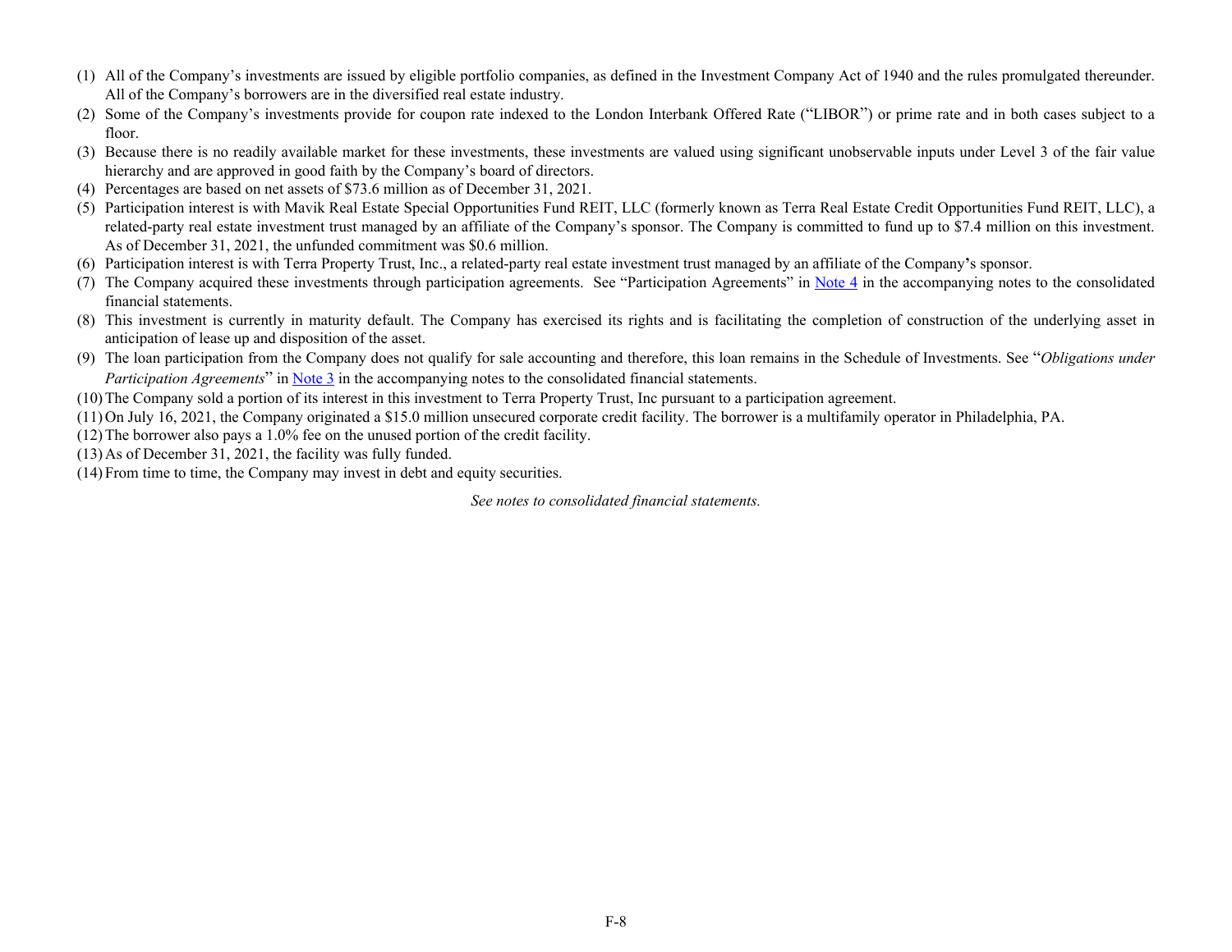(1) All of the Company's investments are issued by eligible portfolio companies, as defined in the Investment Company Act of 1940 and the rules promulgated thereunder. All of the Company's borrowers are in the diversified real estate industry.

(2) Some of the Company's investments provide for coupon rate indexed to the London Interbank Offered Rate ("LIBOR") or prime rate and in both cases subject to a floor.

(3) Because there is no readily available market for these investments, these investments are valued using significant unobservable inputs under Level 3 of the fair value hierarchy and are approved in good faith by the Company's board of directors.

(4) Percentages are based on net assets of $73.6 million as of December 31, 2021.

(5) Participation interest is with Mavik Real Estate Special Opportunities Fund REIT, LLC (formerly known as Terra Real Estate Credit Opportunities Fund REIT, LLC), a related-party real estate investment trust managed by an affiliate of the Company's sponsor. The Company is committed to fund up to $7.4 million on this investment. As of December 31, 2021, the unfunded commitment was $0.6 million.

(6) Participation interest is with Terra Property Trust, Inc., a related-party real estate investment trust managed by an affiliate of the Company's sponsor.

(7) The Company acquired these investments through participation agreements. See "Participation Agreements" in Note 4 in the accompanying notes to the consolidated financial statements.

(8) This investment is currently in maturity default. The Company has exercised its rights and is facilitating the completion of construction of the underlying asset in anticipation of lease up and disposition of the asset.

(9) The loan participation from the Company does not qualify for sale accounting and therefore, this loan remains in the Schedule of Investments. See "*Obligations under Participation Agreements*" in Note 3 in the accompanying notes to the consolidated financial statements.

(10) The Company sold a portion of its interest in this investment to Terra Property Trust, Inc pursuant to a participation agreement.

(11) On July 16, 2021, the Company originated a $15.0 million unsecured corporate credit facility. The borrower is a multifamily operator in Philadelphia, PA.

(12) The borrower also pays a 1.0% fee on the unused portion of the credit facility.

(13) As of December 31, 2021, the facility was fully funded.

(14) From time to time, the Company may invest in debt and equity securities.

*See notes to consolidated financial statements.*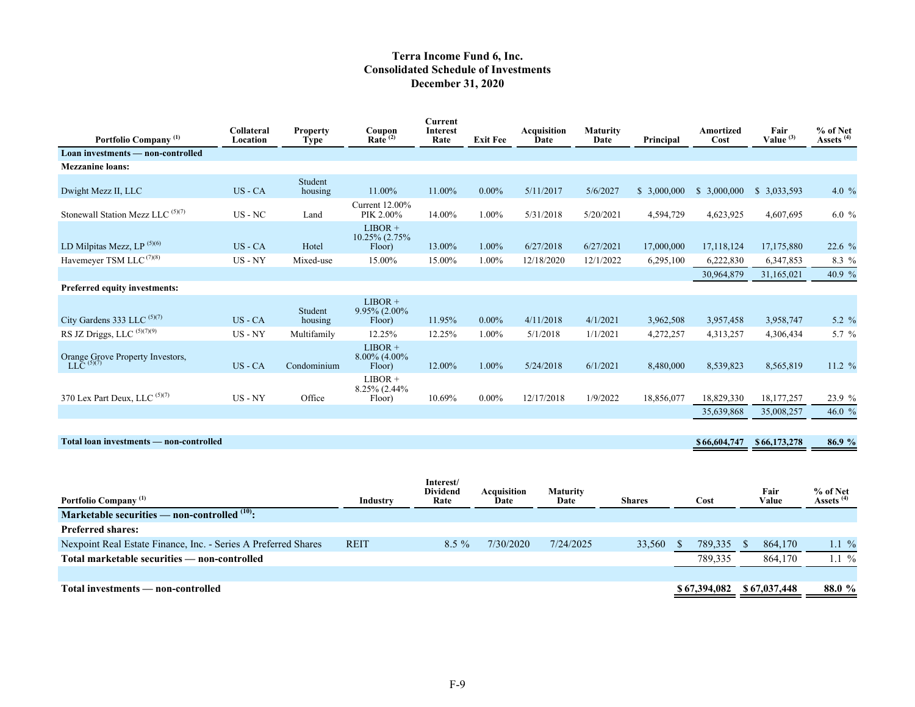# Terra Income Fund 6, Inc.
## Consolidated Schedule of Investments
## December 31, 2020

| Portfolio Company [1] | Collateral Location | Property Type | Coupon Rate [2] | Current Interest Rate | Exit Fee | Acquisition Date | Maturity Date | Principal | Amortized Cost | Fair Value [3] | % of Net Assets [4] |
|---|---|---|---|---|---|---|---|---|---|---|---|
| **Loan investments — non-controlled** | | | | | | | | | | | |
| **Mezzanine loans:** | | | | | | | | | | | |
| Dwight Mezz II, LLC | US - CA | Student housing | 11.00% | 11.00% | 0.00% | 5/11/2017 | 5/6/2027 | $ 3,000,000 | $ 3,000,000 | $ 3,033,593 | 4.0 % |
| Stonewall Station Mezz LLC [5][7] | US - NC | Land | Current 12.00% PIK 2.00% | 14.00% | 1.00% | 5/31/2018 | 5/20/2021 | 4,594,729 | 4,623,925 | 4,607,695 | 6.0 % |
| LD Milpitas Mezz, LP [5][6] | US - CA | Hotel | LIBOR + 10.25% (2.75% Floor) | 13.00% | 1.00% | 6/27/2018 | 6/27/2021 | 17,000,000 | 17,118,124 | 17,175,880 | 22.6 % |
| Havemeyer TSM LLC [7][8] | US - NY | Mixed-use | 15.00% | 15.00% | 1.00% | 12/18/2020 | 12/1/2022 | 6,295,100 | 6,222,830 | 6,347,853 | 8.3 % |
| | | | | | | | | | 30,964,879 | 31,165,021 | 40.9 % |
| **Preferred equity investments:** | | | | | | | | | | | |
| City Gardens 333 LLC [5][7] | US - CA | Student housing | LIBOR + 9.95% (2.00% Floor) | 11.95% | 0.00% | 4/11/2018 | 4/1/2021 | 3,962,508 | 3,957,458 | 3,958,747 | 5.2 % |
| RS JZ Driggs, LLC [5][7][9] | US - NY | Multifamily | 12.25% | 12.25% | 1.00% | 5/1/2018 | 1/1/2021 | 4,272,257 | 4,313,257 | 4,306,434 | 5.7 % |
| Orange Grove Property Investors, LLC [5][7] | US - CA | Condominium | LIBOR + 8.00% (4.00% Floor) | 12.00% | 1.00% | 5/24/2018 | 6/1/2021 | 8,480,000 | 8,539,823 | 8,565,819 | 11.2 % |
| 370 Lex Part Deux, LLC [5][7] | US - NY | Office | LIBOR + 8.25% (2.44% Floor) | 10.69% | 0.00% | 12/17/2018 | 1/9/2022 | 18,856,077 | 18,829,330 | 18,177,257 | 23.9 % |
| | | | | | | | | | 35,639,868 | 35,008,257 | 46.0 % |
| **Total loan investments — non-controlled** | | | | | | | | | **$ 66,604,747** | **$ 66,173,278** | **86.9 %** |

| Portfolio Company [1] | Industry | Interest/ Dividend Rate | Acquisition Date | Maturity Date | Shares | Cost | Fair Value | % of Net Assets [4] |
|---|---|---|---|---|---|---|---|---|
| **Marketable securities — non-controlled [10]:** | | | | | | | | |
| **Preferred shares:** | | | | | | | | |
| Nexpoint Real Estate Finance, Inc. - Series A Preferred Shares | REIT | 8.5 % | 7/30/2020 | 7/24/2025 | 33,560 | $ 789,335 | $ 864,170 | 1.1 % |
| **Total marketable securities — non-controlled** | | | | | | 789,335 | 864,170 | 1.1 % |
| | | | | | | | | |
| **Total investments — non-controlled** | | | | | | **$ 67,394,082** | **$ 67,037,448** | **88.0 %** |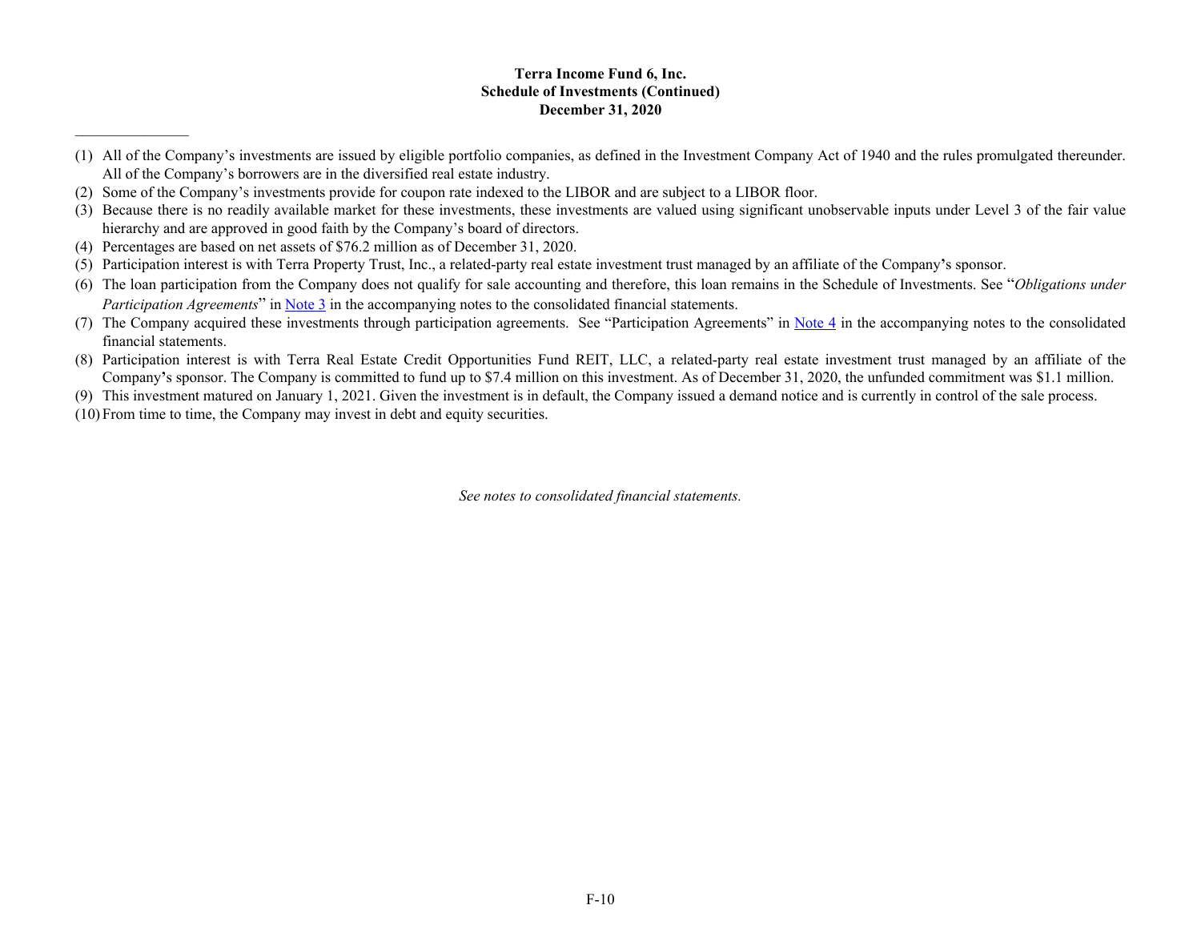**Terra Income Fund 6, Inc.**
**Schedule of Investments (Continued)**
**December 31, 2020**

---

(1) All of the Company's investments are issued by eligible portfolio companies, as defined in the Investment Company Act of 1940 and the rules promulgated thereunder. All of the Company's borrowers are in the diversified real estate industry.

(2) Some of the Company's investments provide for coupon rate indexed to the LIBOR and are subject to a LIBOR floor.

(3) Because there is no readily available market for these investments, these investments are valued using significant unobservable inputs under Level 3 of the fair value hierarchy and are approved in good faith by the Company's board of directors.

(4) Percentages are based on net assets of $76.2 million as of December 31, 2020.

(5) Participation interest is with Terra Property Trust, Inc., a related-party real estate investment trust managed by an affiliate of the Company's sponsor.

(6) The loan participation from the Company does not qualify for sale accounting and therefore, this loan remains in the Schedule of Investments. See "*Obligations under Participation Agreements*" in Note 3 in the accompanying notes to the consolidated financial statements.

(7) The Company acquired these investments through participation agreements. See "Participation Agreements" in Note 4 in the accompanying notes to the consolidated financial statements.

(8) Participation interest is with Terra Real Estate Credit Opportunities Fund REIT, LLC, a related-party real estate investment trust managed by an affiliate of the Company's sponsor. The Company is committed to fund up to $7.4 million on this investment. As of December 31, 2020, the unfunded commitment was $1.1 million.

(9) This investment matured on January 1, 2021. Given the investment is in default, the Company issued a demand notice and is currently in control of the sale process.

(10) From time to time, the Company may invest in debt and equity securities.

*See notes to consolidated financial statements.*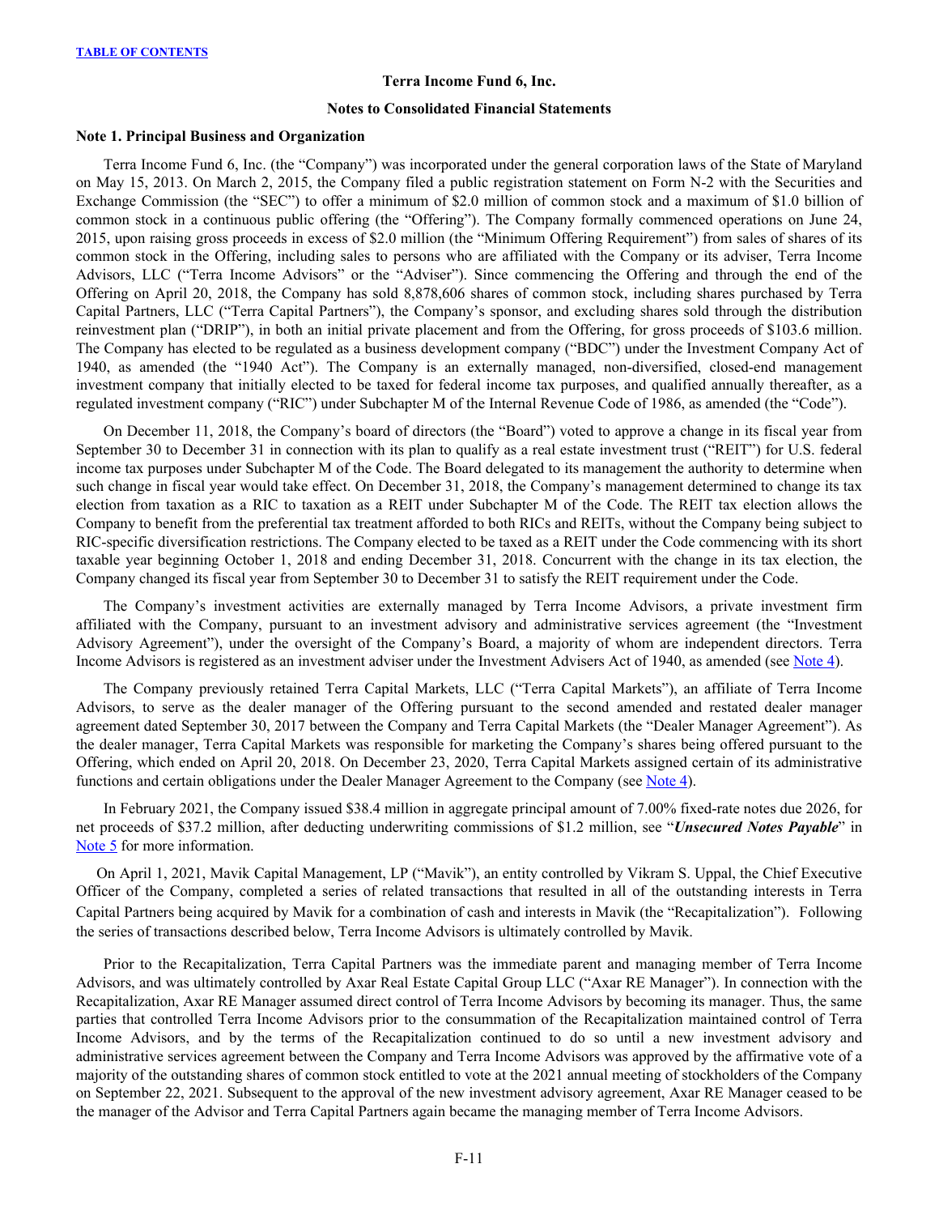**Terra Income Fund 6, Inc.**

**Notes to Consolidated Financial Statements**

### Note 1. Principal Business and Organization

Terra Income Fund 6, Inc. (the "Company") was incorporated under the general corporation laws of the State of Maryland on May 15, 2013. On March 2, 2015, the Company filed a public registration statement on Form N-2 with the Securities and Exchange Commission (the "SEC") to offer a minimum of $2.0 million of common stock and a maximum of $1.0 billion of common stock in a continuous public offering (the "Offering"). The Company formally commenced operations on June 24, 2015, upon raising gross proceeds in excess of $2.0 million (the "Minimum Offering Requirement") from sales of shares of its common stock in the Offering, including sales to persons who are affiliated with the Company or its adviser, Terra Income Advisors, LLC ("Terra Income Advisors" or the "Adviser"). Since commencing the Offering and through the end of the Offering on April 20, 2018, the Company has sold 8,878,606 shares of common stock, including shares purchased by Terra Capital Partners, LLC ("Terra Capital Partners"), the Company's sponsor, and excluding shares sold through the distribution reinvestment plan ("DRIP"), in both an initial private placement and from the Offering, for gross proceeds of $103.6 million. The Company has elected to be regulated as a business development company ("BDC") under the Investment Company Act of 1940, as amended (the "1940 Act"). The Company is an externally managed, non-diversified, closed-end management investment company that initially elected to be taxed for federal income tax purposes, and qualified annually thereafter, as a regulated investment company ("RIC") under Subchapter M of the Internal Revenue Code of 1986, as amended (the "Code").

On December 11, 2018, the Company's board of directors (the "Board") voted to approve a change in its fiscal year from September 30 to December 31 in connection with its plan to qualify as a real estate investment trust ("REIT") for U.S. federal income tax purposes under Subchapter M of the Code. The Board delegated to its management the authority to determine when such change in fiscal year would take effect. On December 31, 2018, the Company's management determined to change its tax election from taxation as a RIC to taxation as a REIT under Subchapter M of the Code. The REIT tax election allows the Company to benefit from the preferential tax treatment afforded to both RICs and REITs, without the Company being subject to RIC-specific diversification restrictions. The Company elected to be taxed as a REIT under the Code commencing with its short taxable year beginning October 1, 2018 and ending December 31, 2018. Concurrent with the change in its tax election, the Company changed its fiscal year from September 30 to December 31 to satisfy the REIT requirement under the Code.

The Company's investment activities are externally managed by Terra Income Advisors, a private investment firm affiliated with the Company, pursuant to an investment advisory and administrative services agreement (the "Investment Advisory Agreement"), under the oversight of the Company's Board, a majority of whom are independent directors. Terra Income Advisors is registered as an investment adviser under the Investment Advisers Act of 1940, as amended (see Note 4).

The Company previously retained Terra Capital Markets, LLC ("Terra Capital Markets"), an affiliate of Terra Income Advisors, to serve as the dealer manager of the Offering pursuant to the second amended and restated dealer manager agreement dated September 30, 2017 between the Company and Terra Capital Markets (the "Dealer Manager Agreement"). As the dealer manager, Terra Capital Markets was responsible for marketing the Company's shares being offered pursuant to the Offering, which ended on April 20, 2018. On December 23, 2020, Terra Capital Markets assigned certain of its administrative functions and certain obligations under the Dealer Manager Agreement to the Company (see Note 4).

In February 2021, the Company issued $38.4 million in aggregate principal amount of 7.00% fixed-rate notes due 2026, for net proceeds of $37.2 million, after deducting underwriting commissions of $1.2 million, see "***Unsecured Notes Payable***" in Note 5 for more information.

On April 1, 2021, Mavik Capital Management, LP ("Mavik"), an entity controlled by Vikram S. Uppal, the Chief Executive Officer of the Company, completed a series of related transactions that resulted in all of the outstanding interests in Terra Capital Partners being acquired by Mavik for a combination of cash and interests in Mavik (the "Recapitalization"). Following the series of transactions described below, Terra Income Advisors is ultimately controlled by Mavik.

Prior to the Recapitalization, Terra Capital Partners was the immediate parent and managing member of Terra Income Advisors, and was ultimately controlled by Axar Real Estate Capital Group LLC ("Axar RE Manager"). In connection with the Recapitalization, Axar RE Manager assumed direct control of Terra Income Advisors by becoming its manager. Thus, the same parties that controlled Terra Income Advisors prior to the consummation of the Recapitalization maintained control of Terra Income Advisors, and by the terms of the Recapitalization continued to do so until a new investment advisory and administrative services agreement between the Company and Terra Income Advisors was approved by the affirmative vote of a majority of the outstanding shares of common stock entitled to vote at the 2021 annual meeting of stockholders of the Company on September 22, 2021. Subsequent to the approval of the new investment advisory agreement, Axar RE Manager ceased to be the manager of the Advisor and Terra Capital Partners again became the managing member of Terra Income Advisors.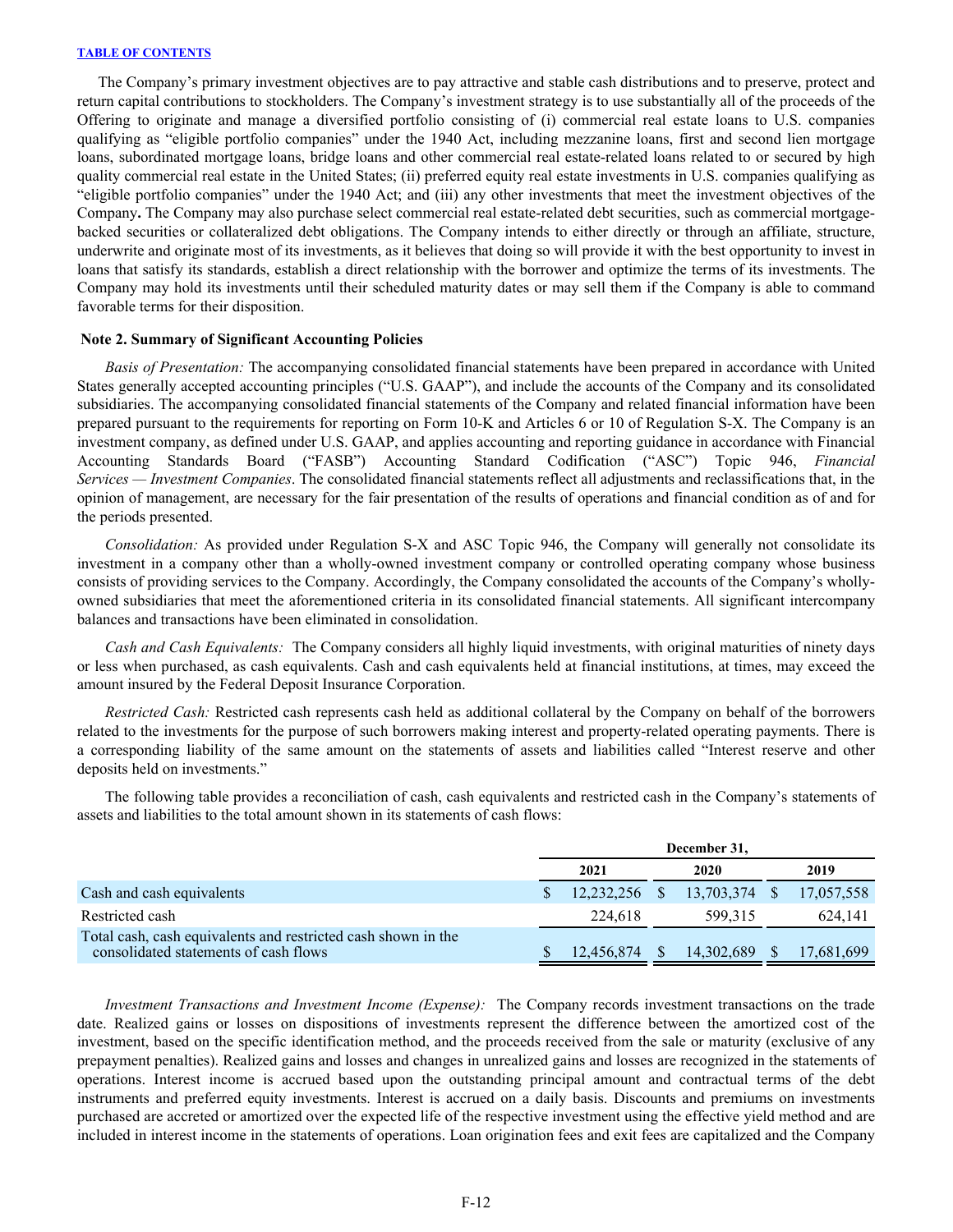The Company's primary investment objectives are to pay attractive and stable cash distributions and to preserve, protect and return capital contributions to stockholders. The Company's investment strategy is to use substantially all of the proceeds of the Offering to originate and manage a diversified portfolio consisting of (i) commercial real estate loans to U.S. companies qualifying as "eligible portfolio companies" under the 1940 Act, including mezzanine loans, first and second lien mortgage loans, subordinated mortgage loans, bridge loans and other commercial real estate-related loans related to or secured by high quality commercial real estate in the United States; (ii) preferred equity real estate investments in U.S. companies qualifying as "eligible portfolio companies" under the 1940 Act; and (iii) any other investments that meet the investment objectives of the Company**.** The Company may also purchase select commercial real estate-related debt securities, such as commercial mortgage-backed securities or collateralized debt obligations. The Company intends to either directly or through an affiliate, structure, underwrite and originate most of its investments, as it believes that doing so will provide it with the best opportunity to invest in loans that satisfy its standards, establish a direct relationship with the borrower and optimize the terms of its investments. The Company may hold its investments until their scheduled maturity dates or may sell them if the Company is able to command favorable terms for their disposition.

**Note 2. Summary of Significant Accounting Policies**

*Basis of Presentation:* The accompanying consolidated financial statements have been prepared in accordance with United States generally accepted accounting principles ("U.S. GAAP"), and include the accounts of the Company and its consolidated subsidiaries. The accompanying consolidated financial statements of the Company and related financial information have been prepared pursuant to the requirements for reporting on Form 10-K and Articles 6 or 10 of Regulation S-X. The Company is an investment company, as defined under U.S. GAAP, and applies accounting and reporting guidance in accordance with Financial Accounting Standards Board ("FASB") Accounting Standard Codification ("ASC") Topic 946, *Financial Services — Investment Companies*. The consolidated financial statements reflect all adjustments and reclassifications that, in the opinion of management, are necessary for the fair presentation of the results of operations and financial condition as of and for the periods presented.

*Consolidation:* As provided under Regulation S-X and ASC Topic 946, the Company will generally not consolidate its investment in a company other than a wholly-owned investment company or controlled operating company whose business consists of providing services to the Company. Accordingly, the Company consolidated the accounts of the Company's wholly-owned subsidiaries that meet the aforementioned criteria in its consolidated financial statements. All significant intercompany balances and transactions have been eliminated in consolidation.

*Cash and Cash Equivalents:* The Company considers all highly liquid investments, with original maturities of ninety days or less when purchased, as cash equivalents. Cash and cash equivalents held at financial institutions, at times, may exceed the amount insured by the Federal Deposit Insurance Corporation.

*Restricted Cash:* Restricted cash represents cash held as additional collateral by the Company on behalf of the borrowers related to the investments for the purpose of such borrowers making interest and property-related operating payments. There is a corresponding liability of the same amount on the statements of assets and liabilities called "Interest reserve and other deposits held on investments."

The following table provides a reconciliation of cash, cash equivalents and restricted cash in the Company's statements of assets and liabilities to the total amount shown in its statements of cash flows:

| | December 31, | | |
|---|---|---|---|
| | 2021 | 2020 | 2019 |
| Cash and cash equivalents | $ 12,232,256 | $ 13,703,374 | $ 17,057,558 |
| Restricted cash | 224,618 | 599,315 | 624,141 |
| Total cash, cash equivalents and restricted cash shown in the consolidated statements of cash flows | $ 12,456,874 | $ 14,302,689 | $ 17,681,699 |

*Investment Transactions and Investment Income (Expense):* The Company records investment transactions on the trade date. Realized gains or losses on dispositions of investments represent the difference between the amortized cost of the investment, based on the specific identification method, and the proceeds received from the sale or maturity (exclusive of any prepayment penalties). Realized gains and losses and changes in unrealized gains and losses are recognized in the statements of operations. Interest income is accrued based upon the outstanding principal amount and contractual terms of the debt instruments and preferred equity investments. Interest is accrued on a daily basis. Discounts and premiums on investments purchased are accreted or amortized over the expected life of the respective investment using the effective yield method and are included in interest income in the statements of operations. Loan origination fees and exit fees are capitalized and the Company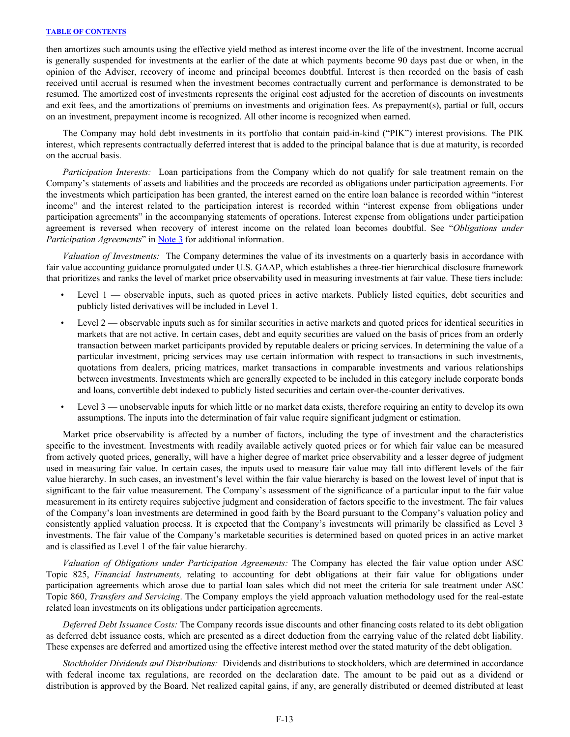then amortizes such amounts using the effective yield method as interest income over the life of the investment. Income accrual is generally suspended for investments at the earlier of the date at which payments become 90 days past due or when, in the opinion of the Adviser, recovery of income and principal becomes doubtful. Interest is then recorded on the basis of cash received until accrual is resumed when the investment becomes contractually current and performance is demonstrated to be resumed. The amortized cost of investments represents the original cost adjusted for the accretion of discounts on investments and exit fees, and the amortizations of premiums on investments and origination fees. As prepayment(s), partial or full, occurs on an investment, prepayment income is recognized. All other income is recognized when earned.

The Company may hold debt investments in its portfolio that contain paid-in-kind ("PIK") interest provisions. The PIK interest, which represents contractually deferred interest that is added to the principal balance that is due at maturity, is recorded on the accrual basis.

*Participation Interests:* Loan participations from the Company which do not qualify for sale treatment remain on the Company's statements of assets and liabilities and the proceeds are recorded as obligations under participation agreements. For the investments which participation has been granted, the interest earned on the entire loan balance is recorded within "interest income" and the interest related to the participation interest is recorded within "interest expense from obligations under participation agreements" in the accompanying statements of operations. Interest expense from obligations under participation agreement is reversed when recovery of interest income on the related loan becomes doubtful. See "*Obligations under Participation Agreements*" in Note 3 for additional information.

*Valuation of Investments:* The Company determines the value of its investments on a quarterly basis in accordance with fair value accounting guidance promulgated under U.S. GAAP, which establishes a three-tier hierarchical disclosure framework that prioritizes and ranks the level of market price observability used in measuring investments at fair value. These tiers include:

- Level 1 — observable inputs, such as quoted prices in active markets. Publicly listed equities, debt securities and publicly listed derivatives will be included in Level 1.
- Level 2 — observable inputs such as for similar securities in active markets and quoted prices for identical securities in markets that are not active. In certain cases, debt and equity securities are valued on the basis of prices from an orderly transaction between market participants provided by reputable dealers or pricing services. In determining the value of a particular investment, pricing services may use certain information with respect to transactions in such investments, quotations from dealers, pricing matrices, market transactions in comparable investments and various relationships between investments. Investments which are generally expected to be included in this category include corporate bonds and loans, convertible debt indexed to publicly listed securities and certain over-the-counter derivatives.
- Level 3 — unobservable inputs for which little or no market data exists, therefore requiring an entity to develop its own assumptions. The inputs into the determination of fair value require significant judgment or estimation.

Market price observability is affected by a number of factors, including the type of investment and the characteristics specific to the investment. Investments with readily available actively quoted prices or for which fair value can be measured from actively quoted prices, generally, will have a higher degree of market price observability and a lesser degree of judgment used in measuring fair value. In certain cases, the inputs used to measure fair value may fall into different levels of the fair value hierarchy. In such cases, an investment's level within the fair value hierarchy is based on the lowest level of input that is significant to the fair value measurement. The Company's assessment of the significance of a particular input to the fair value measurement in its entirety requires subjective judgment and consideration of factors specific to the investment. The fair values of the Company's loan investments are determined in good faith by the Board pursuant to the Company's valuation policy and consistently applied valuation process. It is expected that the Company's investments will primarily be classified as Level 3 investments. The fair value of the Company's marketable securities is determined based on quoted prices in an active market and is classified as Level 1 of the fair value hierarchy.

*Valuation of Obligations under Participation Agreements:* The Company has elected the fair value option under ASC Topic 825, *Financial Instruments,* relating to accounting for debt obligations at their fair value for obligations under participation agreements which arose due to partial loan sales which did not meet the criteria for sale treatment under ASC Topic 860, *Transfers and Servicing*. The Company employs the yield approach valuation methodology used for the real-estate related loan investments on its obligations under participation agreements.

*Deferred Debt Issuance Costs:* The Company records issue discounts and other financing costs related to its debt obligation as deferred debt issuance costs, which are presented as a direct deduction from the carrying value of the related debt liability. These expenses are deferred and amortized using the effective interest method over the stated maturity of the debt obligation.

*Stockholder Dividends and Distributions:* Dividends and distributions to stockholders, which are determined in accordance with federal income tax regulations, are recorded on the declaration date. The amount to be paid out as a dividend or distribution is approved by the Board. Net realized capital gains, if any, are generally distributed or deemed distributed at least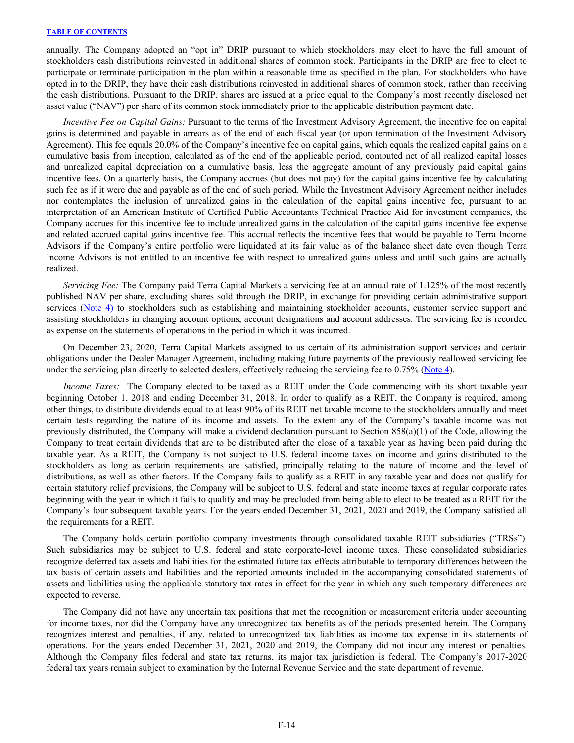annually. The Company adopted an "opt in" DRIP pursuant to which stockholders may elect to have the full amount of stockholders cash distributions reinvested in additional shares of common stock. Participants in the DRIP are free to elect to participate or terminate participation in the plan within a reasonable time as specified in the plan. For stockholders who have opted in to the DRIP, they have their cash distributions reinvested in additional shares of common stock, rather than receiving the cash distributions. Pursuant to the DRIP, shares are issued at a price equal to the Company's most recently disclosed net asset value ("NAV") per share of its common stock immediately prior to the applicable distribution payment date.

*Incentive Fee on Capital Gains:* Pursuant to the terms of the Investment Advisory Agreement, the incentive fee on capital gains is determined and payable in arrears as of the end of each fiscal year (or upon termination of the Investment Advisory Agreement). This fee equals 20.0% of the Company's incentive fee on capital gains, which equals the realized capital gains on a cumulative basis from inception, calculated as of the end of the applicable period, computed net of all realized capital losses and unrealized capital depreciation on a cumulative basis, less the aggregate amount of any previously paid capital gains incentive fees. On a quarterly basis, the Company accrues (but does not pay) for the capital gains incentive fee by calculating such fee as if it were due and payable as of the end of such period. While the Investment Advisory Agreement neither includes nor contemplates the inclusion of unrealized gains in the calculation of the capital gains incentive fee, pursuant to an interpretation of an American Institute of Certified Public Accountants Technical Practice Aid for investment companies, the Company accrues for this incentive fee to include unrealized gains in the calculation of the capital gains incentive fee expense and related accrued capital gains incentive fee. This accrual reflects the incentive fees that would be payable to Terra Income Advisors if the Company's entire portfolio were liquidated at its fair value as of the balance sheet date even though Terra Income Advisors is not entitled to an incentive fee with respect to unrealized gains unless and until such gains are actually realized.

*Servicing Fee:* The Company paid Terra Capital Markets a servicing fee at an annual rate of 1.125% of the most recently published NAV per share, excluding shares sold through the DRIP, in exchange for providing certain administrative support services (Note 4) to stockholders such as establishing and maintaining stockholder accounts, customer service support and assisting stockholders in changing account options, account designations and account addresses. The servicing fee is recorded as expense on the statements of operations in the period in which it was incurred.

On December 23, 2020, Terra Capital Markets assigned to us certain of its administration support services and certain obligations under the Dealer Manager Agreement, including making future payments of the previously reallowed servicing fee under the servicing plan directly to selected dealers, effectively reducing the servicing fee to 0.75% (Note 4).

*Income Taxes:* The Company elected to be taxed as a REIT under the Code commencing with its short taxable year beginning October 1, 2018 and ending December 31, 2018. In order to qualify as a REIT, the Company is required, among other things, to distribute dividends equal to at least 90% of its REIT net taxable income to the stockholders annually and meet certain tests regarding the nature of its income and assets. To the extent any of the Company's taxable income was not previously distributed, the Company will make a dividend declaration pursuant to Section 858(a)(1) of the Code, allowing the Company to treat certain dividends that are to be distributed after the close of a taxable year as having been paid during the taxable year. As a REIT, the Company is not subject to U.S. federal income taxes on income and gains distributed to the stockholders as long as certain requirements are satisfied, principally relating to the nature of income and the level of distributions, as well as other factors. If the Company fails to qualify as a REIT in any taxable year and does not qualify for certain statutory relief provisions, the Company will be subject to U.S. federal and state income taxes at regular corporate rates beginning with the year in which it fails to qualify and may be precluded from being able to elect to be treated as a REIT for the Company's four subsequent taxable years. For the years ended December 31, 2021, 2020 and 2019, the Company satisfied all the requirements for a REIT.

The Company holds certain portfolio company investments through consolidated taxable REIT subsidiaries ("TRSs"). Such subsidiaries may be subject to U.S. federal and state corporate-level income taxes. These consolidated subsidiaries recognize deferred tax assets and liabilities for the estimated future tax effects attributable to temporary differences between the tax basis of certain assets and liabilities and the reported amounts included in the accompanying consolidated statements of assets and liabilities using the applicable statutory tax rates in effect for the year in which any such temporary differences are expected to reverse.

The Company did not have any uncertain tax positions that met the recognition or measurement criteria under accounting for income taxes, nor did the Company have any unrecognized tax benefits as of the periods presented herein. The Company recognizes interest and penalties, if any, related to unrecognized tax liabilities as income tax expense in its statements of operations. For the years ended December 31, 2021, 2020 and 2019, the Company did not incur any interest or penalties. Although the Company files federal and state tax returns, its major tax jurisdiction is federal. The Company's 2017-2020 federal tax years remain subject to examination by the Internal Revenue Service and the state department of revenue.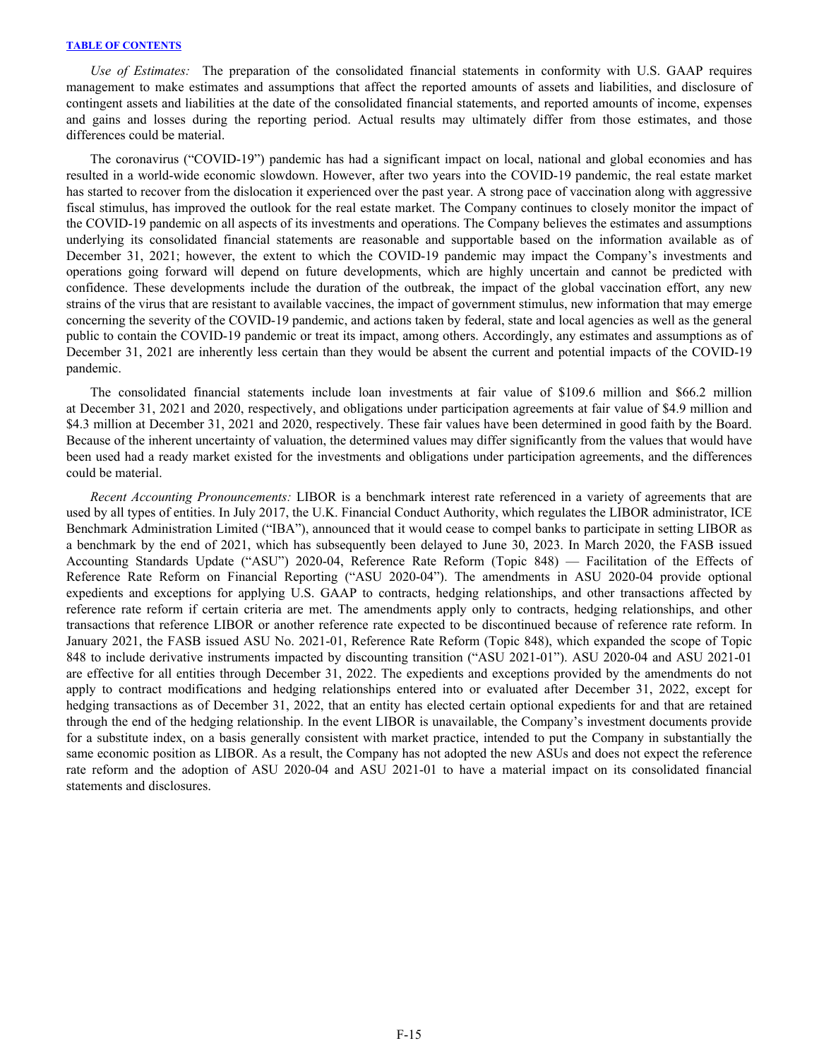*Use of Estimates:* The preparation of the consolidated financial statements in conformity with U.S. GAAP requires management to make estimates and assumptions that affect the reported amounts of assets and liabilities, and disclosure of contingent assets and liabilities at the date of the consolidated financial statements, and reported amounts of income, expenses and gains and losses during the reporting period. Actual results may ultimately differ from those estimates, and those differences could be material.

The coronavirus ("COVID-19") pandemic has had a significant impact on local, national and global economies and has resulted in a world-wide economic slowdown. However, after two years into the COVID-19 pandemic, the real estate market has started to recover from the dislocation it experienced over the past year. A strong pace of vaccination along with aggressive fiscal stimulus, has improved the outlook for the real estate market. The Company continues to closely monitor the impact of the COVID-19 pandemic on all aspects of its investments and operations. The Company believes the estimates and assumptions underlying its consolidated financial statements are reasonable and supportable based on the information available as of December 31, 2021; however, the extent to which the COVID-19 pandemic may impact the Company's investments and operations going forward will depend on future developments, which are highly uncertain and cannot be predicted with confidence. These developments include the duration of the outbreak, the impact of the global vaccination effort, any new strains of the virus that are resistant to available vaccines, the impact of government stimulus, new information that may emerge concerning the severity of the COVID-19 pandemic, and actions taken by federal, state and local agencies as well as the general public to contain the COVID-19 pandemic or treat its impact, among others. Accordingly, any estimates and assumptions as of December 31, 2021 are inherently less certain than they would be absent the current and potential impacts of the COVID-19 pandemic.

The consolidated financial statements include loan investments at fair value of $109.6 million and $66.2 million at December 31, 2021 and 2020, respectively, and obligations under participation agreements at fair value of $4.9 million and $4.3 million at December 31, 2021 and 2020, respectively. These fair values have been determined in good faith by the Board. Because of the inherent uncertainty of valuation, the determined values may differ significantly from the values that would have been used had a ready market existed for the investments and obligations under participation agreements, and the differences could be material.

*Recent Accounting Pronouncements:* LIBOR is a benchmark interest rate referenced in a variety of agreements that are used by all types of entities. In July 2017, the U.K. Financial Conduct Authority, which regulates the LIBOR administrator, ICE Benchmark Administration Limited ("IBA"), announced that it would cease to compel banks to participate in setting LIBOR as a benchmark by the end of 2021, which has subsequently been delayed to June 30, 2023. In March 2020, the FASB issued Accounting Standards Update ("ASU") 2020-04, Reference Rate Reform (Topic 848) — Facilitation of the Effects of Reference Rate Reform on Financial Reporting ("ASU 2020-04"). The amendments in ASU 2020-04 provide optional expedients and exceptions for applying U.S. GAAP to contracts, hedging relationships, and other transactions affected by reference rate reform if certain criteria are met. The amendments apply only to contracts, hedging relationships, and other transactions that reference LIBOR or another reference rate expected to be discontinued because of reference rate reform. In January 2021, the FASB issued ASU No. 2021-01, Reference Rate Reform (Topic 848), which expanded the scope of Topic 848 to include derivative instruments impacted by discounting transition ("ASU 2021-01"). ASU 2020-04 and ASU 2021-01 are effective for all entities through December 31, 2022. The expedients and exceptions provided by the amendments do not apply to contract modifications and hedging relationships entered into or evaluated after December 31, 2022, except for hedging transactions as of December 31, 2022, that an entity has elected certain optional expedients for and that are retained through the end of the hedging relationship. In the event LIBOR is unavailable, the Company's investment documents provide for a substitute index, on a basis generally consistent with market practice, intended to put the Company in substantially the same economic position as LIBOR. As a result, the Company has not adopted the new ASUs and does not expect the reference rate reform and the adoption of ASU 2020-04 and ASU 2021-01 to have a material impact on its consolidated financial statements and disclosures.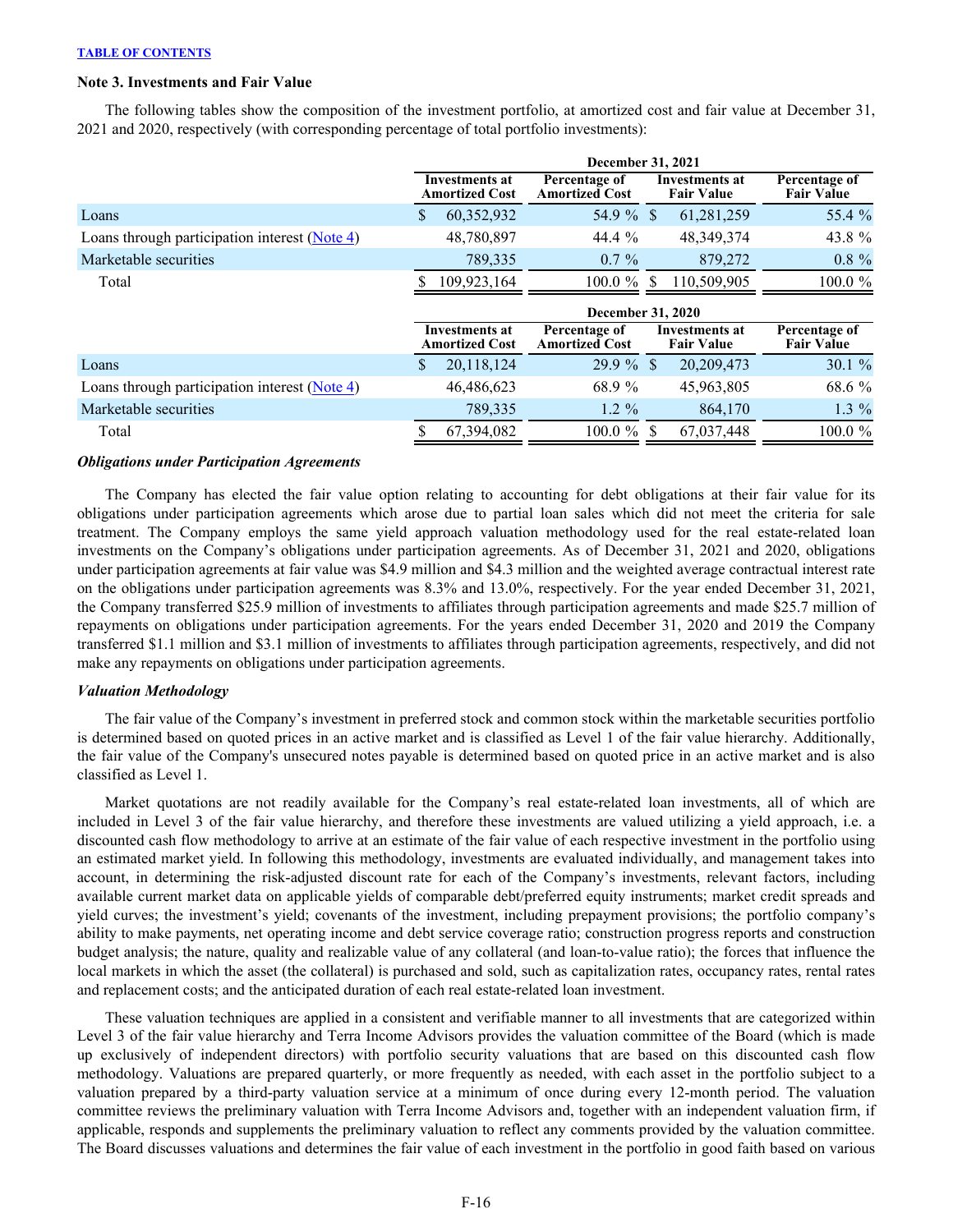**TABLE OF CONTENTS**

### Note 3. Investments and Fair Value

The following tables show the composition of the investment portfolio, at amortized cost and fair value at December 31, 2021 and 2020, respectively (with corresponding percentage of total portfolio investments):

| | December 31, 2021 | | | |
|---|---|---|---|---|
| | Investments at Amortized Cost | Percentage of Amortized Cost | Investments at Fair Value | Percentage of Fair Value |
| Loans | $ 60,352,932 | 54.9 % | $ 61,281,259 | 55.4 % |
| Loans through participation interest (Note 4) | 48,780,897 | 44.4 % | 48,349,374 | 43.8 % |
| Marketable securities | 789,335 | 0.7 % | 879,272 | 0.8 % |
| Total | $ 109,923,164 | 100.0 % | $ 110,509,905 | 100.0 % |

| | December 31, 2020 | | | |
|---|---|---|---|---|
| | Investments at Amortized Cost | Percentage of Amortized Cost | Investments at Fair Value | Percentage of Fair Value |
| Loans | $ 20,118,124 | 29.9 % | $ 20,209,473 | 30.1 % |
| Loans through participation interest (Note 4) | 46,486,623 | 68.9 % | 45,963,805 | 68.6 % |
| Marketable securities | 789,335 | 1.2 % | 864,170 | 1.3 % |
| Total | $ 67,394,082 | 100.0 % | $ 67,037,448 | 100.0 % |

***Obligations under Participation Agreements***

The Company has elected the fair value option relating to accounting for debt obligations at their fair value for its obligations under participation agreements which arose due to partial loan sales which did not meet the criteria for sale treatment. The Company employs the same yield approach valuation methodology used for the real estate-related loan investments on the Company's obligations under participation agreements. As of December 31, 2021 and 2020, obligations under participation agreements at fair value was $4.9 million and $4.3 million and the weighted average contractual interest rate on the obligations under participation agreements was 8.3% and 13.0%, respectively. For the year ended December 31, 2021, the Company transferred $25.9 million of investments to affiliates through participation agreements and made $25.7 million of repayments on obligations under participation agreements. For the years ended December 31, 2020 and 2019 the Company transferred $1.1 million and $3.1 million of investments to affiliates through participation agreements, respectively, and did not make any repayments on obligations under participation agreements.

***Valuation Methodology***

The fair value of the Company's investment in preferred stock and common stock within the marketable securities portfolio is determined based on quoted prices in an active market and is classified as Level 1 of the fair value hierarchy. Additionally, the fair value of the Company's unsecured notes payable is determined based on quoted price in an active market and is also classified as Level 1.

Market quotations are not readily available for the Company's real estate-related loan investments, all of which are included in Level 3 of the fair value hierarchy, and therefore these investments are valued utilizing a yield approach, i.e. a discounted cash flow methodology to arrive at an estimate of the fair value of each respective investment in the portfolio using an estimated market yield. In following this methodology, investments are evaluated individually, and management takes into account, in determining the risk-adjusted discount rate for each of the Company's investments, relevant factors, including available current market data on applicable yields of comparable debt/preferred equity instruments; market credit spreads and yield curves; the investment's yield; covenants of the investment, including prepayment provisions; the portfolio company's ability to make payments, net operating income and debt service coverage ratio; construction progress reports and construction budget analysis; the nature, quality and realizable value of any collateral (and loan-to-value ratio); the forces that influence the local markets in which the asset (the collateral) is purchased and sold, such as capitalization rates, occupancy rates, rental rates and replacement costs; and the anticipated duration of each real estate-related loan investment.

These valuation techniques are applied in a consistent and verifiable manner to all investments that are categorized within Level 3 of the fair value hierarchy and Terra Income Advisors provides the valuation committee of the Board (which is made up exclusively of independent directors) with portfolio security valuations that are based on this discounted cash flow methodology. Valuations are prepared quarterly, or more frequently as needed, with each asset in the portfolio subject to a valuation prepared by a third-party valuation service at a minimum of once during every 12-month period. The valuation committee reviews the preliminary valuation with Terra Income Advisors and, together with an independent valuation firm, if applicable, responds and supplements the preliminary valuation to reflect any comments provided by the valuation committee. The Board discusses valuations and determines the fair value of each investment in the portfolio in good faith based on various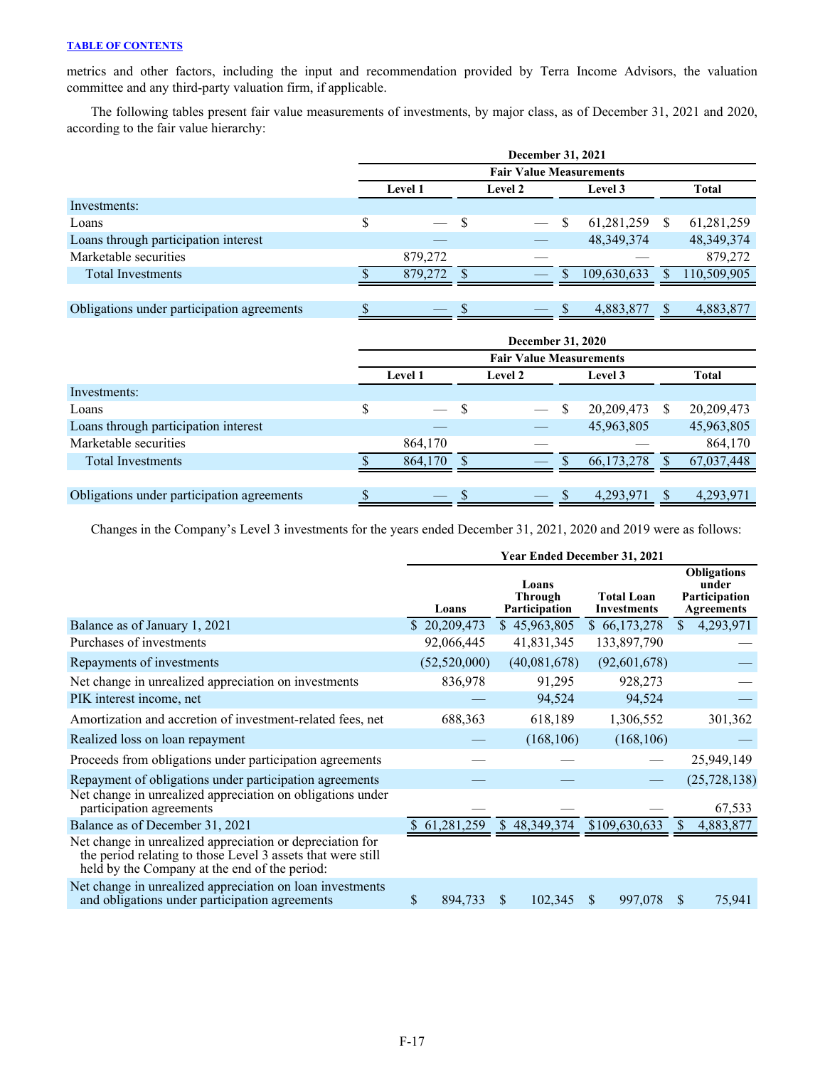TABLE OF CONTENTS

metrics and other factors, including the input and recommendation provided by Terra Income Advisors, the valuation committee and any third-party valuation firm, if applicable.

The following tables present fair value measurements of investments, by major class, as of December 31, 2021 and 2020, according to the fair value hierarchy:

| | December 31, 2021 | | | |
|---|---|---|---|---|
| | Fair Value Measurements | | | |
| | Level 1 | Level 2 | Level 3 | Total |
| Investments: | | | | |
| Loans | $ — | $ — | $ 61,281,259 | $ 61,281,259 |
| Loans through participation interest | — | — | 48,349,374 | 48,349,374 |
| Marketable securities | 879,272 | — | — | 879,272 |
| Total Investments | $ 879,272 | $ — | $ 109,630,633 | $ 110,509,905 |
| | | | | |
| Obligations under participation agreements | $ — | $ — | $ 4,883,877 | $ 4,883,877 |

| | December 31, 2020 | | | |
|---|---|---|---|---|
| | Fair Value Measurements | | | |
| | Level 1 | Level 2 | Level 3 | Total |
| Investments: | | | | |
| Loans | $ — | $ — | $ 20,209,473 | $ 20,209,473 |
| Loans through participation interest | — | — | 45,963,805 | 45,963,805 |
| Marketable securities | 864,170 | — | — | 864,170 |
| Total Investments | $ 864,170 | $ — | $ 66,173,278 | $ 67,037,448 |
| | | | | |
| Obligations under participation agreements | $ — | $ — | $ 4,293,971 | $ 4,293,971 |

Changes in the Company's Level 3 investments for the years ended December 31, 2021, 2020 and 2019 were as follows:

| | Year Ended December 31, 2021 | | | |
|---|---|---|---|---|
| | Loans | Loans Through Participation | Total Loan Investments | Obligations under Participation Agreements |
| Balance as of January 1, 2021 | $ 20,209,473 | $ 45,963,805 | $ 66,173,278 | $ 4,293,971 |
| Purchases of investments | 92,066,445 | 41,831,345 | 133,897,790 | — |
| Repayments of investments | (52,520,000) | (40,081,678) | (92,601,678) | — |
| Net change in unrealized appreciation on investments | 836,978 | 91,295 | 928,273 | — |
| PIK interest income, net | — | 94,524 | 94,524 | — |
| Amortization and accretion of investment-related fees, net | 688,363 | 618,189 | 1,306,552 | 301,362 |
| Realized loss on loan repayment | — | (168,106) | (168,106) | — |
| Proceeds from obligations under participation agreements | — | — | — | 25,949,149 |
| Repayment of obligations under participation agreements | — | — | — | (25,728,138) |
| Net change in unrealized appreciation on obligations under participation agreements | — | — | — | 67,533 |
| Balance as of December 31, 2021 | $ 61,281,259 | $ 48,349,374 | $109,630,633 | $ 4,883,877 |
| Net change in unrealized appreciation or depreciation for the period relating to those Level 3 assets that were still held by the Company at the end of the period: | | | | |
| Net change in unrealized appreciation on loan investments and obligations under participation agreements | $ 894,733 | $ 102,345 | $ 997,078 | $ 75,941 |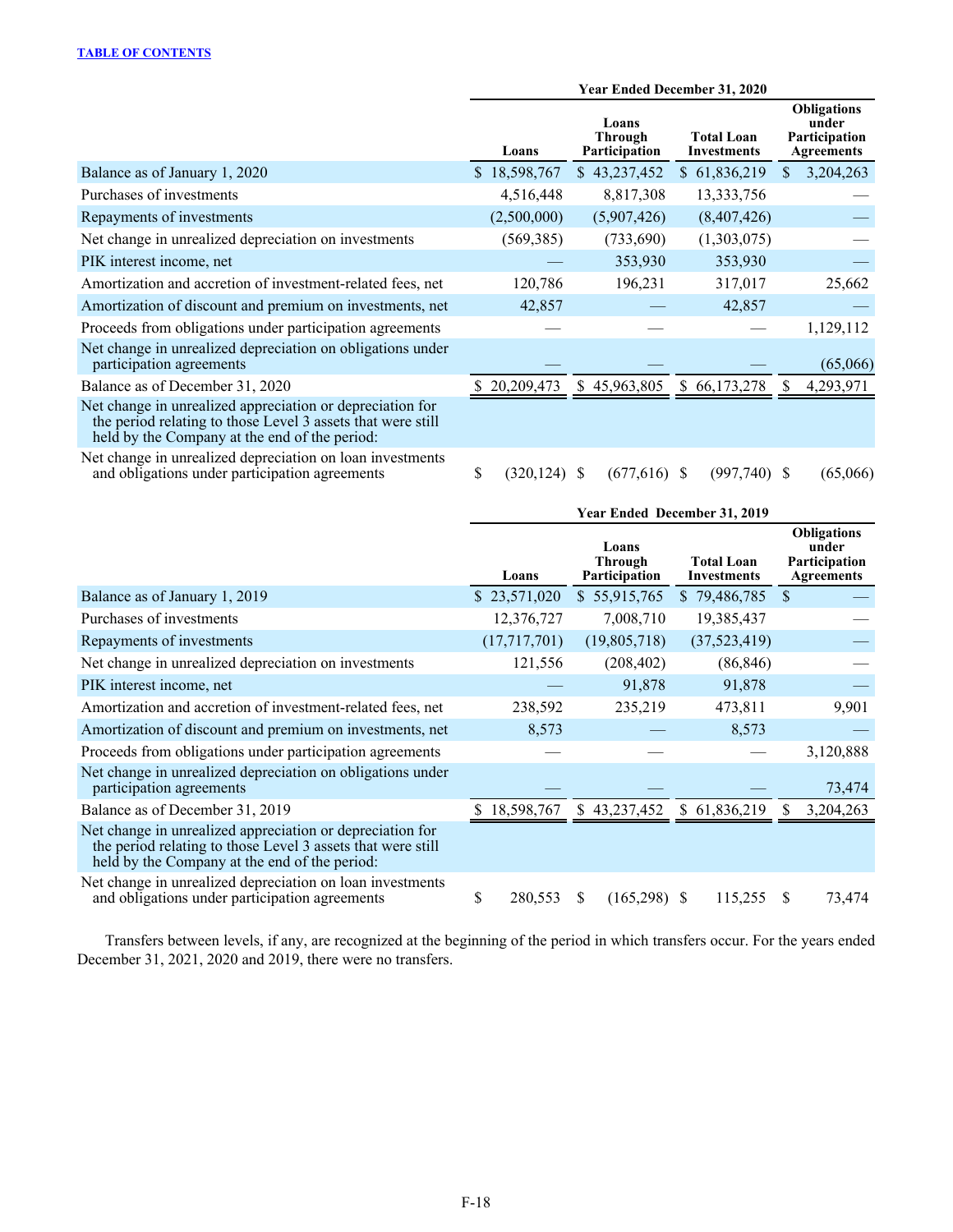| | Year Ended December 31, 2020 | | | |
|---|---|---|---|---|
| | Loans | Loans Through Participation | Total Loan Investments | Obligations under Participation Agreements |
| Balance as of January 1, 2020 | $ 18,598,767 | $ 43,237,452 | $ 61,836,219 | $ 3,204,263 |
| Purchases of investments | 4,516,448 | 8,817,308 | 13,333,756 | — |
| Repayments of investments | (2,500,000) | (5,907,426) | (8,407,426) | — |
| Net change in unrealized depreciation on investments | (569,385) | (733,690) | (1,303,075) | — |
| PIK interest income, net | — | 353,930 | 353,930 | — |
| Amortization and accretion of investment-related fees, net | 120,786 | 196,231 | 317,017 | 25,662 |
| Amortization of discount and premium on investments, net | 42,857 | — | 42,857 | — |
| Proceeds from obligations under participation agreements | — | — | — | 1,129,112 |
| Net change in unrealized depreciation on obligations under participation agreements | — | — | — | (65,066) |
| Balance as of December 31, 2020 | $ 20,209,473 | $ 45,963,805 | $ 66,173,278 | $ 4,293,971 |
| Net change in unrealized appreciation or depreciation for the period relating to those Level 3 assets that were still held by the Company at the end of the period: | | | | |
| Net change in unrealized depreciation on loan investments and obligations under participation agreements | $ (320,124) | $ (677,616) | $ (997,740) | $ (65,066) |

| | Year Ended December 31, 2019 | | | |
|---|---|---|---|---|
| | Loans | Loans Through Participation | Total Loan Investments | Obligations under Participation Agreements |
| Balance as of January 1, 2019 | $ 23,571,020 | $ 55,915,765 | $ 79,486,785 | $ — |
| Purchases of investments | 12,376,727 | 7,008,710 | 19,385,437 | — |
| Repayments of investments | (17,717,701) | (19,805,718) | (37,523,419) | — |
| Net change in unrealized depreciation on investments | 121,556 | (208,402) | (86,846) | — |
| PIK interest income, net | — | 91,878 | 91,878 | — |
| Amortization and accretion of investment-related fees, net | 238,592 | 235,219 | 473,811 | 9,901 |
| Amortization of discount and premium on investments, net | 8,573 | — | 8,573 | — |
| Proceeds from obligations under participation agreements | — | — | — | 3,120,888 |
| Net change in unrealized depreciation on obligations under participation agreements | — | — | — | 73,474 |
| Balance as of December 31, 2019 | $ 18,598,767 | $ 43,237,452 | $ 61,836,219 | $ 3,204,263 |
| Net change in unrealized appreciation or depreciation for the period relating to those Level 3 assets that were still held by the Company at the end of the period: | | | | |
| Net change in unrealized depreciation on loan investments and obligations under participation agreements | $ 280,553 | $ (165,298) | $ 115,255 | $ 73,474 |

Transfers between levels, if any, are recognized at the beginning of the period in which transfers occur. For the years ended December 31, 2021, 2020 and 2019, there were no transfers.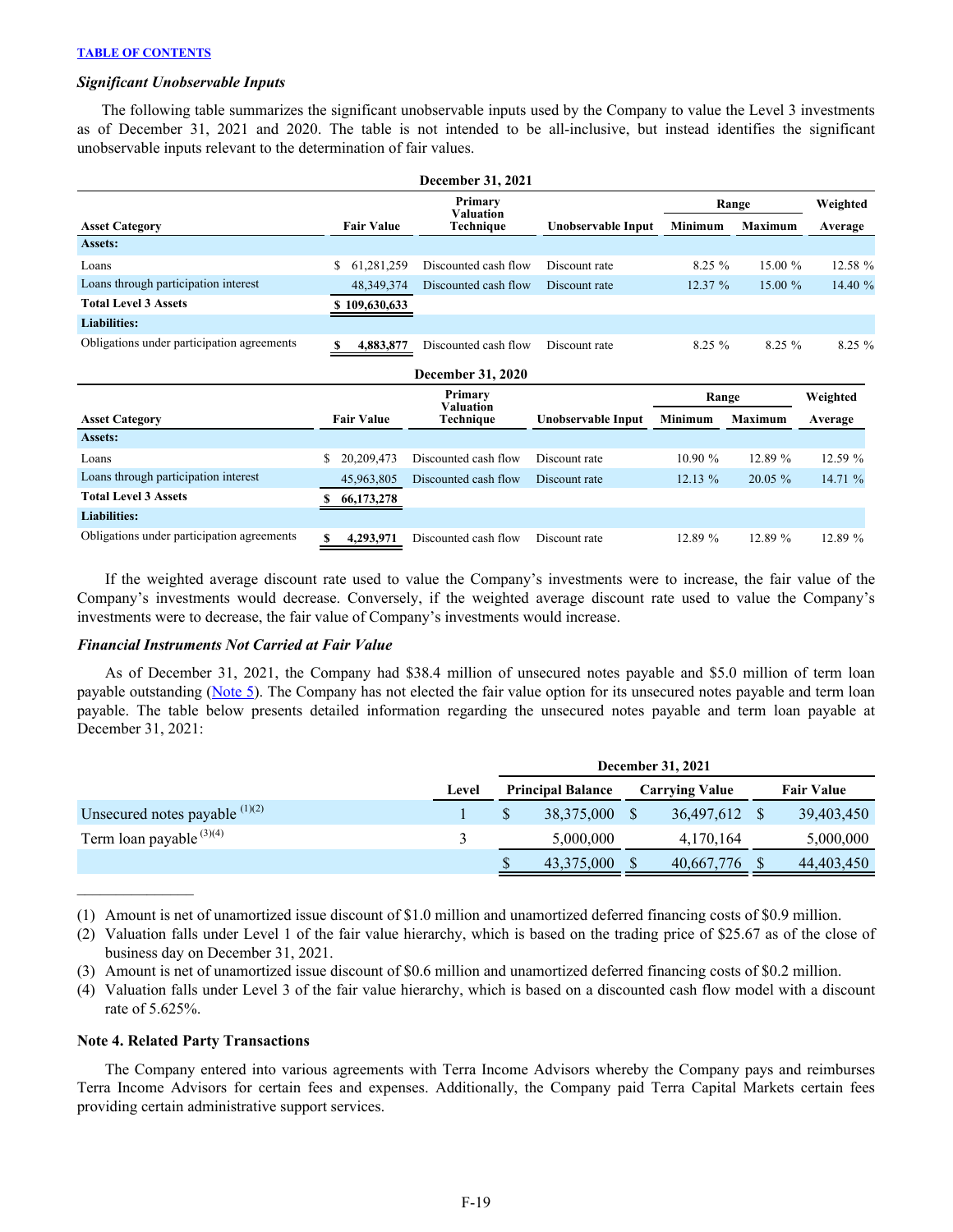[TABLE OF CONTENTS](#)

***Significant Unobservable Inputs***

The following table summarizes the significant unobservable inputs used by the Company to value the Level 3 investments as of December 31, 2021 and 2020. The table is not intended to be all-inclusive, but instead identifies the significant unobservable inputs relevant to the determination of fair values.

**December 31, 2021**

| Asset Category | Fair Value | Primary Valuation Technique | Unobservable Input | Range Minimum | Range Maximum | Weighted Average |
|---|---|---|---|---|---|---|
| **Assets:** | | | | | | |
| Loans | $ 61,281,259 | Discounted cash flow | Discount rate | 8.25 % | 15.00 % | 12.58 % |
| Loans through participation interest | 48,349,374 | Discounted cash flow | Discount rate | 12.37 % | 15.00 % | 14.40 % |
| **Total Level 3 Assets** | **$ 109,630,633** | | | | | |
| **Liabilities:** | | | | | | |
| Obligations under participation agreements | **$ 4,883,877** | Discounted cash flow | Discount rate | 8.25 % | 8.25 % | 8.25 % |

**December 31, 2020**

| Asset Category | Fair Value | Primary Valuation Technique | Unobservable Input | Range Minimum | Range Maximum | Weighted Average |
|---|---|---|---|---|---|---|
| **Assets:** | | | | | | |
| Loans | $ 20,209,473 | Discounted cash flow | Discount rate | 10.90 % | 12.89 % | 12.59 % |
| Loans through participation interest | 45,963,805 | Discounted cash flow | Discount rate | 12.13 % | 20.05 % | 14.71 % |
| **Total Level 3 Assets** | **$ 66,173,278** | | | | | |
| **Liabilities:** | | | | | | |
| Obligations under participation agreements | **$ 4,293,971** | Discounted cash flow | Discount rate | 12.89 % | 12.89 % | 12.89 % |

If the weighted average discount rate used to value the Company's investments were to increase, the fair value of the Company's investments would decrease. Conversely, if the weighted average discount rate used to value the Company's investments were to decrease, the fair value of Company's investments would increase.

***Financial Instruments Not Carried at Fair Value***

As of December 31, 2021, the Company had $38.4 million of unsecured notes payable and $5.0 million of term loan payable outstanding ([Note 5](#)). The Company has not elected the fair value option for its unsecured notes payable and term loan payable. The table below presents detailed information regarding the unsecured notes payable and term loan payable at December 31, 2021:

| | Level | December 31, 2021 Principal Balance | Carrying Value | Fair Value |
|---|---|---|---|---|
| Unsecured notes payable [(1)(2)] | 1 | $ 38,375,000 | $ 36,497,612 | $ 39,403,450 |
| Term loan payable [(3)(4)] | 3 | 5,000,000 | 4,170,164 | 5,000,000 |
| | | $ 43,375,000 | $ 40,667,776 | $ 44,403,450 |

(1) Amount is net of unamortized issue discount of $1.0 million and unamortized deferred financing costs of $0.9 million.

(2) Valuation falls under Level 1 of the fair value hierarchy, which is based on the trading price of $25.67 as of the close of business day on December 31, 2021.

(3) Amount is net of unamortized issue discount of $0.6 million and unamortized deferred financing costs of $0.2 million.

(4) Valuation falls under Level 3 of the fair value hierarchy, which is based on a discounted cash flow model with a discount rate of 5.625%.

**Note 4. Related Party Transactions**

The Company entered into various agreements with Terra Income Advisors whereby the Company pays and reimburses Terra Income Advisors for certain fees and expenses. Additionally, the Company paid Terra Capital Markets certain fees providing certain administrative support services.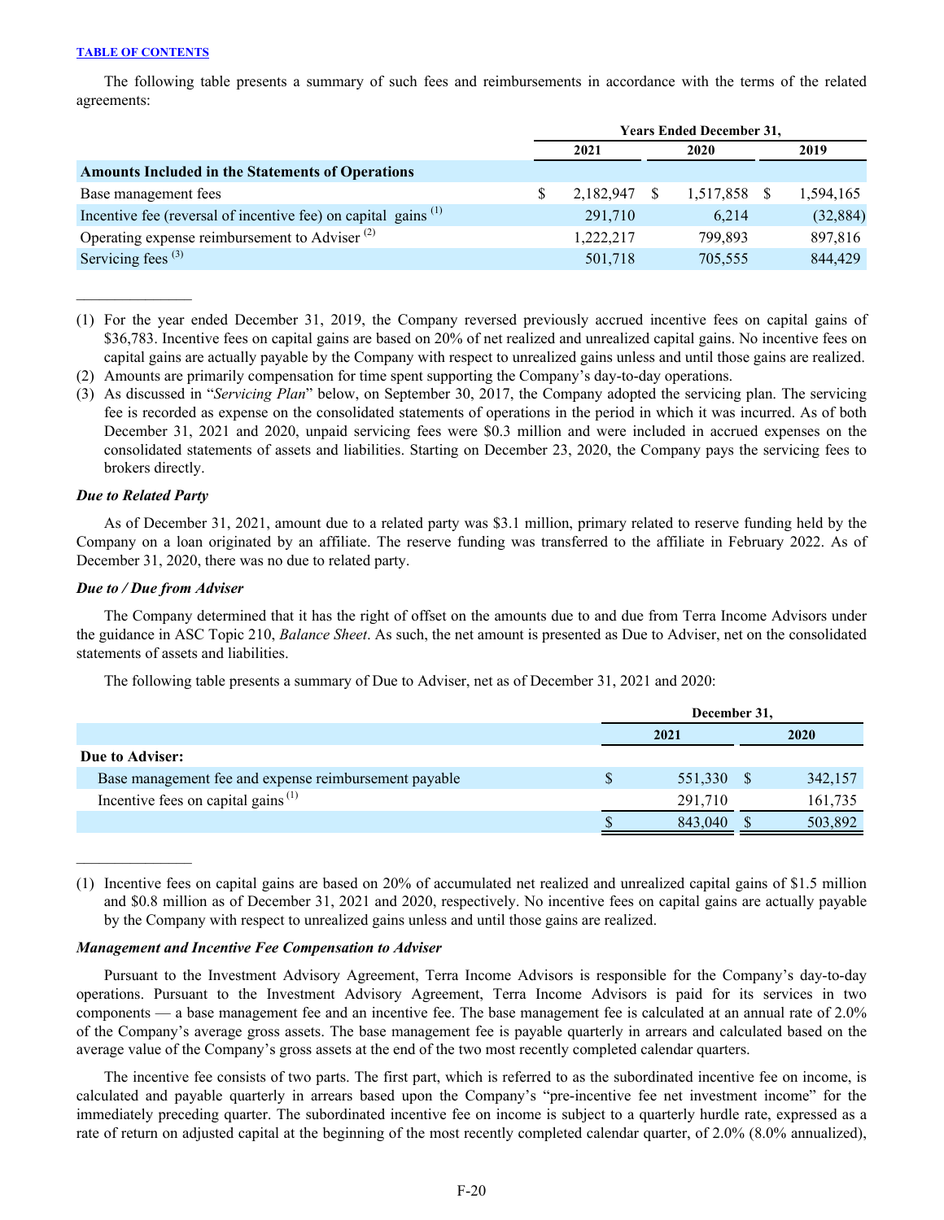The following table presents a summary of such fees and reimbursements in accordance with the terms of the related agreements:

| | Years Ended December 31, | | |
|---|---|---|---|
| | 2021 | 2020 | 2019 |
| **Amounts Included in the Statements of Operations** | | | |
| Base management fees | $ 2,182,947 | $ 1,517,858 | $ 1,594,165 |
| Incentive fee (reversal of incentive fee) on capital gains [(1)] | 291,710 | 6,214 | (32,884) |
| Operating expense reimbursement to Adviser [(2)] | 1,222,217 | 799,893 | 897,816 |
| Servicing fees [(3)] | 501,718 | 705,555 | 844,429 |

_______________

(1) For the year ended December 31, 2019, the Company reversed previously accrued incentive fees on capital gains of $36,783. Incentive fees on capital gains are based on 20% of net realized and unrealized capital gains. No incentive fees on capital gains are actually payable by the Company with respect to unrealized gains unless and until those gains are realized.

(2) Amounts are primarily compensation for time spent supporting the Company's day-to-day operations.

(3) As discussed in "*Servicing Plan*" below, on September 30, 2017, the Company adopted the servicing plan. The servicing fee is recorded as expense on the consolidated statements of operations in the period in which it was incurred. As of both December 31, 2021 and 2020, unpaid servicing fees were $0.3 million and were included in accrued expenses on the consolidated statements of assets and liabilities. Starting on December 23, 2020, the Company pays the servicing fees to brokers directly.

***Due to Related Party***

As of December 31, 2021, amount due to a related party was $3.1 million, primary related to reserve funding held by the Company on a loan originated by an affiliate. The reserve funding was transferred to the affiliate in February 2022. As of December 31, 2020, there was no due to related party.

***Due to / Due from Adviser***

The Company determined that it has the right of offset on the amounts due to and due from Terra Income Advisors under the guidance in ASC Topic 210, *Balance Sheet*. As such, the net amount is presented as Due to Adviser, net on the consolidated statements of assets and liabilities.

The following table presents a summary of Due to Adviser, net as of December 31, 2021 and 2020:

| | December 31, | |
|---|---|---|
| | 2021 | 2020 |
| **Due to Adviser:** | | |
| Base management fee and expense reimbursement payable | $ 551,330 | $ 342,157 |
| Incentive fees on capital gains [(1)] | 291,710 | 161,735 |
| | $ 843,040 | $ 503,892 |

_______________

(1) Incentive fees on capital gains are based on 20% of accumulated net realized and unrealized capital gains of $1.5 million and $0.8 million as of December 31, 2021 and 2020, respectively. No incentive fees on capital gains are actually payable by the Company with respect to unrealized gains unless and until those gains are realized.

***Management and Incentive Fee Compensation to Adviser***

Pursuant to the Investment Advisory Agreement, Terra Income Advisors is responsible for the Company's day-to-day operations. Pursuant to the Investment Advisory Agreement, Terra Income Advisors is paid for its services in two components — a base management fee and an incentive fee. The base management fee is calculated at an annual rate of 2.0% of the Company's average gross assets. The base management fee is payable quarterly in arrears and calculated based on the average value of the Company's gross assets at the end of the two most recently completed calendar quarters.

The incentive fee consists of two parts. The first part, which is referred to as the subordinated incentive fee on income, is calculated and payable quarterly in arrears based upon the Company's "pre-incentive fee net investment income" for the immediately preceding quarter. The subordinated incentive fee on income is subject to a quarterly hurdle rate, expressed as a rate of return on adjusted capital at the beginning of the most recently completed calendar quarter, of 2.0% (8.0% annualized),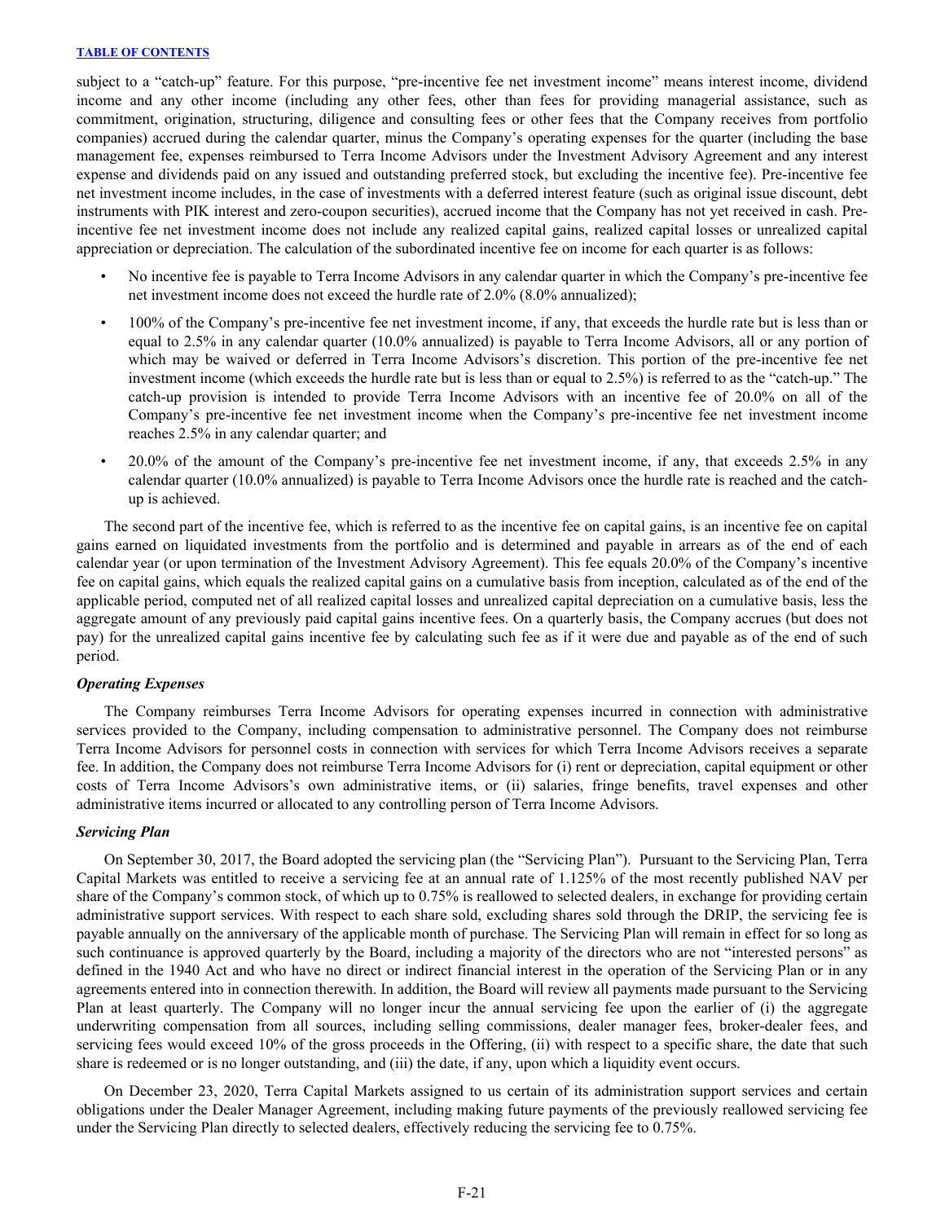subject to a "catch-up" feature. For this purpose, "pre-incentive fee net investment income" means interest income, dividend income and any other income (including any other fees, other than fees for providing managerial assistance, such as commitment, origination, structuring, diligence and consulting fees or other fees that the Company receives from portfolio companies) accrued during the calendar quarter, minus the Company's operating expenses for the quarter (including the base management fee, expenses reimbursed to Terra Income Advisors under the Investment Advisory Agreement and any interest expense and dividends paid on any issued and outstanding preferred stock, but excluding the incentive fee). Pre-incentive fee net investment income includes, in the case of investments with a deferred interest feature (such as original issue discount, debt instruments with PIK interest and zero-coupon securities), accrued income that the Company has not yet received in cash. Pre-incentive fee net investment income does not include any realized capital gains, realized capital losses or unrealized capital appreciation or depreciation. The calculation of the subordinated incentive fee on income for each quarter is as follows:

- No incentive fee is payable to Terra Income Advisors in any calendar quarter in which the Company's pre-incentive fee net investment income does not exceed the hurdle rate of 2.0% (8.0% annualized);
- 100% of the Company's pre-incentive fee net investment income, if any, that exceeds the hurdle rate but is less than or equal to 2.5% in any calendar quarter (10.0% annualized) is payable to Terra Income Advisors, all or any portion of which may be waived or deferred in Terra Income Advisors's discretion. This portion of the pre-incentive fee net investment income (which exceeds the hurdle rate but is less than or equal to 2.5%) is referred to as the "catch-up." The catch-up provision is intended to provide Terra Income Advisors with an incentive fee of 20.0% on all of the Company's pre-incentive fee net investment income when the Company's pre-incentive fee net investment income reaches 2.5% in any calendar quarter; and
- 20.0% of the amount of the Company's pre-incentive fee net investment income, if any, that exceeds 2.5% in any calendar quarter (10.0% annualized) is payable to Terra Income Advisors once the hurdle rate is reached and the catch-up is achieved.

The second part of the incentive fee, which is referred to as the incentive fee on capital gains, is an incentive fee on capital gains earned on liquidated investments from the portfolio and is determined and payable in arrears as of the end of each calendar year (or upon termination of the Investment Advisory Agreement). This fee equals 20.0% of the Company's incentive fee on capital gains, which equals the realized capital gains on a cumulative basis from inception, calculated as of the end of the applicable period, computed net of all realized capital losses and unrealized capital depreciation on a cumulative basis, less the aggregate amount of any previously paid capital gains incentive fees. On a quarterly basis, the Company accrues (but does not pay) for the unrealized capital gains incentive fee by calculating such fee as if it were due and payable as of the end of such period.

***Operating Expenses***

The Company reimburses Terra Income Advisors for operating expenses incurred in connection with administrative services provided to the Company, including compensation to administrative personnel. The Company does not reimburse Terra Income Advisors for personnel costs in connection with services for which Terra Income Advisors receives a separate fee. In addition, the Company does not reimburse Terra Income Advisors for (i) rent or depreciation, capital equipment or other costs of Terra Income Advisors's own administrative items, or (ii) salaries, fringe benefits, travel expenses and other administrative items incurred or allocated to any controlling person of Terra Income Advisors.

***Servicing Plan***

On September 30, 2017, the Board adopted the servicing plan (the "Servicing Plan"). Pursuant to the Servicing Plan, Terra Capital Markets was entitled to receive a servicing fee at an annual rate of 1.125% of the most recently published NAV per share of the Company's common stock, of which up to 0.75% is reallowed to selected dealers, in exchange for providing certain administrative support services. With respect to each share sold, excluding shares sold through the DRIP, the servicing fee is payable annually on the anniversary of the applicable month of purchase. The Servicing Plan will remain in effect for so long as such continuance is approved quarterly by the Board, including a majority of the directors who are not "interested persons" as defined in the 1940 Act and who have no direct or indirect financial interest in the operation of the Servicing Plan or in any agreements entered into in connection therewith. In addition, the Board will review all payments made pursuant to the Servicing Plan at least quarterly. The Company will no longer incur the annual servicing fee upon the earlier of (i) the aggregate underwriting compensation from all sources, including selling commissions, dealer manager fees, broker-dealer fees, and servicing fees would exceed 10% of the gross proceeds in the Offering, (ii) with respect to a specific share, the date that such share is redeemed or is no longer outstanding, and (iii) the date, if any, upon which a liquidity event occurs.

On December 23, 2020, Terra Capital Markets assigned to us certain of its administration support services and certain obligations under the Dealer Manager Agreement, including making future payments of the previously reallowed servicing fee under the Servicing Plan directly to selected dealers, effectively reducing the servicing fee to 0.75%.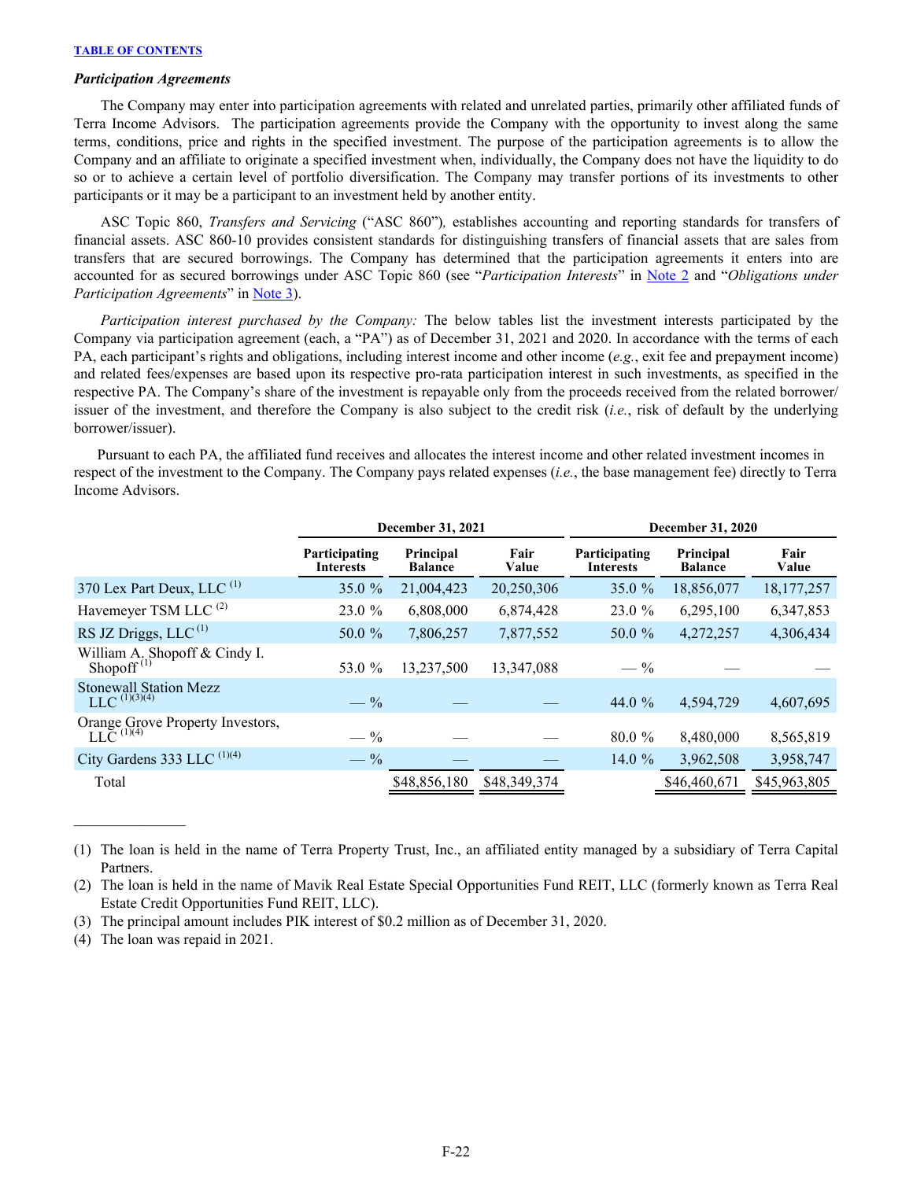[TABLE OF CONTENTS](#)

***Participation Agreements***

The Company may enter into participation agreements with related and unrelated parties, primarily other affiliated funds of Terra Income Advisors. The participation agreements provide the Company with the opportunity to invest along the same terms, conditions, price and rights in the specified investment. The purpose of the participation agreements is to allow the Company and an affiliate to originate a specified investment when, individually, the Company does not have the liquidity to do so or to achieve a certain level of portfolio diversification. The Company may transfer portions of its investments to other participants or it may be a participant to an investment held by another entity.

ASC Topic 860, *Transfers and Servicing* ("ASC 860"), establishes accounting and reporting standards for transfers of financial assets. ASC 860-10 provides consistent standards for distinguishing transfers of financial assets that are sales from transfers that are secured borrowings. The Company has determined that the participation agreements it enters into are accounted for as secured borrowings under ASC Topic 860 (see "*Participation Interests*" in Note 2 and "*Obligations under Participation Agreements*" in Note 3).

*Participation interest purchased by the Company:* The below tables list the investment interests participated by the Company via participation agreement (each, a "PA") as of December 31, 2021 and 2020. In accordance with the terms of each PA, each participant's rights and obligations, including interest income and other income (*e.g.*, exit fee and prepayment income) and related fees/expenses are based upon its respective pro-rata participation interest in such investments, as specified in the respective PA. The Company's share of the investment is repayable only from the proceeds received from the related borrower/ issuer of the investment, and therefore the Company is also subject to the credit risk (*i.e.*, risk of default by the underlying borrower/issuer).

Pursuant to each PA, the affiliated fund receives and allocates the interest income and other related investment incomes in respect of the investment to the Company. The Company pays related expenses (*i.e.*, the base management fee) directly to Terra Income Advisors.

| | December 31, 2021 | | | December 31, 2020 | | |
|---|---|---|---|---|---|---|
| | **Participating Interests** | **Principal Balance** | **Fair Value** | **Participating Interests** | **Principal Balance** | **Fair Value** |
| 370 Lex Part Deux, LLC [(1)] | 35.0 % | 21,004,423 | 20,250,306 | 35.0 % | 18,856,077 | 18,177,257 |
| Havemeyer TSM LLC [(2)] | 23.0 % | 6,808,000 | 6,874,428 | 23.0 % | 6,295,100 | 6,347,853 |
| RS JZ Driggs, LLC [(1)] | 50.0 % | 7,806,257 | 7,877,552 | 50.0 % | 4,272,257 | 4,306,434 |
| William A. Shopoff & Cindy I. Shopoff [(1)] | 53.0 % | 13,237,500 | 13,347,088 | — % | — | — |
| Stonewall Station Mezz LLC [(1)(3)(4)] | — % | — | — | 44.0 % | 4,594,729 | 4,607,695 |
| Orange Grove Property Investors, LLC [(1)(4)] | — % | — | — | 80.0 % | 8,480,000 | 8,565,819 |
| City Gardens 333 LLC [(1)(4)] | — % | — | — | 14.0 % | 3,962,508 | 3,958,747 |
| Total | | $48,856,180 | $48,349,374 | | $46,460,671 | $45,963,805 |

(1) The loan is held in the name of Terra Property Trust, Inc., an affiliated entity managed by a subsidiary of Terra Capital Partners.

(2) The loan is held in the name of Mavik Real Estate Special Opportunities Fund REIT, LLC (formerly known as Terra Real Estate Credit Opportunities Fund REIT, LLC).

(3) The principal amount includes PIK interest of $0.2 million as of December 31, 2020.

(4) The loan was repaid in 2021.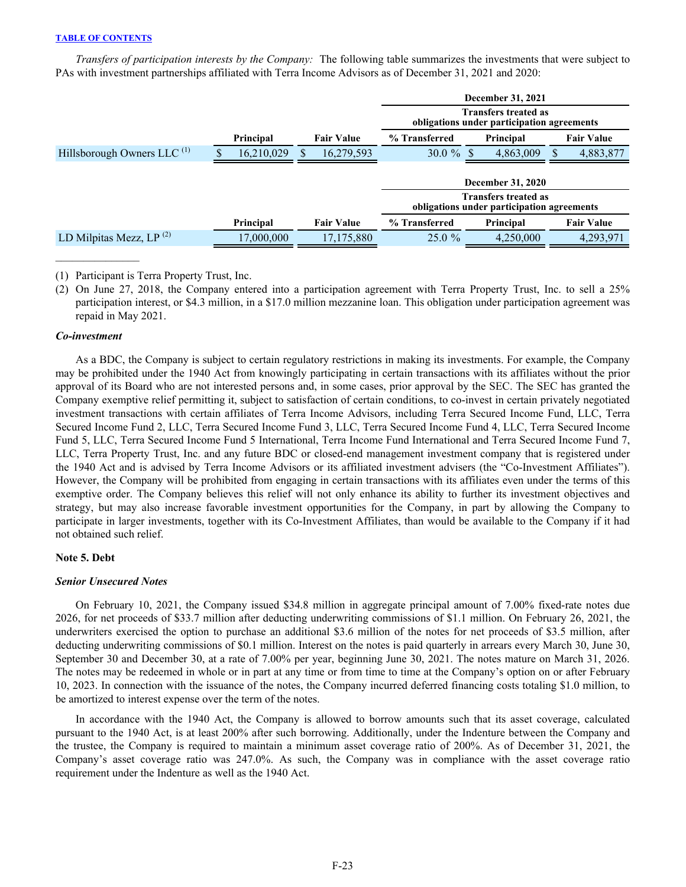*Transfers of participation interests by the Company:* The following table summarizes the investments that were subject to PAs with investment partnerships affiliated with Terra Income Advisors as of December 31, 2021 and 2020:

| | | | December 31, 2021 | | |
|---|---|---|---|---|---|
| | | | Transfers treated as obligations under participation agreements | | |
| | Principal | Fair Value | % Transferred | Principal | Fair Value |
| Hillsborough Owners LLC [(1)] | $ 16,210,029 | $ 16,279,593 | 30.0 % | $ 4,863,009 | $ 4,883,877 |

| | | | December 31, 2020 | | |
|---|---|---|---|---|---|
| | | | Transfers treated as obligations under participation agreements | | |
| | Principal | Fair Value | % Transferred | Principal | Fair Value |
| LD Milpitas Mezz, LP [(2)] | 17,000,000 | 17,175,880 | 25.0 % | 4,250,000 | 4,293,971 |

(1) Participant is Terra Property Trust, Inc.

(2) On June 27, 2018, the Company entered into a participation agreement with Terra Property Trust, Inc. to sell a 25% participation interest, or $4.3 million, in a $17.0 million mezzanine loan. This obligation under participation agreement was repaid in May 2021.

***Co-investment***

As a BDC, the Company is subject to certain regulatory restrictions in making its investments. For example, the Company may be prohibited under the 1940 Act from knowingly participating in certain transactions with its affiliates without the prior approval of its Board who are not interested persons and, in some cases, prior approval by the SEC. The SEC has granted the Company exemptive relief permitting it, subject to satisfaction of certain conditions, to co-invest in certain privately negotiated investment transactions with certain affiliates of Terra Income Advisors, including Terra Secured Income Fund, LLC, Terra Secured Income Fund 2, LLC, Terra Secured Income Fund 3, LLC, Terra Secured Income Fund 4, LLC, Terra Secured Income Fund 5, LLC, Terra Secured Income Fund 5 International, Terra Income Fund International and Terra Secured Income Fund 7, LLC, Terra Property Trust, Inc. and any future BDC or closed-end management investment company that is registered under the 1940 Act and is advised by Terra Income Advisors or its affiliated investment advisers (the "Co-Investment Affiliates"). However, the Company will be prohibited from engaging in certain transactions with its affiliates even under the terms of this exemptive order. The Company believes this relief will not only enhance its ability to further its investment objectives and strategy, but may also increase favorable investment opportunities for the Company, in part by allowing the Company to participate in larger investments, together with its Co-Investment Affiliates, than would be available to the Company if it had not obtained such relief.

**Note 5. Debt**

***Senior Unsecured Notes***

On February 10, 2021, the Company issued $34.8 million in aggregate principal amount of 7.00% fixed-rate notes due 2026, for net proceeds of $33.7 million after deducting underwriting commissions of $1.1 million. On February 26, 2021, the underwriters exercised the option to purchase an additional $3.6 million of the notes for net proceeds of $3.5 million, after deducting underwriting commissions of $0.1 million. Interest on the notes is paid quarterly in arrears every March 30, June 30, September 30 and December 30, at a rate of 7.00% per year, beginning June 30, 2021. The notes mature on March 31, 2026. The notes may be redeemed in whole or in part at any time or from time to time at the Company's option on or after February 10, 2023. In connection with the issuance of the notes, the Company incurred deferred financing costs totaling $1.0 million, to be amortized to interest expense over the term of the notes.

In accordance with the 1940 Act, the Company is allowed to borrow amounts such that its asset coverage, calculated pursuant to the 1940 Act, is at least 200% after such borrowing. Additionally, under the Indenture between the Company and the trustee, the Company is required to maintain a minimum asset coverage ratio of 200%. As of December 31, 2021, the Company's asset coverage ratio was 247.0%. As such, the Company was in compliance with the asset coverage ratio requirement under the Indenture as well as the 1940 Act.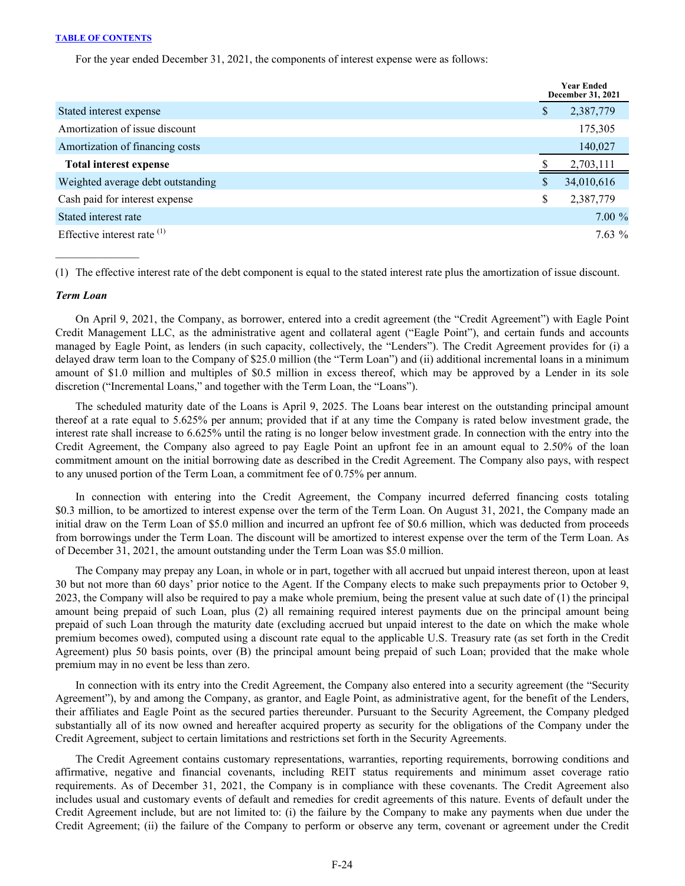For the year ended December 31, 2021, the components of interest expense were as follows:

| | Year Ended December 31, 2021 |
|---|---|
| Stated interest expense | $ 2,387,779 |
| Amortization of issue discount | 175,305 |
| Amortization of financing costs | 140,027 |
| **Total interest expense** | $ 2,703,111 |
| Weighted average debt outstanding | $ 34,010,616 |
| Cash paid for interest expense | $ 2,387,779 |
| Stated interest rate | 7.00 % |
| Effective interest rate [(1)] | 7.63 % |

(1) The effective interest rate of the debt component is equal to the stated interest rate plus the amortization of issue discount.

***Term Loan***

On April 9, 2021, the Company, as borrower, entered into a credit agreement (the "Credit Agreement") with Eagle Point Credit Management LLC, as the administrative agent and collateral agent ("Eagle Point"), and certain funds and accounts managed by Eagle Point, as lenders (in such capacity, collectively, the "Lenders"). The Credit Agreement provides for (i) a delayed draw term loan to the Company of $25.0 million (the "Term Loan") and (ii) additional incremental loans in a minimum amount of $1.0 million and multiples of $0.5 million in excess thereof, which may be approved by a Lender in its sole discretion ("Incremental Loans," and together with the Term Loan, the "Loans").

The scheduled maturity date of the Loans is April 9, 2025. The Loans bear interest on the outstanding principal amount thereof at a rate equal to 5.625% per annum; provided that if at any time the Company is rated below investment grade, the interest rate shall increase to 6.625% until the rating is no longer below investment grade. In connection with the entry into the Credit Agreement, the Company also agreed to pay Eagle Point an upfront fee in an amount equal to 2.50% of the loan commitment amount on the initial borrowing date as described in the Credit Agreement. The Company also pays, with respect to any unused portion of the Term Loan, a commitment fee of 0.75% per annum.

In connection with entering into the Credit Agreement, the Company incurred deferred financing costs totaling $0.3 million, to be amortized to interest expense over the term of the Term Loan. On August 31, 2021, the Company made an initial draw on the Term Loan of $5.0 million and incurred an upfront fee of $0.6 million, which was deducted from proceeds from borrowings under the Term Loan. The discount will be amortized to interest expense over the term of the Term Loan. As of December 31, 2021, the amount outstanding under the Term Loan was $5.0 million.

The Company may prepay any Loan, in whole or in part, together with all accrued but unpaid interest thereon, upon at least 30 but not more than 60 days' prior notice to the Agent. If the Company elects to make such prepayments prior to October 9, 2023, the Company will also be required to pay a make whole premium, being the present value at such date of (1) the principal amount being prepaid of such Loan, plus (2) all remaining required interest payments due on the principal amount being prepaid of such Loan through the maturity date (excluding accrued but unpaid interest to the date on which the make whole premium becomes owed), computed using a discount rate equal to the applicable U.S. Treasury rate (as set forth in the Credit Agreement) plus 50 basis points, over (B) the principal amount being prepaid of such Loan; provided that the make whole premium may in no event be less than zero.

In connection with its entry into the Credit Agreement, the Company also entered into a security agreement (the "Security Agreement"), by and among the Company, as grantor, and Eagle Point, as administrative agent, for the benefit of the Lenders, their affiliates and Eagle Point as the secured parties thereunder. Pursuant to the Security Agreement, the Company pledged substantially all of its now owned and hereafter acquired property as security for the obligations of the Company under the Credit Agreement, subject to certain limitations and restrictions set forth in the Security Agreements.

The Credit Agreement contains customary representations, warranties, reporting requirements, borrowing conditions and affirmative, negative and financial covenants, including REIT status requirements and minimum asset coverage ratio requirements. As of December 31, 2021, the Company is in compliance with these covenants. The Credit Agreement also includes usual and customary events of default and remedies for credit agreements of this nature. Events of default under the Credit Agreement include, but are not limited to: (i) the failure by the Company to make any payments when due under the Credit Agreement; (ii) the failure of the Company to perform or observe any term, covenant or agreement under the Credit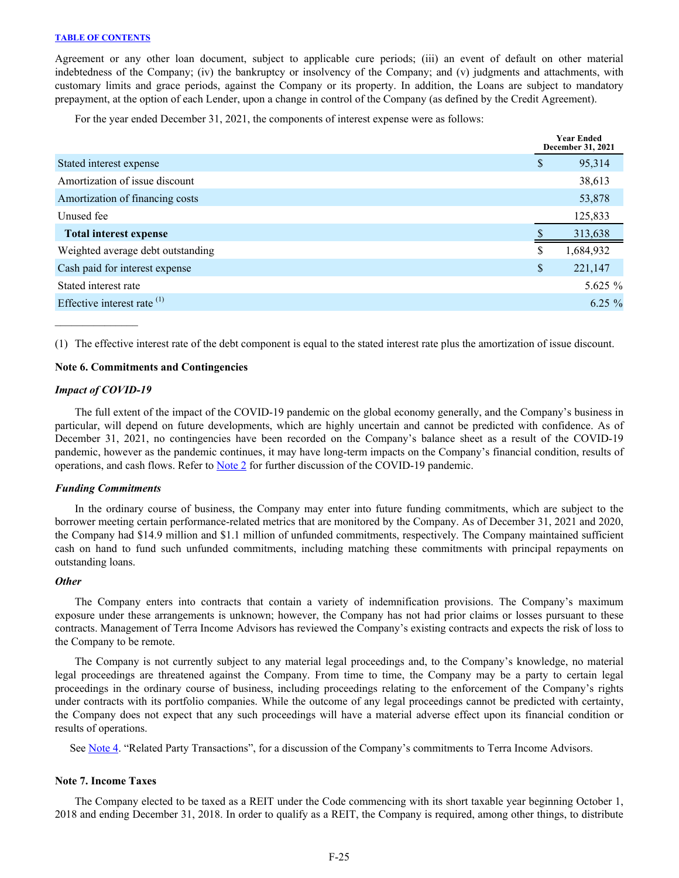Agreement or any other loan document, subject to applicable cure periods; (iii) an event of default on other material indebtedness of the Company; (iv) the bankruptcy or insolvency of the Company; and (v) judgments and attachments, with customary limits and grace periods, against the Company or its property. In addition, the Loans are subject to mandatory prepayment, at the option of each Lender, upon a change in control of the Company (as defined by the Credit Agreement).

For the year ended December 31, 2021, the components of interest expense were as follows:

| | Year Ended December 31, 2021 |
|---|---|
| Stated interest expense | $ 95,314 |
| Amortization of issue discount | 38,613 |
| Amortization of financing costs | 53,878 |
| Unused fee | 125,833 |
| **Total interest expense** | $ 313,638 |
| Weighted average debt outstanding | $ 1,684,932 |
| Cash paid for interest expense | $ 221,147 |
| Stated interest rate | 5.625 % |
| Effective interest rate [(1)] | 6.25 % |

_______________

(1) The effective interest rate of the debt component is equal to the stated interest rate plus the amortization of issue discount.

**Note 6. Commitments and Contingencies**

***Impact of COVID-19***

The full extent of the impact of the COVID-19 pandemic on the global economy generally, and the Company's business in particular, will depend on future developments, which are highly uncertain and cannot be predicted with confidence. As of December 31, 2021, no contingencies have been recorded on the Company's balance sheet as a result of the COVID-19 pandemic, however as the pandemic continues, it may have long-term impacts on the Company's financial condition, results of operations, and cash flows. Refer to Note 2 for further discussion of the COVID-19 pandemic.

***Funding Commitments***

In the ordinary course of business, the Company may enter into future funding commitments, which are subject to the borrower meeting certain performance-related metrics that are monitored by the Company. As of December 31, 2021 and 2020, the Company had $14.9 million and $1.1 million of unfunded commitments, respectively. The Company maintained sufficient cash on hand to fund such unfunded commitments, including matching these commitments with principal repayments on outstanding loans.

***Other***

The Company enters into contracts that contain a variety of indemnification provisions. The Company's maximum exposure under these arrangements is unknown; however, the Company has not had prior claims or losses pursuant to these contracts. Management of Terra Income Advisors has reviewed the Company's existing contracts and expects the risk of loss to the Company to be remote.

The Company is not currently subject to any material legal proceedings and, to the Company's knowledge, no material legal proceedings are threatened against the Company. From time to time, the Company may be a party to certain legal proceedings in the ordinary course of business, including proceedings relating to the enforcement of the Company's rights under contracts with its portfolio companies. While the outcome of any legal proceedings cannot be predicted with certainty, the Company does not expect that any such proceedings will have a material adverse effect upon its financial condition or results of operations.

See Note 4. "Related Party Transactions", for a discussion of the Company's commitments to Terra Income Advisors.

**Note 7. Income Taxes**

The Company elected to be taxed as a REIT under the Code commencing with its short taxable year beginning October 1, 2018 and ending December 31, 2018. In order to qualify as a REIT, the Company is required, among other things, to distribute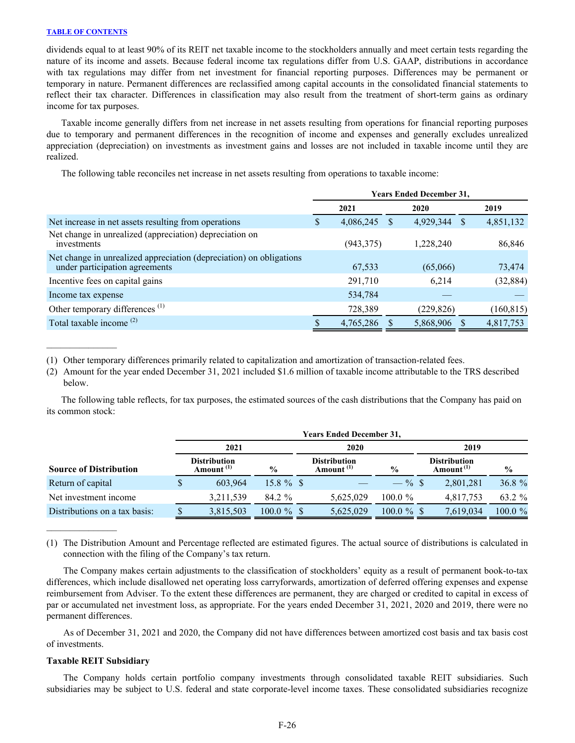dividends equal to at least 90% of its REIT net taxable income to the stockholders annually and meet certain tests regarding the nature of its income and assets. Because federal income tax regulations differ from U.S. GAAP, distributions in accordance with tax regulations may differ from net investment for financial reporting purposes. Differences may be permanent or temporary in nature. Permanent differences are reclassified among capital accounts in the consolidated financial statements to reflect their tax character. Differences in classification may also result from the treatment of short-term gains as ordinary income for tax purposes.

Taxable income generally differs from net increase in net assets resulting from operations for financial reporting purposes due to temporary and permanent differences in the recognition of income and expenses and generally excludes unrealized appreciation (depreciation) on investments as investment gains and losses are not included in taxable income until they are realized.

The following table reconciles net increase in net assets resulting from operations to taxable income:

| | Years Ended December 31, | | |
|---|---|---|---|
| | 2021 | 2020 | 2019 |
| Net increase in net assets resulting from operations | $ 4,086,245 | $ 4,929,344 | $ 4,851,132 |
| Net change in unrealized (appreciation) depreciation on investments | (943,375) | 1,228,240 | 86,846 |
| Net change in unrealized appreciation (depreciation) on obligations under participation agreements | 67,533 | (65,066) | 73,474 |
| Incentive fees on capital gains | 291,710 | 6,214 | (32,884) |
| Income tax expense | 534,784 | — | — |
| Other temporary differences [(1)] | 728,389 | (229,826) | (160,815) |
| Total taxable income [(2)] | $ 4,765,286 | $ 5,868,906 | $ 4,817,753 |

(1) Other temporary differences primarily related to capitalization and amortization of transaction-related fees.

(2) Amount for the year ended December 31, 2021 included $1.6 million of taxable income attributable to the TRS described below.

The following table reflects, for tax purposes, the estimated sources of the cash distributions that the Company has paid on its common stock:

| | Years Ended December 31, | | | | | |
|---|---|---|---|---|---|---|
| | 2021 | | 2020 | | 2019 | |
| Source of Distribution | Distribution Amount [(1)] | % | Distribution Amount [(1)] | % | Distribution Amount [(1)] | % |
| Return of capital | $ 603,964 | 15.8 % | $ — | — % | $ 2,801,281 | 36.8 % |
| Net investment income | 3,211,539 | 84.2 % | 5,625,029 | 100.0 % | 4,817,753 | 63.2 % |
| Distributions on a tax basis: | $ 3,815,503 | 100.0 % | $ 5,625,029 | 100.0 % | $ 7,619,034 | 100.0 % |

(1) The Distribution Amount and Percentage reflected are estimated figures. The actual source of distributions is calculated in connection with the filing of the Company's tax return.

The Company makes certain adjustments to the classification of stockholders' equity as a result of permanent book-to-tax differences, which include disallowed net operating loss carryforwards, amortization of deferred offering expenses and expense reimbursement from Adviser. To the extent these differences are permanent, they are charged or credited to capital in excess of par or accumulated net investment loss, as appropriate. For the years ended December 31, 2021, 2020 and 2019, there were no permanent differences.

As of December 31, 2021 and 2020, the Company did not have differences between amortized cost basis and tax basis cost of investments.

**Taxable REIT Subsidiary**

The Company holds certain portfolio company investments through consolidated taxable REIT subsidiaries. Such subsidiaries may be subject to U.S. federal and state corporate-level income taxes. These consolidated subsidiaries recognize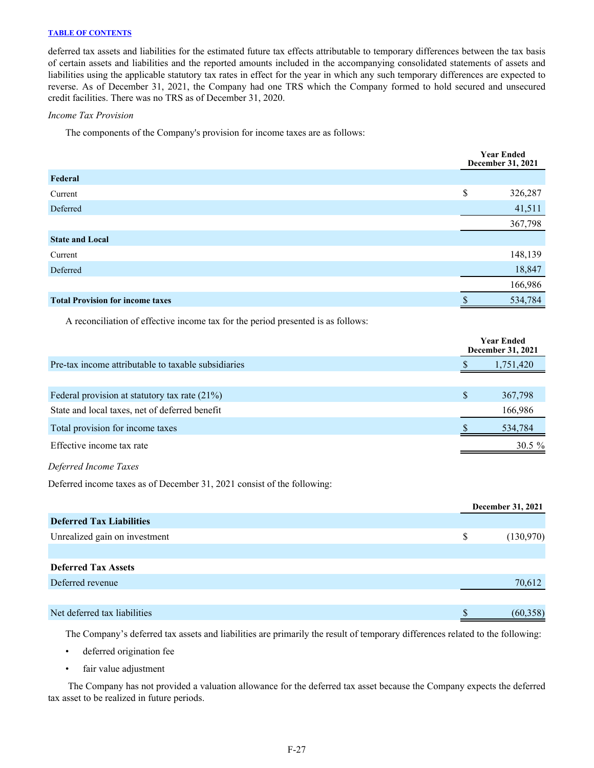deferred tax assets and liabilities for the estimated future tax effects attributable to temporary differences between the tax basis of certain assets and liabilities and the reported amounts included in the accompanying consolidated statements of assets and liabilities using the applicable statutory tax rates in effect for the year in which any such temporary differences are expected to reverse. As of December 31, 2021, the Company had one TRS which the Company formed to hold secured and unsecured credit facilities. There was no TRS as of December 31, 2020.

*Income Tax Provision*

The components of the Company's provision for income taxes are as follows:

| | Year Ended December 31, 2021 |
|---|---|
| **Federal** | |
| Current | $ 326,287 |
| Deferred | 41,511 |
| | 367,798 |
| **State and Local** | |
| Current | 148,139 |
| Deferred | 18,847 |
| | 166,986 |
| **Total Provision for income taxes** | $ 534,784 |

A reconciliation of effective income tax for the period presented is as follows:

| | Year Ended December 31, 2021 |
|---|---|
| Pre-tax income attributable to taxable subsidiaries | $ 1,751,420 |
| | |
| Federal provision at statutory tax rate (21%) | $ 367,798 |
| State and local taxes, net of deferred benefit | 166,986 |
| Total provision for income taxes | $ 534,784 |
| Effective income tax rate | 30.5 % |

*Deferred Income Taxes*

Deferred income taxes as of December 31, 2021 consist of the following:

| | December 31, 2021 |
|---|---|
| **Deferred Tax Liabilities** | |
| Unrealized gain on investment | $ (130,970) |
| | |
| **Deferred Tax Assets** | |
| Deferred revenue | 70,612 |
| | |
| Net deferred tax liabilities | $ (60,358) |

The Company's deferred tax assets and liabilities are primarily the result of temporary differences related to the following:

- deferred origination fee
- fair value adjustment

The Company has not provided a valuation allowance for the deferred tax asset because the Company expects the deferred tax asset to be realized in future periods.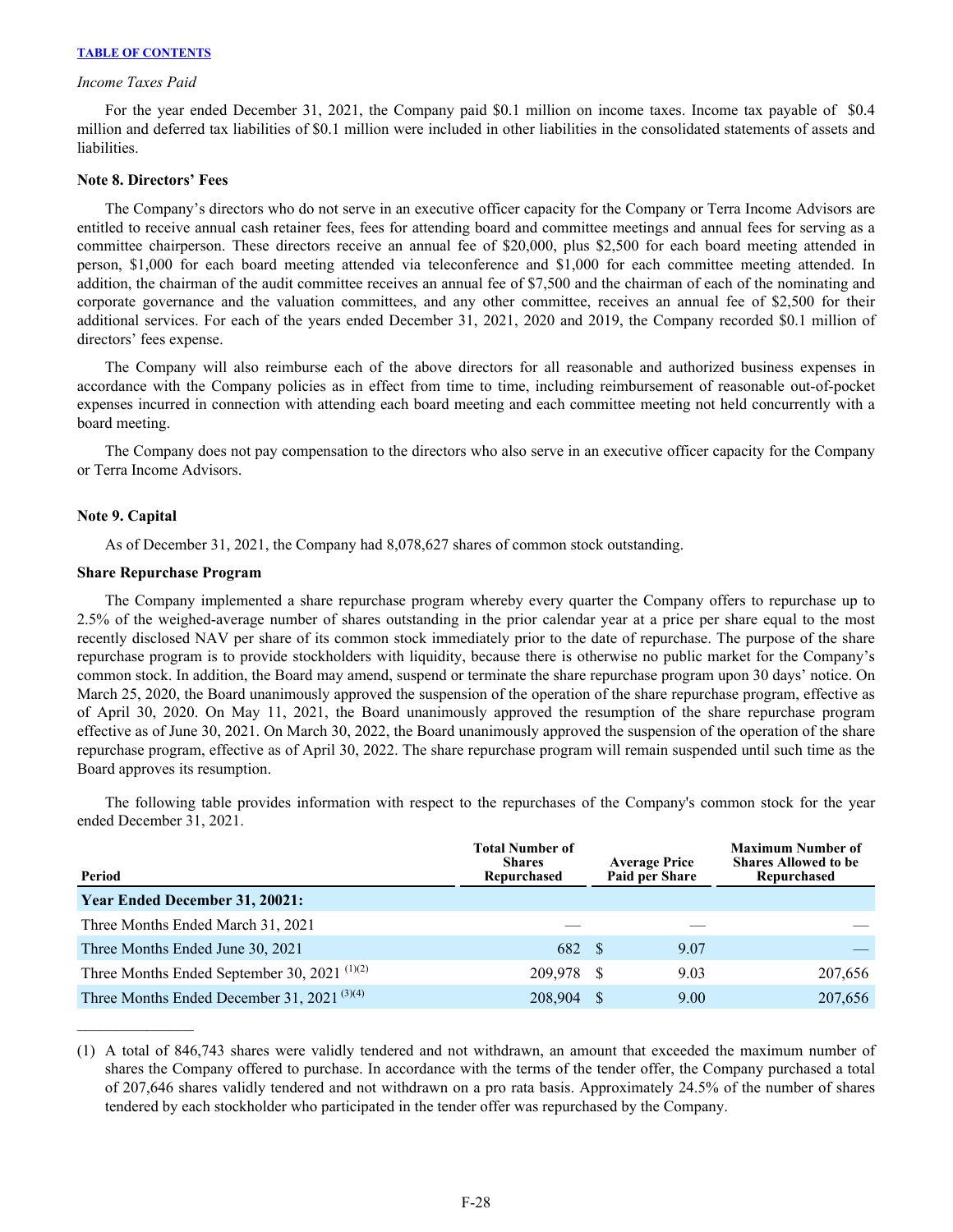*Income Taxes Paid*

For the year ended December 31, 2021, the Company paid $0.1 million on income taxes. Income tax payable of $0.4 million and deferred tax liabilities of $0.1 million were included in other liabilities in the consolidated statements of assets and liabilities.

**Note 8. Directors' Fees**

The Company's directors who do not serve in an executive officer capacity for the Company or Terra Income Advisors are entitled to receive annual cash retainer fees, fees for attending board and committee meetings and annual fees for serving as a committee chairperson. These directors receive an annual fee of $20,000, plus $2,500 for each board meeting attended in person, $1,000 for each board meeting attended via teleconference and $1,000 for each committee meeting attended. In addition, the chairman of the audit committee receives an annual fee of $7,500 and the chairman of each of the nominating and corporate governance and the valuation committees, and any other committee, receives an annual fee of $2,500 for their additional services. For each of the years ended December 31, 2021, 2020 and 2019, the Company recorded $0.1 million of directors' fees expense.

The Company will also reimburse each of the above directors for all reasonable and authorized business expenses in accordance with the Company policies as in effect from time to time, including reimbursement of reasonable out-of-pocket expenses incurred in connection with attending each board meeting and each committee meeting not held concurrently with a board meeting.

The Company does not pay compensation to the directors who also serve in an executive officer capacity for the Company or Terra Income Advisors.

**Note 9. Capital**

As of December 31, 2021, the Company had 8,078,627 shares of common stock outstanding.

**Share Repurchase Program**

The Company implemented a share repurchase program whereby every quarter the Company offers to repurchase up to 2.5% of the weighed-average number of shares outstanding in the prior calendar year at a price per share equal to the most recently disclosed NAV per share of its common stock immediately prior to the date of repurchase. The purpose of the share repurchase program is to provide stockholders with liquidity, because there is otherwise no public market for the Company's common stock. In addition, the Board may amend, suspend or terminate the share repurchase program upon 30 days' notice. On March 25, 2020, the Board unanimously approved the suspension of the operation of the share repurchase program, effective as of April 30, 2020. On May 11, 2021, the Board unanimously approved the resumption of the share repurchase program effective as of June 30, 2021. On March 30, 2022, the Board unanimously approved the suspension of the operation of the share repurchase program, effective as of April 30, 2022. The share repurchase program will remain suspended until such time as the Board approves its resumption.

The following table provides information with respect to the repurchases of the Company's common stock for the year ended December 31, 2021.

| Period | Total Number of Shares Repurchased | Average Price Paid per Share | Maximum Number of Shares Allowed to be Repurchased |
|---|---|---|---|
| **Year Ended December 31, 20021:** | | | |
| Three Months Ended March 31, 2021 | — | — | — |
| Three Months Ended June 30, 2021 | 682 | $ 9.07 | — |
| Three Months Ended September 30, 2021 [(1)(2)] | 209,978 | $ 9.03 | 207,656 |
| Three Months Ended December 31, 2021 [(3)(4)] | 208,904 | $ 9.00 | 207,656 |

(1) A total of 846,743 shares were validly tendered and not withdrawn, an amount that exceeded the maximum number of shares the Company offered to purchase. In accordance with the terms of the tender offer, the Company purchased a total of 207,646 shares validly tendered and not withdrawn on a pro rata basis. Approximately 24.5% of the number of shares tendered by each stockholder who participated in the tender offer was repurchased by the Company.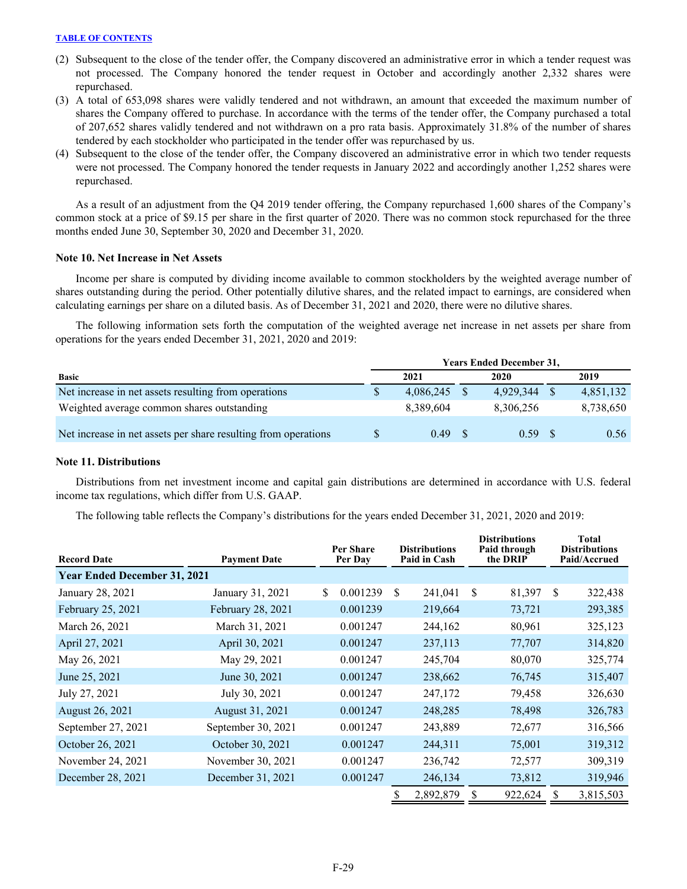(2) Subsequent to the close of the tender offer, the Company discovered an administrative error in which a tender request was not processed. The Company honored the tender request in October and accordingly another 2,332 shares were repurchased.

(3) A total of 653,098 shares were validly tendered and not withdrawn, an amount that exceeded the maximum number of shares the Company offered to purchase. In accordance with the terms of the tender offer, the Company purchased a total of 207,652 shares validly tendered and not withdrawn on a pro rata basis. Approximately 31.8% of the number of shares tendered by each stockholder who participated in the tender offer was repurchased by us.

(4) Subsequent to the close of the tender offer, the Company discovered an administrative error in which two tender requests were not processed. The Company honored the tender requests in January 2022 and accordingly another 1,252 shares were repurchased.

As a result of an adjustment from the Q4 2019 tender offering, the Company repurchased 1,600 shares of the Company's common stock at a price of $9.15 per share in the first quarter of 2020. There was no common stock repurchased for the three months ended June 30, September 30, 2020 and December 31, 2020.

**Note 10. Net Increase in Net Assets**

Income per share is computed by dividing income available to common stockholders by the weighted average number of shares outstanding during the period. Other potentially dilutive shares, and the related impact to earnings, are considered when calculating earnings per share on a diluted basis. As of December 31, 2021 and 2020, there were no dilutive shares.

The following information sets forth the computation of the weighted average net increase in net assets per share from operations for the years ended December 31, 2021, 2020 and 2019:

| | Years Ended December 31, | | |
|---|---|---|---|
| **Basic** | **2021** | **2020** | **2019** |
| Net increase in net assets resulting from operations | $ 4,086,245 | $ 4,929,344 | $ 4,851,132 |
| Weighted average common shares outstanding | 8,389,604 | 8,306,256 | 8,738,650 |
| Net increase in net assets per share resulting from operations | $ 0.49 | $ 0.59 | $ 0.56 |

**Note 11. Distributions**

Distributions from net investment income and capital gain distributions are determined in accordance with U.S. federal income tax regulations, which differ from U.S. GAAP.

The following table reflects the Company's distributions for the years ended December 31, 2021, 2020 and 2019:

| Record Date | Payment Date | Per Share Per Day | Distributions Paid in Cash | Distributions Paid through the DRIP | Total Distributions Paid/Accrued |
|---|---|---|---|---|---|
| **Year Ended December 31, 2021** | | | | | |
| January 28, 2021 | January 31, 2021 | $ 0.001239 | $ 241,041 | $ 81,397 | $ 322,438 |
| February 25, 2021 | February 28, 2021 | 0.001239 | 219,664 | 73,721 | 293,385 |
| March 26, 2021 | March 31, 2021 | 0.001247 | 244,162 | 80,961 | 325,123 |
| April 27, 2021 | April 30, 2021 | 0.001247 | 237,113 | 77,707 | 314,820 |
| May 26, 2021 | May 29, 2021 | 0.001247 | 245,704 | 80,070 | 325,774 |
| June 25, 2021 | June 30, 2021 | 0.001247 | 238,662 | 76,745 | 315,407 |
| July 27, 2021 | July 30, 2021 | 0.001247 | 247,172 | 79,458 | 326,630 |
| August 26, 2021 | August 31, 2021 | 0.001247 | 248,285 | 78,498 | 326,783 |
| September 27, 2021 | September 30, 2021 | 0.001247 | 243,889 | 72,677 | 316,566 |
| October 26, 2021 | October 30, 2021 | 0.001247 | 244,311 | 75,001 | 319,312 |
| November 24, 2021 | November 30, 2021 | 0.001247 | 236,742 | 72,577 | 309,319 |
| December 28, 2021 | December 31, 2021 | 0.001247 | 246,134 | 73,812 | 319,946 |
| | | | $ 2,892,879 | $ 922,624 | $ 3,815,503 |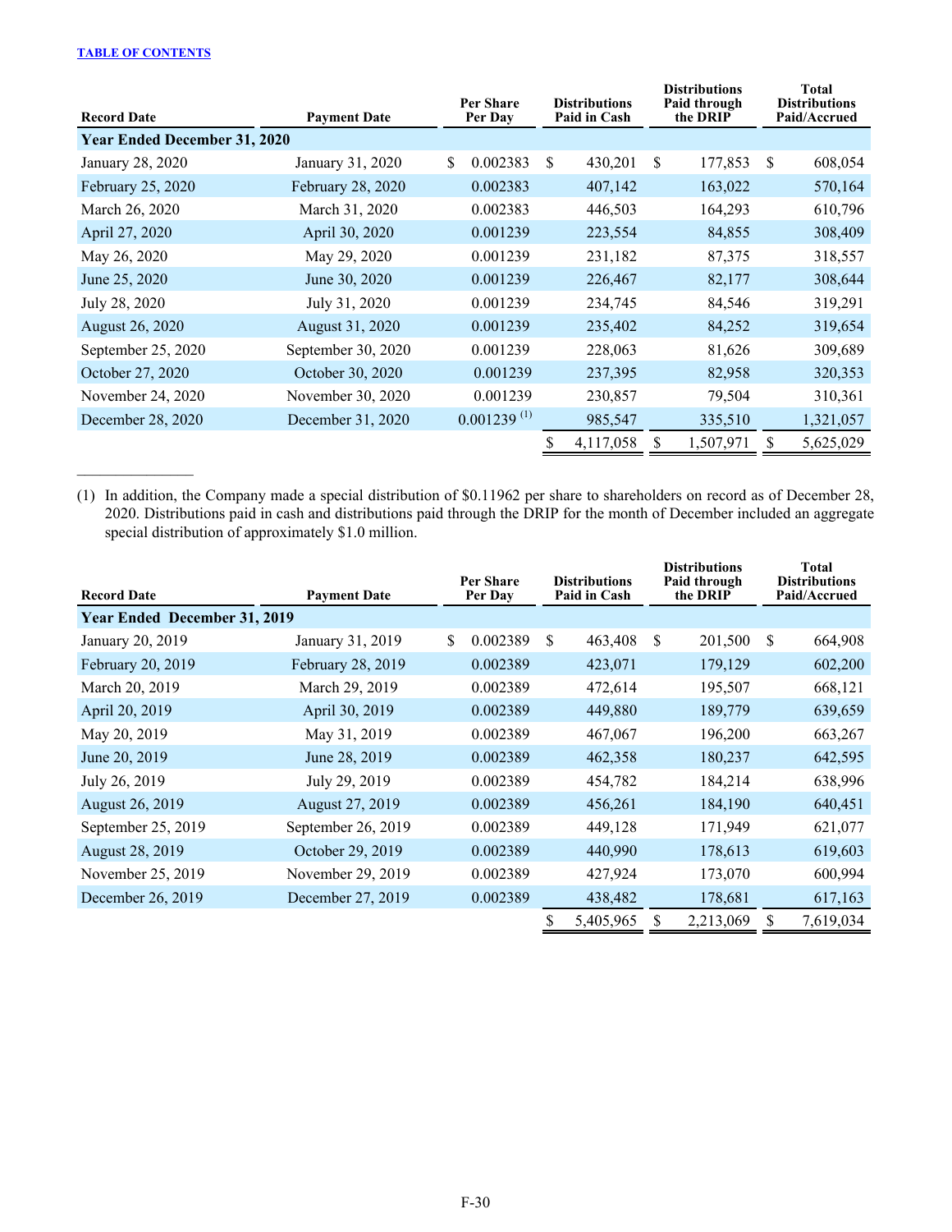| Record Date | Payment Date | Per Share Per Day | Distributions Paid in Cash | Distributions Paid through the DRIP | Total Distributions Paid/Accrued |
|---|---|---|---|---|---|
| **Year Ended December 31, 2020** | | | | | |
| January 28, 2020 | January 31, 2020 | $ 0.002383 | $ 430,201 | $ 177,853 | $ 608,054 |
| February 25, 2020 | February 28, 2020 | 0.002383 | 407,142 | 163,022 | 570,164 |
| March 26, 2020 | March 31, 2020 | 0.002383 | 446,503 | 164,293 | 610,796 |
| April 27, 2020 | April 30, 2020 | 0.001239 | 223,554 | 84,855 | 308,409 |
| May 26, 2020 | May 29, 2020 | 0.001239 | 231,182 | 87,375 | 318,557 |
| June 25, 2020 | June 30, 2020 | 0.001239 | 226,467 | 82,177 | 308,644 |
| July 28, 2020 | July 31, 2020 | 0.001239 | 234,745 | 84,546 | 319,291 |
| August 26, 2020 | August 31, 2020 | 0.001239 | 235,402 | 84,252 | 319,654 |
| September 25, 2020 | September 30, 2020 | 0.001239 | 228,063 | 81,626 | 309,689 |
| October 27, 2020 | October 30, 2020 | 0.001239 | 237,395 | 82,958 | 320,353 |
| November 24, 2020 | November 30, 2020 | 0.001239 | 230,857 | 79,504 | 310,361 |
| December 28, 2020 | December 31, 2020 | 0.001239 [(1)] | 985,547 | 335,510 | 1,321,057 |
| | | | $ 4,117,058 | $ 1,507,971 | $ 5,625,029 |

(1) In addition, the Company made a special distribution of $0.11962 per share to shareholders on record as of December 28, 2020. Distributions paid in cash and distributions paid through the DRIP for the month of December included an aggregate special distribution of approximately $1.0 million.

| Record Date | Payment Date | Per Share Per Day | Distributions Paid in Cash | Distributions Paid through the DRIP | Total Distributions Paid/Accrued |
|---|---|---|---|---|---|
| **Year Ended December 31, 2019** | | | | | |
| January 20, 2019 | January 31, 2019 | $ 0.002389 | $ 463,408 | $ 201,500 | $ 664,908 |
| February 20, 2019 | February 28, 2019 | 0.002389 | 423,071 | 179,129 | 602,200 |
| March 20, 2019 | March 29, 2019 | 0.002389 | 472,614 | 195,507 | 668,121 |
| April 20, 2019 | April 30, 2019 | 0.002389 | 449,880 | 189,779 | 639,659 |
| May 20, 2019 | May 31, 2019 | 0.002389 | 467,067 | 196,200 | 663,267 |
| June 20, 2019 | June 28, 2019 | 0.002389 | 462,358 | 180,237 | 642,595 |
| July 26, 2019 | July 29, 2019 | 0.002389 | 454,782 | 184,214 | 638,996 |
| August 26, 2019 | August 27, 2019 | 0.002389 | 456,261 | 184,190 | 640,451 |
| September 25, 2019 | September 26, 2019 | 0.002389 | 449,128 | 171,949 | 621,077 |
| August 28, 2019 | October 29, 2019 | 0.002389 | 440,990 | 178,613 | 619,603 |
| November 25, 2019 | November 29, 2019 | 0.002389 | 427,924 | 173,070 | 600,994 |
| December 26, 2019 | December 27, 2019 | 0.002389 | 438,482 | 178,681 | 617,163 |
| | | | $ 5,405,965 | $ 2,213,069 | $ 7,619,034 |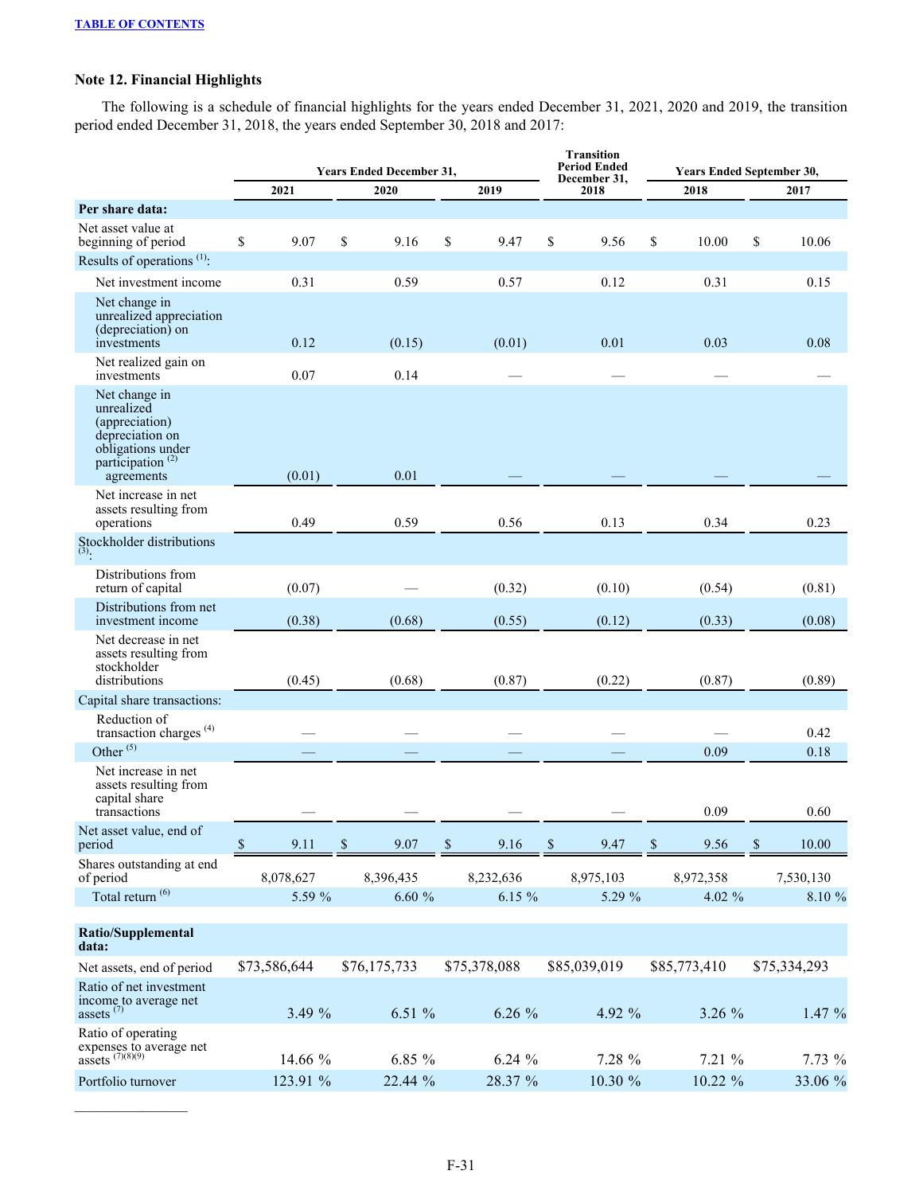TABLE OF CONTENTS

### Note 12. Financial Highlights

The following is a schedule of financial highlights for the years ended December 31, 2021, 2020 and 2019, the transition period ended December 31, 2018, the years ended September 30, 2018 and 2017:

| | Years Ended December 31, | | | Transition Period Ended December 31, | Years Ended September 30, | |
|---|---|---|---|---|---|---|
| | 2021 | 2020 | 2019 | 2018 | 2018 | 2017 |
| **Per share data:** | | | | | | |
| Net asset value at beginning of period | $ 9.07 | $ 9.16 | $ 9.47 | $ 9.56 | $ 10.00 | $ 10.06 |
| Results of operations [1]: | | | | | | |
| Net investment income | 0.31 | 0.59 | 0.57 | 0.12 | 0.31 | 0.15 |
| Net change in unrealized appreciation (depreciation) on investments | 0.12 | (0.15) | (0.01) | 0.01 | 0.03 | 0.08 |
| Net realized gain on investments | 0.07 | 0.14 | — | — | — | — |
| Net change in unrealized (appreciation) depreciation on obligations under participation [2] agreements | (0.01) | 0.01 | — | — | — | — |
| Net increase in net assets resulting from operations | 0.49 | 0.59 | 0.56 | 0.13 | 0.34 | 0.23 |
| Stockholder distributions [3]: | | | | | | |
| Distributions from return of capital | (0.07) | — | (0.32) | (0.10) | (0.54) | (0.81) |
| Distributions from net investment income | (0.38) | (0.68) | (0.55) | (0.12) | (0.33) | (0.08) |
| Net decrease in net assets resulting from stockholder distributions | (0.45) | (0.68) | (0.87) | (0.22) | (0.87) | (0.89) |
| Capital share transactions: | | | | | | |
| Reduction of transaction charges [4] | — | — | — | — | — | 0.42 |
| Other [5] | — | — | — | — | 0.09 | 0.18 |
| Net increase in net assets resulting from capital share transactions | — | — | — | — | 0.09 | 0.60 |
| Net asset value, end of period | $ 9.11 | $ 9.07 | $ 9.16 | $ 9.47 | $ 9.56 | $ 10.00 |
| Shares outstanding at end of period | 8,078,627 | 8,396,435 | 8,232,636 | 8,975,103 | 8,972,358 | 7,530,130 |
| Total return [6] | 5.59 % | 6.60 % | 6.15 % | 5.29 % | 4.02 % | 8.10 % |
| | | | | | | |
| **Ratio/Supplemental data:** | | | | | | |
| Net assets, end of period | $73,586,644 | $76,175,733 | $75,378,088 | $85,039,019 | $85,773,410 | $75,334,293 |
| Ratio of net investment income to average net assets [7] | 3.49 % | 6.51 % | 6.26 % | 4.92 % | 3.26 % | 1.47 % |
| Ratio of operating expenses to average net assets [7][8][9] | 14.66 % | 6.85 % | 6.24 % | 7.28 % | 7.21 % | 7.73 % |
| Portfolio turnover | 123.91 % | 22.44 % | 28.37 % | 10.30 % | 10.22 % | 33.06 % |

________________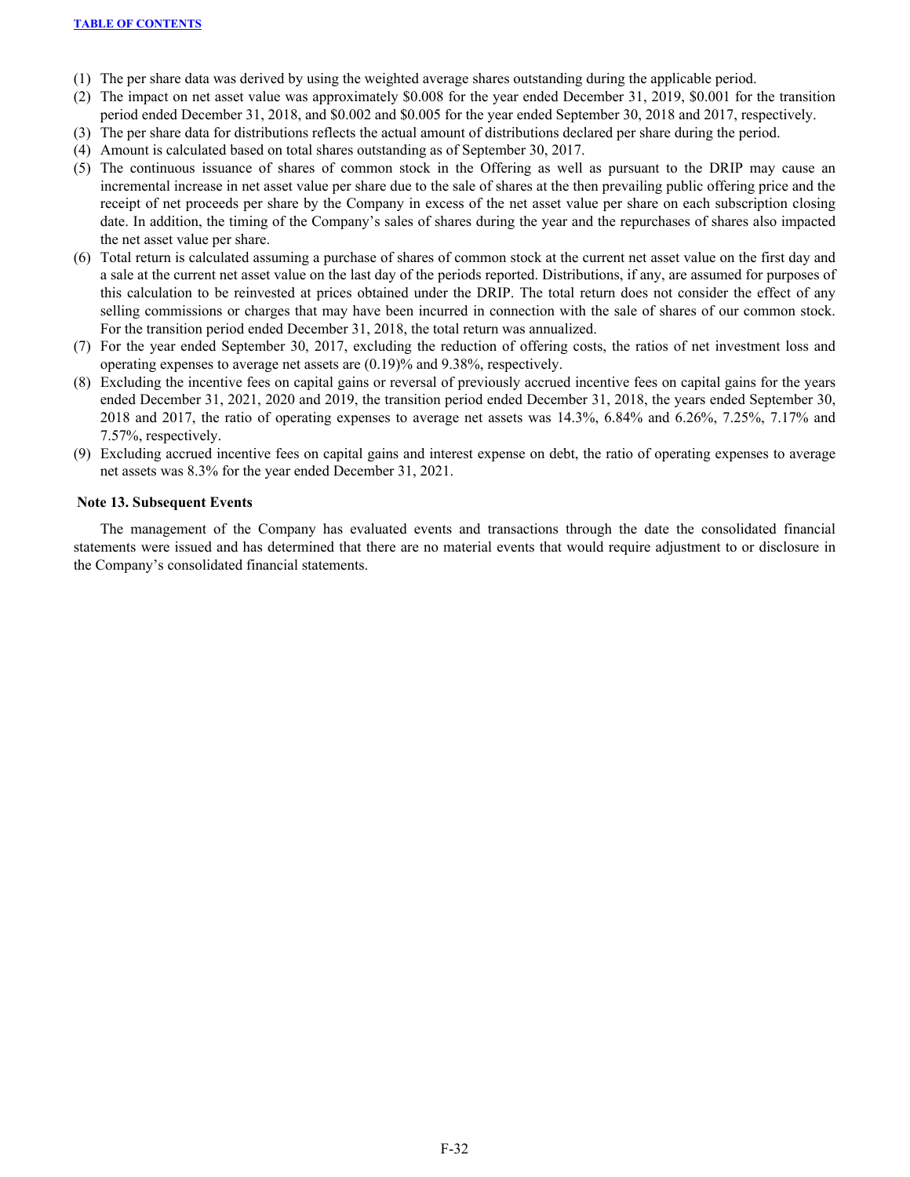(1) The per share data was derived by using the weighted average shares outstanding during the applicable period.
(2) The impact on net asset value was approximately $0.008 for the year ended December 31, 2019, $0.001 for the transition period ended December 31, 2018, and $0.002 and $0.005 for the year ended September 30, 2018 and 2017, respectively.
(3) The per share data for distributions reflects the actual amount of distributions declared per share during the period.
(4) Amount is calculated based on total shares outstanding as of September 30, 2017.
(5) The continuous issuance of shares of common stock in the Offering as well as pursuant to the DRIP may cause an incremental increase in net asset value per share due to the sale of shares at the then prevailing public offering price and the receipt of net proceeds per share by the Company in excess of the net asset value per share on each subscription closing date. In addition, the timing of the Company's sales of shares during the year and the repurchases of shares also impacted the net asset value per share.
(6) Total return is calculated assuming a purchase of shares of common stock at the current net asset value on the first day and a sale at the current net asset value on the last day of the periods reported. Distributions, if any, are assumed for purposes of this calculation to be reinvested at prices obtained under the DRIP. The total return does not consider the effect of any selling commissions or charges that may have been incurred in connection with the sale of shares of our common stock. For the transition period ended December 31, 2018, the total return was annualized.
(7) For the year ended September 30, 2017, excluding the reduction of offering costs, the ratios of net investment loss and operating expenses to average net assets are (0.19)% and 9.38%, respectively.
(8) Excluding the incentive fees on capital gains or reversal of previously accrued incentive fees on capital gains for the years ended December 31, 2021, 2020 and 2019, the transition period ended December 31, 2018, the years ended September 30, 2018 and 2017, the ratio of operating expenses to average net assets was 14.3%, 6.84% and 6.26%, 7.25%, 7.17% and 7.57%, respectively.
(9) Excluding accrued incentive fees on capital gains and interest expense on debt, the ratio of operating expenses to average net assets was 8.3% for the year ended December 31, 2021.

**Note 13. Subsequent Events**

The management of the Company has evaluated events and transactions through the date the consolidated financial statements were issued and has determined that there are no material events that would require adjustment to or disclosure in the Company's consolidated financial statements.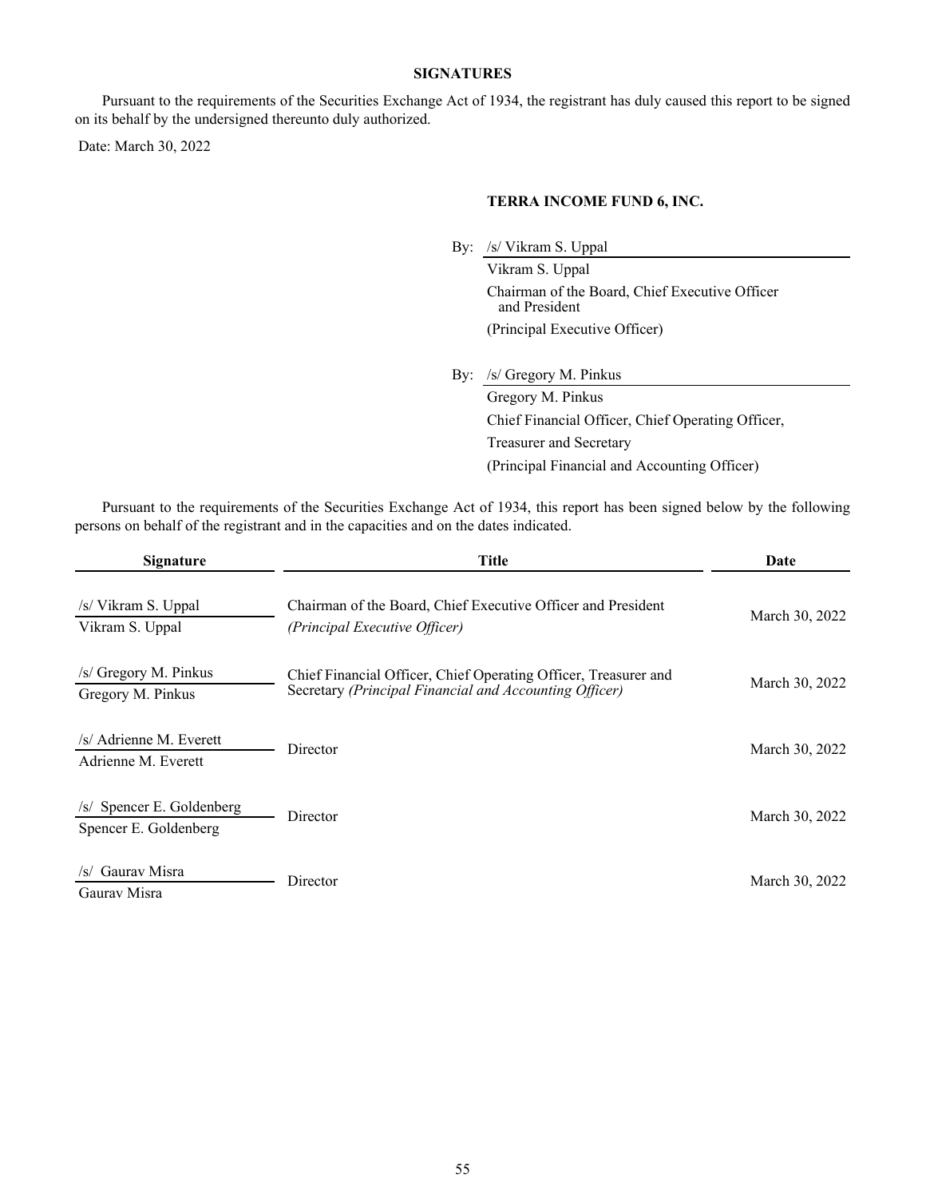## SIGNATURES

Pursuant to the requirements of the Securities Exchange Act of 1934, the registrant has duly caused this report to be signed on its behalf by the undersigned thereunto duly authorized.

Date: March 30, 2022

**TERRA INCOME FUND 6, INC.**

By: /s/ Vikram S. Uppal
Vikram S. Uppal
Chairman of the Board, Chief Executive Officer and President
(Principal Executive Officer)

By: /s/ Gregory M. Pinkus
Gregory M. Pinkus
Chief Financial Officer, Chief Operating Officer,
Treasurer and Secretary
(Principal Financial and Accounting Officer)

Pursuant to the requirements of the Securities Exchange Act of 1934, this report has been signed below by the following persons on behalf of the registrant and in the capacities and on the dates indicated.

| Signature | Title | Date |
|---|---|---|
| /s/ Vikram S. Uppal<br>Vikram S. Uppal | Chairman of the Board, Chief Executive Officer and President *(Principal Executive Officer)* | March 30, 2022 |
| /s/ Gregory M. Pinkus<br>Gregory M. Pinkus | Chief Financial Officer, Chief Operating Officer, Treasurer and Secretary *(Principal Financial and Accounting Officer)* | March 30, 2022 |
| /s/ Adrienne M. Everett<br>Adrienne M. Everett | Director | March 30, 2022 |
| /s/ Spencer E. Goldenberg<br>Spencer E. Goldenberg | Director | March 30, 2022 |
| /s/ Gaurav Misra<br>Gaurav Misra | Director | March 30, 2022 |